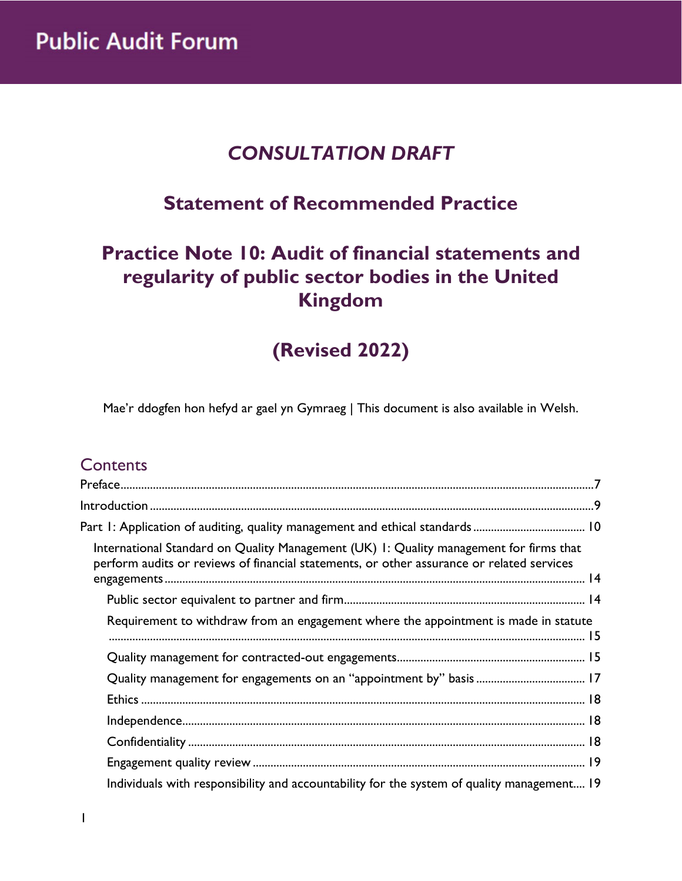Public Audit Forum

# *CONSULTATION DRAFT*

## Statement of Recommended Practice

## Practice Note 10: Audit of financial statements and regularity of public sector bodies in the United Kingdom

## (Revised 2022)

Mae'r ddogfen hon hefyd ar gael yn Gymraeg | This document is also available in Welsh.

## Contents

Preface.............................................................................................................................7

Introduction.......................................................................................................................9

Part 1: Application of auditing, quality management and ethical standards........................ 10

- International Standard on Quality Management (UK) 1: Quality management for firms that perform audits or reviews of financial statements, or other assurance or related services engagements.......................................................................................................... 14
    - Public sector equivalent to partner and firm................................................................ 14
    - Requirement to withdraw from an engagement where the appointment is made in statute .............................................................................................................................. 15
    - Quality management for contracted-out engagements.................................................. 15
    - Quality management for engagements on an "appointment by" basis ........................ 17
    - Ethics.......................................................................................................................... 18
    - Independence............................................................................................................. 18
    - Confidentiality............................................................................................................ 18
    - Engagement quality review........................................................................................ 19
    - Individuals with responsibility and accountability for the system of quality management.... 19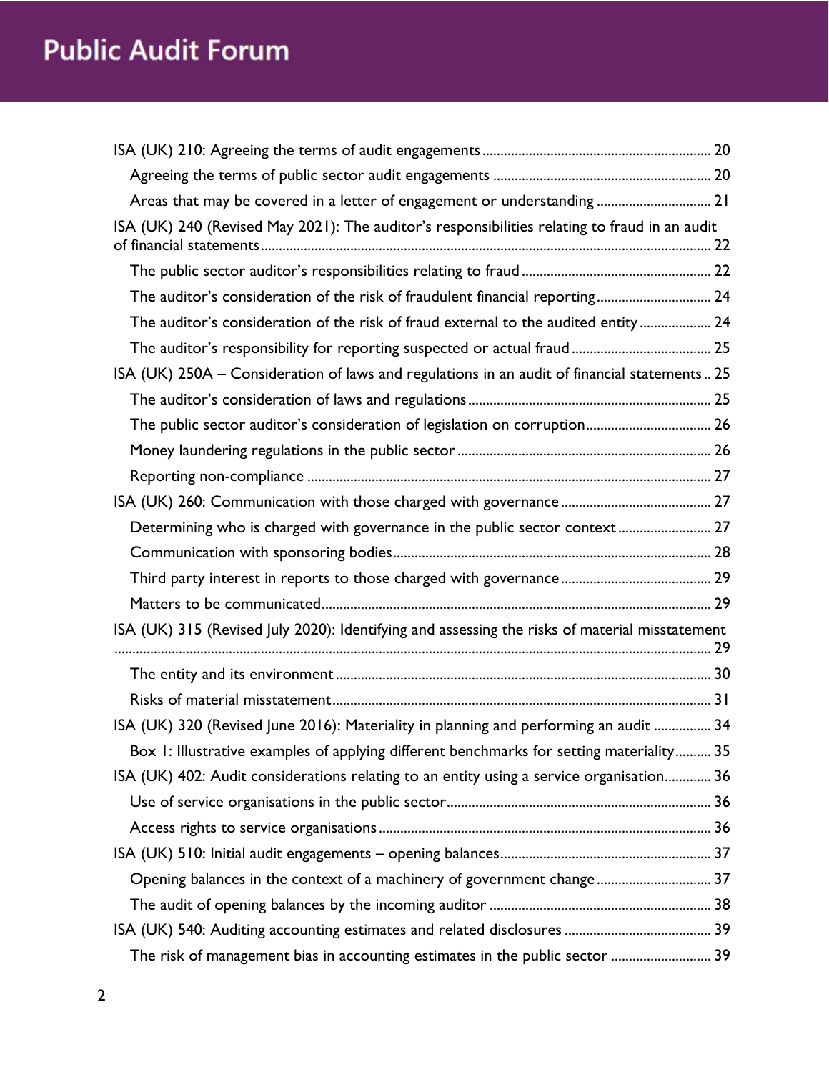- ISA (UK) 210: Agreeing the terms of audit engagements ............ 20
  - Agreeing the terms of public sector audit engagements ............ 20
  - Areas that may be covered in a letter of engagement or understanding ............ 21
- ISA (UK) 240 (Revised May 2021): The auditor's responsibilities relating to fraud in an audit of financial statements ............ 22
  - The public sector auditor's responsibilities relating to fraud ............ 22
  - The auditor's consideration of the risk of fraudulent financial reporting ............ 24
  - The auditor's consideration of the risk of fraud external to the audited entity ............ 24
  - The auditor's responsibility for reporting suspected or actual fraud ............ 25
- ISA (UK) 250A – Consideration of laws and regulations in an audit of financial statements .. 25
  - The auditor's consideration of laws and regulations ............ 25
  - The public sector auditor's consideration of legislation on corruption ............ 26
  - Money laundering regulations in the public sector ............ 26
  - Reporting non-compliance ............ 27
- ISA (UK) 260: Communication with those charged with governance ............ 27
  - Determining who is charged with governance in the public sector context ............ 27
  - Communication with sponsoring bodies ............ 28
  - Third party interest in reports to those charged with governance ............ 29
  - Matters to be communicated ............ 29
- ISA (UK) 315 (Revised July 2020): Identifying and assessing the risks of material misstatement ............ 29
  - The entity and its environment ............ 30
  - Risks of material misstatement ............ 31
- ISA (UK) 320 (Revised June 2016): Materiality in planning and performing an audit ............ 34
  - Box 1: Illustrative examples of applying different benchmarks for setting materiality .......... 35
- ISA (UK) 402: Audit considerations relating to an entity using a service organisation ............ 36
  - Use of service organisations in the public sector ............ 36
  - Access rights to service organisations ............ 36
- ISA (UK) 510: Initial audit engagements – opening balances ............ 37
  - Opening balances in the context of a machinery of government change ............ 37
  - The audit of opening balances by the incoming auditor ............ 38
- ISA (UK) 540: Auditing accounting estimates and related disclosures ............ 39
  - The risk of management bias in accounting estimates in the public sector ............ 39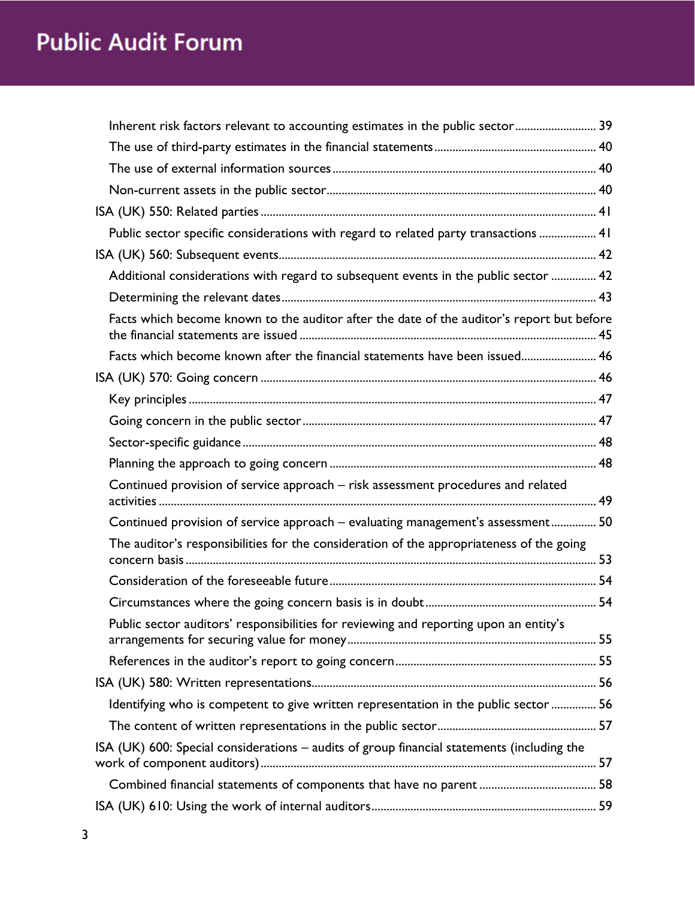- Inherent risk factors relevant to accounting estimates in the public sector ........................... 39
- The use of third-party estimates in the financial statements ..................................................... 40
- The use of external information sources ....................................................................................... 40
- Non-current assets in the public sector ......................................................................................... 40

ISA (UK) 550: Related parties ................................................................................................................ 41

- Public sector specific considerations with regard to related party transactions ................... 41

ISA (UK) 560: Subsequent events ............................................................................................................ 42

- Additional considerations with regard to subsequent events in the public sector ............... 42
- Determining the relevant dates ........................................................................................................ 43
- Facts which become known to the auditor after the date of the auditor's report but before the financial statements are issued ................................................................................................... 45
- Facts which become known after the financial statements have been issued ......................... 46

ISA (UK) 570: Going concern ................................................................................................................. 46

- Key principles ........................................................................................................................................ 47
- Going concern in the public sector ................................................................................................. 47
- Sector-specific guidance ..................................................................................................................... 48
- Planning the approach to going concern ........................................................................................ 48
- Continued provision of service approach – risk assessment procedures and related activities ................................................................................................................................................. 49
- Continued provision of service approach – evaluating management's assessment ............... 50
- The auditor's responsibilities for the consideration of the appropriateness of the going concern basis ......................................................................................................................................... 53
- Consideration of the foreseeable future ........................................................................................ 54
- Circumstances where the going concern basis is in doubt ......................................................... 54
- Public sector auditors' responsibilities for reviewing and reporting upon an entity's arrangements for securing value for money .................................................................................. 55
- References in the auditor's report to going concern .................................................................. 55

ISA (UK) 580: Written representations ................................................................................................. 56

- Identifying who is competent to give written representation in the public sector ............... 56
- The content of written representations in the public sector ..................................................... 57

ISA (UK) 600: Special considerations – audits of group financial statements (including the work of component auditors) ................................................................................................................. 57

- Combined financial statements of components that have no parent ....................................... 58

ISA (UK) 610: Using the work of internal auditors ............................................................................. 59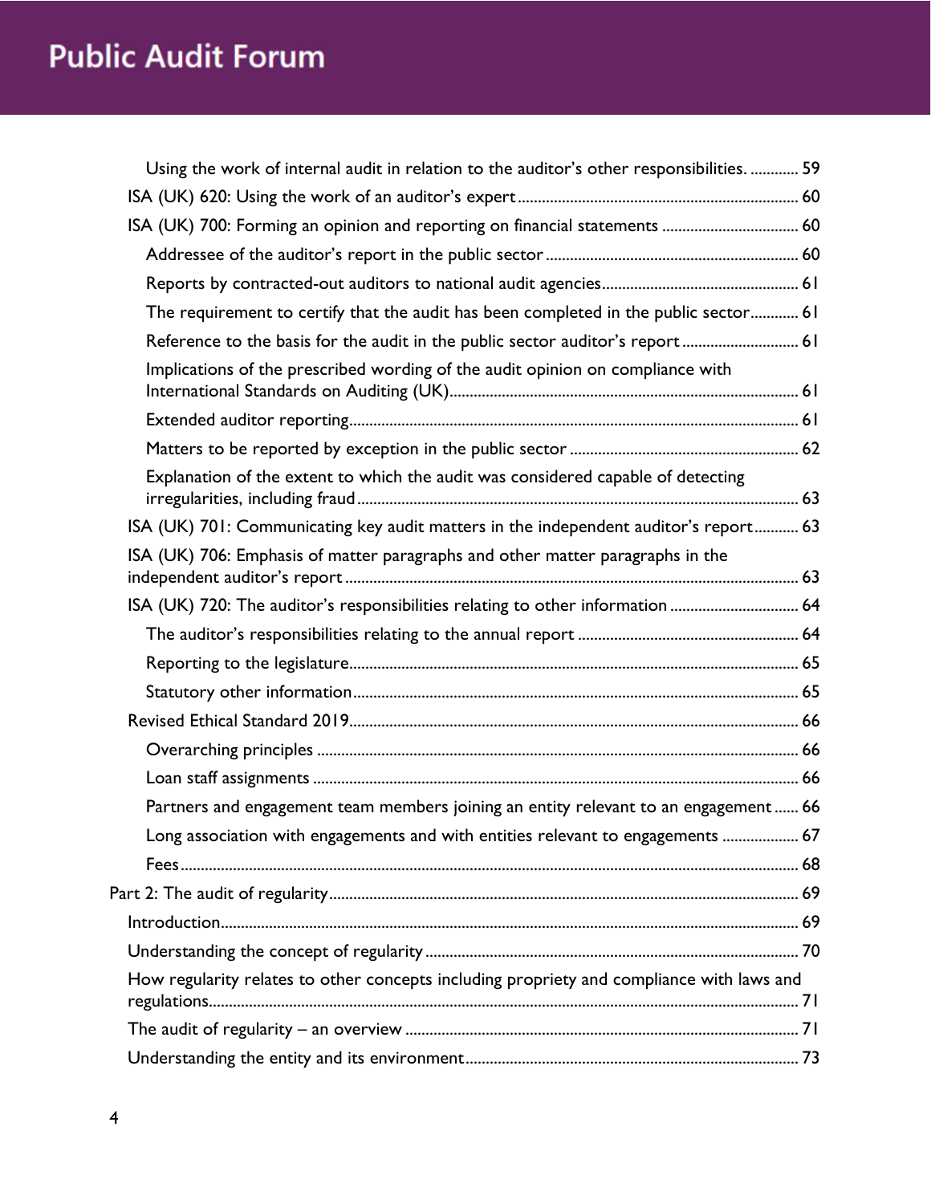- Using the work of internal audit in relation to the auditor's other responsibilities. ............ 59
- ISA (UK) 620: Using the work of an auditor's expert ........ 60
- ISA (UK) 700: Forming an opinion and reporting on financial statements ........ 60
  - Addressee of the auditor's report in the public sector ........ 60
  - Reports by contracted-out auditors to national audit agencies ........ 61
  - The requirement to certify that the audit has been completed in the public sector ........ 61
  - Reference to the basis for the audit in the public sector auditor's report ........ 61
  - Implications of the prescribed wording of the audit opinion on compliance with International Standards on Auditing (UK) ........ 61
  - Extended auditor reporting ........ 61
  - Matters to be reported by exception in the public sector ........ 62
  - Explanation of the extent to which the audit was considered capable of detecting irregularities, including fraud ........ 63
- ISA (UK) 701: Communicating key audit matters in the independent auditor's report ........ 63
- ISA (UK) 706: Emphasis of matter paragraphs and other matter paragraphs in the independent auditor's report ........ 63
- ISA (UK) 720: The auditor's responsibilities relating to other information ........ 64
  - The auditor's responsibilities relating to the annual report ........ 64
  - Reporting to the legislature ........ 65
  - Statutory other information ........ 65
- Revised Ethical Standard 2019 ........ 66
  - Overarching principles ........ 66
  - Loan staff assignments ........ 66
  - Partners and engagement team members joining an entity relevant to an engagement ........ 66
  - Long association with engagements and with entities relevant to engagements ........ 67
  - Fees ........ 68

Part 2: The audit of regularity ........ 69

- Introduction ........ 69
- Understanding the concept of regularity ........ 70
- How regularity relates to other concepts including propriety and compliance with laws and regulations ........ 71
- The audit of regularity – an overview ........ 71
- Understanding the entity and its environment ........ 73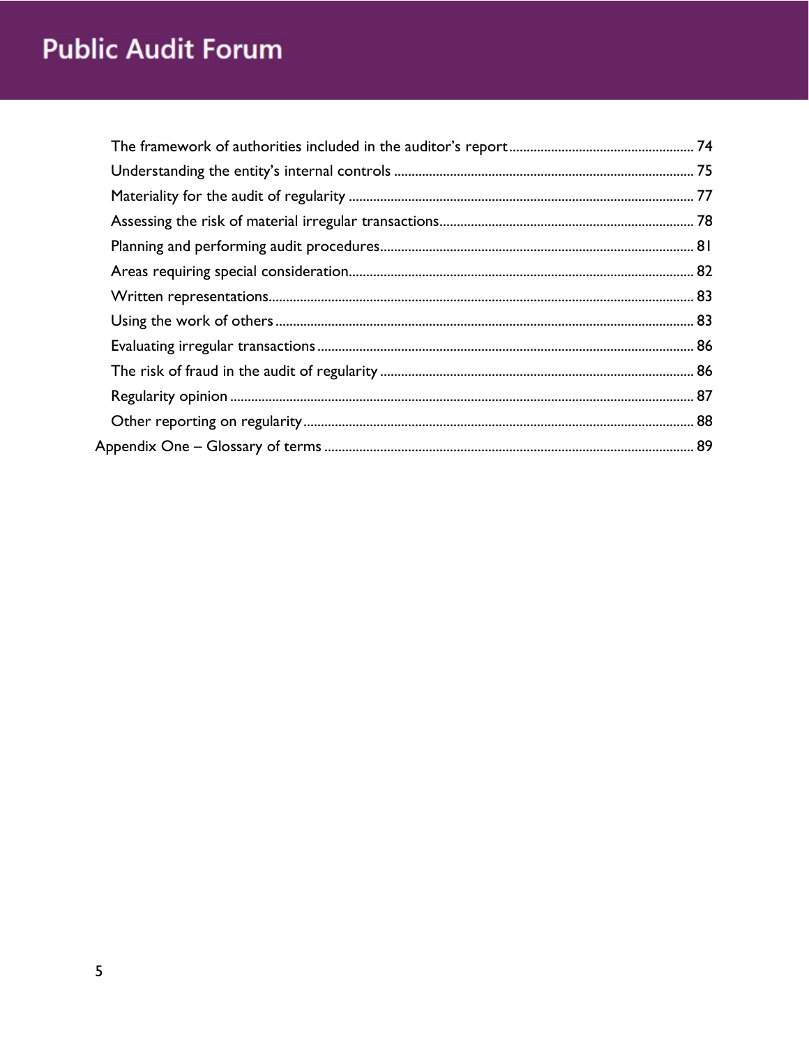- The framework of authorities included in the auditor's report ... 74
- Understanding the entity's internal controls ... 75
- Materiality for the audit of regularity ... 77
- Assessing the risk of material irregular transactions ... 78
- Planning and performing audit procedures ... 81
- Areas requiring special consideration ... 82
- Written representations ... 83
- Using the work of others ... 83
- Evaluating irregular transactions ... 86
- The risk of fraud in the audit of regularity ... 86
- Regularity opinion ... 87
- Other reporting on regularity ... 88

Appendix One – Glossary of terms ... 89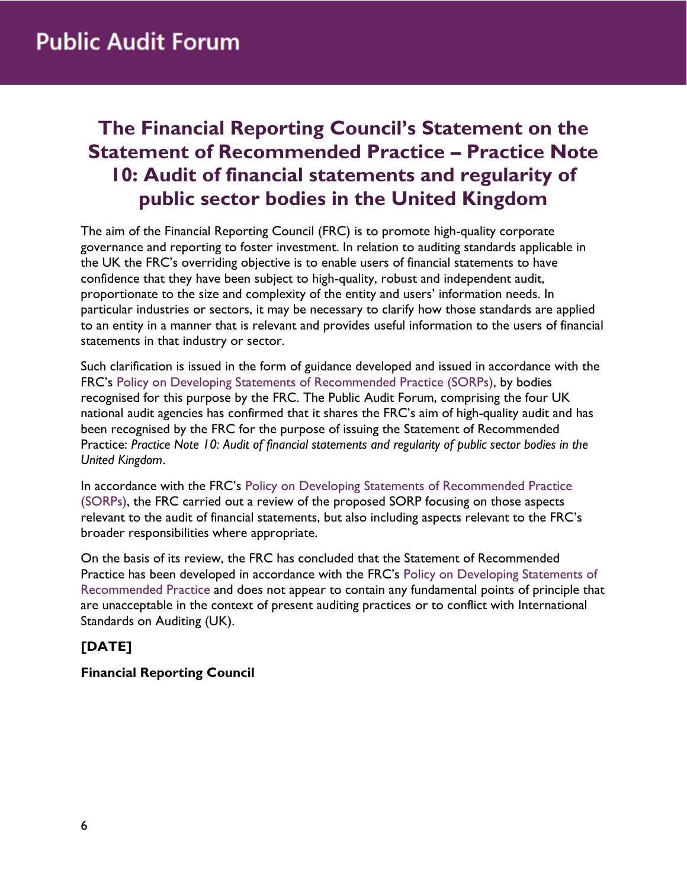# The Financial Reporting Council's Statement on the Statement of Recommended Practice – Practice Note 10: Audit of financial statements and regularity of public sector bodies in the United Kingdom

The aim of the Financial Reporting Council (FRC) is to promote high-quality corporate governance and reporting to foster investment. In relation to auditing standards applicable in the UK the FRC's overriding objective is to enable users of financial statements to have confidence that they have been subject to high-quality, robust and independent audit, proportionate to the size and complexity of the entity and users' information needs. In particular industries or sectors, it may be necessary to clarify how those standards are applied to an entity in a manner that is relevant and provides useful information to the users of financial statements in that industry or sector.

Such clarification is issued in the form of guidance developed and issued in accordance with the FRC's Policy on Developing Statements of Recommended Practice (SORPs), by bodies recognised for this purpose by the FRC. The Public Audit Forum, comprising the four UK national audit agencies has confirmed that it shares the FRC's aim of high-quality audit and has been recognised by the FRC for the purpose of issuing the Statement of Recommended Practice: *Practice Note 10: Audit of financial statements and regularity of public sector bodies in the United Kingdom*.

In accordance with the FRC's Policy on Developing Statements of Recommended Practice (SORPs), the FRC carried out a review of the proposed SORP focusing on those aspects relevant to the audit of financial statements, but also including aspects relevant to the FRC's broader responsibilities where appropriate.

On the basis of its review, the FRC has concluded that the Statement of Recommended Practice has been developed in accordance with the FRC's Policy on Developing Statements of Recommended Practice and does not appear to contain any fundamental points of principle that are unacceptable in the context of present auditing practices or to conflict with International Standards on Auditing (UK).

**[DATE]**

**Financial Reporting Council**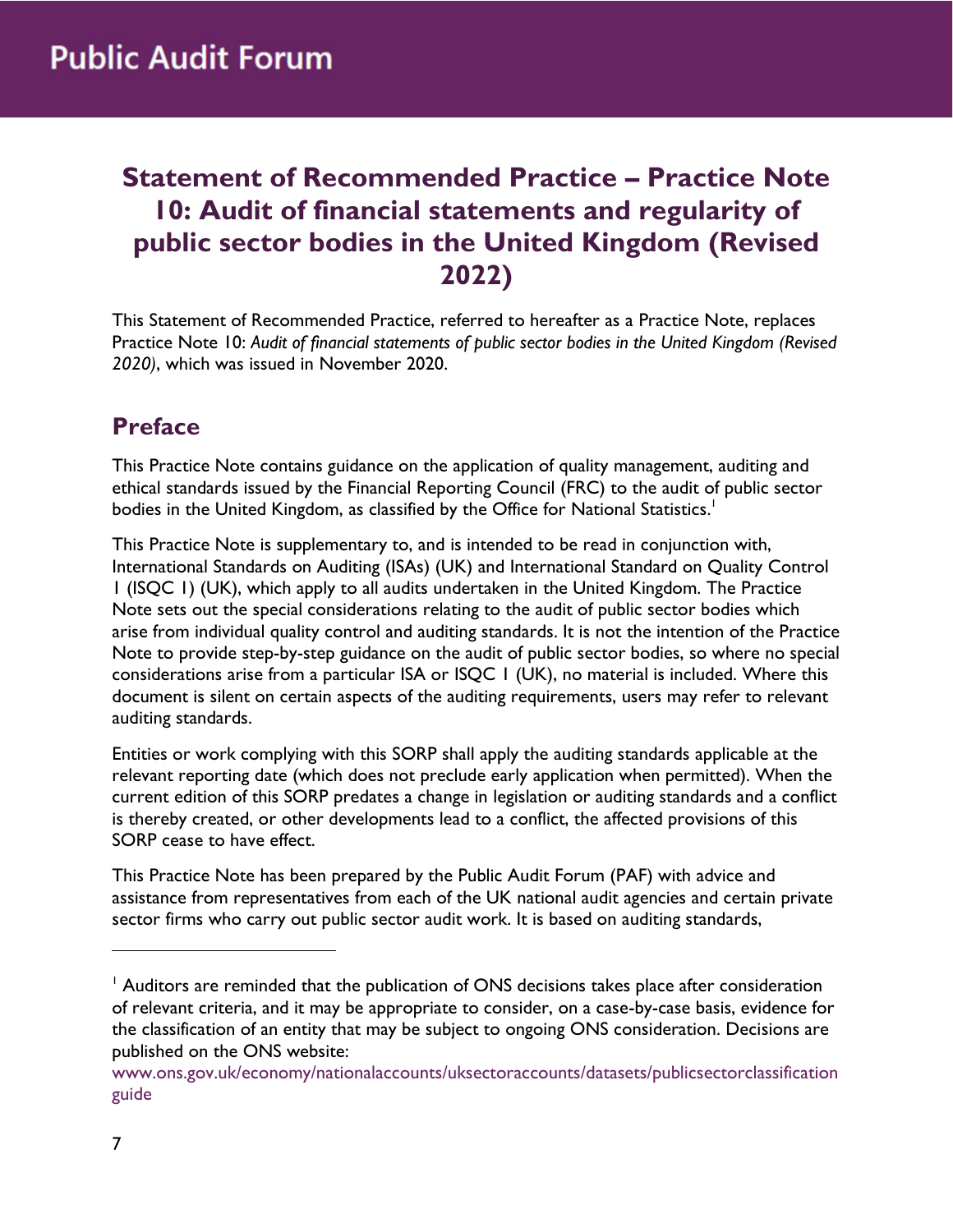# Public Audit Forum

## Statement of Recommended Practice – Practice Note 10: Audit of financial statements and regularity of public sector bodies in the United Kingdom (Revised 2022)

This Statement of Recommended Practice, referred to hereafter as a Practice Note, replaces Practice Note 10: *Audit of financial statements of public sector bodies in the United Kingdom (Revised 2020)*, which was issued in November 2020.

## Preface

This Practice Note contains guidance on the application of quality management, auditing and ethical standards issued by the Financial Reporting Council (FRC) to the audit of public sector bodies in the United Kingdom, as classified by the Office for National Statistics.[1]

This Practice Note is supplementary to, and is intended to be read in conjunction with, International Standards on Auditing (ISAs) (UK) and International Standard on Quality Control 1 (ISQC 1) (UK), which apply to all audits undertaken in the United Kingdom. The Practice Note sets out the special considerations relating to the audit of public sector bodies which arise from individual quality control and auditing standards. It is not the intention of the Practice Note to provide step-by-step guidance on the audit of public sector bodies, so where no special considerations arise from a particular ISA or ISQC 1 (UK), no material is included. Where this document is silent on certain aspects of the auditing requirements, users may refer to relevant auditing standards.

Entities or work complying with this SORP shall apply the auditing standards applicable at the relevant reporting date (which does not preclude early application when permitted). When the current edition of this SORP predates a change in legislation or auditing standards and a conflict is thereby created, or other developments lead to a conflict, the affected provisions of this SORP cease to have effect.

This Practice Note has been prepared by the Public Audit Forum (PAF) with advice and assistance from representatives from each of the UK national audit agencies and certain private sector firms who carry out public sector audit work. It is based on auditing standards,

---

[1] Auditors are reminded that the publication of ONS decisions takes place after consideration of relevant criteria, and it may be appropriate to consider, on a case-by-case basis, evidence for the classification of an entity that may be subject to ongoing ONS consideration. Decisions are published on the ONS website: www.ons.gov.uk/economy/nationalaccounts/uksectoraccounts/datasets/publicsectorclassificationguide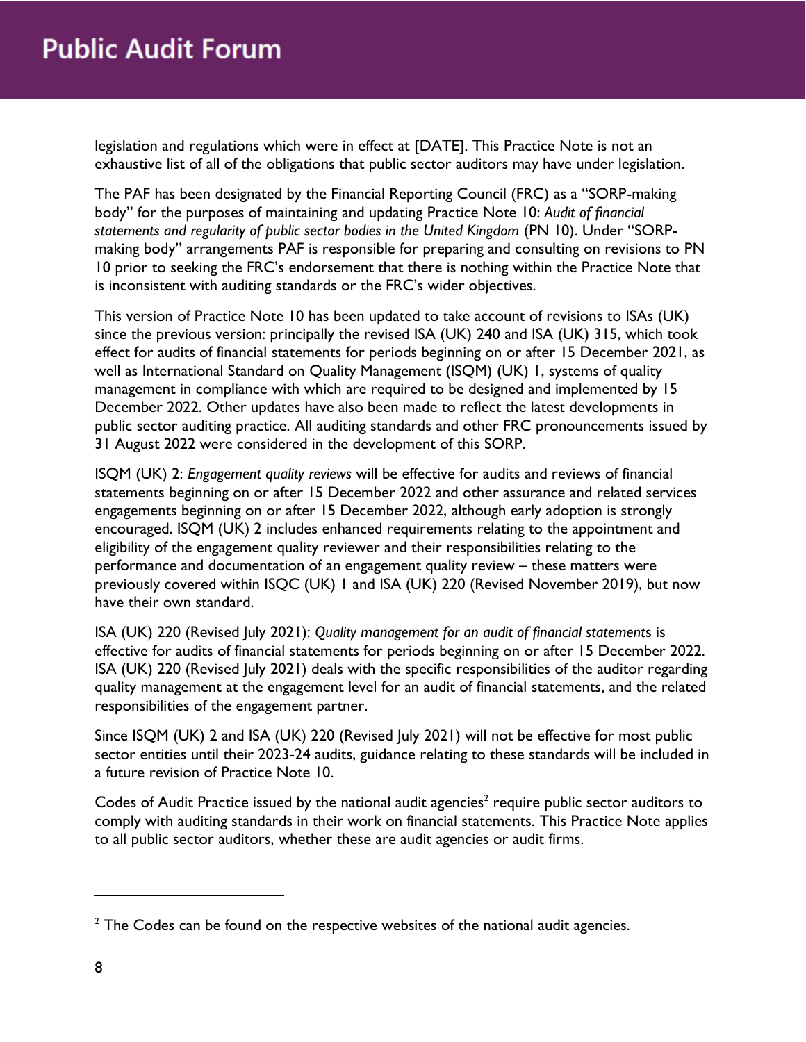legislation and regulations which were in effect at [DATE]. This Practice Note is not an exhaustive list of all of the obligations that public sector auditors may have under legislation.

The PAF has been designated by the Financial Reporting Council (FRC) as a "SORP-making body" for the purposes of maintaining and updating Practice Note 10: *Audit of financial statements and regularity of public sector bodies in the United Kingdom* (PN 10). Under "SORP-making body" arrangements PAF is responsible for preparing and consulting on revisions to PN 10 prior to seeking the FRC's endorsement that there is nothing within the Practice Note that is inconsistent with auditing standards or the FRC's wider objectives.

This version of Practice Note 10 has been updated to take account of revisions to ISAs (UK) since the previous version: principally the revised ISA (UK) 240 and ISA (UK) 315, which took effect for audits of financial statements for periods beginning on or after 15 December 2021, as well as International Standard on Quality Management (ISQM) (UK) 1, systems of quality management in compliance with which are required to be designed and implemented by 15 December 2022. Other updates have also been made to reflect the latest developments in public sector auditing practice. All auditing standards and other FRC pronouncements issued by 31 August 2022 were considered in the development of this SORP.

ISQM (UK) 2: *Engagement quality reviews* will be effective for audits and reviews of financial statements beginning on or after 15 December 2022 and other assurance and related services engagements beginning on or after 15 December 2022, although early adoption is strongly encouraged. ISQM (UK) 2 includes enhanced requirements relating to the appointment and eligibility of the engagement quality reviewer and their responsibilities relating to the performance and documentation of an engagement quality review – these matters were previously covered within ISQC (UK) 1 and ISA (UK) 220 (Revised November 2019), but now have their own standard.

ISA (UK) 220 (Revised July 2021): *Quality management for an audit of financial statements* is effective for audits of financial statements for periods beginning on or after 15 December 2022. ISA (UK) 220 (Revised July 2021) deals with the specific responsibilities of the auditor regarding quality management at the engagement level for an audit of financial statements, and the related responsibilities of the engagement partner.

Since ISQM (UK) 2 and ISA (UK) 220 (Revised July 2021) will not be effective for most public sector entities until their 2023-24 audits, guidance relating to these standards will be included in a future revision of Practice Note 10.

Codes of Audit Practice issued by the national audit agencies[2] require public sector auditors to comply with auditing standards in their work on financial statements. This Practice Note applies to all public sector auditors, whether these are audit agencies or audit firms.

[2] The Codes can be found on the respective websites of the national audit agencies.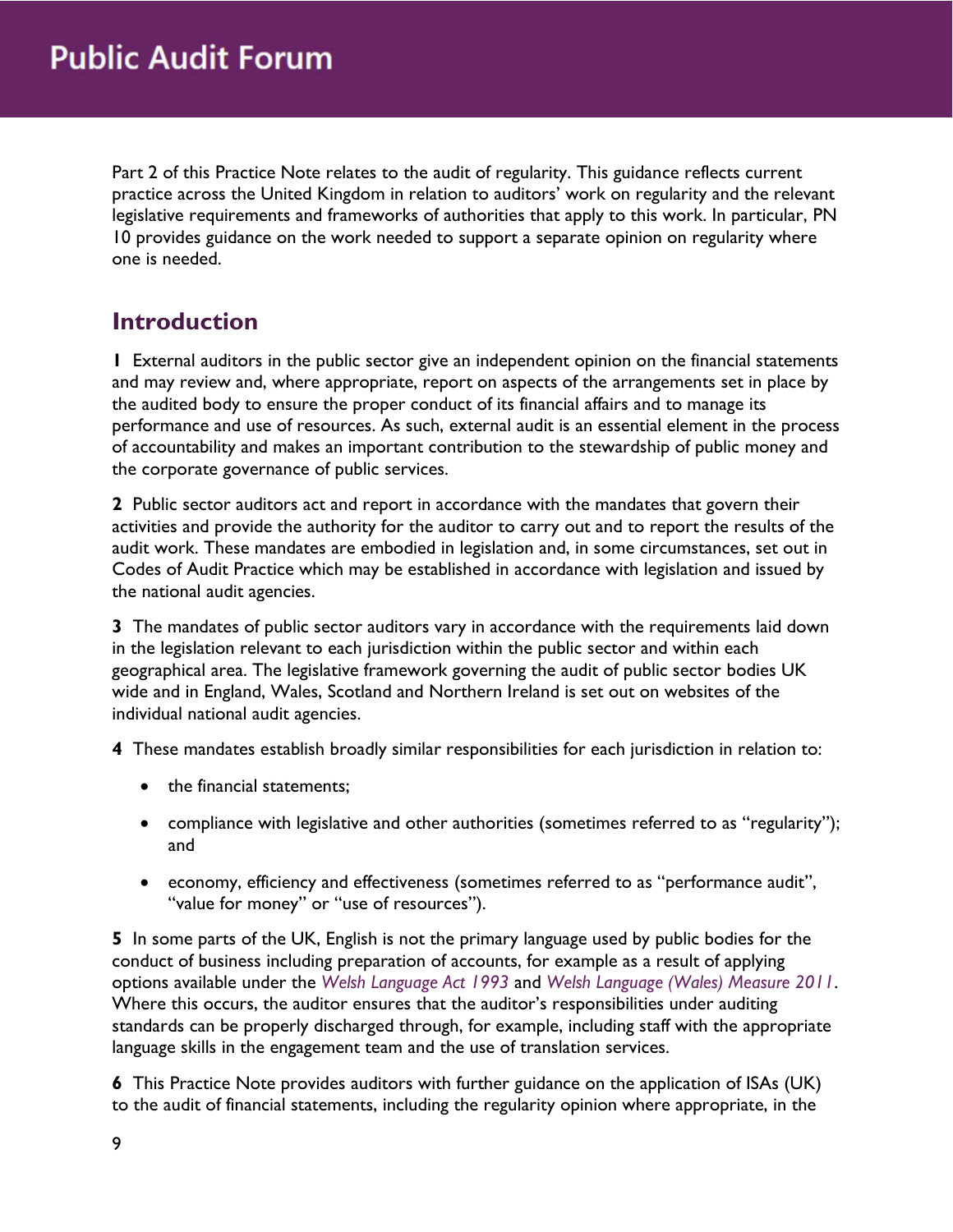Part 2 of this Practice Note relates to the audit of regularity. This guidance reflects current practice across the United Kingdom in relation to auditors' work on regularity and the relevant legislative requirements and frameworks of authorities that apply to this work. In particular, PN 10 provides guidance on the work needed to support a separate opinion on regularity where one is needed.

## Introduction

**1** External auditors in the public sector give an independent opinion on the financial statements and may review and, where appropriate, report on aspects of the arrangements set in place by the audited body to ensure the proper conduct of its financial affairs and to manage its performance and use of resources. As such, external audit is an essential element in the process of accountability and makes an important contribution to the stewardship of public money and the corporate governance of public services.

**2** Public sector auditors act and report in accordance with the mandates that govern their activities and provide the authority for the auditor to carry out and to report the results of the audit work. These mandates are embodied in legislation and, in some circumstances, set out in Codes of Audit Practice which may be established in accordance with legislation and issued by the national audit agencies.

**3** The mandates of public sector auditors vary in accordance with the requirements laid down in the legislation relevant to each jurisdiction within the public sector and within each geographical area. The legislative framework governing the audit of public sector bodies UK wide and in England, Wales, Scotland and Northern Ireland is set out on websites of the individual national audit agencies.

**4** These mandates establish broadly similar responsibilities for each jurisdiction in relation to:

- the financial statements;
- compliance with legislative and other authorities (sometimes referred to as "regularity"); and
- economy, efficiency and effectiveness (sometimes referred to as "performance audit", "value for money" or "use of resources").

**5** In some parts of the UK, English is not the primary language used by public bodies for the conduct of business including preparation of accounts, for example as a result of applying options available under the *Welsh Language Act 1993* and *Welsh Language (Wales) Measure 2011*. Where this occurs, the auditor ensures that the auditor's responsibilities under auditing standards can be properly discharged through, for example, including staff with the appropriate language skills in the engagement team and the use of translation services.

**6** This Practice Note provides auditors with further guidance on the application of ISAs (UK) to the audit of financial statements, including the regularity opinion where appropriate, in the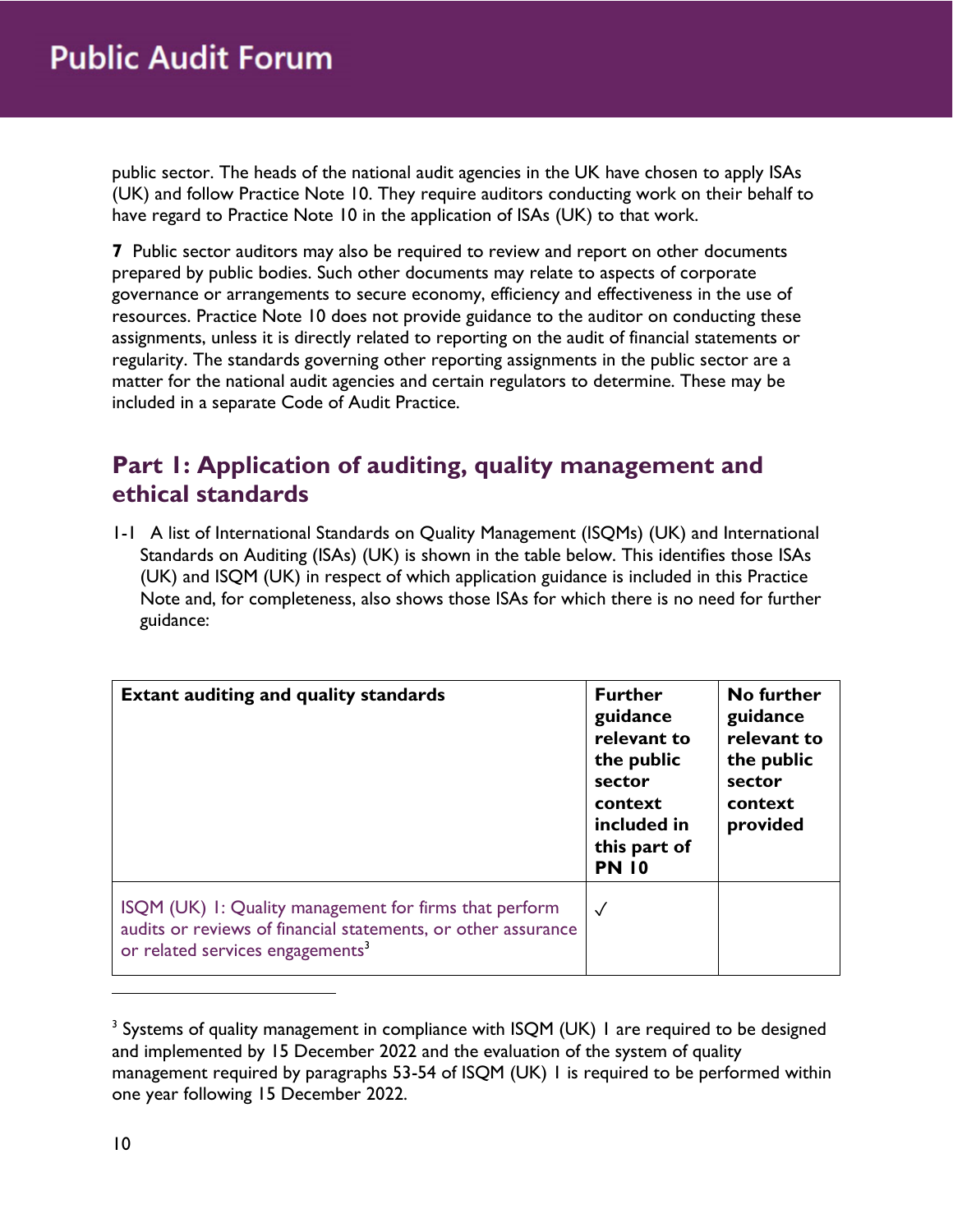public sector. The heads of the national audit agencies in the UK have chosen to apply ISAs (UK) and follow Practice Note 10. They require auditors conducting work on their behalf to have regard to Practice Note 10 in the application of ISAs (UK) to that work.

**7** Public sector auditors may also be required to review and report on other documents prepared by public bodies. Such other documents may relate to aspects of corporate governance or arrangements to secure economy, efficiency and effectiveness in the use of resources. Practice Note 10 does not provide guidance to the auditor on conducting these assignments, unless it is directly related to reporting on the audit of financial statements or regularity. The standards governing other reporting assignments in the public sector are a matter for the national audit agencies and certain regulators to determine. These may be included in a separate Code of Audit Practice.

## Part 1: Application of auditing, quality management and ethical standards

1-1 A list of International Standards on Quality Management (ISQMs) (UK) and International Standards on Auditing (ISAs) (UK) is shown in the table below. This identifies those ISAs (UK) and ISQM (UK) in respect of which application guidance is included in this Practice Note and, for completeness, also shows those ISAs for which there is no need for further guidance:

| Extant auditing and quality standards | Further guidance relevant to the public sector context included in this part of PN 10 | No further guidance relevant to the public sector context provided |
|---|---|---|
| ISQM (UK) 1: Quality management for firms that perform audits or reviews of financial statements, or other assurance or related services engagements[3] | ✓ | |

[3] Systems of quality management in compliance with ISQM (UK) 1 are required to be designed and implemented by 15 December 2022 and the evaluation of the system of quality management required by paragraphs 53-54 of ISQM (UK) 1 is required to be performed within one year following 15 December 2022.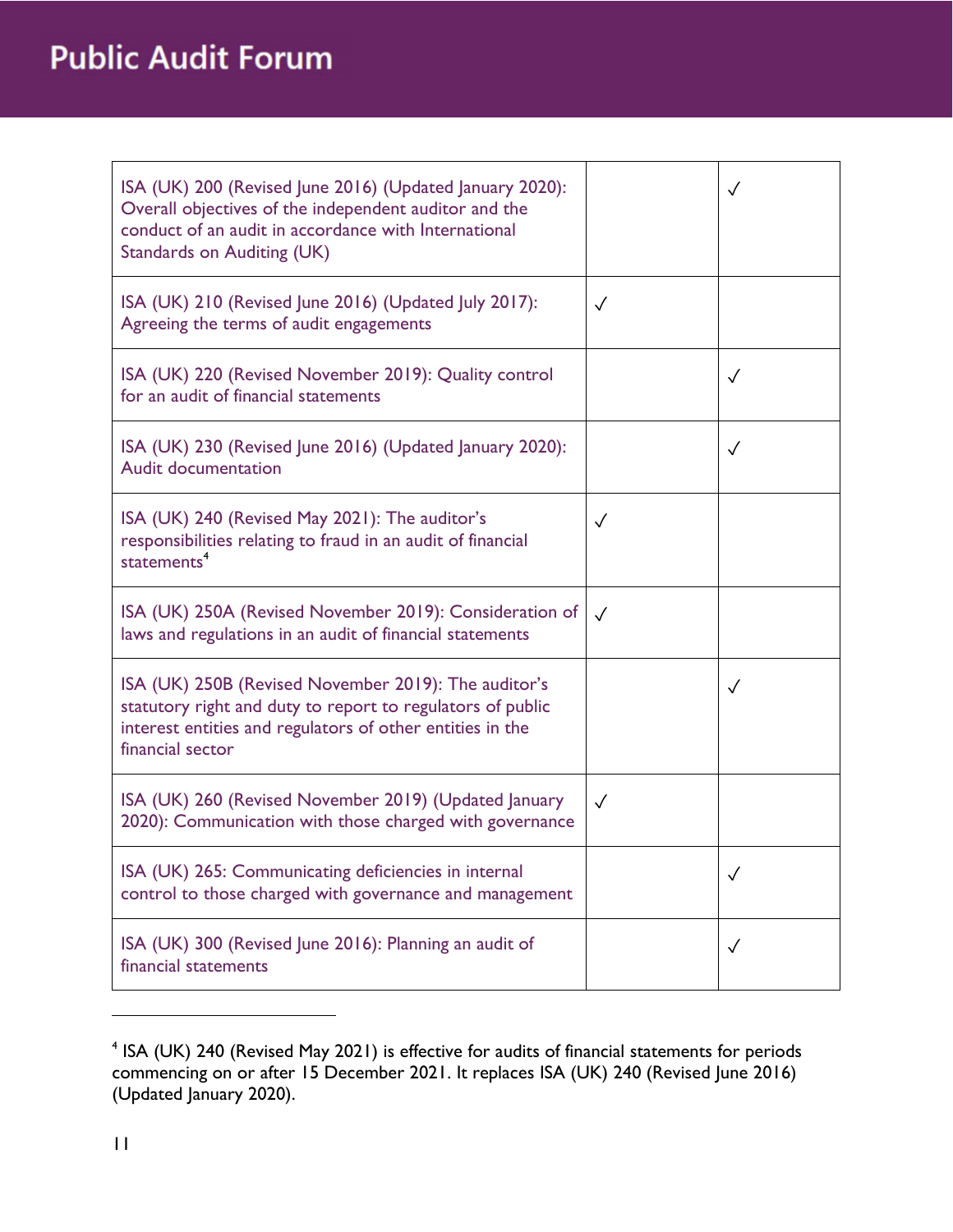| | | |
|---|---|---|
| ISA (UK) 200 (Revised June 2016) (Updated January 2020): Overall objectives of the independent auditor and the conduct of an audit in accordance with International Standards on Auditing (UK) | | ✓ |
| ISA (UK) 210 (Revised June 2016) (Updated July 2017): Agreeing the terms of audit engagements | ✓ | |
| ISA (UK) 220 (Revised November 2019): Quality control for an audit of financial statements | | ✓ |
| ISA (UK) 230 (Revised June 2016) (Updated January 2020): Audit documentation | | ✓ |
| ISA (UK) 240 (Revised May 2021): The auditor's responsibilities relating to fraud in an audit of financial statements[4] | ✓ | |
| ISA (UK) 250A (Revised November 2019): Consideration of laws and regulations in an audit of financial statements | ✓ | |
| ISA (UK) 250B (Revised November 2019): The auditor's statutory right and duty to report to regulators of public interest entities and regulators of other entities in the financial sector | | ✓ |
| ISA (UK) 260 (Revised November 2019) (Updated January 2020): Communication with those charged with governance | ✓ | |
| ISA (UK) 265: Communicating deficiencies in internal control to those charged with governance and management | | ✓ |
| ISA (UK) 300 (Revised June 2016): Planning an audit of financial statements | | ✓ |

[4] ISA (UK) 240 (Revised May 2021) is effective for audits of financial statements for periods commencing on or after 15 December 2021. It replaces ISA (UK) 240 (Revised June 2016) (Updated January 2020).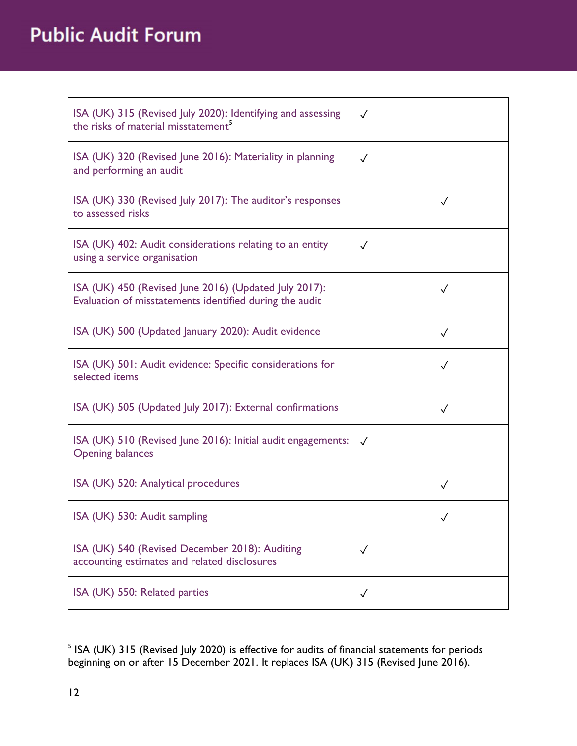| | | |
|---|---|---|
| ISA (UK) 315 (Revised July 2020): Identifying and assessing the risks of material misstatement[5] | ✓ | |
| ISA (UK) 320 (Revised June 2016): Materiality in planning and performing an audit | ✓ | |
| ISA (UK) 330 (Revised July 2017): The auditor's responses to assessed risks | | ✓ |
| ISA (UK) 402: Audit considerations relating to an entity using a service organisation | ✓ | |
| ISA (UK) 450 (Revised June 2016) (Updated July 2017): Evaluation of misstatements identified during the audit | | ✓ |
| ISA (UK) 500 (Updated January 2020): Audit evidence | | ✓ |
| ISA (UK) 501: Audit evidence: Specific considerations for selected items | | ✓ |
| ISA (UK) 505 (Updated July 2017): External confirmations | | ✓ |
| ISA (UK) 510 (Revised June 2016): Initial audit engagements: Opening balances | ✓ | |
| ISA (UK) 520: Analytical procedures | | ✓ |
| ISA (UK) 530: Audit sampling | | ✓ |
| ISA (UK) 540 (Revised December 2018): Auditing accounting estimates and related disclosures | ✓ | |
| ISA (UK) 550: Related parties | ✓ | |

[5] ISA (UK) 315 (Revised July 2020) is effective for audits of financial statements for periods beginning on or after 15 December 2021. It replaces ISA (UK) 315 (Revised June 2016).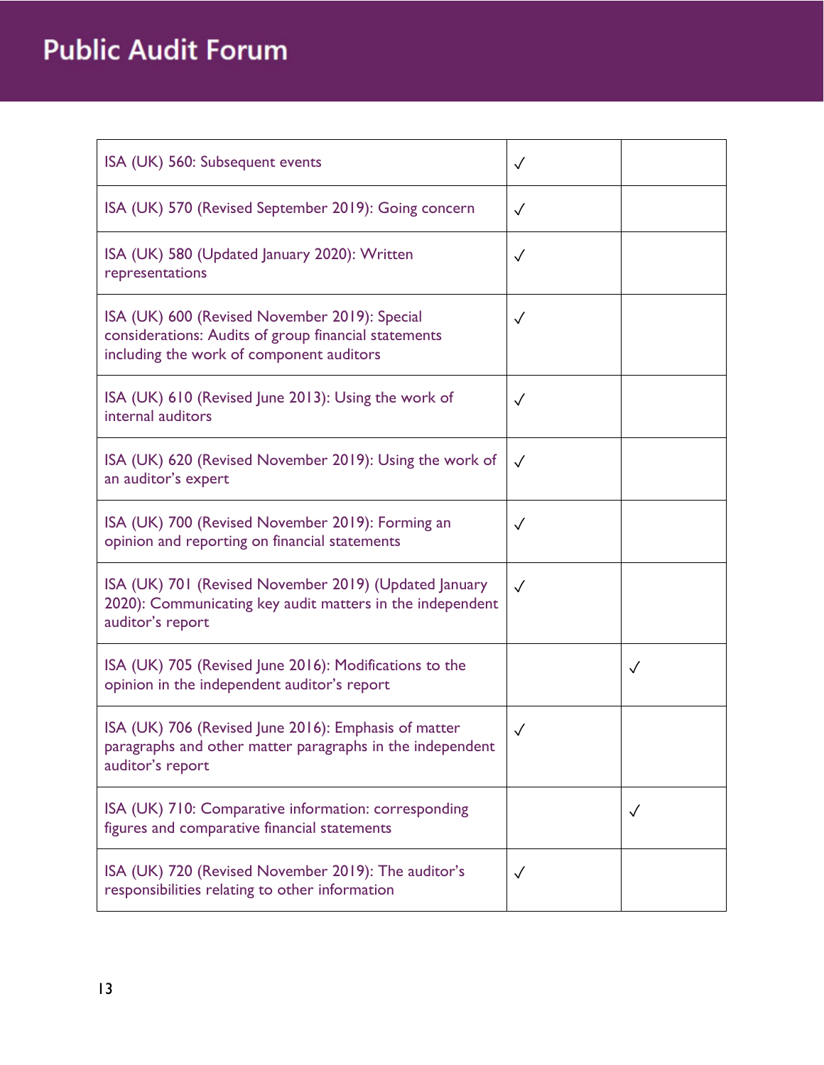| | | |
|---|---|---|
| ISA (UK) 560: Subsequent events | ✓ | |
| ISA (UK) 570 (Revised September 2019): Going concern | ✓ | |
| ISA (UK) 580 (Updated January 2020): Written representations | ✓ | |
| ISA (UK) 600 (Revised November 2019): Special considerations: Audits of group financial statements including the work of component auditors | ✓ | |
| ISA (UK) 610 (Revised June 2013): Using the work of internal auditors | ✓ | |
| ISA (UK) 620 (Revised November 2019): Using the work of an auditor's expert | ✓ | |
| ISA (UK) 700 (Revised November 2019): Forming an opinion and reporting on financial statements | ✓ | |
| ISA (UK) 701 (Revised November 2019) (Updated January 2020): Communicating key audit matters in the independent auditor's report | ✓ | |
| ISA (UK) 705 (Revised June 2016): Modifications to the opinion in the independent auditor's report | | ✓ |
| ISA (UK) 706 (Revised June 2016): Emphasis of matter paragraphs and other matter paragraphs in the independent auditor's report | ✓ | |
| ISA (UK) 710: Comparative information: corresponding figures and comparative financial statements | | ✓ |
| ISA (UK) 720 (Revised November 2019): The auditor's responsibilities relating to other information | ✓ | |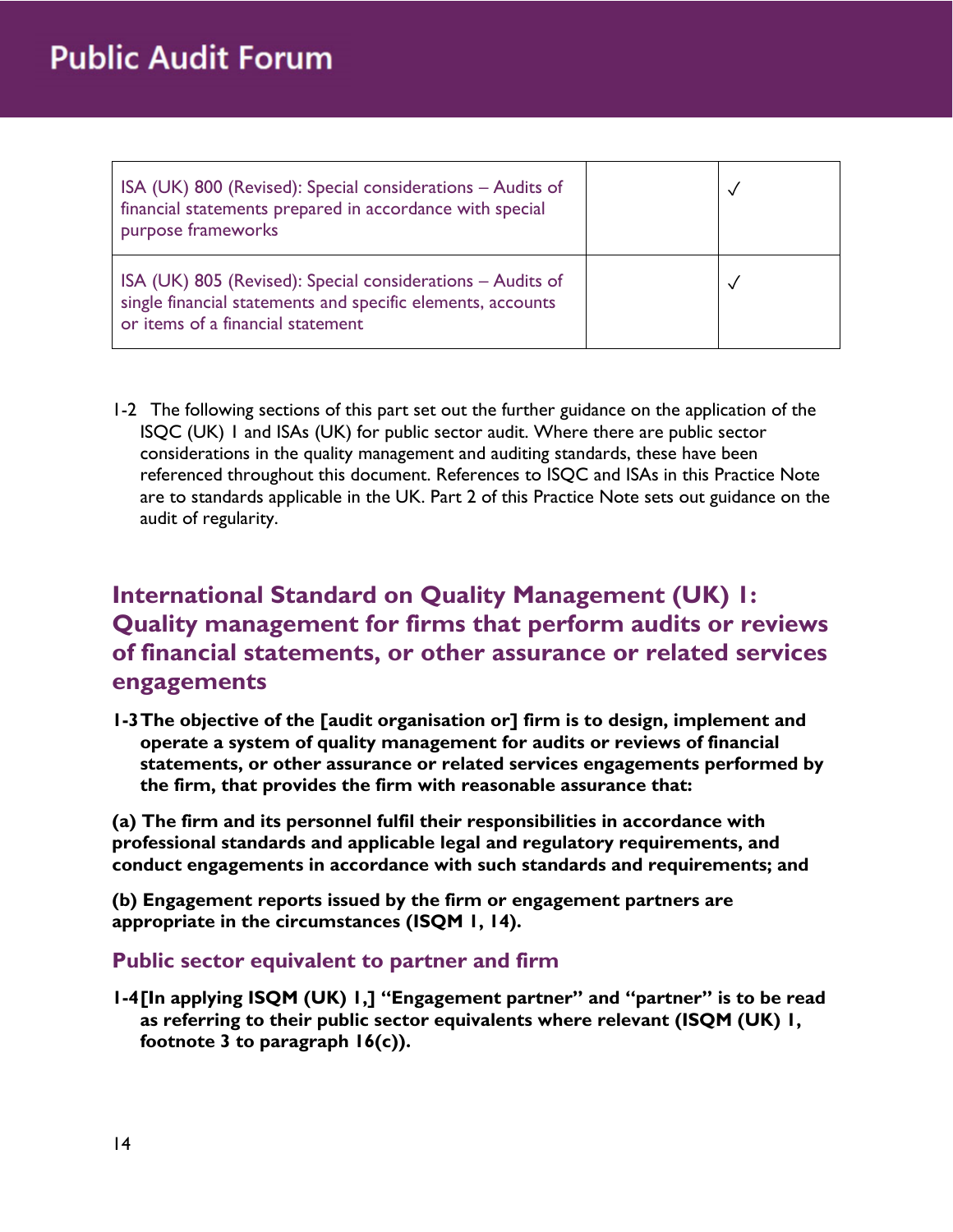| ISA (UK) 800 (Revised): Special considerations – Audits of financial statements prepared in accordance with special purpose frameworks | | ✓ |
|---|---|---|
| ISA (UK) 805 (Revised): Special considerations – Audits of single financial statements and specific elements, accounts or items of a financial statement | | ✓ |

1-2 The following sections of this part set out the further guidance on the application of the ISQC (UK) 1 and ISAs (UK) for public sector audit. Where there are public sector considerations in the quality management and auditing standards, these have been referenced throughout this document. References to ISQC and ISAs in this Practice Note are to standards applicable in the UK. Part 2 of this Practice Note sets out guidance on the audit of regularity.

## International Standard on Quality Management (UK) 1: Quality management for firms that perform audits or reviews of financial statements, or other assurance or related services engagements

**1-3 The objective of the [audit organisation or] firm is to design, implement and operate a system of quality management for audits or reviews of financial statements, or other assurance or related services engagements performed by the firm, that provides the firm with reasonable assurance that:**

**(a) The firm and its personnel fulfil their responsibilities in accordance with professional standards and applicable legal and regulatory requirements, and conduct engagements in accordance with such standards and requirements; and**

**(b) Engagement reports issued by the firm or engagement partners are appropriate in the circumstances (ISQM 1, 14).**

### Public sector equivalent to partner and firm

**1-4 [In applying ISQM (UK) 1,] "Engagement partner" and "partner" is to be read as referring to their public sector equivalents where relevant (ISQM (UK) 1, footnote 3 to paragraph 16(c)).**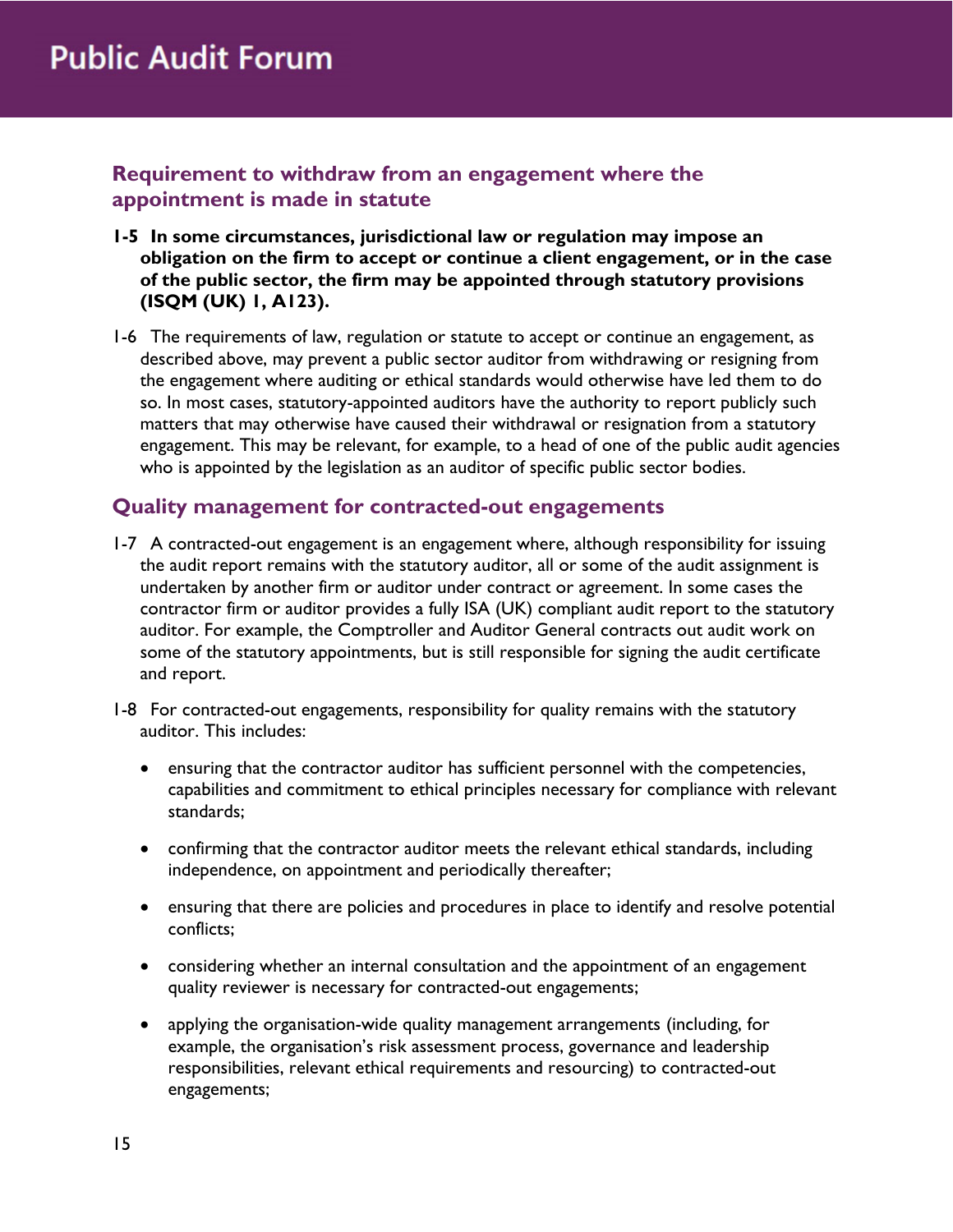## Requirement to withdraw from an engagement where the appointment is made in statute

**1-5 In some circumstances, jurisdictional law or regulation may impose an obligation on the firm to accept or continue a client engagement, or in the case of the public sector, the firm may be appointed through statutory provisions (ISQM (UK) 1, A123).**

1-6 The requirements of law, regulation or statute to accept or continue an engagement, as described above, may prevent a public sector auditor from withdrawing or resigning from the engagement where auditing or ethical standards would otherwise have led them to do so. In most cases, statutory-appointed auditors have the authority to report publicly such matters that may otherwise have caused their withdrawal or resignation from a statutory engagement. This may be relevant, for example, to a head of one of the public audit agencies who is appointed by the legislation as an auditor of specific public sector bodies.

## Quality management for contracted-out engagements

1-7 A contracted-out engagement is an engagement where, although responsibility for issuing the audit report remains with the statutory auditor, all or some of the audit assignment is undertaken by another firm or auditor under contract or agreement. In some cases the contractor firm or auditor provides a fully ISA (UK) compliant audit report to the statutory auditor. For example, the Comptroller and Auditor General contracts out audit work on some of the statutory appointments, but is still responsible for signing the audit certificate and report.

1-8 For contracted-out engagements, responsibility for quality remains with the statutory auditor. This includes:

- ensuring that the contractor auditor has sufficient personnel with the competencies, capabilities and commitment to ethical principles necessary for compliance with relevant standards;
- confirming that the contractor auditor meets the relevant ethical standards, including independence, on appointment and periodically thereafter;
- ensuring that there are policies and procedures in place to identify and resolve potential conflicts;
- considering whether an internal consultation and the appointment of an engagement quality reviewer is necessary for contracted-out engagements;
- applying the organisation-wide quality management arrangements (including, for example, the organisation's risk assessment process, governance and leadership responsibilities, relevant ethical requirements and resourcing) to contracted-out engagements;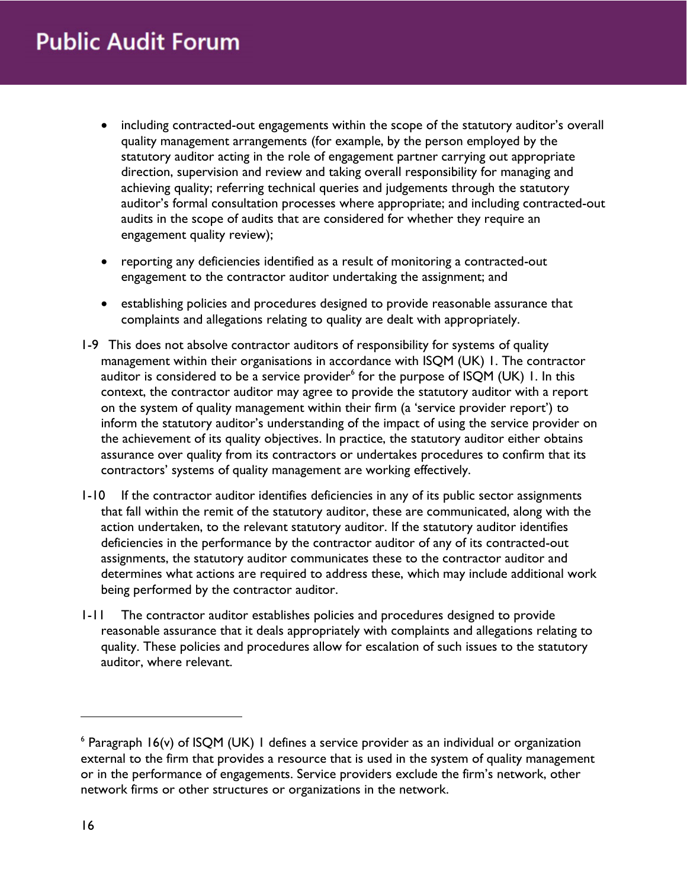- including contracted-out engagements within the scope of the statutory auditor's overall quality management arrangements (for example, by the person employed by the statutory auditor acting in the role of engagement partner carrying out appropriate direction, supervision and review and taking overall responsibility for managing and achieving quality; referring technical queries and judgements through the statutory auditor's formal consultation processes where appropriate; and including contracted-out audits in the scope of audits that are considered for whether they require an engagement quality review);
- reporting any deficiencies identified as a result of monitoring a contracted-out engagement to the contractor auditor undertaking the assignment; and
- establishing policies and procedures designed to provide reasonable assurance that complaints and allegations relating to quality are dealt with appropriately.

1-9 This does not absolve contractor auditors of responsibility for systems of quality management within their organisations in accordance with ISQM (UK) 1. The contractor auditor is considered to be a service provider[6] for the purpose of ISQM (UK) 1. In this context, the contractor auditor may agree to provide the statutory auditor with a report on the system of quality management within their firm (a 'service provider report') to inform the statutory auditor's understanding of the impact of using the service provider on the achievement of its quality objectives. In practice, the statutory auditor either obtains assurance over quality from its contractors or undertakes procedures to confirm that its contractors' systems of quality management are working effectively.

1-10 If the contractor auditor identifies deficiencies in any of its public sector assignments that fall within the remit of the statutory auditor, these are communicated, along with the action undertaken, to the relevant statutory auditor. If the statutory auditor identifies deficiencies in the performance by the contractor auditor of any of its contracted-out assignments, the statutory auditor communicates these to the contractor auditor and determines what actions are required to address these, which may include additional work being performed by the contractor auditor.

1-11 The contractor auditor establishes policies and procedures designed to provide reasonable assurance that it deals appropriately with complaints and allegations relating to quality. These policies and procedures allow for escalation of such issues to the statutory auditor, where relevant.

---

[6] Paragraph 16(v) of ISQM (UK) 1 defines a service provider as an individual or organization external to the firm that provides a resource that is used in the system of quality management or in the performance of engagements. Service providers exclude the firm's network, other network firms or other structures or organizations in the network.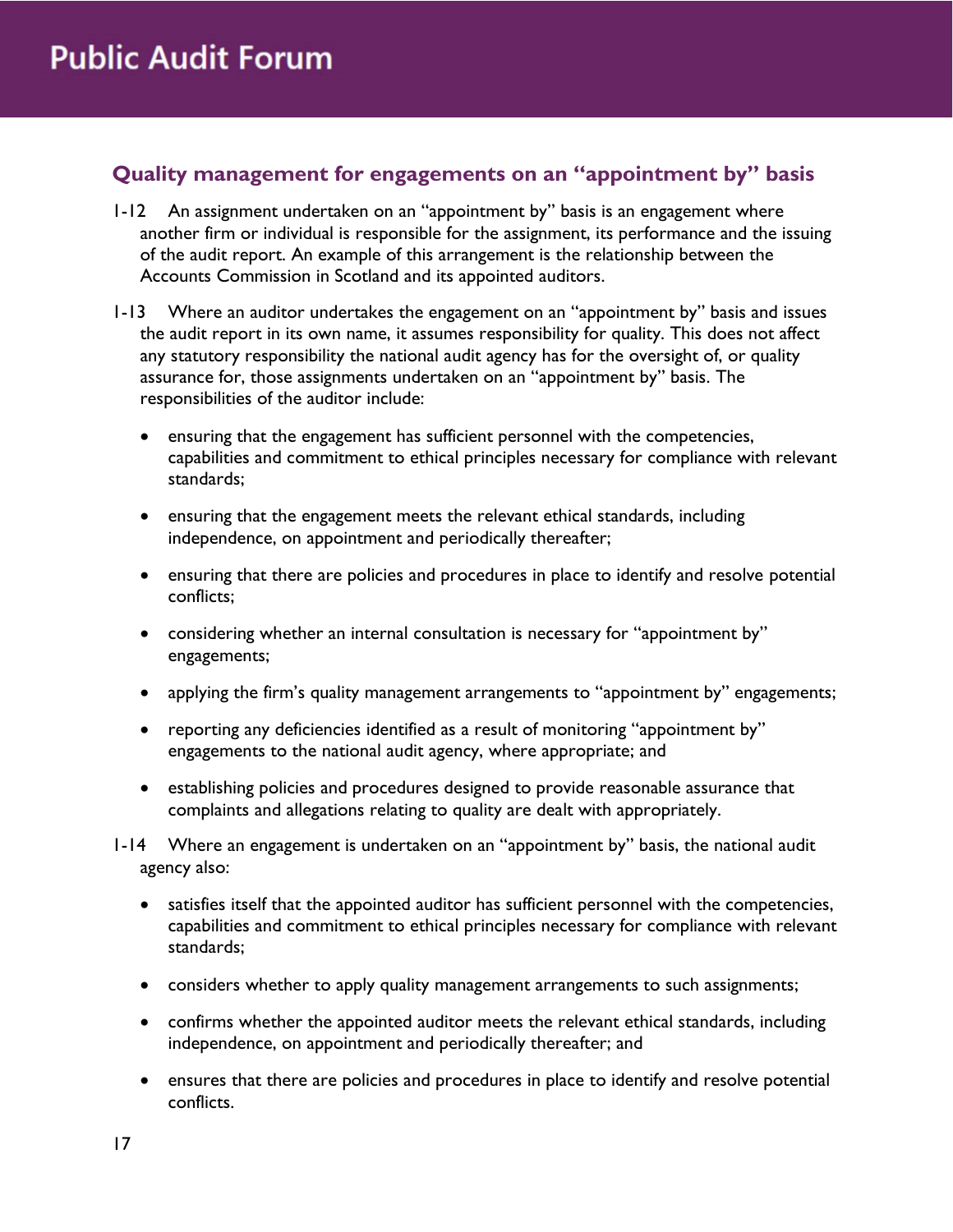## Quality management for engagements on an "appointment by" basis

1-12 An assignment undertaken on an "appointment by" basis is an engagement where another firm or individual is responsible for the assignment, its performance and the issuing of the audit report. An example of this arrangement is the relationship between the Accounts Commission in Scotland and its appointed auditors.

1-13 Where an auditor undertakes the engagement on an "appointment by" basis and issues the audit report in its own name, it assumes responsibility for quality. This does not affect any statutory responsibility the national audit agency has for the oversight of, or quality assurance for, those assignments undertaken on an "appointment by" basis. The responsibilities of the auditor include:

- ensuring that the engagement has sufficient personnel with the competencies, capabilities and commitment to ethical principles necessary for compliance with relevant standards;
- ensuring that the engagement meets the relevant ethical standards, including independence, on appointment and periodically thereafter;
- ensuring that there are policies and procedures in place to identify and resolve potential conflicts;
- considering whether an internal consultation is necessary for "appointment by" engagements;
- applying the firm's quality management arrangements to "appointment by" engagements;
- reporting any deficiencies identified as a result of monitoring "appointment by" engagements to the national audit agency, where appropriate; and
- establishing policies and procedures designed to provide reasonable assurance that complaints and allegations relating to quality are dealt with appropriately.

1-14 Where an engagement is undertaken on an "appointment by" basis, the national audit agency also:

- satisfies itself that the appointed auditor has sufficient personnel with the competencies, capabilities and commitment to ethical principles necessary for compliance with relevant standards;
- considers whether to apply quality management arrangements to such assignments;
- confirms whether the appointed auditor meets the relevant ethical standards, including independence, on appointment and periodically thereafter; and
- ensures that there are policies and procedures in place to identify and resolve potential conflicts.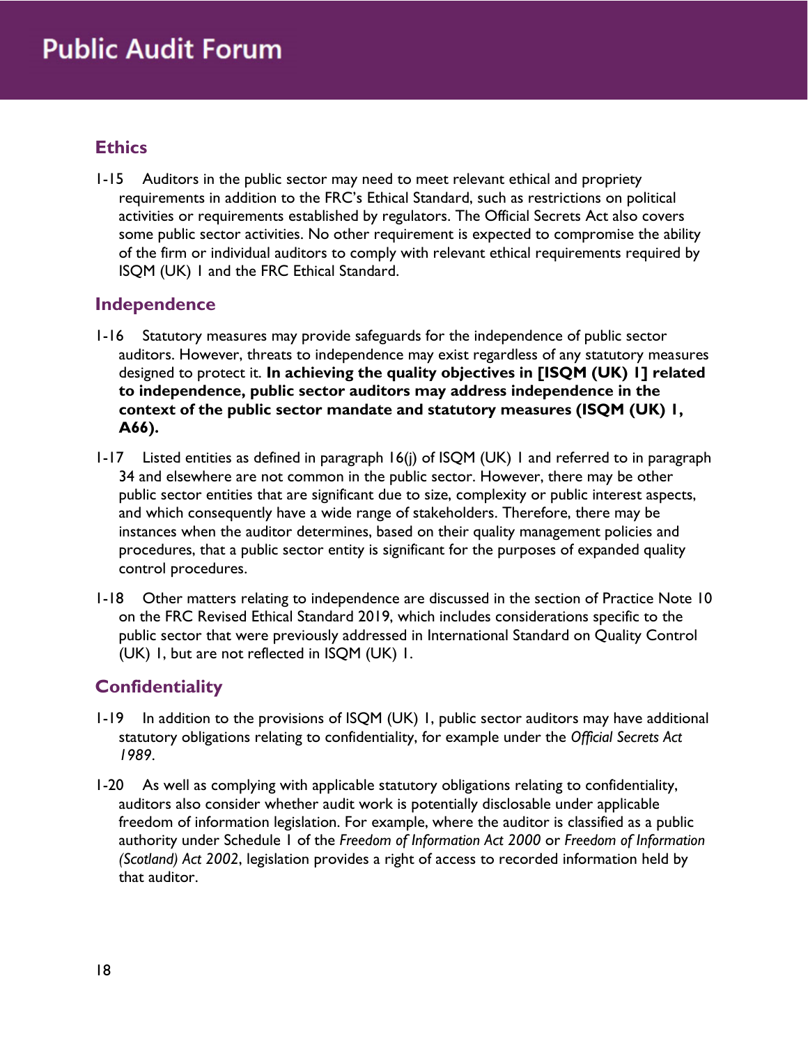## Ethics

1-15 Auditors in the public sector may need to meet relevant ethical and propriety requirements in addition to the FRC's Ethical Standard, such as restrictions on political activities or requirements established by regulators. The Official Secrets Act also covers some public sector activities. No other requirement is expected to compromise the ability of the firm or individual auditors to comply with relevant ethical requirements required by ISQM (UK) 1 and the FRC Ethical Standard.

## Independence

1-16 Statutory measures may provide safeguards for the independence of public sector auditors. However, threats to independence may exist regardless of any statutory measures designed to protect it. **In achieving the quality objectives in [ISQM (UK) 1] related to independence, public sector auditors may address independence in the context of the public sector mandate and statutory measures (ISQM (UK) 1, A66).**

1-17 Listed entities as defined in paragraph 16(j) of ISQM (UK) 1 and referred to in paragraph 34 and elsewhere are not common in the public sector. However, there may be other public sector entities that are significant due to size, complexity or public interest aspects, and which consequently have a wide range of stakeholders. Therefore, there may be instances when the auditor determines, based on their quality management policies and procedures, that a public sector entity is significant for the purposes of expanded quality control procedures.

1-18 Other matters relating to independence are discussed in the section of Practice Note 10 on the FRC Revised Ethical Standard 2019, which includes considerations specific to the public sector that were previously addressed in International Standard on Quality Control (UK) 1, but are not reflected in ISQM (UK) 1.

## Confidentiality

1-19 In addition to the provisions of ISQM (UK) 1, public sector auditors may have additional statutory obligations relating to confidentiality, for example under the *Official Secrets Act 1989*.

1-20 As well as complying with applicable statutory obligations relating to confidentiality, auditors also consider whether audit work is potentially disclosable under applicable freedom of information legislation. For example, where the auditor is classified as a public authority under Schedule 1 of the *Freedom of Information Act 2000* or *Freedom of Information (Scotland) Act 2002*, legislation provides a right of access to recorded information held by that auditor.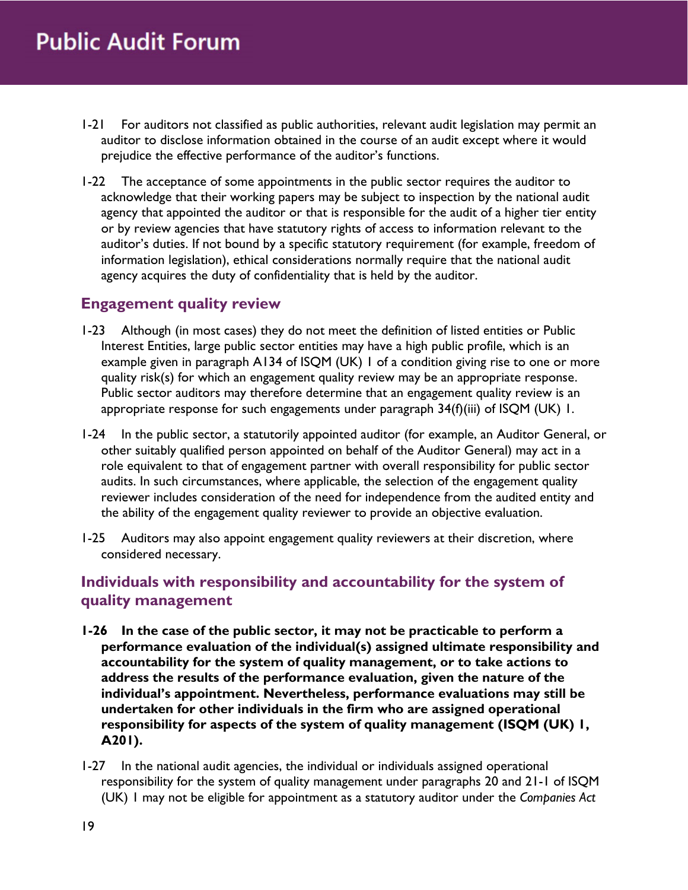1-21 For auditors not classified as public authorities, relevant audit legislation may permit an auditor to disclose information obtained in the course of an audit except where it would prejudice the effective performance of the auditor's functions.

1-22 The acceptance of some appointments in the public sector requires the auditor to acknowledge that their working papers may be subject to inspection by the national audit agency that appointed the auditor or that is responsible for the audit of a higher tier entity or by review agencies that have statutory rights of access to information relevant to the auditor's duties. If not bound by a specific statutory requirement (for example, freedom of information legislation), ethical considerations normally require that the national audit agency acquires the duty of confidentiality that is held by the auditor.

## Engagement quality review

1-23 Although (in most cases) they do not meet the definition of listed entities or Public Interest Entities, large public sector entities may have a high public profile, which is an example given in paragraph A134 of ISQM (UK) 1 of a condition giving rise to one or more quality risk(s) for which an engagement quality review may be an appropriate response. Public sector auditors may therefore determine that an engagement quality review is an appropriate response for such engagements under paragraph 34(f)(iii) of ISQM (UK) 1.

1-24 In the public sector, a statutorily appointed auditor (for example, an Auditor General, or other suitably qualified person appointed on behalf of the Auditor General) may act in a role equivalent to that of engagement partner with overall responsibility for public sector audits. In such circumstances, where applicable, the selection of the engagement quality reviewer includes consideration of the need for independence from the audited entity and the ability of the engagement quality reviewer to provide an objective evaluation.

1-25 Auditors may also appoint engagement quality reviewers at their discretion, where considered necessary.

## Individuals with responsibility and accountability for the system of quality management

**1-26 In the case of the public sector, it may not be practicable to perform a performance evaluation of the individual(s) assigned ultimate responsibility and accountability for the system of quality management, or to take actions to address the results of the performance evaluation, given the nature of the individual's appointment. Nevertheless, performance evaluations may still be undertaken for other individuals in the firm who are assigned operational responsibility for aspects of the system of quality management (ISQM (UK) 1, A201).**

1-27 In the national audit agencies, the individual or individuals assigned operational responsibility for the system of quality management under paragraphs 20 and 21-1 of ISQM (UK) 1 may not be eligible for appointment as a statutory auditor under the *Companies Act*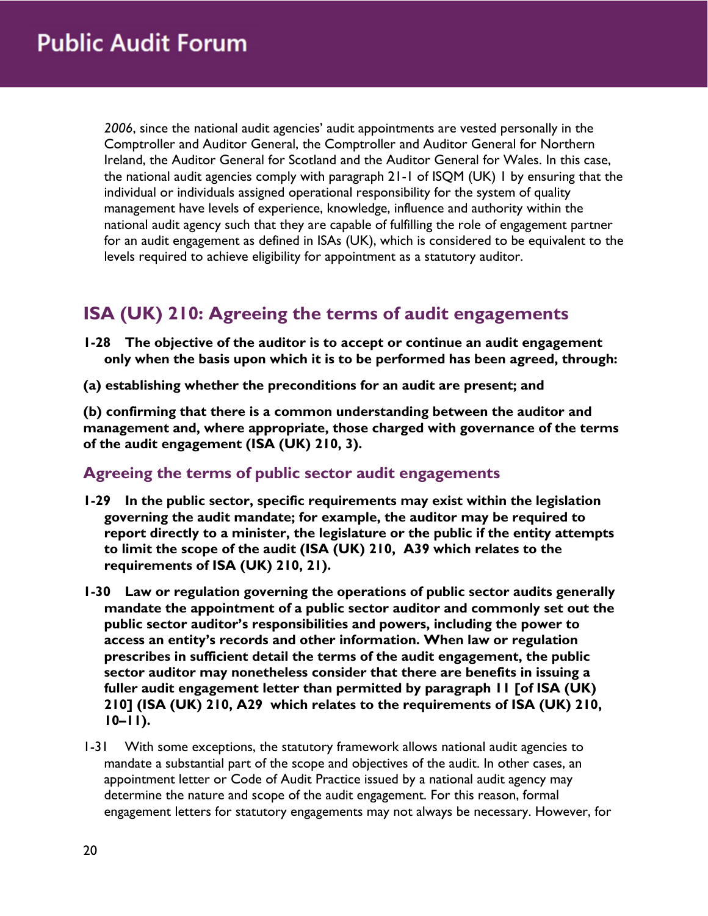*2006*, since the national audit agencies' audit appointments are vested personally in the Comptroller and Auditor General, the Comptroller and Auditor General for Northern Ireland, the Auditor General for Scotland and the Auditor General for Wales. In this case, the national audit agencies comply with paragraph 21-1 of ISQM (UK) 1 by ensuring that the individual or individuals assigned operational responsibility for the system of quality management have levels of experience, knowledge, influence and authority within the national audit agency such that they are capable of fulfilling the role of engagement partner for an audit engagement as defined in ISAs (UK), which is considered to be equivalent to the levels required to achieve eligibility for appointment as a statutory auditor.

## ISA (UK) 210: Agreeing the terms of audit engagements

**1-28 The objective of the auditor is to accept or continue an audit engagement only when the basis upon which it is to be performed has been agreed, through:**

**(a) establishing whether the preconditions for an audit are present; and**

**(b) confirming that there is a common understanding between the auditor and management and, where appropriate, those charged with governance of the terms of the audit engagement (ISA (UK) 210, 3).**

### Agreeing the terms of public sector audit engagements

**1-29 In the public sector, specific requirements may exist within the legislation governing the audit mandate; for example, the auditor may be required to report directly to a minister, the legislature or the public if the entity attempts to limit the scope of the audit (ISA (UK) 210, A39 which relates to the requirements of ISA (UK) 210, 21).**

**1-30 Law or regulation governing the operations of public sector audits generally mandate the appointment of a public sector auditor and commonly set out the public sector auditor's responsibilities and powers, including the power to access an entity's records and other information. When law or regulation prescribes in sufficient detail the terms of the audit engagement, the public sector auditor may nonetheless consider that there are benefits in issuing a fuller audit engagement letter than permitted by paragraph 11 [of ISA (UK) 210] (ISA (UK) 210, A29 which relates to the requirements of ISA (UK) 210, 10–11).**

1-31 With some exceptions, the statutory framework allows national audit agencies to mandate a substantial part of the scope and objectives of the audit. In other cases, an appointment letter or Code of Audit Practice issued by a national audit agency may determine the nature and scope of the audit engagement. For this reason, formal engagement letters for statutory engagements may not always be necessary. However, for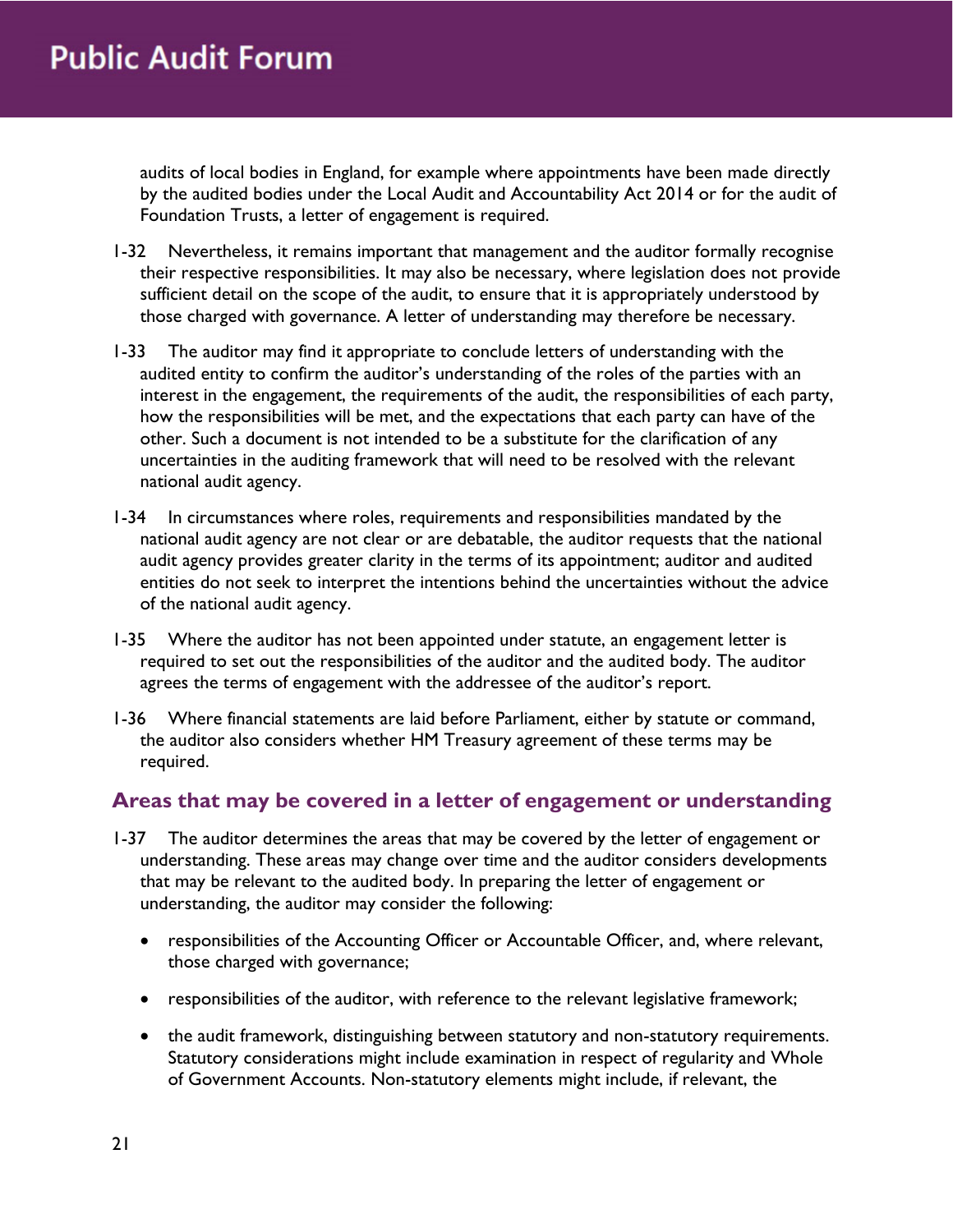audits of local bodies in England, for example where appointments have been made directly by the audited bodies under the Local Audit and Accountability Act 2014 or for the audit of Foundation Trusts, a letter of engagement is required.

1-32 Nevertheless, it remains important that management and the auditor formally recognise their respective responsibilities. It may also be necessary, where legislation does not provide sufficient detail on the scope of the audit, to ensure that it is appropriately understood by those charged with governance. A letter of understanding may therefore be necessary.

1-33 The auditor may find it appropriate to conclude letters of understanding with the audited entity to confirm the auditor's understanding of the roles of the parties with an interest in the engagement, the requirements of the audit, the responsibilities of each party, how the responsibilities will be met, and the expectations that each party can have of the other. Such a document is not intended to be a substitute for the clarification of any uncertainties in the auditing framework that will need to be resolved with the relevant national audit agency.

1-34 In circumstances where roles, requirements and responsibilities mandated by the national audit agency are not clear or are debatable, the auditor requests that the national audit agency provides greater clarity in the terms of its appointment; auditor and audited entities do not seek to interpret the intentions behind the uncertainties without the advice of the national audit agency.

1-35 Where the auditor has not been appointed under statute, an engagement letter is required to set out the responsibilities of the auditor and the audited body. The auditor agrees the terms of engagement with the addressee of the auditor's report.

1-36 Where financial statements are laid before Parliament, either by statute or command, the auditor also considers whether HM Treasury agreement of these terms may be required.

## Areas that may be covered in a letter of engagement or understanding

1-37 The auditor determines the areas that may be covered by the letter of engagement or understanding. These areas may change over time and the auditor considers developments that may be relevant to the audited body. In preparing the letter of engagement or understanding, the auditor may consider the following:

- responsibilities of the Accounting Officer or Accountable Officer, and, where relevant, those charged with governance;
- responsibilities of the auditor, with reference to the relevant legislative framework;
- the audit framework, distinguishing between statutory and non-statutory requirements. Statutory considerations might include examination in respect of regularity and Whole of Government Accounts. Non-statutory elements might include, if relevant, the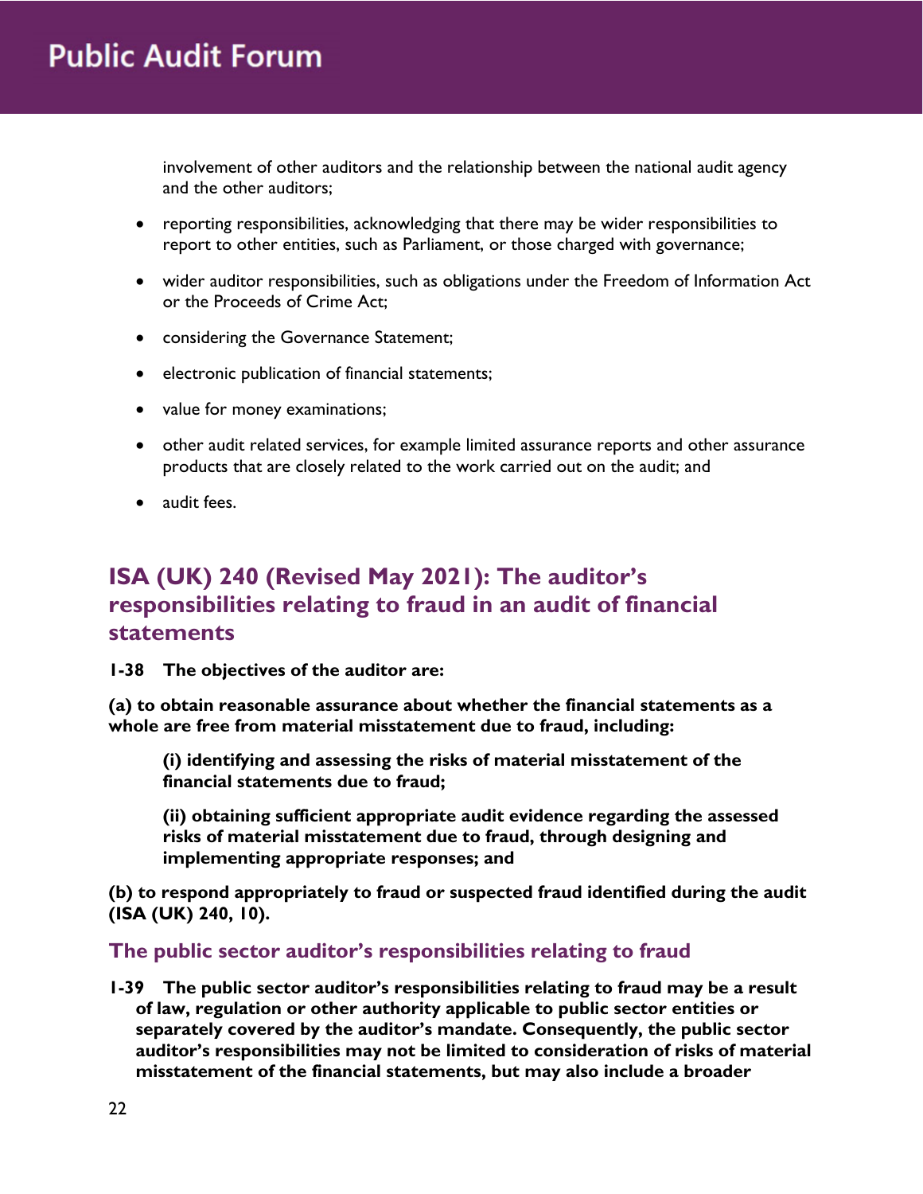involvement of other auditors and the relationship between the national audit agency and the other auditors;

- reporting responsibilities, acknowledging that there may be wider responsibilities to report to other entities, such as Parliament, or those charged with governance;
- wider auditor responsibilities, such as obligations under the Freedom of Information Act or the Proceeds of Crime Act;
- considering the Governance Statement;
- electronic publication of financial statements;
- value for money examinations;
- other audit related services, for example limited assurance reports and other assurance products that are closely related to the work carried out on the audit; and
- audit fees.

## ISA (UK) 240 (Revised May 2021): The auditor's responsibilities relating to fraud in an audit of financial statements

**1-38 The objectives of the auditor are:**

**(a) to obtain reasonable assurance about whether the financial statements as a whole are free from material misstatement due to fraud, including:**

> **(i) identifying and assessing the risks of material misstatement of the financial statements due to fraud;**
>
> **(ii) obtaining sufficient appropriate audit evidence regarding the assessed risks of material misstatement due to fraud, through designing and implementing appropriate responses; and**

**(b) to respond appropriately to fraud or suspected fraud identified during the audit (ISA (UK) 240, 10).**

### The public sector auditor's responsibilities relating to fraud

**1-39 The public sector auditor's responsibilities relating to fraud may be a result of law, regulation or other authority applicable to public sector entities or separately covered by the auditor's mandate. Consequently, the public sector auditor's responsibilities may not be limited to consideration of risks of material misstatement of the financial statements, but may also include a broader**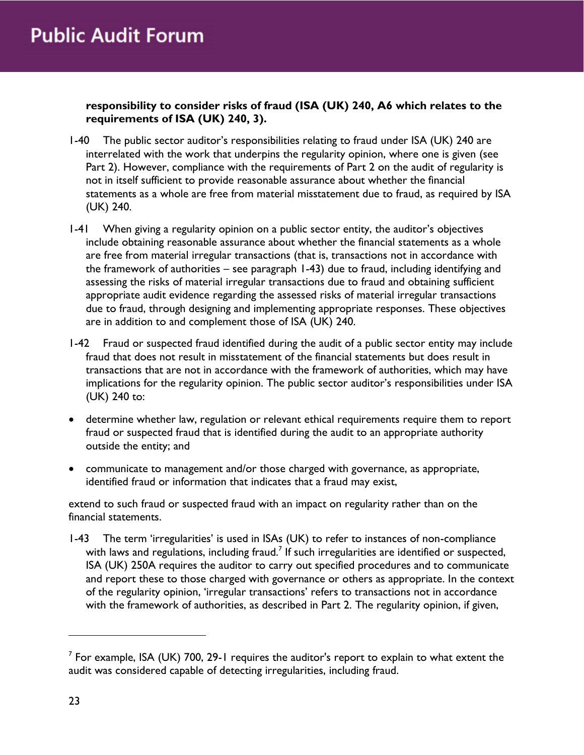**responsibility to consider risks of fraud (ISA (UK) 240, A6 which relates to the requirements of ISA (UK) 240, 3).**

1-40 The public sector auditor's responsibilities relating to fraud under ISA (UK) 240 are interrelated with the work that underpins the regularity opinion, where one is given (see Part 2). However, compliance with the requirements of Part 2 on the audit of regularity is not in itself sufficient to provide reasonable assurance about whether the financial statements as a whole are free from material misstatement due to fraud, as required by ISA (UK) 240.

1-41 When giving a regularity opinion on a public sector entity, the auditor's objectives include obtaining reasonable assurance about whether the financial statements as a whole are free from material irregular transactions (that is, transactions not in accordance with the framework of authorities – see paragraph 1-43) due to fraud, including identifying and assessing the risks of material irregular transactions due to fraud and obtaining sufficient appropriate audit evidence regarding the assessed risks of material irregular transactions due to fraud, through designing and implementing appropriate responses. These objectives are in addition to and complement those of ISA (UK) 240.

1-42 Fraud or suspected fraud identified during the audit of a public sector entity may include fraud that does not result in misstatement of the financial statements but does result in transactions that are not in accordance with the framework of authorities, which may have implications for the regularity opinion. The public sector auditor's responsibilities under ISA (UK) 240 to:

- determine whether law, regulation or relevant ethical requirements require them to report fraud or suspected fraud that is identified during the audit to an appropriate authority outside the entity; and
- communicate to management and/or those charged with governance, as appropriate, identified fraud or information that indicates that a fraud may exist,

extend to such fraud or suspected fraud with an impact on regularity rather than on the financial statements.

1-43 The term 'irregularities' is used in ISAs (UK) to refer to instances of non-compliance with laws and regulations, including fraud.[7] If such irregularities are identified or suspected, ISA (UK) 250A requires the auditor to carry out specified procedures and to communicate and report these to those charged with governance or others as appropriate. In the context of the regularity opinion, 'irregular transactions' refers to transactions not in accordance with the framework of authorities, as described in Part 2. The regularity opinion, if given,

[7] For example, ISA (UK) 700, 29-1 requires the auditor's report to explain to what extent the audit was considered capable of detecting irregularities, including fraud.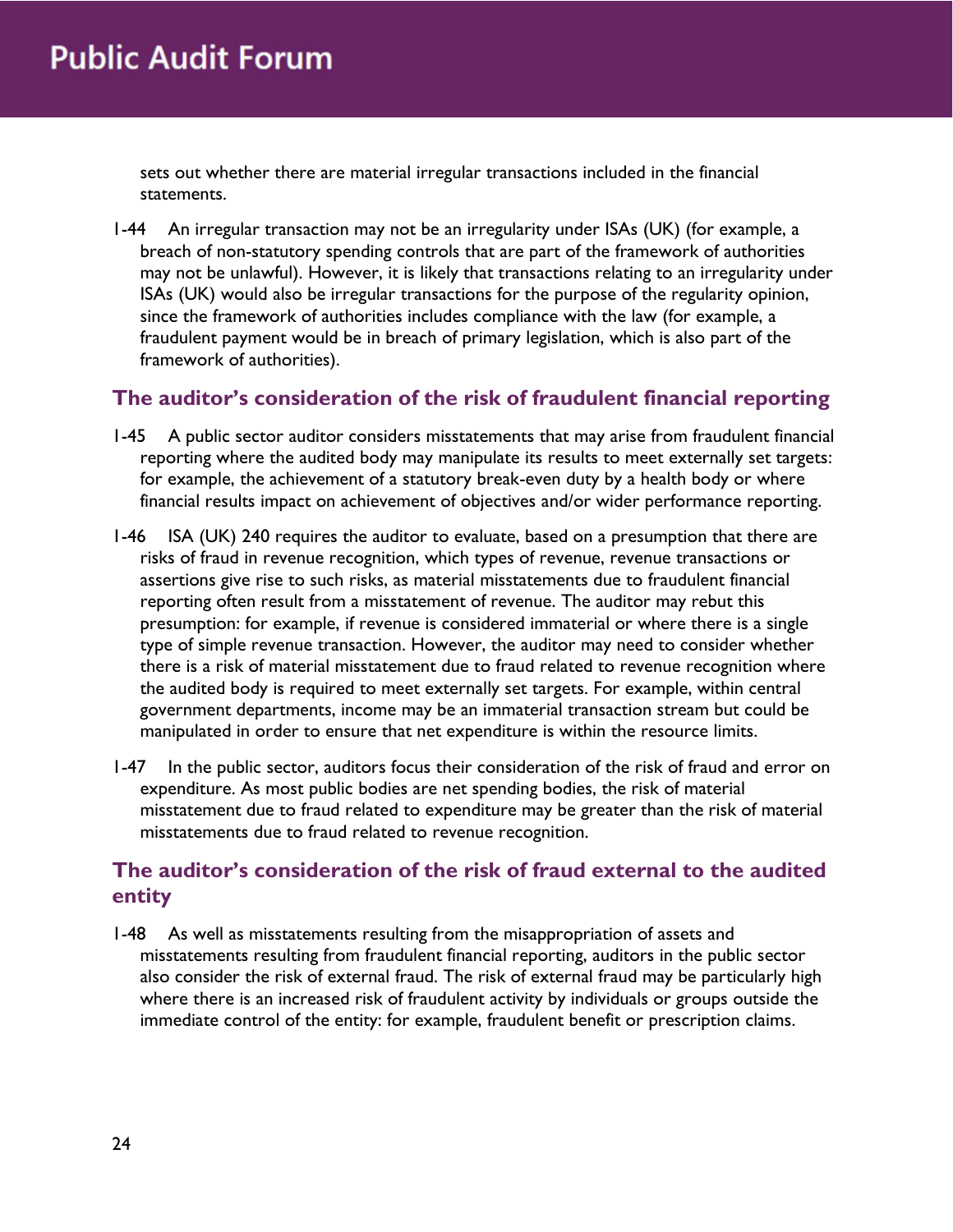sets out whether there are material irregular transactions included in the financial statements.

1-44 An irregular transaction may not be an irregularity under ISAs (UK) (for example, a breach of non-statutory spending controls that are part of the framework of authorities may not be unlawful). However, it is likely that transactions relating to an irregularity under ISAs (UK) would also be irregular transactions for the purpose of the regularity opinion, since the framework of authorities includes compliance with the law (for example, a fraudulent payment would be in breach of primary legislation, which is also part of the framework of authorities).

## The auditor's consideration of the risk of fraudulent financial reporting

1-45 A public sector auditor considers misstatements that may arise from fraudulent financial reporting where the audited body may manipulate its results to meet externally set targets: for example, the achievement of a statutory break-even duty by a health body or where financial results impact on achievement of objectives and/or wider performance reporting.

1-46 ISA (UK) 240 requires the auditor to evaluate, based on a presumption that there are risks of fraud in revenue recognition, which types of revenue, revenue transactions or assertions give rise to such risks, as material misstatements due to fraudulent financial reporting often result from a misstatement of revenue. The auditor may rebut this presumption: for example, if revenue is considered immaterial or where there is a single type of simple revenue transaction. However, the auditor may need to consider whether there is a risk of material misstatement due to fraud related to revenue recognition where the audited body is required to meet externally set targets. For example, within central government departments, income may be an immaterial transaction stream but could be manipulated in order to ensure that net expenditure is within the resource limits.

1-47 In the public sector, auditors focus their consideration of the risk of fraud and error on expenditure. As most public bodies are net spending bodies, the risk of material misstatement due to fraud related to expenditure may be greater than the risk of material misstatements due to fraud related to revenue recognition.

## The auditor's consideration of the risk of fraud external to the audited entity

1-48 As well as misstatements resulting from the misappropriation of assets and misstatements resulting from fraudulent financial reporting, auditors in the public sector also consider the risk of external fraud. The risk of external fraud may be particularly high where there is an increased risk of fraudulent activity by individuals or groups outside the immediate control of the entity: for example, fraudulent benefit or prescription claims.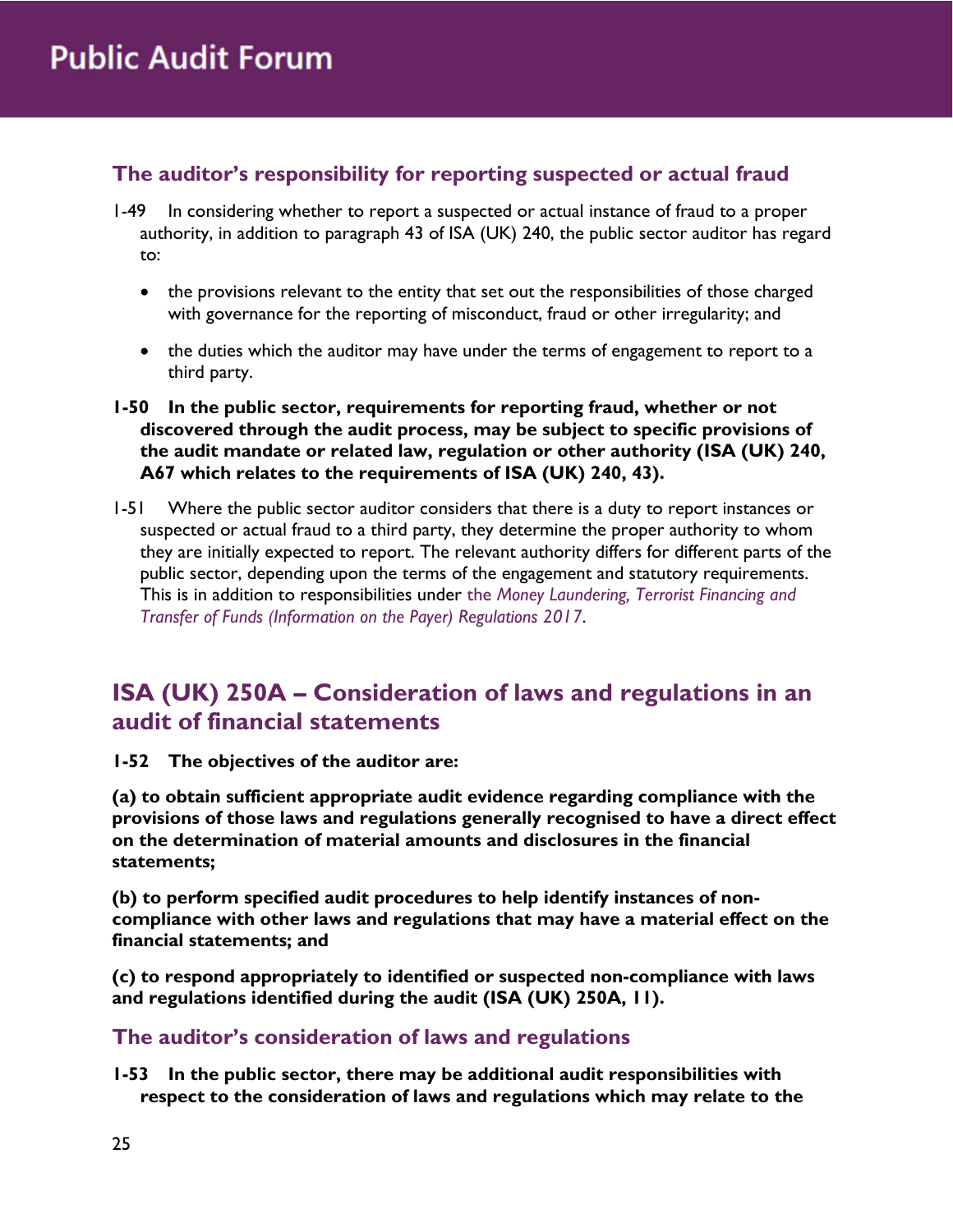### The auditor's responsibility for reporting suspected or actual fraud

1-49 In considering whether to report a suspected or actual instance of fraud to a proper authority, in addition to paragraph 43 of ISA (UK) 240, the public sector auditor has regard to:

- the provisions relevant to the entity that set out the responsibilities of those charged with governance for the reporting of misconduct, fraud or other irregularity; and
- the duties which the auditor may have under the terms of engagement to report to a third party.

**1-50 In the public sector, requirements for reporting fraud, whether or not discovered through the audit process, may be subject to specific provisions of the audit mandate or related law, regulation or other authority (ISA (UK) 240, A67 which relates to the requirements of ISA (UK) 240, 43).**

1-51 Where the public sector auditor considers that there is a duty to report instances or suspected or actual fraud to a third party, they determine the proper authority to whom they are initially expected to report. The relevant authority differs for different parts of the public sector, depending upon the terms of the engagement and statutory requirements. This is in addition to responsibilities under the *Money Laundering, Terrorist Financing and Transfer of Funds (Information on the Payer) Regulations 2017*.

## ISA (UK) 250A – Consideration of laws and regulations in an audit of financial statements

**1-52 The objectives of the auditor are:**

**(a) to obtain sufficient appropriate audit evidence regarding compliance with the provisions of those laws and regulations generally recognised to have a direct effect on the determination of material amounts and disclosures in the financial statements;**

**(b) to perform specified audit procedures to help identify instances of non-compliance with other laws and regulations that may have a material effect on the financial statements; and**

**(c) to respond appropriately to identified or suspected non-compliance with laws and regulations identified during the audit (ISA (UK) 250A, 11).**

### The auditor's consideration of laws and regulations

**1-53 In the public sector, there may be additional audit responsibilities with respect to the consideration of laws and regulations which may relate to the**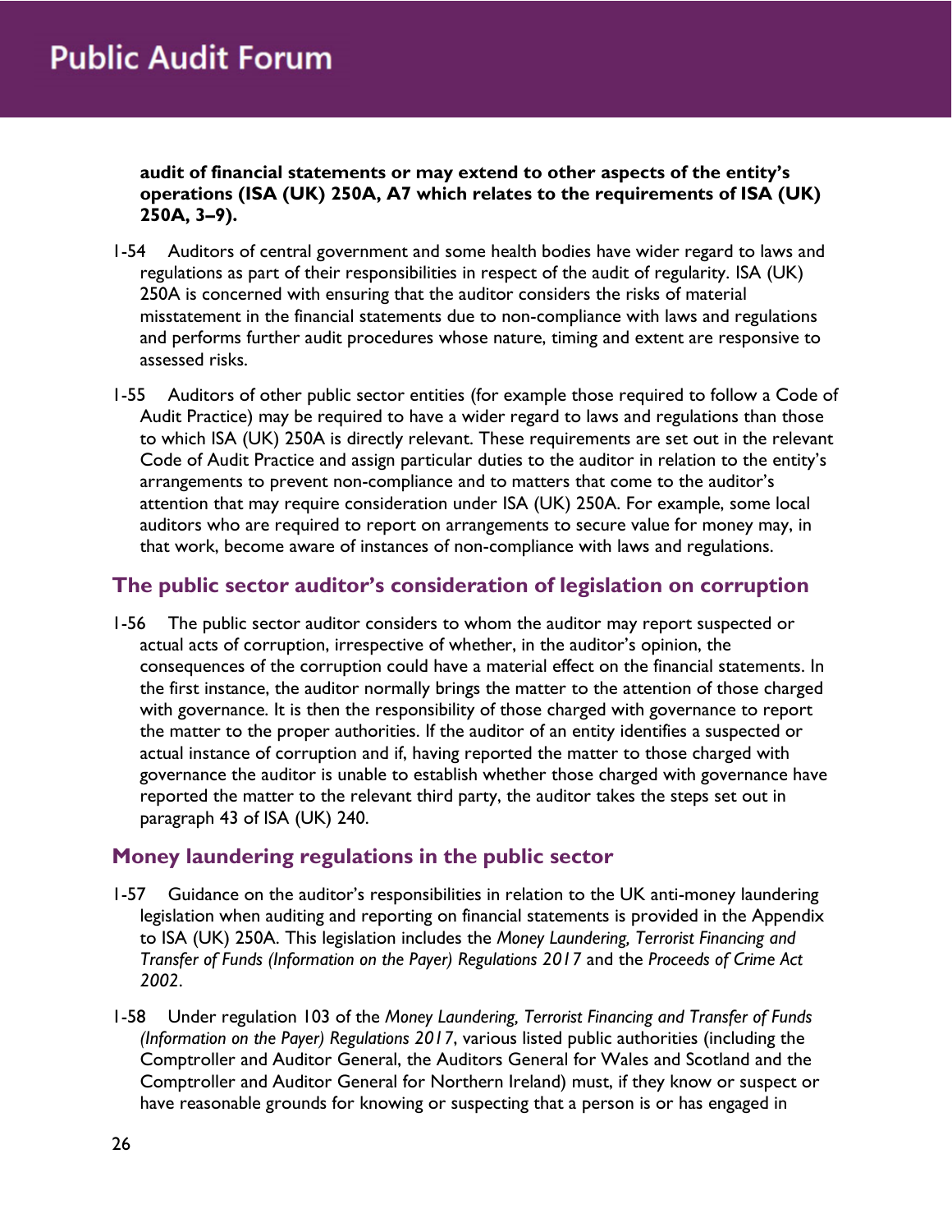**audit of financial statements or may extend to other aspects of the entity's operations (ISA (UK) 250A, A7 which relates to the requirements of ISA (UK) 250A, 3–9).**

1-54 Auditors of central government and some health bodies have wider regard to laws and regulations as part of their responsibilities in respect of the audit of regularity. ISA (UK) 250A is concerned with ensuring that the auditor considers the risks of material misstatement in the financial statements due to non-compliance with laws and regulations and performs further audit procedures whose nature, timing and extent are responsive to assessed risks.

1-55 Auditors of other public sector entities (for example those required to follow a Code of Audit Practice) may be required to have a wider regard to laws and regulations than those to which ISA (UK) 250A is directly relevant. These requirements are set out in the relevant Code of Audit Practice and assign particular duties to the auditor in relation to the entity's arrangements to prevent non-compliance and to matters that come to the auditor's attention that may require consideration under ISA (UK) 250A. For example, some local auditors who are required to report on arrangements to secure value for money may, in that work, become aware of instances of non-compliance with laws and regulations.

## The public sector auditor's consideration of legislation on corruption

1-56 The public sector auditor considers to whom the auditor may report suspected or actual acts of corruption, irrespective of whether, in the auditor's opinion, the consequences of the corruption could have a material effect on the financial statements. In the first instance, the auditor normally brings the matter to the attention of those charged with governance. It is then the responsibility of those charged with governance to report the matter to the proper authorities. If the auditor of an entity identifies a suspected or actual instance of corruption and if, having reported the matter to those charged with governance the auditor is unable to establish whether those charged with governance have reported the matter to the relevant third party, the auditor takes the steps set out in paragraph 43 of ISA (UK) 240.

## Money laundering regulations in the public sector

1-57 Guidance on the auditor's responsibilities in relation to the UK anti-money laundering legislation when auditing and reporting on financial statements is provided in the Appendix to ISA (UK) 250A. This legislation includes the *Money Laundering, Terrorist Financing and Transfer of Funds (Information on the Payer) Regulations 2017* and the *Proceeds of Crime Act 2002*.

1-58 Under regulation 103 of the *Money Laundering, Terrorist Financing and Transfer of Funds (Information on the Payer) Regulations 2017*, various listed public authorities (including the Comptroller and Auditor General, the Auditors General for Wales and Scotland and the Comptroller and Auditor General for Northern Ireland) must, if they know or suspect or have reasonable grounds for knowing or suspecting that a person is or has engaged in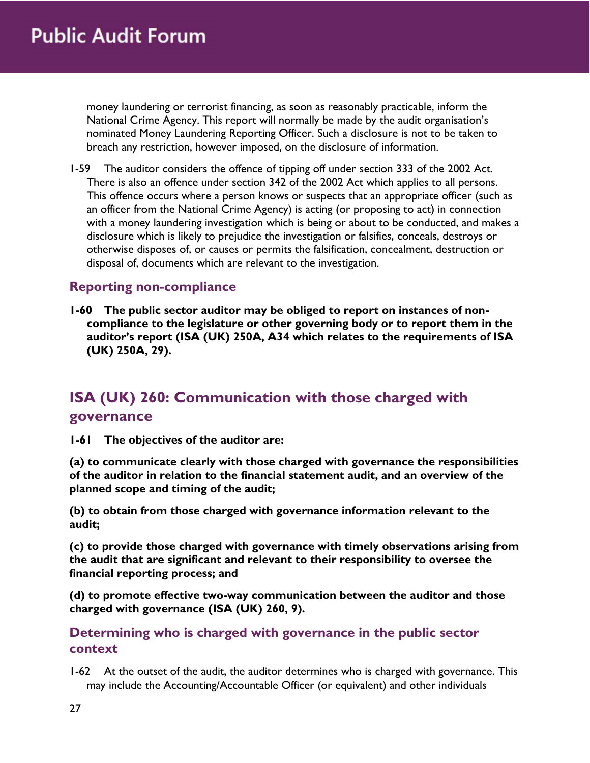money laundering or terrorist financing, as soon as reasonably practicable, inform the National Crime Agency. This report will normally be made by the audit organisation's nominated Money Laundering Reporting Officer. Such a disclosure is not to be taken to breach any restriction, however imposed, on the disclosure of information.

1-59 The auditor considers the offence of tipping off under section 333 of the 2002 Act. There is also an offence under section 342 of the 2002 Act which applies to all persons. This offence occurs where a person knows or suspects that an appropriate officer (such as an officer from the National Crime Agency) is acting (or proposing to act) in connection with a money laundering investigation which is being or about to be conducted, and makes a disclosure which is likely to prejudice the investigation or falsifies, conceals, destroys or otherwise disposes of, or causes or permits the falsification, concealment, destruction or disposal of, documents which are relevant to the investigation.

### Reporting non-compliance

**1-60 The public sector auditor may be obliged to report on instances of non-compliance to the legislature or other governing body or to report them in the auditor's report (ISA (UK) 250A, A34 which relates to the requirements of ISA (UK) 250A, 29).**

## ISA (UK) 260: Communication with those charged with governance

**1-61 The objectives of the auditor are:**

**(a) to communicate clearly with those charged with governance the responsibilities of the auditor in relation to the financial statement audit, and an overview of the planned scope and timing of the audit;**

**(b) to obtain from those charged with governance information relevant to the audit;**

**(c) to provide those charged with governance with timely observations arising from the audit that are significant and relevant to their responsibility to oversee the financial reporting process; and**

**(d) to promote effective two-way communication between the auditor and those charged with governance (ISA (UK) 260, 9).**

### Determining who is charged with governance in the public sector context

1-62 At the outset of the audit, the auditor determines who is charged with governance. This may include the Accounting/Accountable Officer (or equivalent) and other individuals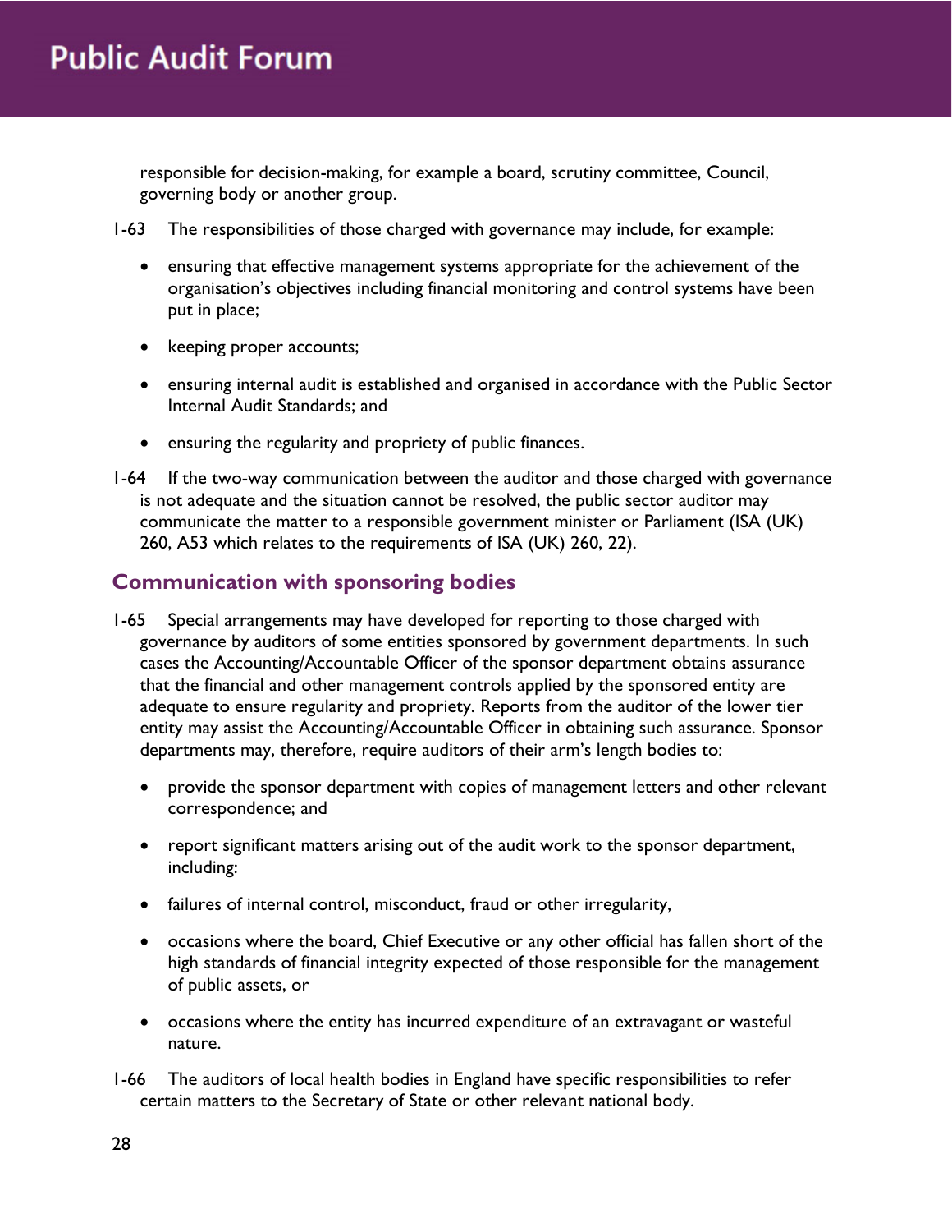responsible for decision-making, for example a board, scrutiny committee, Council, governing body or another group.

1-63 The responsibilities of those charged with governance may include, for example:

- ensuring that effective management systems appropriate for the achievement of the organisation's objectives including financial monitoring and control systems have been put in place;
- keeping proper accounts;
- ensuring internal audit is established and organised in accordance with the Public Sector Internal Audit Standards; and
- ensuring the regularity and propriety of public finances.

1-64 If the two-way communication between the auditor and those charged with governance is not adequate and the situation cannot be resolved, the public sector auditor may communicate the matter to a responsible government minister or Parliament (ISA (UK) 260, A53 which relates to the requirements of ISA (UK) 260, 22).

## Communication with sponsoring bodies

1-65 Special arrangements may have developed for reporting to those charged with governance by auditors of some entities sponsored by government departments. In such cases the Accounting/Accountable Officer of the sponsor department obtains assurance that the financial and other management controls applied by the sponsored entity are adequate to ensure regularity and propriety. Reports from the auditor of the lower tier entity may assist the Accounting/Accountable Officer in obtaining such assurance. Sponsor departments may, therefore, require auditors of their arm's length bodies to:

- provide the sponsor department with copies of management letters and other relevant correspondence; and
- report significant matters arising out of the audit work to the sponsor department, including:
- failures of internal control, misconduct, fraud or other irregularity,
- occasions where the board, Chief Executive or any other official has fallen short of the high standards of financial integrity expected of those responsible for the management of public assets, or
- occasions where the entity has incurred expenditure of an extravagant or wasteful nature.

1-66 The auditors of local health bodies in England have specific responsibilities to refer certain matters to the Secretary of State or other relevant national body.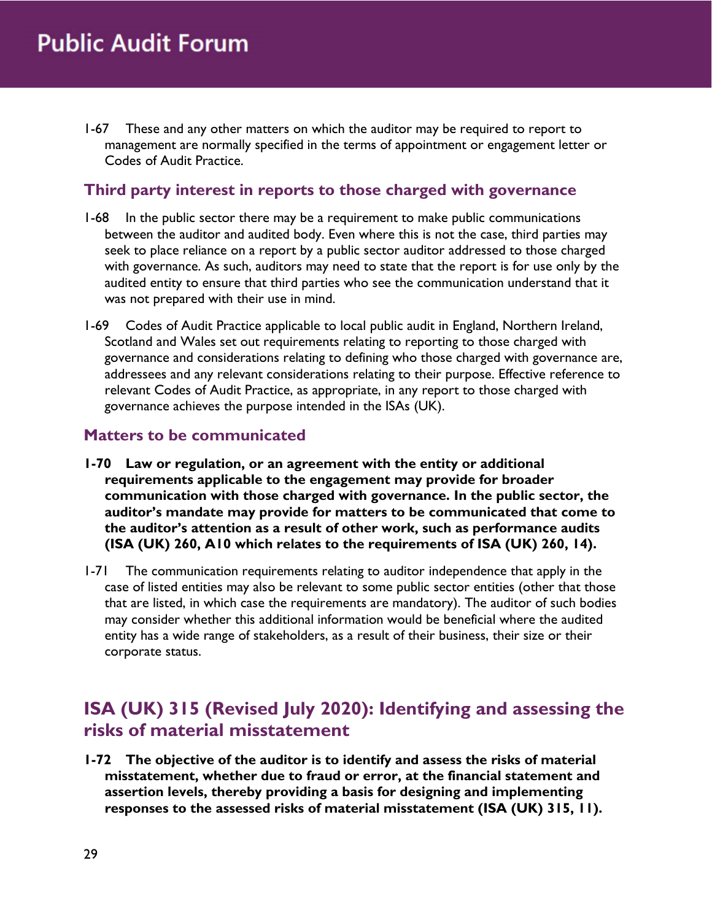1-67 These and any other matters on which the auditor may be required to report to management are normally specified in the terms of appointment or engagement letter or Codes of Audit Practice.

### Third party interest in reports to those charged with governance

1-68 In the public sector there may be a requirement to make public communications between the auditor and audited body. Even where this is not the case, third parties may seek to place reliance on a report by a public sector auditor addressed to those charged with governance. As such, auditors may need to state that the report is for use only by the audited entity to ensure that third parties who see the communication understand that it was not prepared with their use in mind.

1-69 Codes of Audit Practice applicable to local public audit in England, Northern Ireland, Scotland and Wales set out requirements relating to reporting to those charged with governance and considerations relating to defining who those charged with governance are, addressees and any relevant considerations relating to their purpose. Effective reference to relevant Codes of Audit Practice, as appropriate, in any report to those charged with governance achieves the purpose intended in the ISAs (UK).

### Matters to be communicated

**1-70 Law or regulation, or an agreement with the entity or additional requirements applicable to the engagement may provide for broader communication with those charged with governance. In the public sector, the auditor's mandate may provide for matters to be communicated that come to the auditor's attention as a result of other work, such as performance audits (ISA (UK) 260, A10 which relates to the requirements of ISA (UK) 260, 14).**

1-71 The communication requirements relating to auditor independence that apply in the case of listed entities may also be relevant to some public sector entities (other that those that are listed, in which case the requirements are mandatory). The auditor of such bodies may consider whether this additional information would be beneficial where the audited entity has a wide range of stakeholders, as a result of their business, their size or their corporate status.

## ISA (UK) 315 (Revised July 2020): Identifying and assessing the risks of material misstatement

**1-72 The objective of the auditor is to identify and assess the risks of material misstatement, whether due to fraud or error, at the financial statement and assertion levels, thereby providing a basis for designing and implementing responses to the assessed risks of material misstatement (ISA (UK) 315, 11).**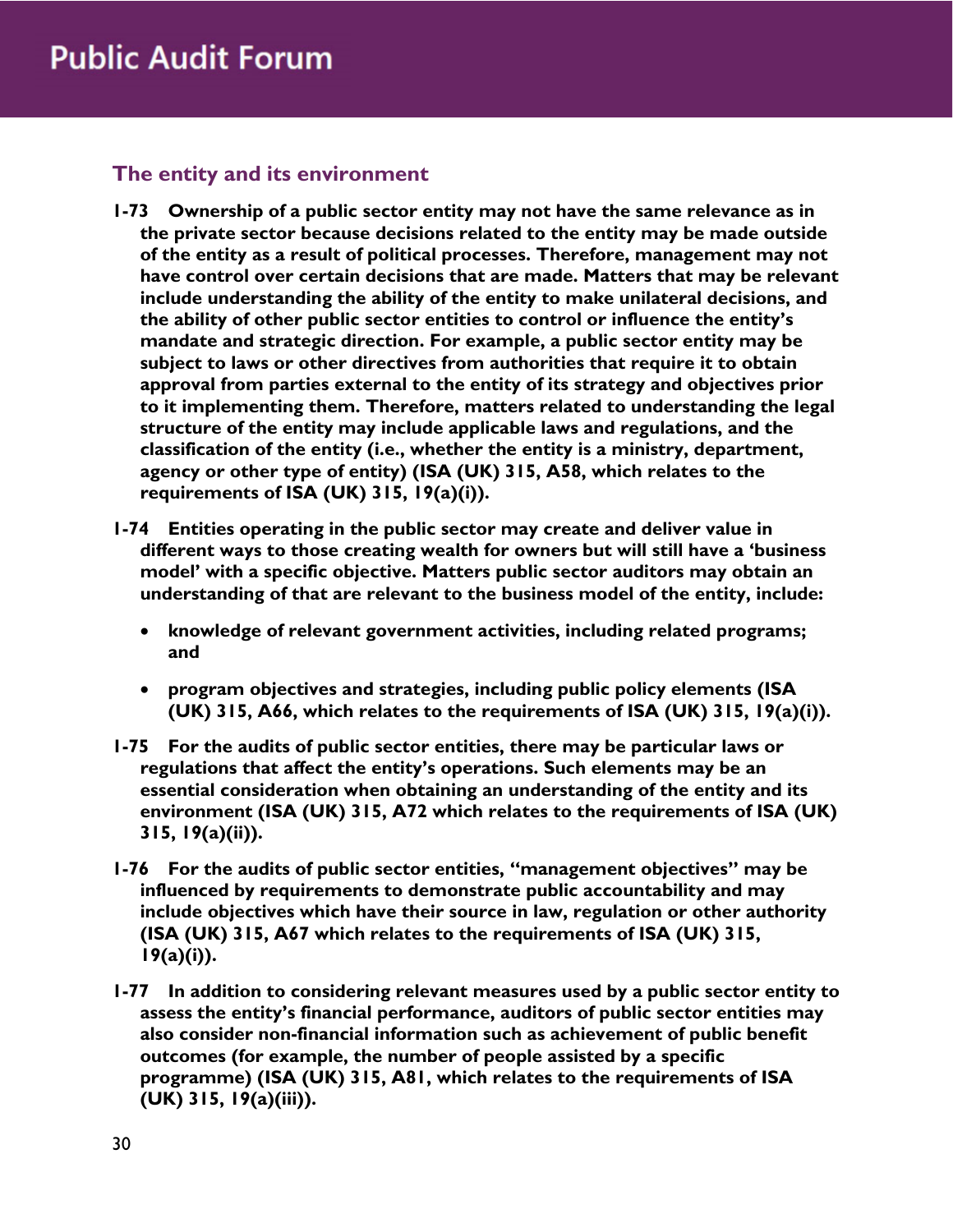## The entity and its environment

**1-73 Ownership of a public sector entity may not have the same relevance as in the private sector because decisions related to the entity may be made outside of the entity as a result of political processes. Therefore, management may not have control over certain decisions that are made. Matters that may be relevant include understanding the ability of the entity to make unilateral decisions, and the ability of other public sector entities to control or influence the entity's mandate and strategic direction. For example, a public sector entity may be subject to laws or other directives from authorities that require it to obtain approval from parties external to the entity of its strategy and objectives prior to it implementing them. Therefore, matters related to understanding the legal structure of the entity may include applicable laws and regulations, and the classification of the entity (i.e., whether the entity is a ministry, department, agency or other type of entity) (ISA (UK) 315, A58, which relates to the requirements of ISA (UK) 315, 19(a)(i)).**

**1-74 Entities operating in the public sector may create and deliver value in different ways to those creating wealth for owners but will still have a 'business model' with a specific objective. Matters public sector auditors may obtain an understanding of that are relevant to the business model of the entity, include:**

- **knowledge of relevant government activities, including related programs; and**
- **program objectives and strategies, including public policy elements (ISA (UK) 315, A66, which relates to the requirements of ISA (UK) 315, 19(a)(i)).**

**1-75 For the audits of public sector entities, there may be particular laws or regulations that affect the entity's operations. Such elements may be an essential consideration when obtaining an understanding of the entity and its environment (ISA (UK) 315, A72 which relates to the requirements of ISA (UK) 315, 19(a)(ii)).**

**1-76 For the audits of public sector entities, "management objectives" may be influenced by requirements to demonstrate public accountability and may include objectives which have their source in law, regulation or other authority (ISA (UK) 315, A67 which relates to the requirements of ISA (UK) 315, 19(a)(i)).**

**1-77 In addition to considering relevant measures used by a public sector entity to assess the entity's financial performance, auditors of public sector entities may also consider non-financial information such as achievement of public benefit outcomes (for example, the number of people assisted by a specific programme) (ISA (UK) 315, A81, which relates to the requirements of ISA (UK) 315, 19(a)(iii)).**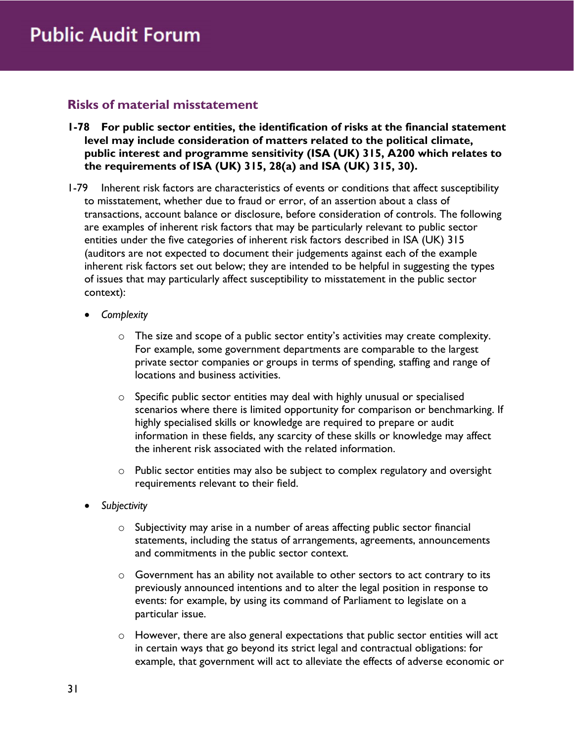## Risks of material misstatement

**1-78 For public sector entities, the identification of risks at the financial statement level may include consideration of matters related to the political climate, public interest and programme sensitivity (ISA (UK) 315, A200 which relates to the requirements of ISA (UK) 315, 28(a) and ISA (UK) 315, 30).**

1-79 Inherent risk factors are characteristics of events or conditions that affect susceptibility to misstatement, whether due to fraud or error, of an assertion about a class of transactions, account balance or disclosure, before consideration of controls. The following are examples of inherent risk factors that may be particularly relevant to public sector entities under the five categories of inherent risk factors described in ISA (UK) 315 (auditors are not expected to document their judgements against each of the example inherent risk factors set out below; they are intended to be helpful in suggesting the types of issues that may particularly affect susceptibility to misstatement in the public sector context):

- *Complexity*
  - The size and scope of a public sector entity's activities may create complexity. For example, some government departments are comparable to the largest private sector companies or groups in terms of spending, staffing and range of locations and business activities.
  - Specific public sector entities may deal with highly unusual or specialised scenarios where there is limited opportunity for comparison or benchmarking. If highly specialised skills or knowledge are required to prepare or audit information in these fields, any scarcity of these skills or knowledge may affect the inherent risk associated with the related information.
  - Public sector entities may also be subject to complex regulatory and oversight requirements relevant to their field.
- *Subjectivity*
  - Subjectivity may arise in a number of areas affecting public sector financial statements, including the status of arrangements, agreements, announcements and commitments in the public sector context.
  - Government has an ability not available to other sectors to act contrary to its previously announced intentions and to alter the legal position in response to events: for example, by using its command of Parliament to legislate on a particular issue.
  - However, there are also general expectations that public sector entities will act in certain ways that go beyond its strict legal and contractual obligations: for example, that government will act to alleviate the effects of adverse economic or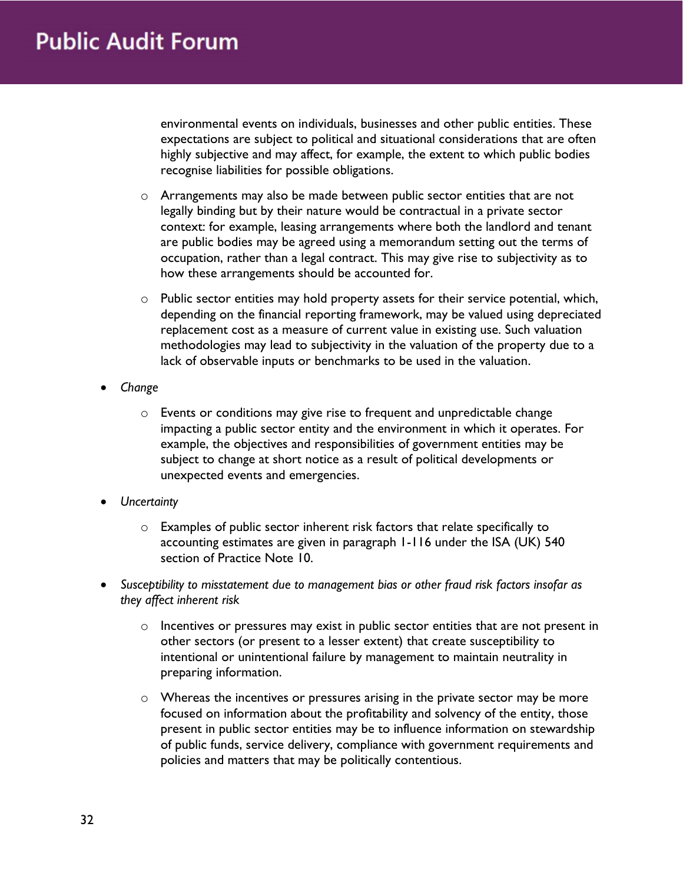environmental events on individuals, businesses and other public entities. These expectations are subject to political and situational considerations that are often highly subjective and may affect, for example, the extent to which public bodies recognise liabilities for possible obligations.

  - Arrangements may also be made between public sector entities that are not legally binding but by their nature would be contractual in a private sector context: for example, leasing arrangements where both the landlord and tenant are public bodies may be agreed using a memorandum setting out the terms of occupation, rather than a legal contract. This may give rise to subjectivity as to how these arrangements should be accounted for.

  - Public sector entities may hold property assets for their service potential, which, depending on the financial reporting framework, may be valued using depreciated replacement cost as a measure of current value in existing use. Such valuation methodologies may lead to subjectivity in the valuation of the property due to a lack of observable inputs or benchmarks to be used in the valuation.

- *Change*

  - Events or conditions may give rise to frequent and unpredictable change impacting a public sector entity and the environment in which it operates. For example, the objectives and responsibilities of government entities may be subject to change at short notice as a result of political developments or unexpected events and emergencies.

- *Uncertainty*

  - Examples of public sector inherent risk factors that relate specifically to accounting estimates are given in paragraph 1-116 under the ISA (UK) 540 section of Practice Note 10.

- *Susceptibility to misstatement due to management bias or other fraud risk factors insofar as they affect inherent risk*

  - Incentives or pressures may exist in public sector entities that are not present in other sectors (or present to a lesser extent) that create susceptibility to intentional or unintentional failure by management to maintain neutrality in preparing information.

  - Whereas the incentives or pressures arising in the private sector may be more focused on information about the profitability and solvency of the entity, those present in public sector entities may be to influence information on stewardship of public funds, service delivery, compliance with government requirements and policies and matters that may be politically contentious.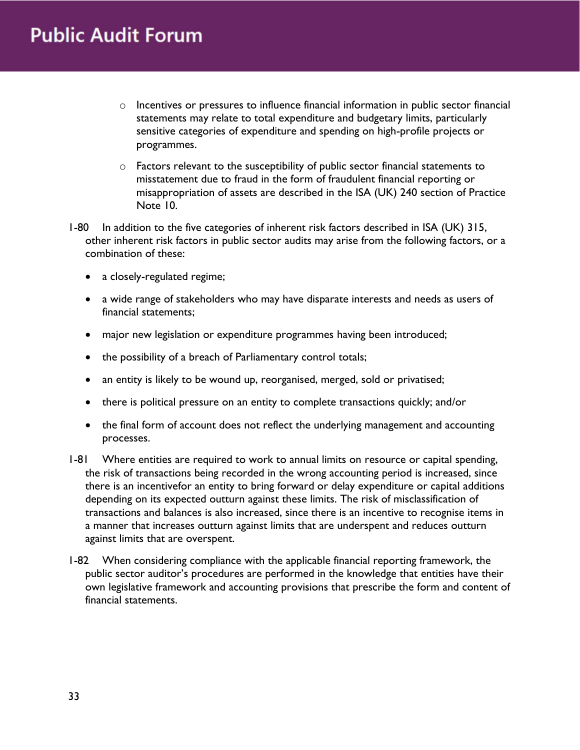- Incentives or pressures to influence financial information in public sector financial statements may relate to total expenditure and budgetary limits, particularly sensitive categories of expenditure and spending on high-profile projects or programmes.

  - Factors relevant to the susceptibility of public sector financial statements to misstatement due to fraud in the form of fraudulent financial reporting or misappropriation of assets are described in the ISA (UK) 240 section of Practice Note 10.

1-80 In addition to the five categories of inherent risk factors described in ISA (UK) 315, other inherent risk factors in public sector audits may arise from the following factors, or a combination of these:

- a closely-regulated regime;
- a wide range of stakeholders who may have disparate interests and needs as users of financial statements;
- major new legislation or expenditure programmes having been introduced;
- the possibility of a breach of Parliamentary control totals;
- an entity is likely to be wound up, reorganised, merged, sold or privatised;
- there is political pressure on an entity to complete transactions quickly; and/or
- the final form of account does not reflect the underlying management and accounting processes.

1-81 Where entities are required to work to annual limits on resource or capital spending, the risk of transactions being recorded in the wrong accounting period is increased, since there is an incentivefor an entity to bring forward or delay expenditure or capital additions depending on its expected outturn against these limits. The risk of misclassification of transactions and balances is also increased, since there is an incentive to recognise items in a manner that increases outturn against limits that are underspent and reduces outturn against limits that are overspent.

1-82 When considering compliance with the applicable financial reporting framework, the public sector auditor's procedures are performed in the knowledge that entities have their own legislative framework and accounting provisions that prescribe the form and content of financial statements.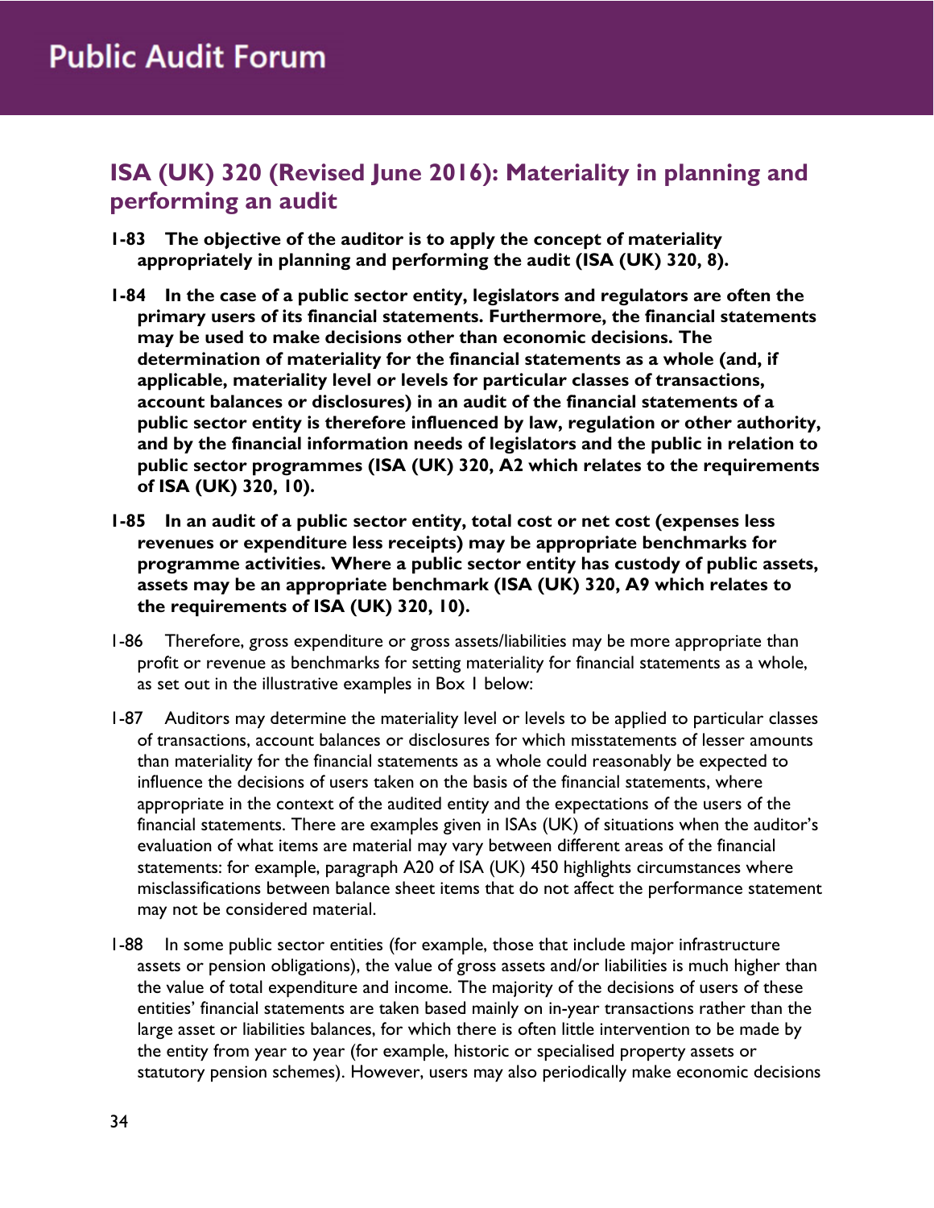## ISA (UK) 320 (Revised June 2016): Materiality in planning and performing an audit

**1-83 The objective of the auditor is to apply the concept of materiality appropriately in planning and performing the audit (ISA (UK) 320, 8).**

**1-84 In the case of a public sector entity, legislators and regulators are often the primary users of its financial statements. Furthermore, the financial statements may be used to make decisions other than economic decisions. The determination of materiality for the financial statements as a whole (and, if applicable, materiality level or levels for particular classes of transactions, account balances or disclosures) in an audit of the financial statements of a public sector entity is therefore influenced by law, regulation or other authority, and by the financial information needs of legislators and the public in relation to public sector programmes (ISA (UK) 320, A2 which relates to the requirements of ISA (UK) 320, 10).**

**1-85 In an audit of a public sector entity, total cost or net cost (expenses less revenues or expenditure less receipts) may be appropriate benchmarks for programme activities. Where a public sector entity has custody of public assets, assets may be an appropriate benchmark (ISA (UK) 320, A9 which relates to the requirements of ISA (UK) 320, 10).**

1-86 Therefore, gross expenditure or gross assets/liabilities may be more appropriate than profit or revenue as benchmarks for setting materiality for financial statements as a whole, as set out in the illustrative examples in Box 1 below:

1-87 Auditors may determine the materiality level or levels to be applied to particular classes of transactions, account balances or disclosures for which misstatements of lesser amounts than materiality for the financial statements as a whole could reasonably be expected to influence the decisions of users taken on the basis of the financial statements, where appropriate in the context of the audited entity and the expectations of the users of the financial statements. There are examples given in ISAs (UK) of situations when the auditor's evaluation of what items are material may vary between different areas of the financial statements: for example, paragraph A20 of ISA (UK) 450 highlights circumstances where misclassifications between balance sheet items that do not affect the performance statement may not be considered material.

1-88 In some public sector entities (for example, those that include major infrastructure assets or pension obligations), the value of gross assets and/or liabilities is much higher than the value of total expenditure and income. The majority of the decisions of users of these entities' financial statements are taken based mainly on in-year transactions rather than the large asset or liabilities balances, for which there is often little intervention to be made by the entity from year to year (for example, historic or specialised property assets or statutory pension schemes). However, users may also periodically make economic decisions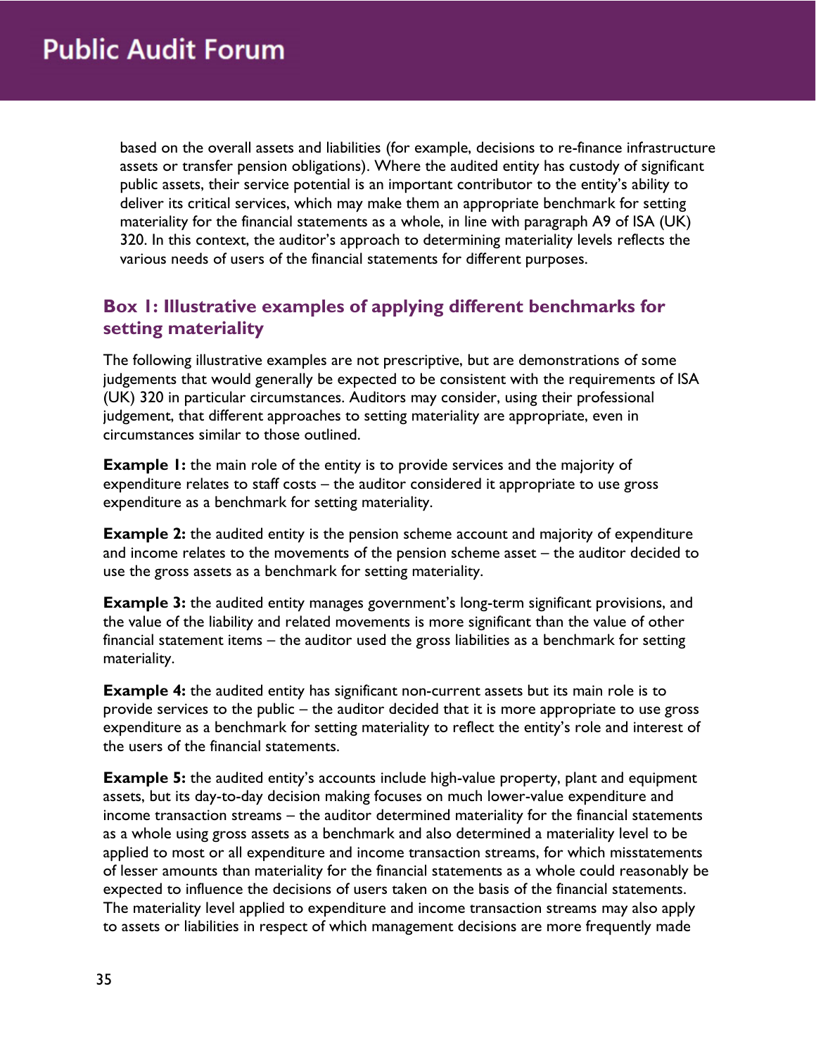based on the overall assets and liabilities (for example, decisions to re-finance infrastructure assets or transfer pension obligations). Where the audited entity has custody of significant public assets, their service potential is an important contributor to the entity's ability to deliver its critical services, which may make them an appropriate benchmark for setting materiality for the financial statements as a whole, in line with paragraph A9 of ISA (UK) 320. In this context, the auditor's approach to determining materiality levels reflects the various needs of users of the financial statements for different purposes.

### Box 1: Illustrative examples of applying different benchmarks for setting materiality

The following illustrative examples are not prescriptive, but are demonstrations of some judgements that would generally be expected to be consistent with the requirements of ISA (UK) 320 in particular circumstances. Auditors may consider, using their professional judgement, that different approaches to setting materiality are appropriate, even in circumstances similar to those outlined.

**Example 1:** the main role of the entity is to provide services and the majority of expenditure relates to staff costs – the auditor considered it appropriate to use gross expenditure as a benchmark for setting materiality.

**Example 2:** the audited entity is the pension scheme account and majority of expenditure and income relates to the movements of the pension scheme asset – the auditor decided to use the gross assets as a benchmark for setting materiality.

**Example 3:** the audited entity manages government's long-term significant provisions, and the value of the liability and related movements is more significant than the value of other financial statement items – the auditor used the gross liabilities as a benchmark for setting materiality.

**Example 4:** the audited entity has significant non-current assets but its main role is to provide services to the public – the auditor decided that it is more appropriate to use gross expenditure as a benchmark for setting materiality to reflect the entity's role and interest of the users of the financial statements.

**Example 5:** the audited entity's accounts include high-value property, plant and equipment assets, but its day-to-day decision making focuses on much lower-value expenditure and income transaction streams – the auditor determined materiality for the financial statements as a whole using gross assets as a benchmark and also determined a materiality level to be applied to most or all expenditure and income transaction streams, for which misstatements of lesser amounts than materiality for the financial statements as a whole could reasonably be expected to influence the decisions of users taken on the basis of the financial statements. The materiality level applied to expenditure and income transaction streams may also apply to assets or liabilities in respect of which management decisions are more frequently made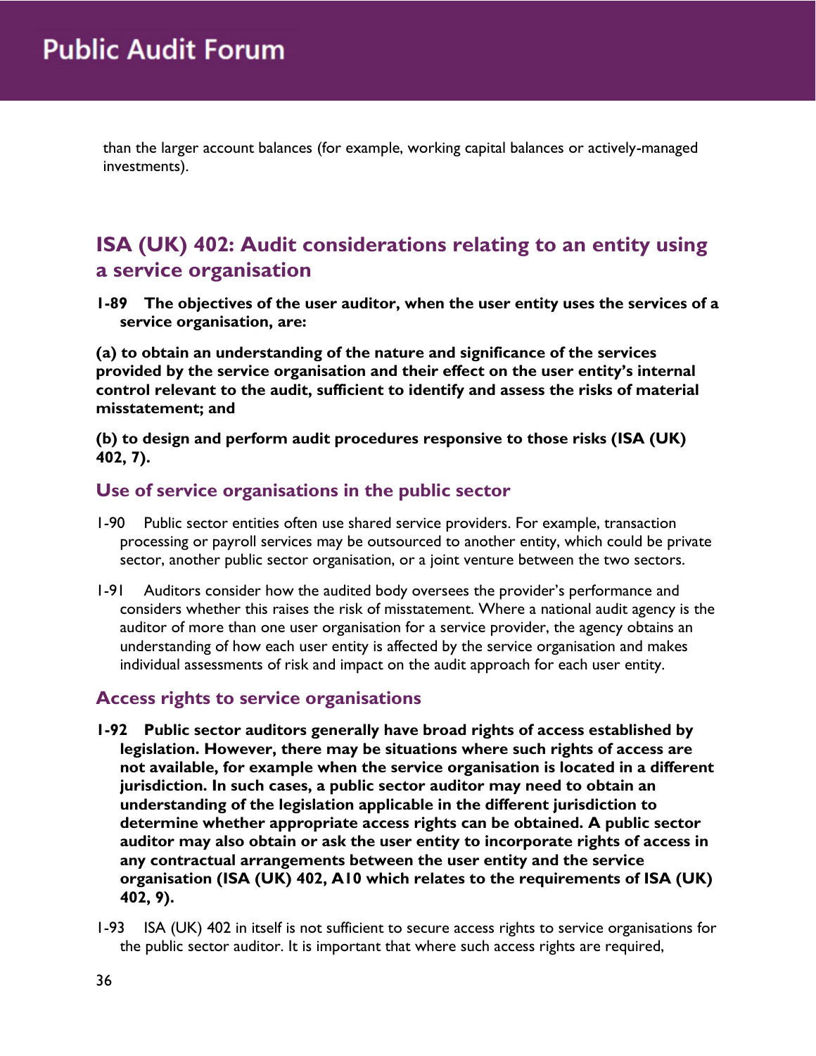than the larger account balances (for example, working capital balances or actively-managed investments).

## ISA (UK) 402: Audit considerations relating to an entity using a service organisation

**1-89 The objectives of the user auditor, when the user entity uses the services of a service organisation, are:**

**(a) to obtain an understanding of the nature and significance of the services provided by the service organisation and their effect on the user entity's internal control relevant to the audit, sufficient to identify and assess the risks of material misstatement; and**

**(b) to design and perform audit procedures responsive to those risks (ISA (UK) 402, 7).**

### Use of service organisations in the public sector

1-90 Public sector entities often use shared service providers. For example, transaction processing or payroll services may be outsourced to another entity, which could be private sector, another public sector organisation, or a joint venture between the two sectors.

1-91 Auditors consider how the audited body oversees the provider's performance and considers whether this raises the risk of misstatement. Where a national audit agency is the auditor of more than one user organisation for a service provider, the agency obtains an understanding of how each user entity is affected by the service organisation and makes individual assessments of risk and impact on the audit approach for each user entity.

### Access rights to service organisations

**1-92 Public sector auditors generally have broad rights of access established by legislation. However, there may be situations where such rights of access are not available, for example when the service organisation is located in a different jurisdiction. In such cases, a public sector auditor may need to obtain an understanding of the legislation applicable in the different jurisdiction to determine whether appropriate access rights can be obtained. A public sector auditor may also obtain or ask the user entity to incorporate rights of access in any contractual arrangements between the user entity and the service organisation (ISA (UK) 402, A10 which relates to the requirements of ISA (UK) 402, 9).**

1-93 ISA (UK) 402 in itself is not sufficient to secure access rights to service organisations for the public sector auditor. It is important that where such access rights are required,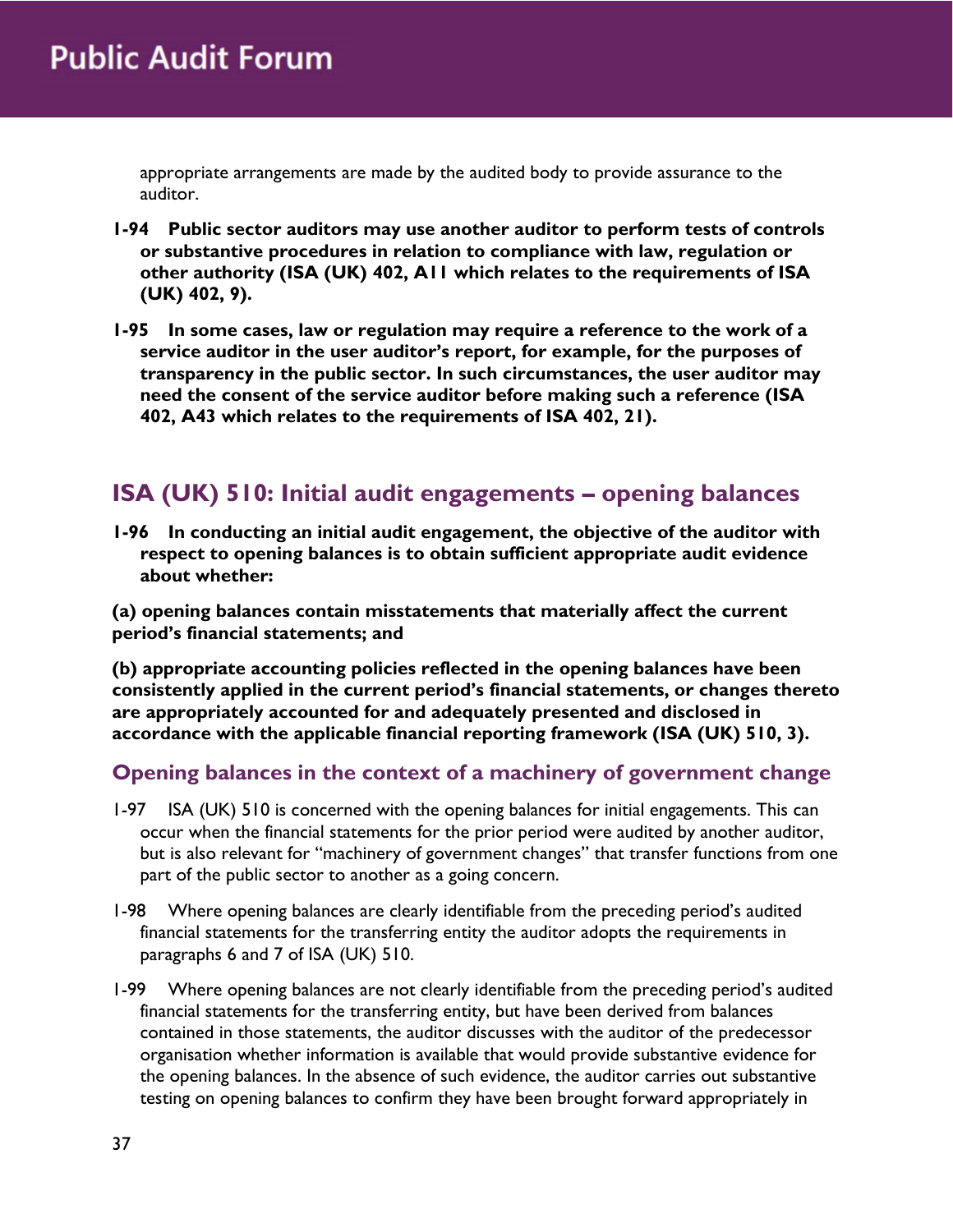appropriate arrangements are made by the audited body to provide assurance to the auditor.

**1-94 Public sector auditors may use another auditor to perform tests of controls or substantive procedures in relation to compliance with law, regulation or other authority (ISA (UK) 402, A11 which relates to the requirements of ISA (UK) 402, 9).**

**1-95 In some cases, law or regulation may require a reference to the work of a service auditor in the user auditor's report, for example, for the purposes of transparency in the public sector. In such circumstances, the user auditor may need the consent of the service auditor before making such a reference (ISA 402, A43 which relates to the requirements of ISA 402, 21).**

## ISA (UK) 510: Initial audit engagements – opening balances

**1-96 In conducting an initial audit engagement, the objective of the auditor with respect to opening balances is to obtain sufficient appropriate audit evidence about whether:**

**(a) opening balances contain misstatements that materially affect the current period's financial statements; and**

**(b) appropriate accounting policies reflected in the opening balances have been consistently applied in the current period's financial statements, or changes thereto are appropriately accounted for and adequately presented and disclosed in accordance with the applicable financial reporting framework (ISA (UK) 510, 3).**

### Opening balances in the context of a machinery of government change

1-97 ISA (UK) 510 is concerned with the opening balances for initial engagements. This can occur when the financial statements for the prior period were audited by another auditor, but is also relevant for "machinery of government changes" that transfer functions from one part of the public sector to another as a going concern.

1-98 Where opening balances are clearly identifiable from the preceding period's audited financial statements for the transferring entity the auditor adopts the requirements in paragraphs 6 and 7 of ISA (UK) 510.

1-99 Where opening balances are not clearly identifiable from the preceding period's audited financial statements for the transferring entity, but have been derived from balances contained in those statements, the auditor discusses with the auditor of the predecessor organisation whether information is available that would provide substantive evidence for the opening balances. In the absence of such evidence, the auditor carries out substantive testing on opening balances to confirm they have been brought forward appropriately in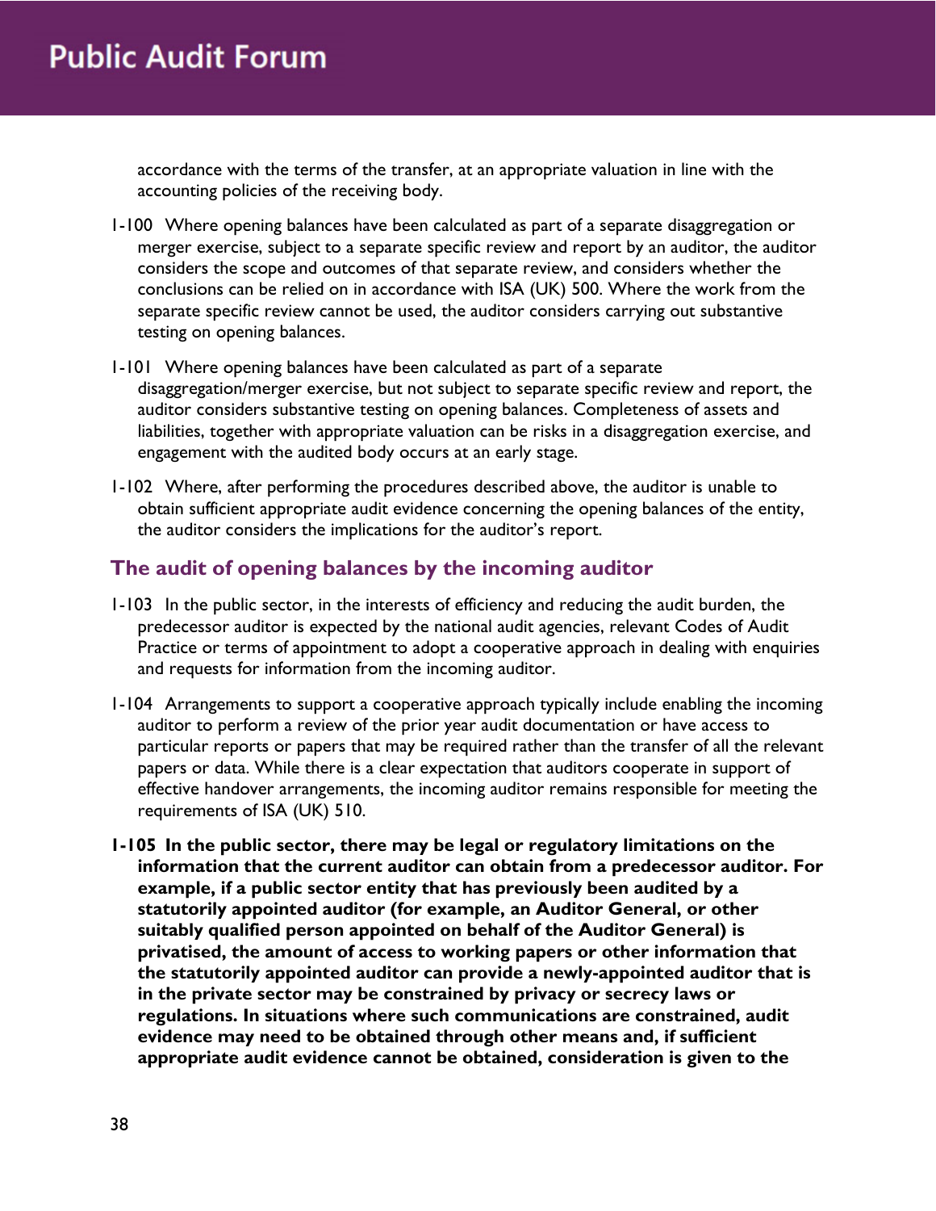accordance with the terms of the transfer, at an appropriate valuation in line with the accounting policies of the receiving body.

1-100 Where opening balances have been calculated as part of a separate disaggregation or merger exercise, subject to a separate specific review and report by an auditor, the auditor considers the scope and outcomes of that separate review, and considers whether the conclusions can be relied on in accordance with ISA (UK) 500. Where the work from the separate specific review cannot be used, the auditor considers carrying out substantive testing on opening balances.

1-101 Where opening balances have been calculated as part of a separate disaggregation/merger exercise, but not subject to separate specific review and report, the auditor considers substantive testing on opening balances. Completeness of assets and liabilities, together with appropriate valuation can be risks in a disaggregation exercise, and engagement with the audited body occurs at an early stage.

1-102 Where, after performing the procedures described above, the auditor is unable to obtain sufficient appropriate audit evidence concerning the opening balances of the entity, the auditor considers the implications for the auditor's report.

## The audit of opening balances by the incoming auditor

1-103 In the public sector, in the interests of efficiency and reducing the audit burden, the predecessor auditor is expected by the national audit agencies, relevant Codes of Audit Practice or terms of appointment to adopt a cooperative approach in dealing with enquiries and requests for information from the incoming auditor.

1-104 Arrangements to support a cooperative approach typically include enabling the incoming auditor to perform a review of the prior year audit documentation or have access to particular reports or papers that may be required rather than the transfer of all the relevant papers or data. While there is a clear expectation that auditors cooperate in support of effective handover arrangements, the incoming auditor remains responsible for meeting the requirements of ISA (UK) 510.

**1-105 In the public sector, there may be legal or regulatory limitations on the information that the current auditor can obtain from a predecessor auditor. For example, if a public sector entity that has previously been audited by a statutorily appointed auditor (for example, an Auditor General, or other suitably qualified person appointed on behalf of the Auditor General) is privatised, the amount of access to working papers or other information that the statutorily appointed auditor can provide a newly-appointed auditor that is in the private sector may be constrained by privacy or secrecy laws or regulations. In situations where such communications are constrained, audit evidence may need to be obtained through other means and, if sufficient appropriate audit evidence cannot be obtained, consideration is given to the**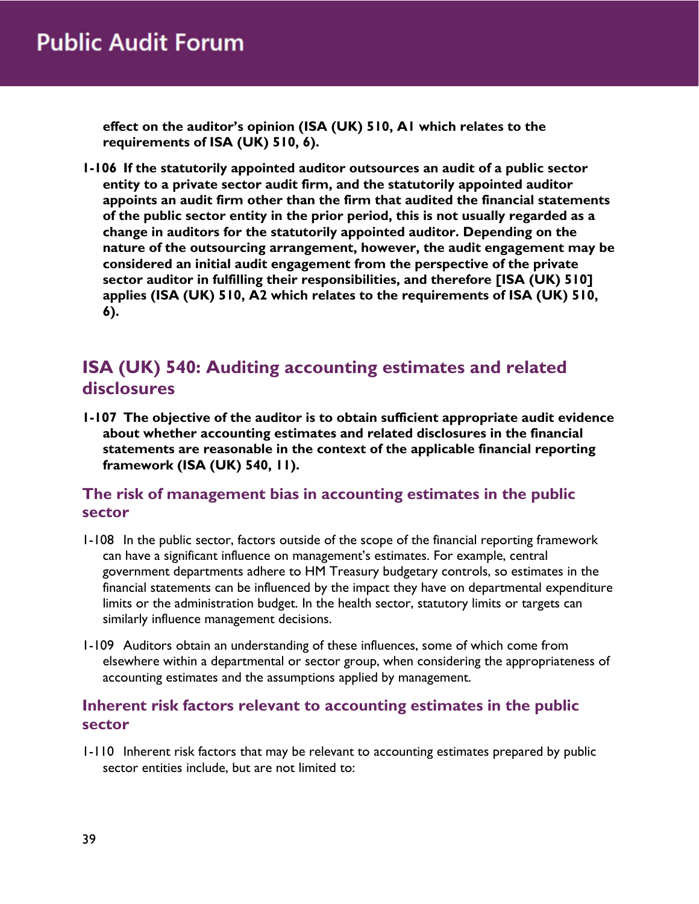**effect on the auditor's opinion (ISA (UK) 510, A1 which relates to the requirements of ISA (UK) 510, 6).**

**1-106 If the statutorily appointed auditor outsources an audit of a public sector entity to a private sector audit firm, and the statutorily appointed auditor appoints an audit firm other than the firm that audited the financial statements of the public sector entity in the prior period, this is not usually regarded as a change in auditors for the statutorily appointed auditor. Depending on the nature of the outsourcing arrangement, however, the audit engagement may be considered an initial audit engagement from the perspective of the private sector auditor in fulfilling their responsibilities, and therefore [ISA (UK) 510] applies (ISA (UK) 510, A2 which relates to the requirements of ISA (UK) 510, 6).**

## ISA (UK) 540: Auditing accounting estimates and related disclosures

**1-107 The objective of the auditor is to obtain sufficient appropriate audit evidence about whether accounting estimates and related disclosures in the financial statements are reasonable in the context of the applicable financial reporting framework (ISA (UK) 540, 11).**

### The risk of management bias in accounting estimates in the public sector

1-108 In the public sector, factors outside of the scope of the financial reporting framework can have a significant influence on management's estimates. For example, central government departments adhere to HM Treasury budgetary controls, so estimates in the financial statements can be influenced by the impact they have on departmental expenditure limits or the administration budget. In the health sector, statutory limits or targets can similarly influence management decisions.

1-109 Auditors obtain an understanding of these influences, some of which come from elsewhere within a departmental or sector group, when considering the appropriateness of accounting estimates and the assumptions applied by management.

### Inherent risk factors relevant to accounting estimates in the public sector

1-110 Inherent risk factors that may be relevant to accounting estimates prepared by public sector entities include, but are not limited to: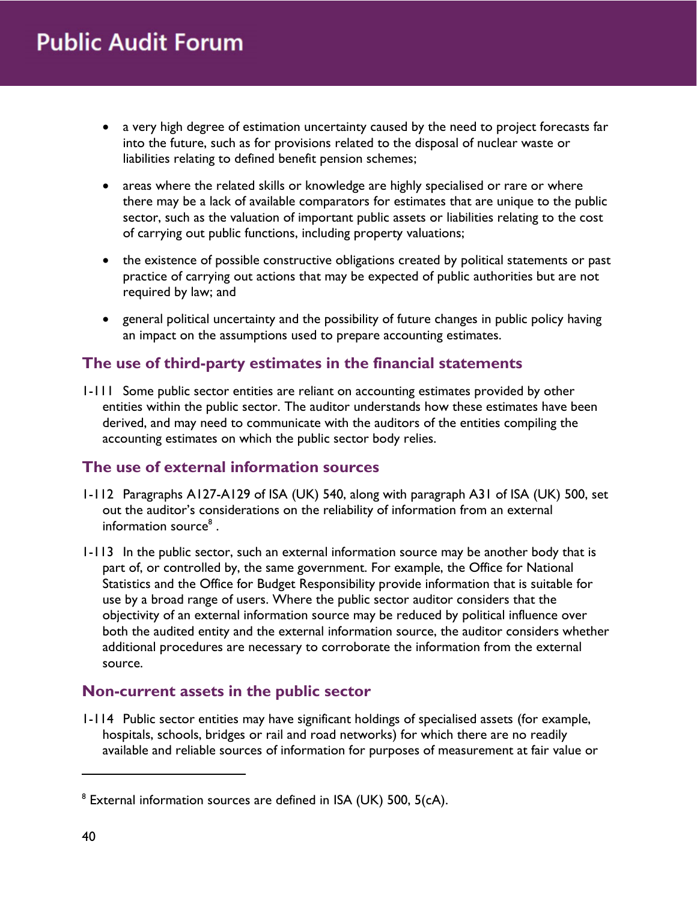- a very high degree of estimation uncertainty caused by the need to project forecasts far into the future, such as for provisions related to the disposal of nuclear waste or liabilities relating to defined benefit pension schemes;
- areas where the related skills or knowledge are highly specialised or rare or where there may be a lack of available comparators for estimates that are unique to the public sector, such as the valuation of important public assets or liabilities relating to the cost of carrying out public functions, including property valuations;
- the existence of possible constructive obligations created by political statements or past practice of carrying out actions that may be expected of public authorities but are not required by law; and
- general political uncertainty and the possibility of future changes in public policy having an impact on the assumptions used to prepare accounting estimates.

## The use of third-party estimates in the financial statements

1-111 Some public sector entities are reliant on accounting estimates provided by other entities within the public sector. The auditor understands how these estimates have been derived, and may need to communicate with the auditors of the entities compiling the accounting estimates on which the public sector body relies.

## The use of external information sources

1-112 Paragraphs A127-A129 of ISA (UK) 540, along with paragraph A31 of ISA (UK) 500, set out the auditor's considerations on the reliability of information from an external information source[8] .

1-113 In the public sector, such an external information source may be another body that is part of, or controlled by, the same government. For example, the Office for National Statistics and the Office for Budget Responsibility provide information that is suitable for use by a broad range of users. Where the public sector auditor considers that the objectivity of an external information source may be reduced by political influence over both the audited entity and the external information source, the auditor considers whether additional procedures are necessary to corroborate the information from the external source.

## Non-current assets in the public sector

1-114 Public sector entities may have significant holdings of specialised assets (for example, hospitals, schools, bridges or rail and road networks) for which there are no readily available and reliable sources of information for purposes of measurement at fair value or

[8] External information sources are defined in ISA (UK) 500, 5(cA).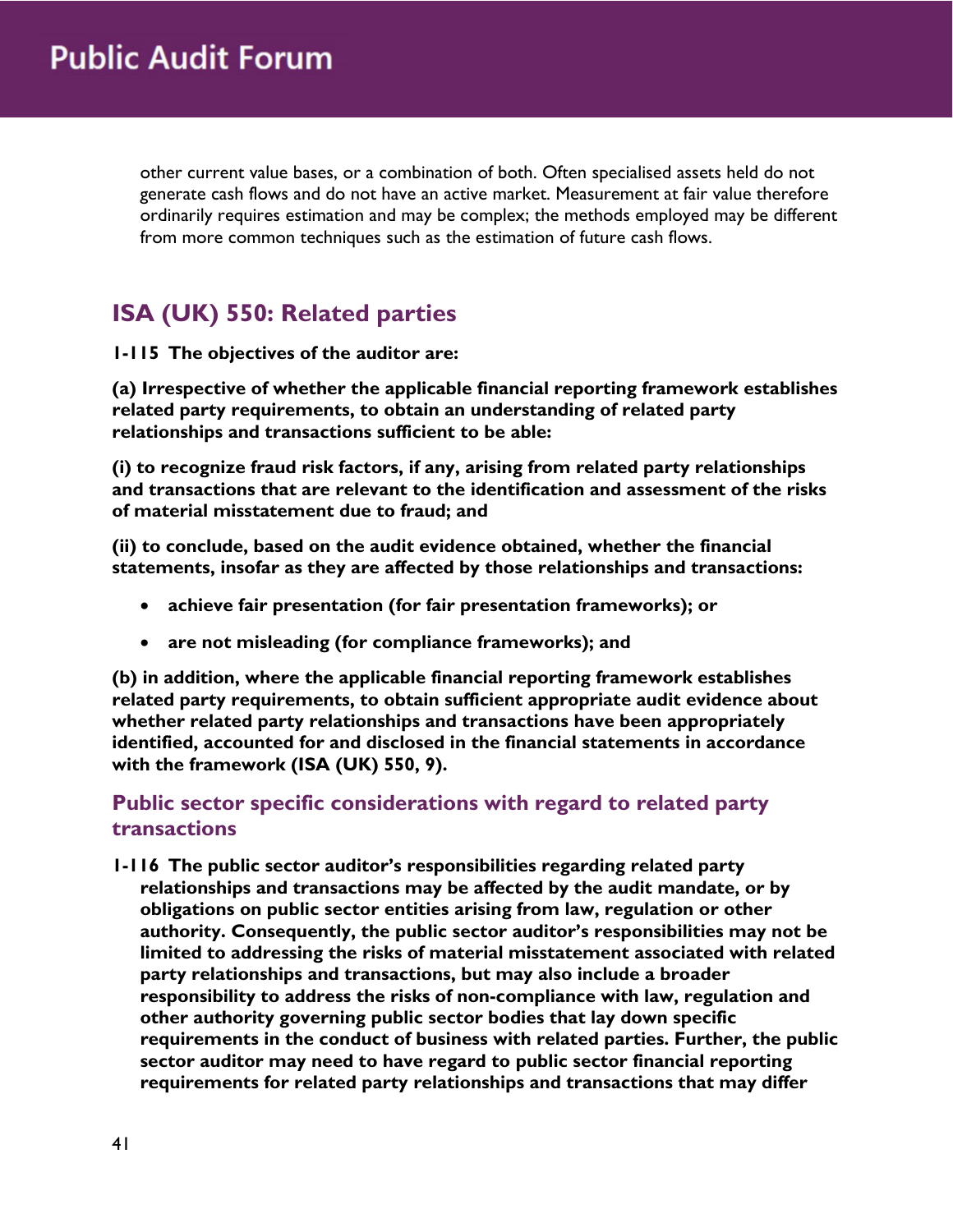other current value bases, or a combination of both. Often specialised assets held do not generate cash flows and do not have an active market. Measurement at fair value therefore ordinarily requires estimation and may be complex; the methods employed may be different from more common techniques such as the estimation of future cash flows.

## ISA (UK) 550: Related parties

**1-115 The objectives of the auditor are:**

**(a) Irrespective of whether the applicable financial reporting framework establishes related party requirements, to obtain an understanding of related party relationships and transactions sufficient to be able:**

**(i) to recognize fraud risk factors, if any, arising from related party relationships and transactions that are relevant to the identification and assessment of the risks of material misstatement due to fraud; and**

**(ii) to conclude, based on the audit evidence obtained, whether the financial statements, insofar as they are affected by those relationships and transactions:**

- **achieve fair presentation (for fair presentation frameworks); or**
- **are not misleading (for compliance frameworks); and**

**(b) in addition, where the applicable financial reporting framework establishes related party requirements, to obtain sufficient appropriate audit evidence about whether related party relationships and transactions have been appropriately identified, accounted for and disclosed in the financial statements in accordance with the framework (ISA (UK) 550, 9).**

### Public sector specific considerations with regard to related party transactions

**1-116 The public sector auditor's responsibilities regarding related party relationships and transactions may be affected by the audit mandate, or by obligations on public sector entities arising from law, regulation or other authority. Consequently, the public sector auditor's responsibilities may not be limited to addressing the risks of material misstatement associated with related party relationships and transactions, but may also include a broader responsibility to address the risks of non-compliance with law, regulation and other authority governing public sector bodies that lay down specific requirements in the conduct of business with related parties. Further, the public sector auditor may need to have regard to public sector financial reporting requirements for related party relationships and transactions that may differ**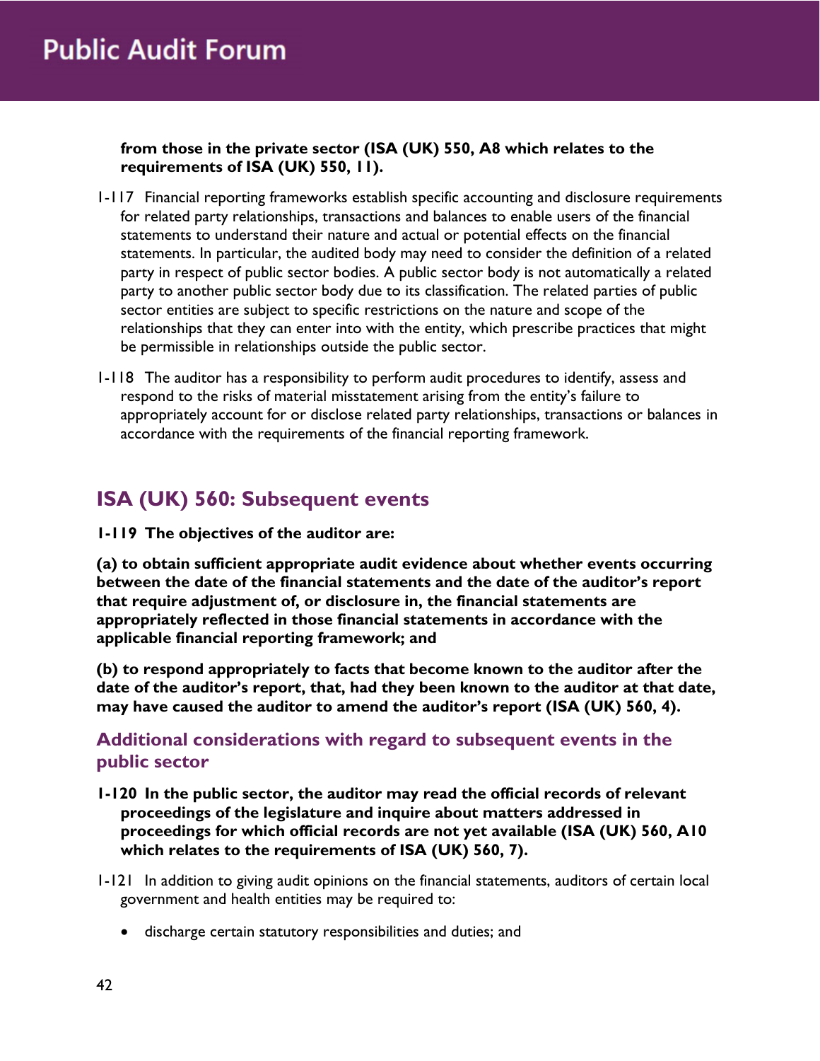**from those in the private sector (ISA (UK) 550, A8 which relates to the requirements of ISA (UK) 550, 11).**

1-117 Financial reporting frameworks establish specific accounting and disclosure requirements for related party relationships, transactions and balances to enable users of the financial statements to understand their nature and actual or potential effects on the financial statements. In particular, the audited body may need to consider the definition of a related party in respect of public sector bodies. A public sector body is not automatically a related party to another public sector body due to its classification. The related parties of public sector entities are subject to specific restrictions on the nature and scope of the relationships that they can enter into with the entity, which prescribe practices that might be permissible in relationships outside the public sector.

1-118 The auditor has a responsibility to perform audit procedures to identify, assess and respond to the risks of material misstatement arising from the entity's failure to appropriately account for or disclose related party relationships, transactions or balances in accordance with the requirements of the financial reporting framework.

## ISA (UK) 560: Subsequent events

**1-119 The objectives of the auditor are:**

**(a) to obtain sufficient appropriate audit evidence about whether events occurring between the date of the financial statements and the date of the auditor's report that require adjustment of, or disclosure in, the financial statements are appropriately reflected in those financial statements in accordance with the applicable financial reporting framework; and**

**(b) to respond appropriately to facts that become known to the auditor after the date of the auditor's report, that, had they been known to the auditor at that date, may have caused the auditor to amend the auditor's report (ISA (UK) 560, 4).**

### Additional considerations with regard to subsequent events in the public sector

**1-120 In the public sector, the auditor may read the official records of relevant proceedings of the legislature and inquire about matters addressed in proceedings for which official records are not yet available (ISA (UK) 560, A10 which relates to the requirements of ISA (UK) 560, 7).**

1-121 In addition to giving audit opinions on the financial statements, auditors of certain local government and health entities may be required to:

- discharge certain statutory responsibilities and duties; and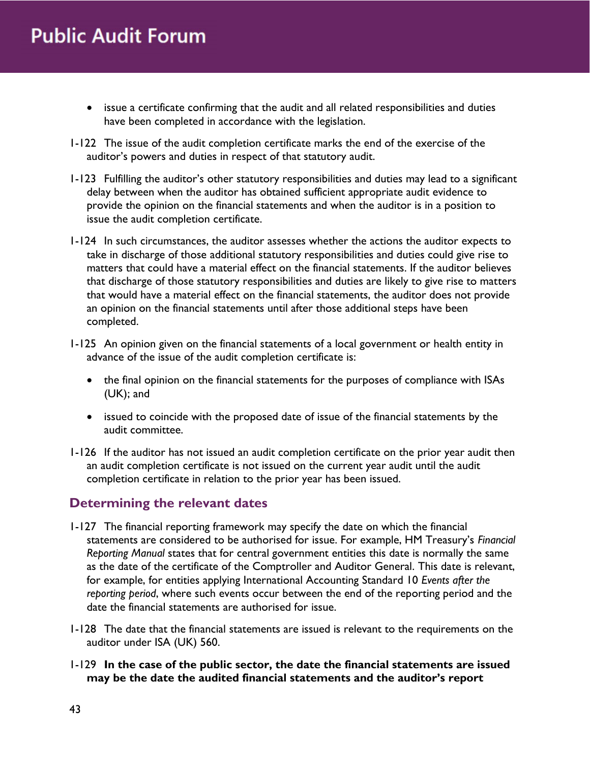- issue a certificate confirming that the audit and all related responsibilities and duties have been completed in accordance with the legislation.

1-122 The issue of the audit completion certificate marks the end of the exercise of the auditor's powers and duties in respect of that statutory audit.

1-123 Fulfilling the auditor's other statutory responsibilities and duties may lead to a significant delay between when the auditor has obtained sufficient appropriate audit evidence to provide the opinion on the financial statements and when the auditor is in a position to issue the audit completion certificate.

1-124 In such circumstances, the auditor assesses whether the actions the auditor expects to take in discharge of those additional statutory responsibilities and duties could give rise to matters that could have a material effect on the financial statements. If the auditor believes that discharge of those statutory responsibilities and duties are likely to give rise to matters that would have a material effect on the financial statements, the auditor does not provide an opinion on the financial statements until after those additional steps have been completed.

1-125 An opinion given on the financial statements of a local government or health entity in advance of the issue of the audit completion certificate is:

- the final opinion on the financial statements for the purposes of compliance with ISAs (UK); and
- issued to coincide with the proposed date of issue of the financial statements by the audit committee.

1-126 If the auditor has not issued an audit completion certificate on the prior year audit then an audit completion certificate is not issued on the current year audit until the audit completion certificate in relation to the prior year has been issued.

## Determining the relevant dates

1-127 The financial reporting framework may specify the date on which the financial statements are considered to be authorised for issue. For example, HM Treasury's *Financial Reporting Manual* states that for central government entities this date is normally the same as the date of the certificate of the Comptroller and Auditor General. This date is relevant, for example, for entities applying International Accounting Standard 10 *Events after the reporting period*, where such events occur between the end of the reporting period and the date the financial statements are authorised for issue.

1-128 The date that the financial statements are issued is relevant to the requirements on the auditor under ISA (UK) 560.

1-129 **In the case of the public sector, the date the financial statements are issued may be the date the audited financial statements and the auditor's report**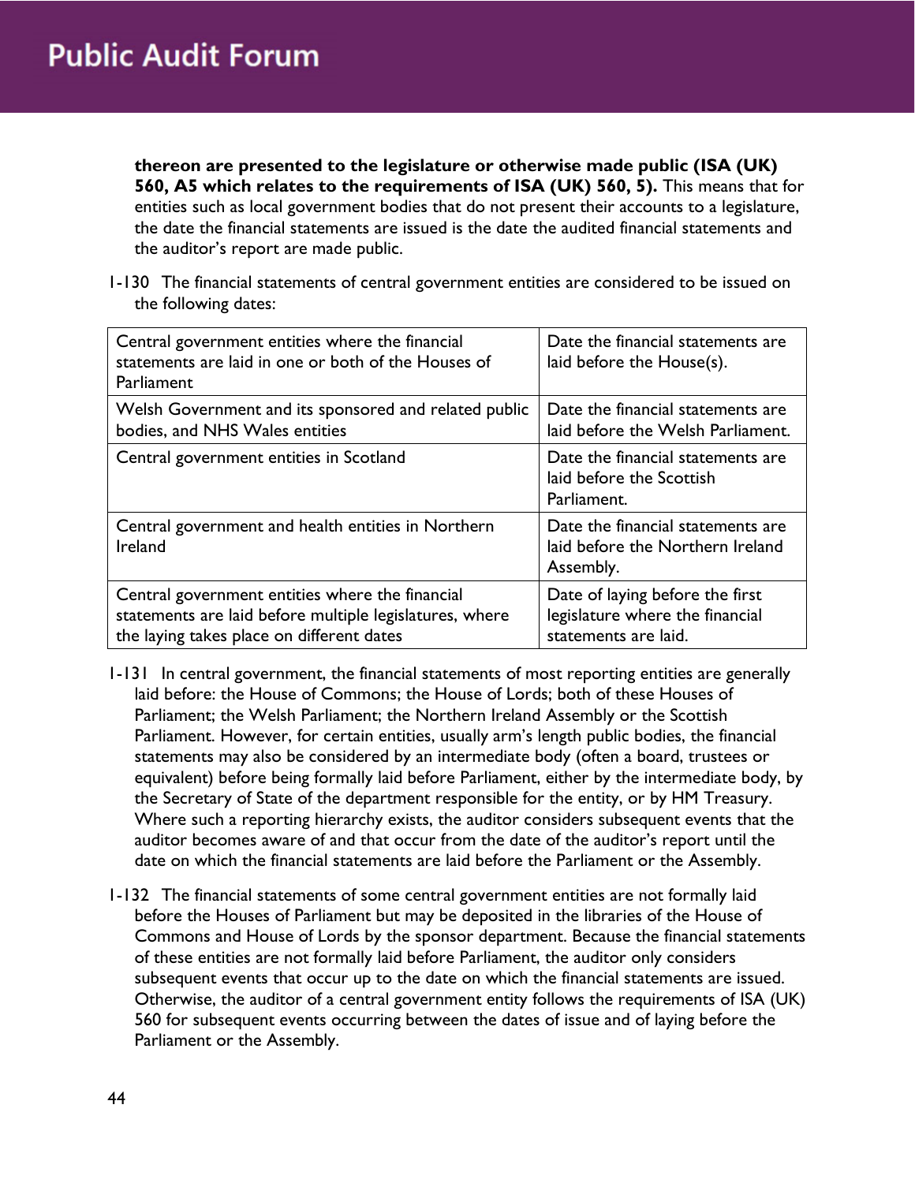**thereon are presented to the legislature or otherwise made public (ISA (UK) 560, A5 which relates to the requirements of ISA (UK) 560, 5).** This means that for entities such as local government bodies that do not present their accounts to a legislature, the date the financial statements are issued is the date the audited financial statements and the auditor's report are made public.

1-130 The financial statements of central government entities are considered to be issued on the following dates:

| | |
|---|---|
| Central government entities where the financial statements are laid in one or both of the Houses of Parliament | Date the financial statements are laid before the House(s). |
| Welsh Government and its sponsored and related public bodies, and NHS Wales entities | Date the financial statements are laid before the Welsh Parliament. |
| Central government entities in Scotland | Date the financial statements are laid before the Scottish Parliament. |
| Central government and health entities in Northern Ireland | Date the financial statements are laid before the Northern Ireland Assembly. |
| Central government entities where the financial statements are laid before multiple legislatures, where the laying takes place on different dates | Date of laying before the first legislature where the financial statements are laid. |

1-131 In central government, the financial statements of most reporting entities are generally laid before: the House of Commons; the House of Lords; both of these Houses of Parliament; the Welsh Parliament; the Northern Ireland Assembly or the Scottish Parliament. However, for certain entities, usually arm's length public bodies, the financial statements may also be considered by an intermediate body (often a board, trustees or equivalent) before being formally laid before Parliament, either by the intermediate body, by the Secretary of State of the department responsible for the entity, or by HM Treasury. Where such a reporting hierarchy exists, the auditor considers subsequent events that the auditor becomes aware of and that occur from the date of the auditor's report until the date on which the financial statements are laid before the Parliament or the Assembly.

1-132 The financial statements of some central government entities are not formally laid before the Houses of Parliament but may be deposited in the libraries of the House of Commons and House of Lords by the sponsor department. Because the financial statements of these entities are not formally laid before Parliament, the auditor only considers subsequent events that occur up to the date on which the financial statements are issued. Otherwise, the auditor of a central government entity follows the requirements of ISA (UK) 560 for subsequent events occurring between the dates of issue and of laying before the Parliament or the Assembly.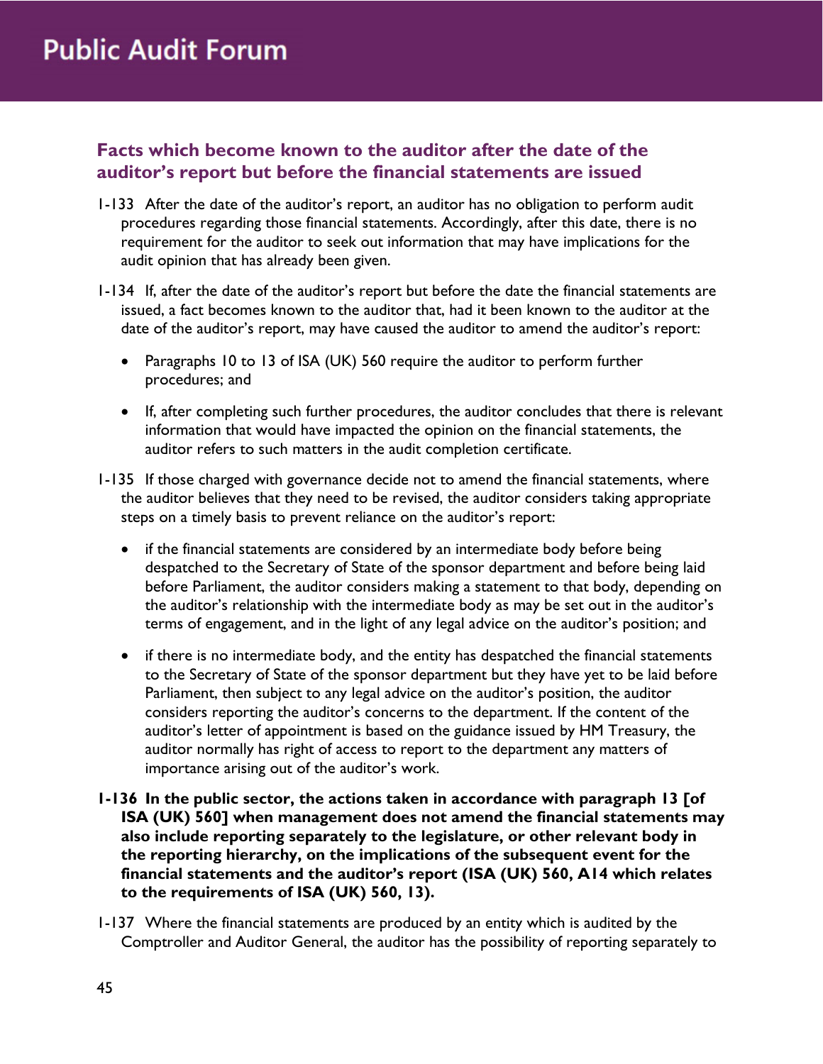## Facts which become known to the auditor after the date of the auditor's report but before the financial statements are issued

1-133 After the date of the auditor's report, an auditor has no obligation to perform audit procedures regarding those financial statements. Accordingly, after this date, there is no requirement for the auditor to seek out information that may have implications for the audit opinion that has already been given.

1-134 If, after the date of the auditor's report but before the date the financial statements are issued, a fact becomes known to the auditor that, had it been known to the auditor at the date of the auditor's report, may have caused the auditor to amend the auditor's report:

- Paragraphs 10 to 13 of ISA (UK) 560 require the auditor to perform further procedures; and
- If, after completing such further procedures, the auditor concludes that there is relevant information that would have impacted the opinion on the financial statements, the auditor refers to such matters in the audit completion certificate.

1-135 If those charged with governance decide not to amend the financial statements, where the auditor believes that they need to be revised, the auditor considers taking appropriate steps on a timely basis to prevent reliance on the auditor's report:

- if the financial statements are considered by an intermediate body before being despatched to the Secretary of State of the sponsor department and before being laid before Parliament, the auditor considers making a statement to that body, depending on the auditor's relationship with the intermediate body as may be set out in the auditor's terms of engagement, and in the light of any legal advice on the auditor's position; and
- if there is no intermediate body, and the entity has despatched the financial statements to the Secretary of State of the sponsor department but they have yet to be laid before Parliament, then subject to any legal advice on the auditor's position, the auditor considers reporting the auditor's concerns to the department. If the content of the auditor's letter of appointment is based on the guidance issued by HM Treasury, the auditor normally has right of access to report to the department any matters of importance arising out of the auditor's work.

**1-136 In the public sector, the actions taken in accordance with paragraph 13 [of ISA (UK) 560] when management does not amend the financial statements may also include reporting separately to the legislature, or other relevant body in the reporting hierarchy, on the implications of the subsequent event for the financial statements and the auditor's report (ISA (UK) 560, A14 which relates to the requirements of ISA (UK) 560, 13).**

1-137 Where the financial statements are produced by an entity which is audited by the Comptroller and Auditor General, the auditor has the possibility of reporting separately to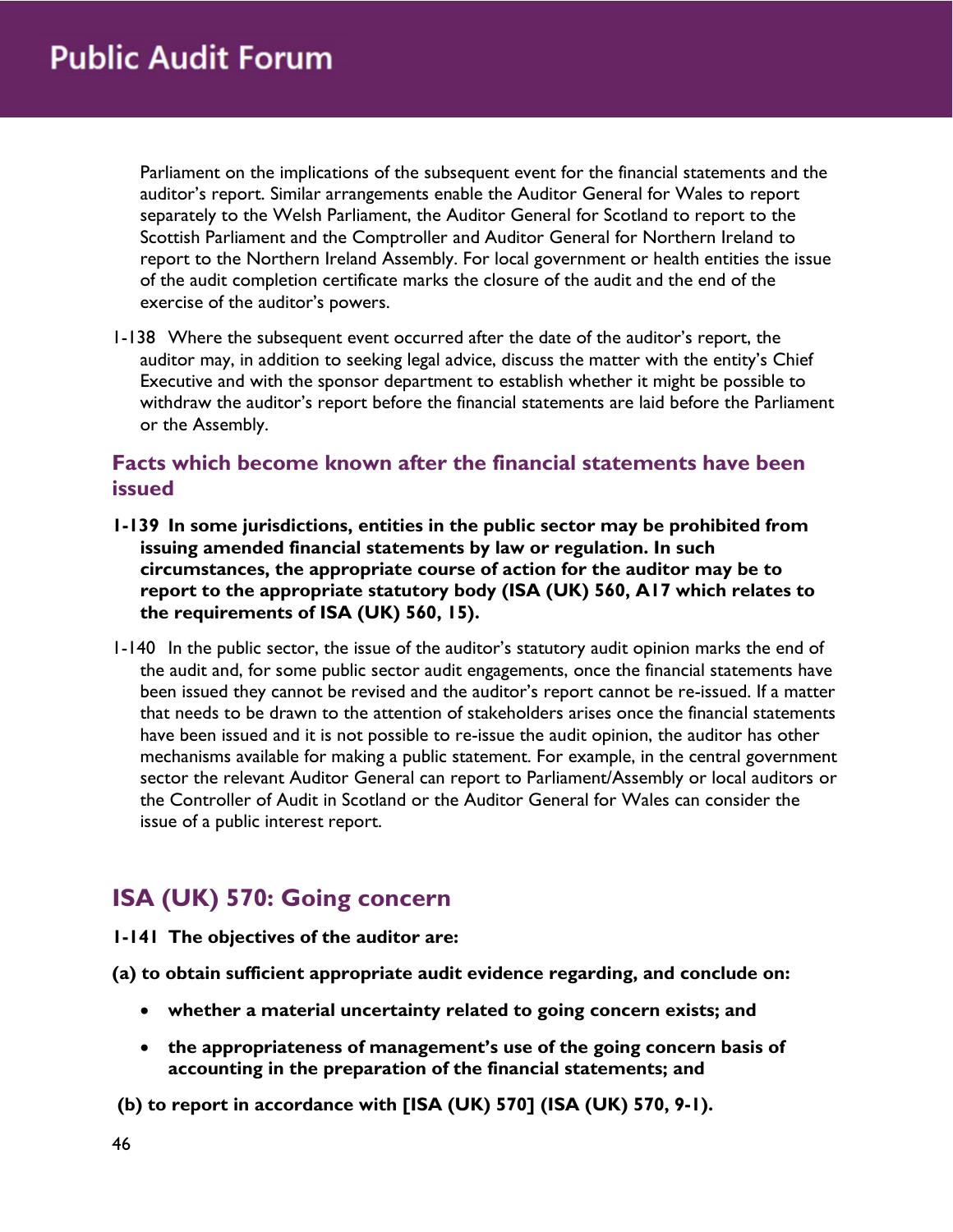Parliament on the implications of the subsequent event for the financial statements and the auditor's report. Similar arrangements enable the Auditor General for Wales to report separately to the Welsh Parliament, the Auditor General for Scotland to report to the Scottish Parliament and the Comptroller and Auditor General for Northern Ireland to report to the Northern Ireland Assembly. For local government or health entities the issue of the audit completion certificate marks the closure of the audit and the end of the exercise of the auditor's powers.

1-138 Where the subsequent event occurred after the date of the auditor's report, the auditor may, in addition to seeking legal advice, discuss the matter with the entity's Chief Executive and with the sponsor department to establish whether it might be possible to withdraw the auditor's report before the financial statements are laid before the Parliament or the Assembly.

### Facts which become known after the financial statements have been issued

**1-139 In some jurisdictions, entities in the public sector may be prohibited from issuing amended financial statements by law or regulation. In such circumstances, the appropriate course of action for the auditor may be to report to the appropriate statutory body (ISA (UK) 560, A17 which relates to the requirements of ISA (UK) 560, 15).**

1-140 In the public sector, the issue of the auditor's statutory audit opinion marks the end of the audit and, for some public sector audit engagements, once the financial statements have been issued they cannot be revised and the auditor's report cannot be re-issued. If a matter that needs to be drawn to the attention of stakeholders arises once the financial statements have been issued and it is not possible to re-issue the audit opinion, the auditor has other mechanisms available for making a public statement. For example, in the central government sector the relevant Auditor General can report to Parliament/Assembly or local auditors or the Controller of Audit in Scotland or the Auditor General for Wales can consider the issue of a public interest report.

## ISA (UK) 570: Going concern

**1-141 The objectives of the auditor are:**

**(a) to obtain sufficient appropriate audit evidence regarding, and conclude on:**

- **whether a material uncertainty related to going concern exists; and**
- **the appropriateness of management's use of the going concern basis of accounting in the preparation of the financial statements; and**

**(b) to report in accordance with [ISA (UK) 570] (ISA (UK) 570, 9-1).**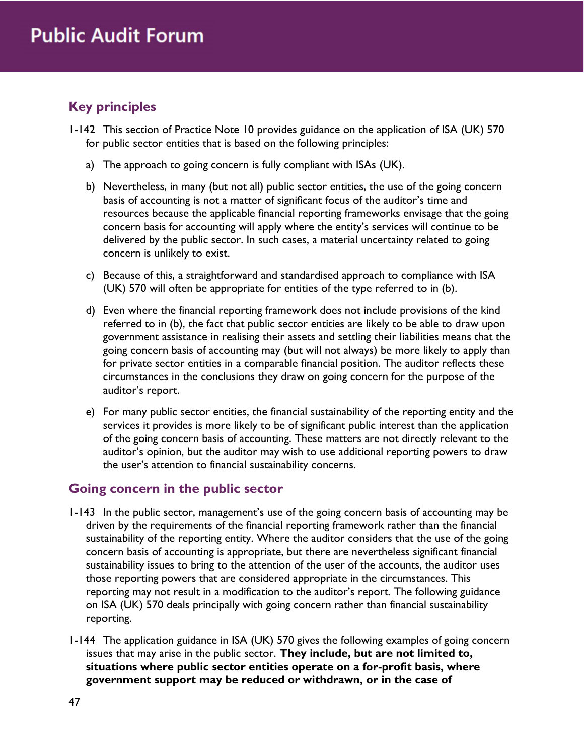## Key principles

1-142 This section of Practice Note 10 provides guidance on the application of ISA (UK) 570 for public sector entities that is based on the following principles:

a) The approach to going concern is fully compliant with ISAs (UK).

b) Nevertheless, in many (but not all) public sector entities, the use of the going concern basis of accounting is not a matter of significant focus of the auditor's time and resources because the applicable financial reporting frameworks envisage that the going concern basis for accounting will apply where the entity's services will continue to be delivered by the public sector. In such cases, a material uncertainty related to going concern is unlikely to exist.

c) Because of this, a straightforward and standardised approach to compliance with ISA (UK) 570 will often be appropriate for entities of the type referred to in (b).

d) Even where the financial reporting framework does not include provisions of the kind referred to in (b), the fact that public sector entities are likely to be able to draw upon government assistance in realising their assets and settling their liabilities means that the going concern basis of accounting may (but will not always) be more likely to apply than for private sector entities in a comparable financial position. The auditor reflects these circumstances in the conclusions they draw on going concern for the purpose of the auditor's report.

e) For many public sector entities, the financial sustainability of the reporting entity and the services it provides is more likely to be of significant public interest than the application of the going concern basis of accounting. These matters are not directly relevant to the auditor's opinion, but the auditor may wish to use additional reporting powers to draw the user's attention to financial sustainability concerns.

## Going concern in the public sector

1-143 In the public sector, management's use of the going concern basis of accounting may be driven by the requirements of the financial reporting framework rather than the financial sustainability of the reporting entity. Where the auditor considers that the use of the going concern basis of accounting is appropriate, but there are nevertheless significant financial sustainability issues to bring to the attention of the user of the accounts, the auditor uses those reporting powers that are considered appropriate in the circumstances. This reporting may not result in a modification to the auditor's report. The following guidance on ISA (UK) 570 deals principally with going concern rather than financial sustainability reporting.

1-144 The application guidance in ISA (UK) 570 gives the following examples of going concern issues that may arise in the public sector. **They include, but are not limited to, situations where public sector entities operate on a for-profit basis, where government support may be reduced or withdrawn, or in the case of**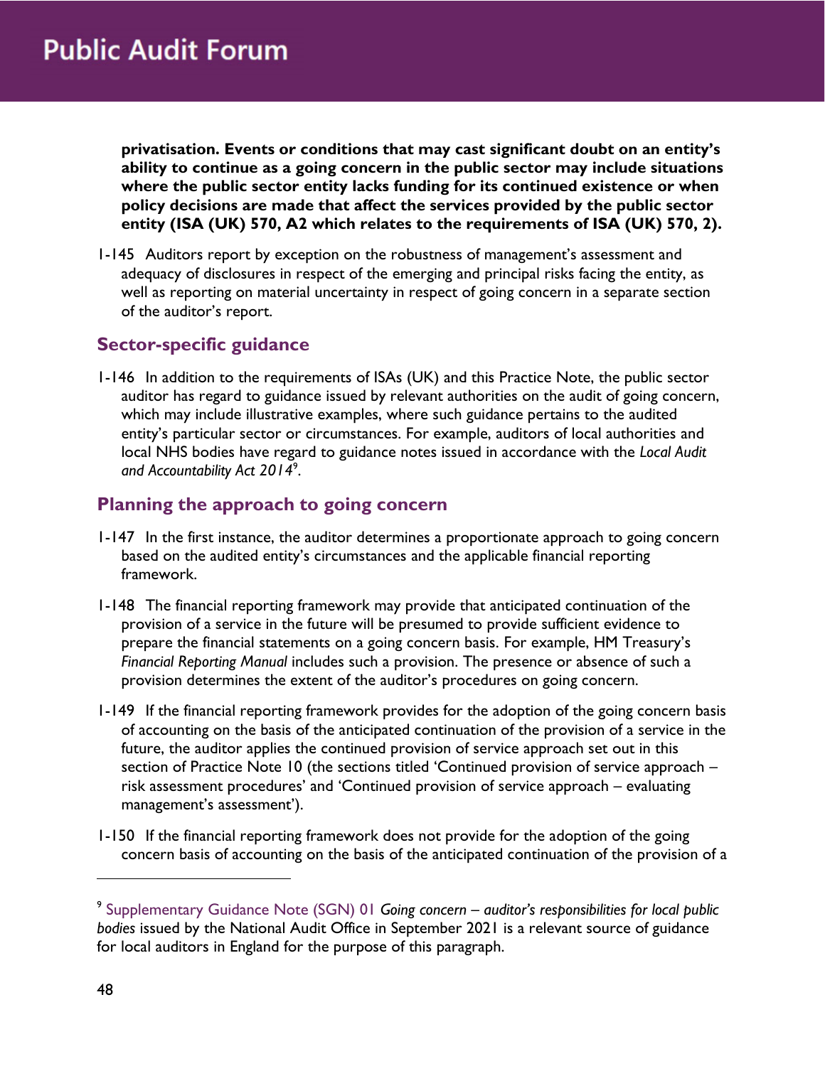**privatisation. Events or conditions that may cast significant doubt on an entity's ability to continue as a going concern in the public sector may include situations where the public sector entity lacks funding for its continued existence or when policy decisions are made that affect the services provided by the public sector entity (ISA (UK) 570, A2 which relates to the requirements of ISA (UK) 570, 2).**

1-145 Auditors report by exception on the robustness of management's assessment and adequacy of disclosures in respect of the emerging and principal risks facing the entity, as well as reporting on material uncertainty in respect of going concern in a separate section of the auditor's report.

## Sector-specific guidance

1-146 In addition to the requirements of ISAs (UK) and this Practice Note, the public sector auditor has regard to guidance issued by relevant authorities on the audit of going concern, which may include illustrative examples, where such guidance pertains to the audited entity's particular sector or circumstances. For example, auditors of local authorities and local NHS bodies have regard to guidance notes issued in accordance with the *Local Audit and Accountability Act 2014*[9].

## Planning the approach to going concern

1-147 In the first instance, the auditor determines a proportionate approach to going concern based on the audited entity's circumstances and the applicable financial reporting framework.

1-148 The financial reporting framework may provide that anticipated continuation of the provision of a service in the future will be presumed to provide sufficient evidence to prepare the financial statements on a going concern basis. For example, HM Treasury's *Financial Reporting Manual* includes such a provision. The presence or absence of such a provision determines the extent of the auditor's procedures on going concern.

1-149 If the financial reporting framework provides for the adoption of the going concern basis of accounting on the basis of the anticipated continuation of the provision of a service in the future, the auditor applies the continued provision of service approach set out in this section of Practice Note 10 (the sections titled 'Continued provision of service approach – risk assessment procedures' and 'Continued provision of service approach – evaluating management's assessment').

1-150 If the financial reporting framework does not provide for the adoption of the going concern basis of accounting on the basis of the anticipated continuation of the provision of a

---

[9] Supplementary Guidance Note (SGN) 01 *Going concern – auditor's responsibilities for local public bodies* issued by the National Audit Office in September 2021 is a relevant source of guidance for local auditors in England for the purpose of this paragraph.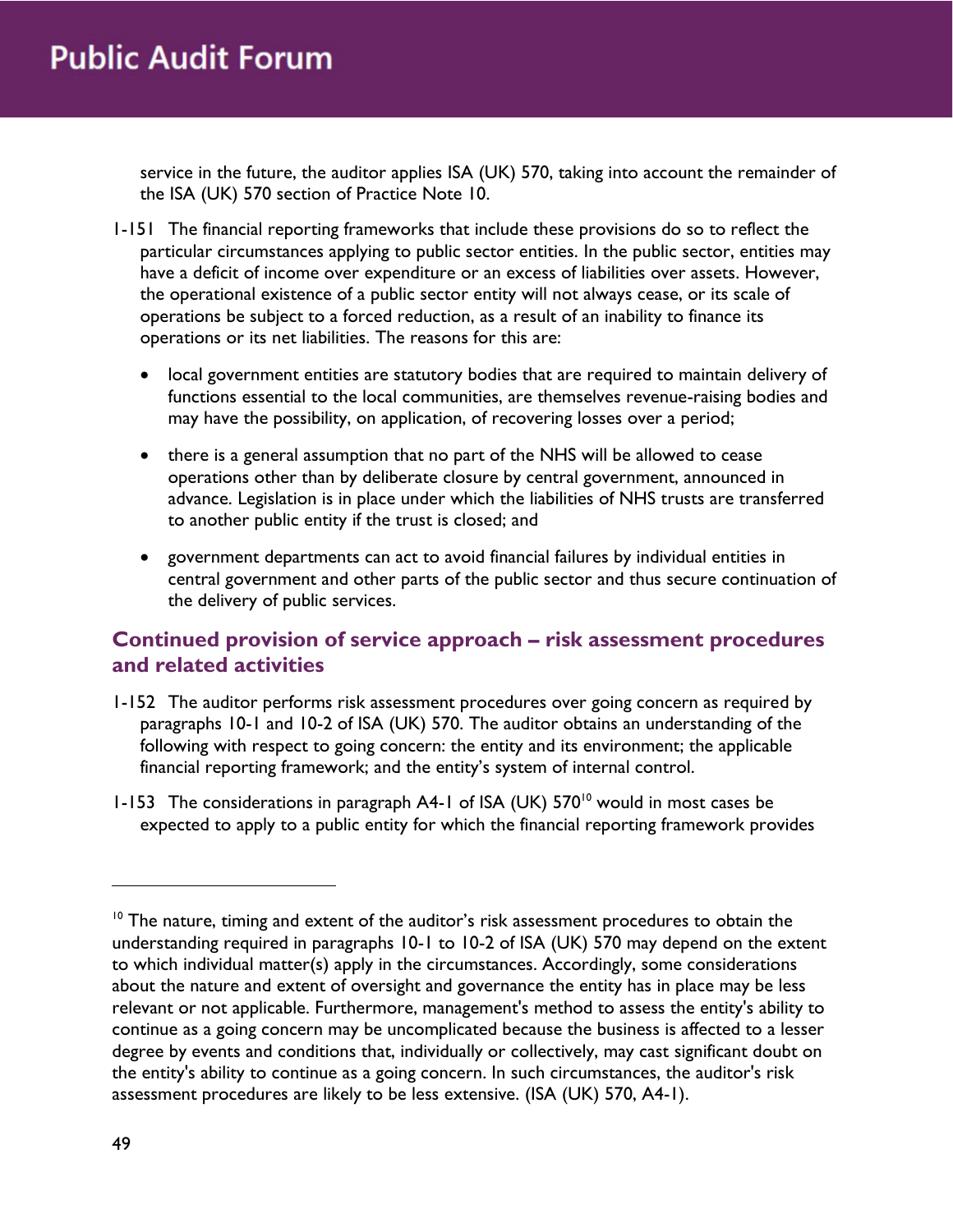service in the future, the auditor applies ISA (UK) 570, taking into account the remainder of the ISA (UK) 570 section of Practice Note 10.

1-151 The financial reporting frameworks that include these provisions do so to reflect the particular circumstances applying to public sector entities. In the public sector, entities may have a deficit of income over expenditure or an excess of liabilities over assets. However, the operational existence of a public sector entity will not always cease, or its scale of operations be subject to a forced reduction, as a result of an inability to finance its operations or its net liabilities. The reasons for this are:

- local government entities are statutory bodies that are required to maintain delivery of functions essential to the local communities, are themselves revenue-raising bodies and may have the possibility, on application, of recovering losses over a period;
- there is a general assumption that no part of the NHS will be allowed to cease operations other than by deliberate closure by central government, announced in advance. Legislation is in place under which the liabilities of NHS trusts are transferred to another public entity if the trust is closed; and
- government departments can act to avoid financial failures by individual entities in central government and other parts of the public sector and thus secure continuation of the delivery of public services.

## Continued provision of service approach – risk assessment procedures and related activities

1-152 The auditor performs risk assessment procedures over going concern as required by paragraphs 10-1 and 10-2 of ISA (UK) 570. The auditor obtains an understanding of the following with respect to going concern: the entity and its environment; the applicable financial reporting framework; and the entity's system of internal control.

1-153 The considerations in paragraph A4-1 of ISA (UK) 570[10] would in most cases be expected to apply to a public entity for which the financial reporting framework provides

---

[10] The nature, timing and extent of the auditor's risk assessment procedures to obtain the understanding required in paragraphs 10-1 to 10-2 of ISA (UK) 570 may depend on the extent to which individual matter(s) apply in the circumstances. Accordingly, some considerations about the nature and extent of oversight and governance the entity has in place may be less relevant or not applicable. Furthermore, management's method to assess the entity's ability to continue as a going concern may be uncomplicated because the business is affected to a lesser degree by events and conditions that, individually or collectively, may cast significant doubt on the entity's ability to continue as a going concern. In such circumstances, the auditor's risk assessment procedures are likely to be less extensive. (ISA (UK) 570, A4-1).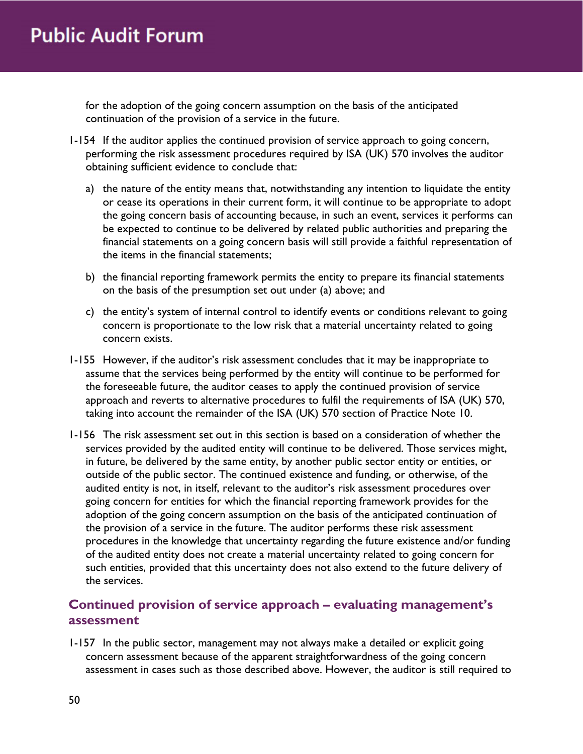for the adoption of the going concern assumption on the basis of the anticipated continuation of the provision of a service in the future.

1-154 If the auditor applies the continued provision of service approach to going concern, performing the risk assessment procedures required by ISA (UK) 570 involves the auditor obtaining sufficient evidence to conclude that:

a) the nature of the entity means that, notwithstanding any intention to liquidate the entity or cease its operations in their current form, it will continue to be appropriate to adopt the going concern basis of accounting because, in such an event, services it performs can be expected to continue to be delivered by related public authorities and preparing the financial statements on a going concern basis will still provide a faithful representation of the items in the financial statements;

b) the financial reporting framework permits the entity to prepare its financial statements on the basis of the presumption set out under (a) above; and

c) the entity's system of internal control to identify events or conditions relevant to going concern is proportionate to the low risk that a material uncertainty related to going concern exists.

1-155 However, if the auditor's risk assessment concludes that it may be inappropriate to assume that the services being performed by the entity will continue to be performed for the foreseeable future, the auditor ceases to apply the continued provision of service approach and reverts to alternative procedures to fulfil the requirements of ISA (UK) 570, taking into account the remainder of the ISA (UK) 570 section of Practice Note 10.

1-156 The risk assessment set out in this section is based on a consideration of whether the services provided by the audited entity will continue to be delivered. Those services might, in future, be delivered by the same entity, by another public sector entity or entities, or outside of the public sector. The continued existence and funding, or otherwise, of the audited entity is not, in itself, relevant to the auditor's risk assessment procedures over going concern for entities for which the financial reporting framework provides for the adoption of the going concern assumption on the basis of the anticipated continuation of the provision of a service in the future. The auditor performs these risk assessment procedures in the knowledge that uncertainty regarding the future existence and/or funding of the audited entity does not create a material uncertainty related to going concern for such entities, provided that this uncertainty does not also extend to the future delivery of the services.

## Continued provision of service approach – evaluating management's assessment

1-157 In the public sector, management may not always make a detailed or explicit going concern assessment because of the apparent straightforwardness of the going concern assessment in cases such as those described above. However, the auditor is still required to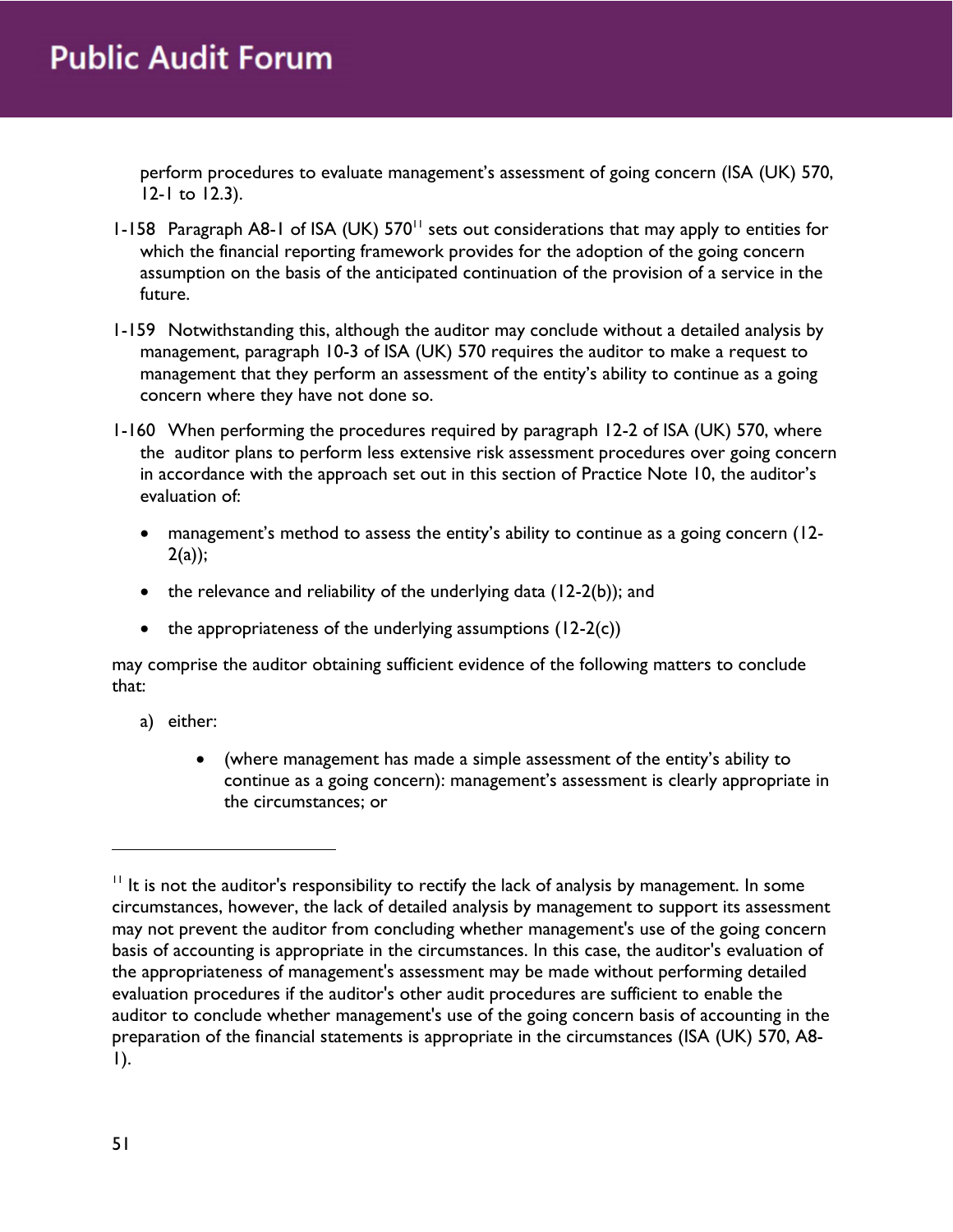perform procedures to evaluate management's assessment of going concern (ISA (UK) 570, 12-1 to 12.3).

1-158 Paragraph A8-1 of ISA (UK) 570[11] sets out considerations that may apply to entities for which the financial reporting framework provides for the adoption of the going concern assumption on the basis of the anticipated continuation of the provision of a service in the future.

1-159 Notwithstanding this, although the auditor may conclude without a detailed analysis by management, paragraph 10-3 of ISA (UK) 570 requires the auditor to make a request to management that they perform an assessment of the entity's ability to continue as a going concern where they have not done so.

1-160 When performing the procedures required by paragraph 12-2 of ISA (UK) 570, where the auditor plans to perform less extensive risk assessment procedures over going concern in accordance with the approach set out in this section of Practice Note 10, the auditor's evaluation of:

- management's method to assess the entity's ability to continue as a going concern (12-2(a));
- the relevance and reliability of the underlying data (12-2(b)); and
- the appropriateness of the underlying assumptions (12-2(c))

may comprise the auditor obtaining sufficient evidence of the following matters to conclude that:

a) either:

   - (where management has made a simple assessment of the entity's ability to continue as a going concern): management's assessment is clearly appropriate in the circumstances; or

---

[11] It is not the auditor's responsibility to rectify the lack of analysis by management. In some circumstances, however, the lack of detailed analysis by management to support its assessment may not prevent the auditor from concluding whether management's use of the going concern basis of accounting is appropriate in the circumstances. In this case, the auditor's evaluation of the appropriateness of management's assessment may be made without performing detailed evaluation procedures if the auditor's other audit procedures are sufficient to enable the auditor to conclude whether management's use of the going concern basis of accounting in the preparation of the financial statements is appropriate in the circumstances (ISA (UK) 570, A8-1).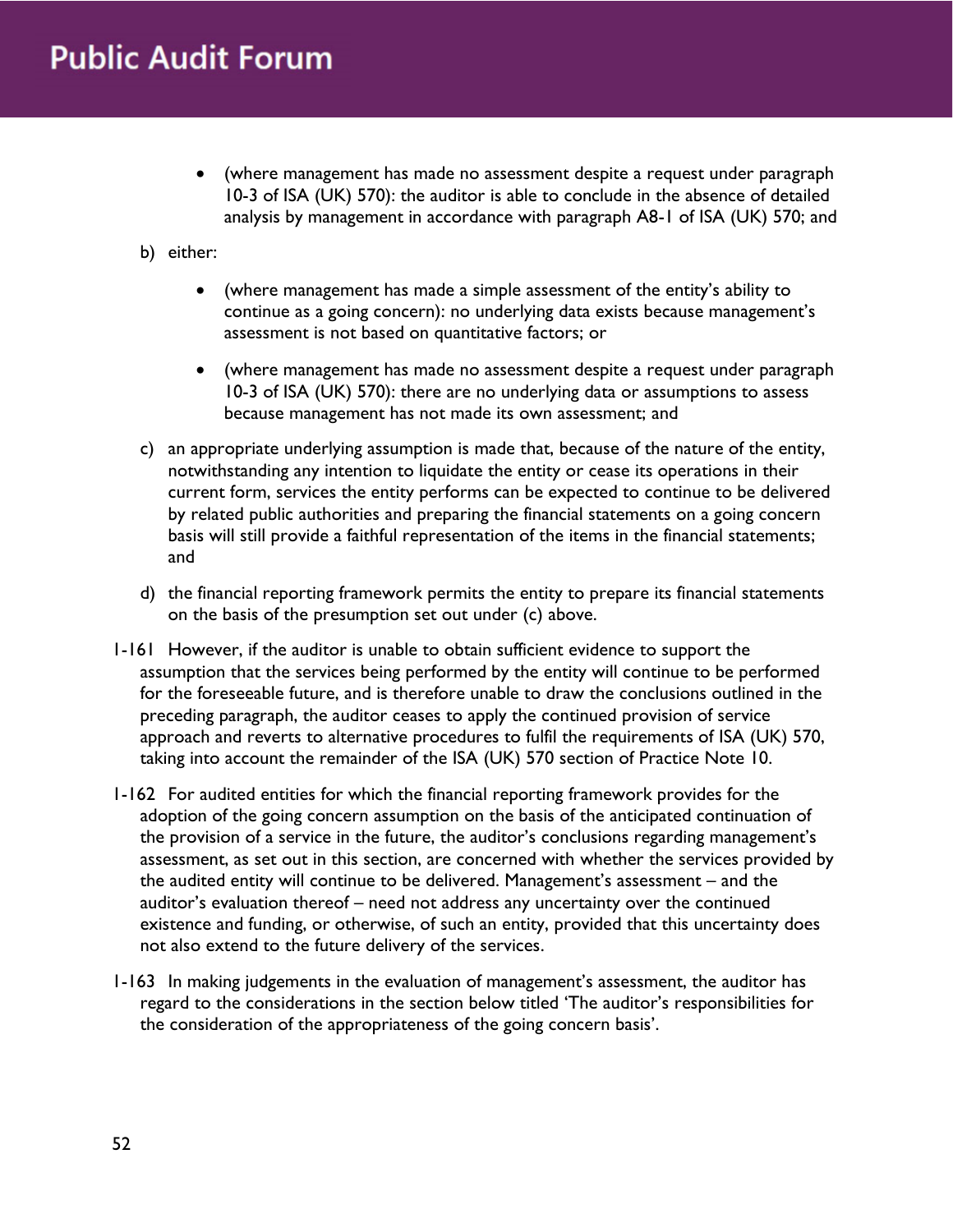- (where management has made no assessment despite a request under paragraph 10-3 of ISA (UK) 570): the auditor is able to conclude in the absence of detailed analysis by management in accordance with paragraph A8-1 of ISA (UK) 570; and

b) either:

- (where management has made a simple assessment of the entity's ability to continue as a going concern): no underlying data exists because management's assessment is not based on quantitative factors; or
- (where management has made no assessment despite a request under paragraph 10-3 of ISA (UK) 570): there are no underlying data or assumptions to assess because management has not made its own assessment; and

c) an appropriate underlying assumption is made that, because of the nature of the entity, notwithstanding any intention to liquidate the entity or cease its operations in their current form, services the entity performs can be expected to continue to be delivered by related public authorities and preparing the financial statements on a going concern basis will still provide a faithful representation of the items in the financial statements; and

d) the financial reporting framework permits the entity to prepare its financial statements on the basis of the presumption set out under (c) above.

1-161 However, if the auditor is unable to obtain sufficient evidence to support the assumption that the services being performed by the entity will continue to be performed for the foreseeable future, and is therefore unable to draw the conclusions outlined in the preceding paragraph, the auditor ceases to apply the continued provision of service approach and reverts to alternative procedures to fulfil the requirements of ISA (UK) 570, taking into account the remainder of the ISA (UK) 570 section of Practice Note 10.

1-162 For audited entities for which the financial reporting framework provides for the adoption of the going concern assumption on the basis of the anticipated continuation of the provision of a service in the future, the auditor's conclusions regarding management's assessment, as set out in this section, are concerned with whether the services provided by the audited entity will continue to be delivered. Management's assessment – and the auditor's evaluation thereof – need not address any uncertainty over the continued existence and funding, or otherwise, of such an entity, provided that this uncertainty does not also extend to the future delivery of the services.

1-163 In making judgements in the evaluation of management's assessment, the auditor has regard to the considerations in the section below titled 'The auditor's responsibilities for the consideration of the appropriateness of the going concern basis'.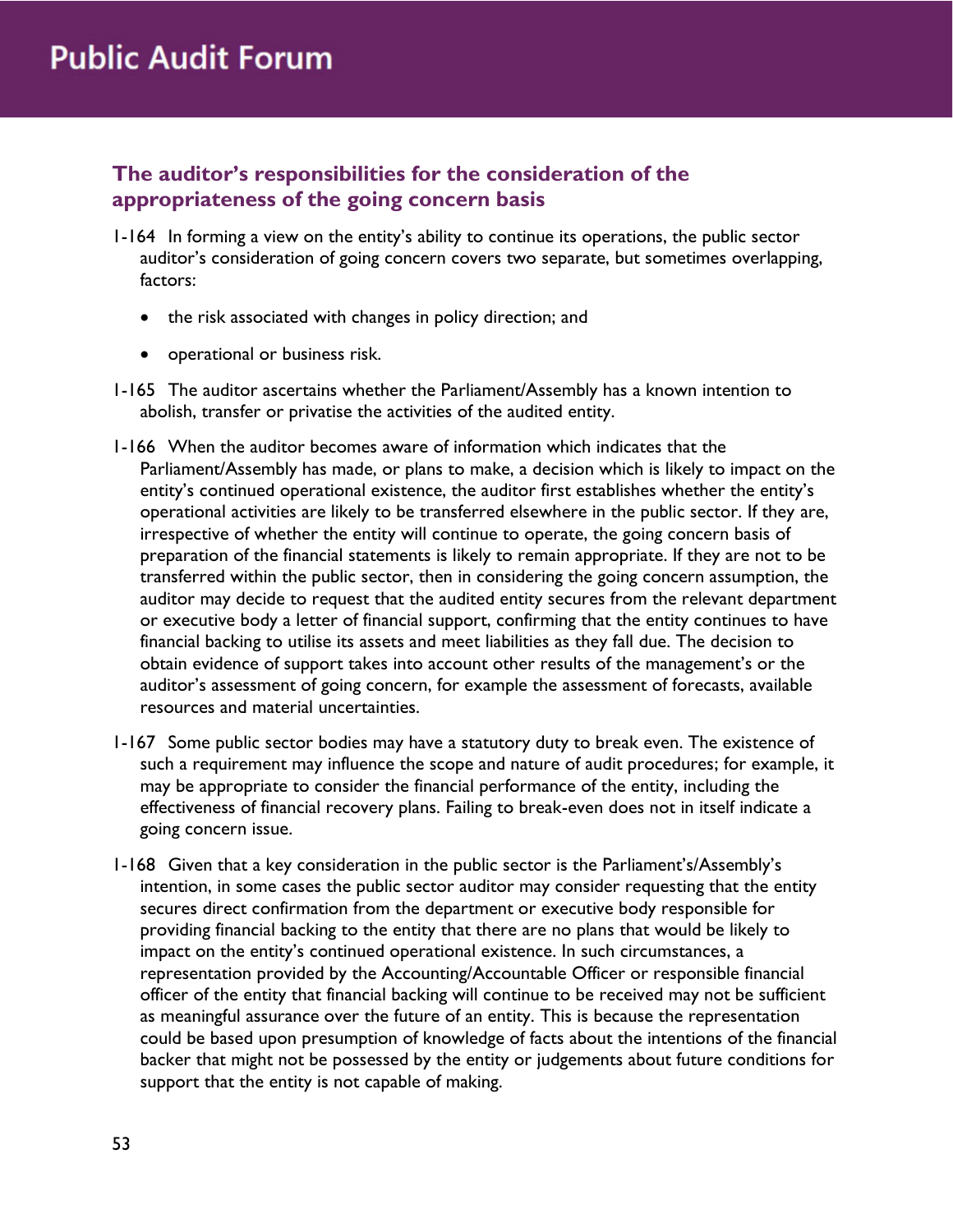## The auditor's responsibilities for the consideration of the appropriateness of the going concern basis

1-164 In forming a view on the entity's ability to continue its operations, the public sector auditor's consideration of going concern covers two separate, but sometimes overlapping, factors:

- the risk associated with changes in policy direction; and
- operational or business risk.

1-165 The auditor ascertains whether the Parliament/Assembly has a known intention to abolish, transfer or privatise the activities of the audited entity.

1-166 When the auditor becomes aware of information which indicates that the Parliament/Assembly has made, or plans to make, a decision which is likely to impact on the entity's continued operational existence, the auditor first establishes whether the entity's operational activities are likely to be transferred elsewhere in the public sector. If they are, irrespective of whether the entity will continue to operate, the going concern basis of preparation of the financial statements is likely to remain appropriate. If they are not to be transferred within the public sector, then in considering the going concern assumption, the auditor may decide to request that the audited entity secures from the relevant department or executive body a letter of financial support, confirming that the entity continues to have financial backing to utilise its assets and meet liabilities as they fall due. The decision to obtain evidence of support takes into account other results of the management's or the auditor's assessment of going concern, for example the assessment of forecasts, available resources and material uncertainties.

1-167 Some public sector bodies may have a statutory duty to break even. The existence of such a requirement may influence the scope and nature of audit procedures; for example, it may be appropriate to consider the financial performance of the entity, including the effectiveness of financial recovery plans. Failing to break-even does not in itself indicate a going concern issue.

1-168 Given that a key consideration in the public sector is the Parliament's/Assembly's intention, in some cases the public sector auditor may consider requesting that the entity secures direct confirmation from the department or executive body responsible for providing financial backing to the entity that there are no plans that would be likely to impact on the entity's continued operational existence. In such circumstances, a representation provided by the Accounting/Accountable Officer or responsible financial officer of the entity that financial backing will continue to be received may not be sufficient as meaningful assurance over the future of an entity. This is because the representation could be based upon presumption of knowledge of facts about the intentions of the financial backer that might not be possessed by the entity or judgements about future conditions for support that the entity is not capable of making.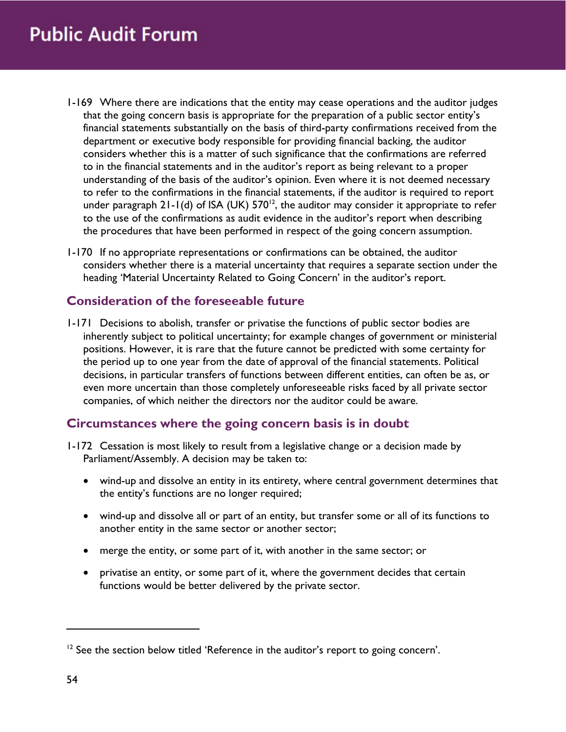1-169 Where there are indications that the entity may cease operations and the auditor judges that the going concern basis is appropriate for the preparation of a public sector entity's financial statements substantially on the basis of third-party confirmations received from the department or executive body responsible for providing financial backing, the auditor considers whether this is a matter of such significance that the confirmations are referred to in the financial statements and in the auditor's report as being relevant to a proper understanding of the basis of the auditor's opinion. Even where it is not deemed necessary to refer to the confirmations in the financial statements, if the auditor is required to report under paragraph 21-1(d) of ISA (UK) 570[12], the auditor may consider it appropriate to refer to the use of the confirmations as audit evidence in the auditor's report when describing the procedures that have been performed in respect of the going concern assumption.

1-170 If no appropriate representations or confirmations can be obtained, the auditor considers whether there is a material uncertainty that requires a separate section under the heading 'Material Uncertainty Related to Going Concern' in the auditor's report.

## Consideration of the foreseeable future

1-171 Decisions to abolish, transfer or privatise the functions of public sector bodies are inherently subject to political uncertainty; for example changes of government or ministerial positions. However, it is rare that the future cannot be predicted with some certainty for the period up to one year from the date of approval of the financial statements. Political decisions, in particular transfers of functions between different entities, can often be as, or even more uncertain than those completely unforeseeable risks faced by all private sector companies, of which neither the directors nor the auditor could be aware.

## Circumstances where the going concern basis is in doubt

1-172 Cessation is most likely to result from a legislative change or a decision made by Parliament/Assembly. A decision may be taken to:

- wind-up and dissolve an entity in its entirety, where central government determines that the entity's functions are no longer required;
- wind-up and dissolve all or part of an entity, but transfer some or all of its functions to another entity in the same sector or another sector;
- merge the entity, or some part of it, with another in the same sector; or
- privatise an entity, or some part of it, where the government decides that certain functions would be better delivered by the private sector.

[12] See the section below titled 'Reference in the auditor's report to going concern'.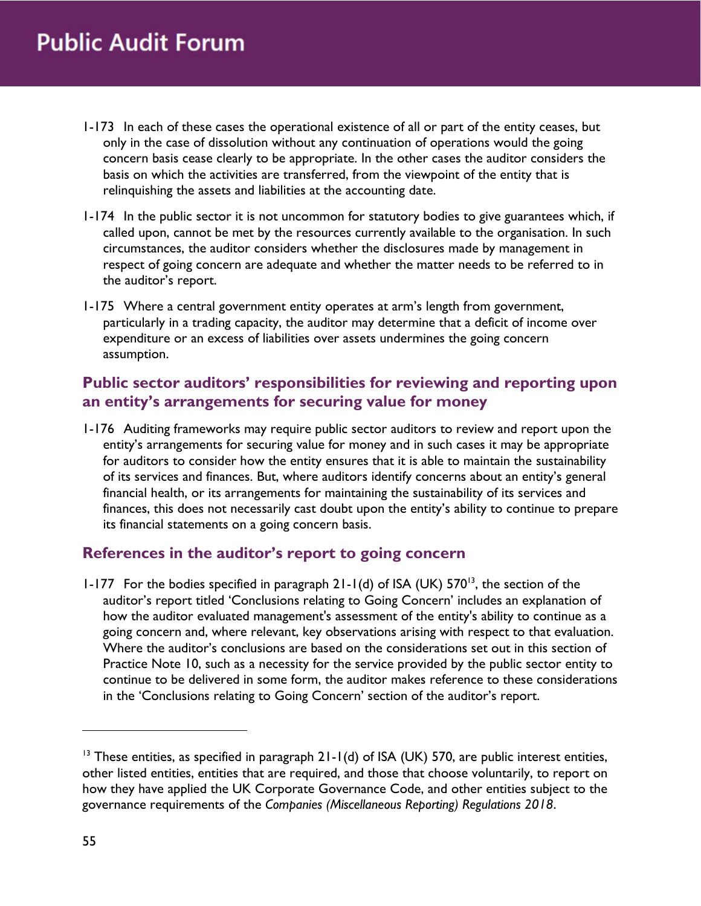1-173 In each of these cases the operational existence of all or part of the entity ceases, but only in the case of dissolution without any continuation of operations would the going concern basis cease clearly to be appropriate. In the other cases the auditor considers the basis on which the activities are transferred, from the viewpoint of the entity that is relinquishing the assets and liabilities at the accounting date.

1-174 In the public sector it is not uncommon for statutory bodies to give guarantees which, if called upon, cannot be met by the resources currently available to the organisation. In such circumstances, the auditor considers whether the disclosures made by management in respect of going concern are adequate and whether the matter needs to be referred to in the auditor's report.

1-175 Where a central government entity operates at arm's length from government, particularly in a trading capacity, the auditor may determine that a deficit of income over expenditure or an excess of liabilities over assets undermines the going concern assumption.

## Public sector auditors' responsibilities for reviewing and reporting upon an entity's arrangements for securing value for money

1-176 Auditing frameworks may require public sector auditors to review and report upon the entity's arrangements for securing value for money and in such cases it may be appropriate for auditors to consider how the entity ensures that it is able to maintain the sustainability of its services and finances. But, where auditors identify concerns about an entity's general financial health, or its arrangements for maintaining the sustainability of its services and finances, this does not necessarily cast doubt upon the entity's ability to continue to prepare its financial statements on a going concern basis.

## References in the auditor's report to going concern

1-177 For the bodies specified in paragraph 21-1(d) of ISA (UK) 570[13], the section of the auditor's report titled 'Conclusions relating to Going Concern' includes an explanation of how the auditor evaluated management's assessment of the entity's ability to continue as a going concern and, where relevant, key observations arising with respect to that evaluation. Where the auditor's conclusions are based on the considerations set out in this section of Practice Note 10, such as a necessity for the service provided by the public sector entity to continue to be delivered in some form, the auditor makes reference to these considerations in the 'Conclusions relating to Going Concern' section of the auditor's report.

---

[13] These entities, as specified in paragraph 21-1(d) of ISA (UK) 570, are public interest entities, other listed entities, entities that are required, and those that choose voluntarily, to report on how they have applied the UK Corporate Governance Code, and other entities subject to the governance requirements of the *Companies (Miscellaneous Reporting) Regulations 2018*.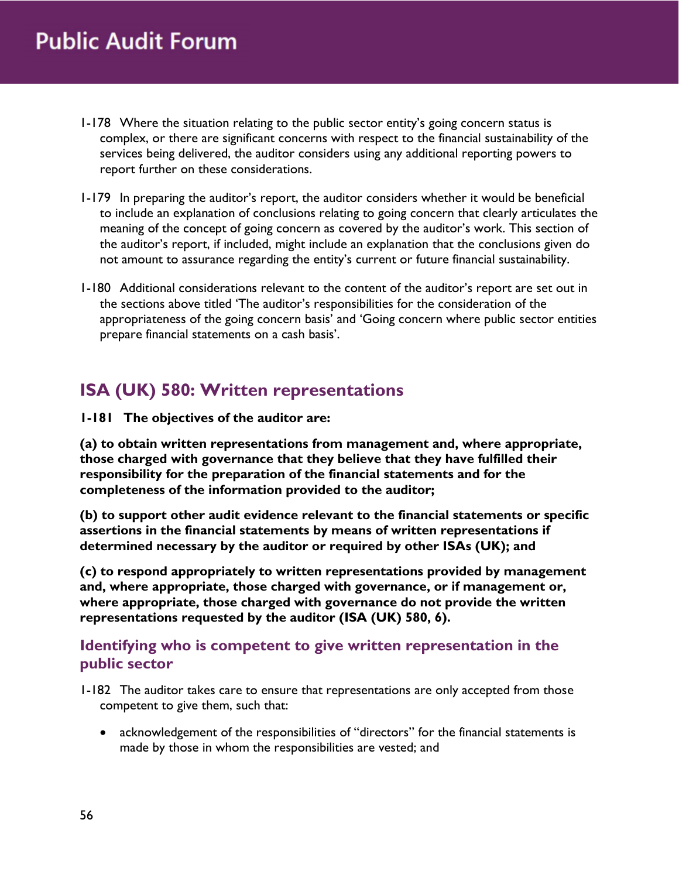1-178 Where the situation relating to the public sector entity's going concern status is complex, or there are significant concerns with respect to the financial sustainability of the services being delivered, the auditor considers using any additional reporting powers to report further on these considerations.

1-179 In preparing the auditor's report, the auditor considers whether it would be beneficial to include an explanation of conclusions relating to going concern that clearly articulates the meaning of the concept of going concern as covered by the auditor's work. This section of the auditor's report, if included, might include an explanation that the conclusions given do not amount to assurance regarding the entity's current or future financial sustainability.

1-180 Additional considerations relevant to the content of the auditor's report are set out in the sections above titled 'The auditor's responsibilities for the consideration of the appropriateness of the going concern basis' and 'Going concern where public sector entities prepare financial statements on a cash basis'.

## ISA (UK) 580: Written representations

**1-181 The objectives of the auditor are:**

**(a) to obtain written representations from management and, where appropriate, those charged with governance that they believe that they have fulfilled their responsibility for the preparation of the financial statements and for the completeness of the information provided to the auditor;**

**(b) to support other audit evidence relevant to the financial statements or specific assertions in the financial statements by means of written representations if determined necessary by the auditor or required by other ISAs (UK); and**

**(c) to respond appropriately to written representations provided by management and, where appropriate, those charged with governance, or if management or, where appropriate, those charged with governance do not provide the written representations requested by the auditor (ISA (UK) 580, 6).**

### Identifying who is competent to give written representation in the public sector

1-182 The auditor takes care to ensure that representations are only accepted from those competent to give them, such that:

- acknowledgement of the responsibilities of "directors" for the financial statements is made by those in whom the responsibilities are vested; and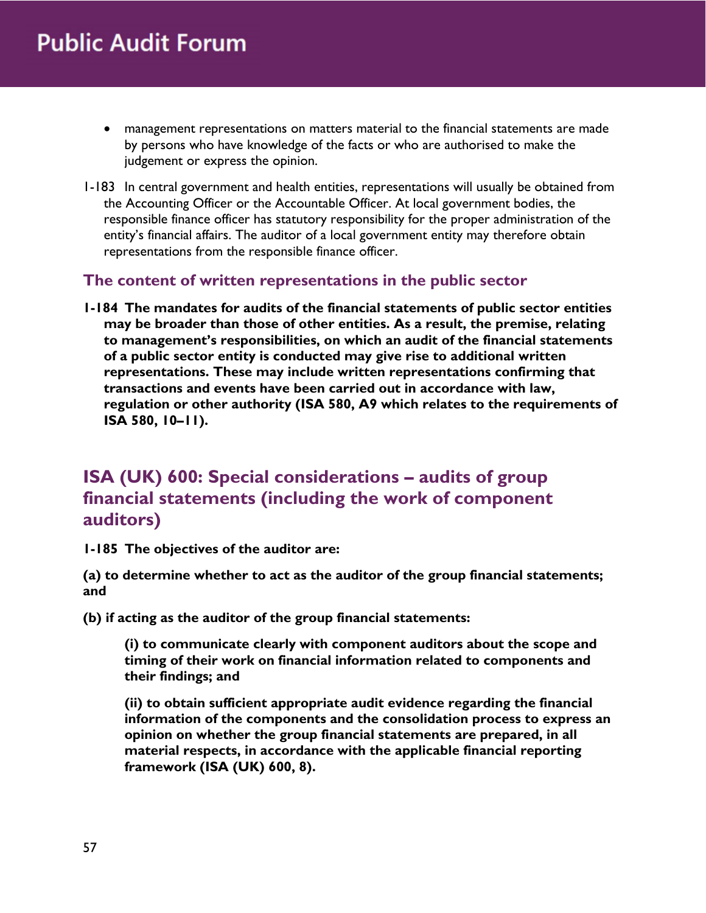- management representations on matters material to the financial statements are made by persons who have knowledge of the facts or who are authorised to make the judgement or express the opinion.

1-183 In central government and health entities, representations will usually be obtained from the Accounting Officer or the Accountable Officer. At local government bodies, the responsible finance officer has statutory responsibility for the proper administration of the entity's financial affairs. The auditor of a local government entity may therefore obtain representations from the responsible finance officer.

### The content of written representations in the public sector

**1-184 The mandates for audits of the financial statements of public sector entities may be broader than those of other entities. As a result, the premise, relating to management's responsibilities, on which an audit of the financial statements of a public sector entity is conducted may give rise to additional written representations. These may include written representations confirming that transactions and events have been carried out in accordance with law, regulation or other authority (ISA 580, A9 which relates to the requirements of ISA 580, 10–11).**

## ISA (UK) 600: Special considerations – audits of group financial statements (including the work of component auditors)

**1-185 The objectives of the auditor are:**

**(a) to determine whether to act as the auditor of the group financial statements; and**

**(b) if acting as the auditor of the group financial statements:**

> **(i) to communicate clearly with component auditors about the scope and timing of their work on financial information related to components and their findings; and**
>
> **(ii) to obtain sufficient appropriate audit evidence regarding the financial information of the components and the consolidation process to express an opinion on whether the group financial statements are prepared, in all material respects, in accordance with the applicable financial reporting framework (ISA (UK) 600, 8).**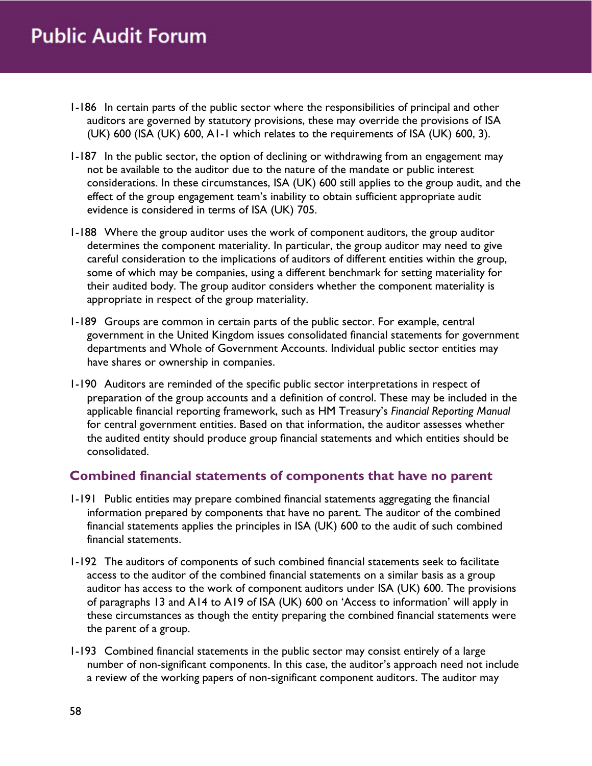1-186 In certain parts of the public sector where the responsibilities of principal and other auditors are governed by statutory provisions, these may override the provisions of ISA (UK) 600 (ISA (UK) 600, A1-1 which relates to the requirements of ISA (UK) 600, 3).

1-187 In the public sector, the option of declining or withdrawing from an engagement may not be available to the auditor due to the nature of the mandate or public interest considerations. In these circumstances, ISA (UK) 600 still applies to the group audit, and the effect of the group engagement team's inability to obtain sufficient appropriate audit evidence is considered in terms of ISA (UK) 705.

1-188 Where the group auditor uses the work of component auditors, the group auditor determines the component materiality. In particular, the group auditor may need to give careful consideration to the implications of auditors of different entities within the group, some of which may be companies, using a different benchmark for setting materiality for their audited body. The group auditor considers whether the component materiality is appropriate in respect of the group materiality.

1-189 Groups are common in certain parts of the public sector. For example, central government in the United Kingdom issues consolidated financial statements for government departments and Whole of Government Accounts. Individual public sector entities may have shares or ownership in companies.

1-190 Auditors are reminded of the specific public sector interpretations in respect of preparation of the group accounts and a definition of control. These may be included in the applicable financial reporting framework, such as HM Treasury's *Financial Reporting Manual* for central government entities. Based on that information, the auditor assesses whether the audited entity should produce group financial statements and which entities should be consolidated.

## Combined financial statements of components that have no parent

1-191 Public entities may prepare combined financial statements aggregating the financial information prepared by components that have no parent. The auditor of the combined financial statements applies the principles in ISA (UK) 600 to the audit of such combined financial statements.

1-192 The auditors of components of such combined financial statements seek to facilitate access to the auditor of the combined financial statements on a similar basis as a group auditor has access to the work of component auditors under ISA (UK) 600. The provisions of paragraphs 13 and A14 to A19 of ISA (UK) 600 on 'Access to information' will apply in these circumstances as though the entity preparing the combined financial statements were the parent of a group.

1-193 Combined financial statements in the public sector may consist entirely of a large number of non-significant components. In this case, the auditor's approach need not include a review of the working papers of non-significant component auditors. The auditor may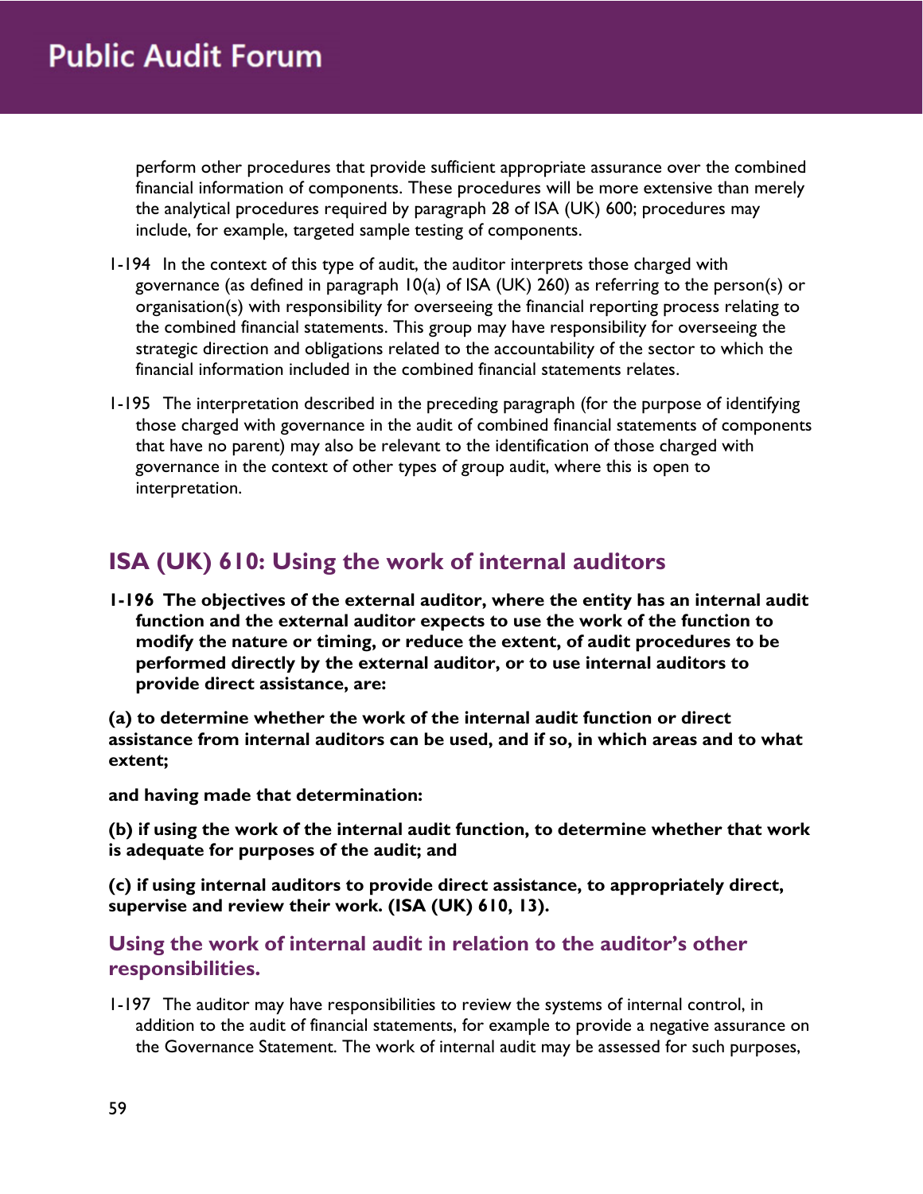perform other procedures that provide sufficient appropriate assurance over the combined financial information of components. These procedures will be more extensive than merely the analytical procedures required by paragraph 28 of ISA (UK) 600; procedures may include, for example, targeted sample testing of components.

1-194 In the context of this type of audit, the auditor interprets those charged with governance (as defined in paragraph 10(a) of ISA (UK) 260) as referring to the person(s) or organisation(s) with responsibility for overseeing the financial reporting process relating to the combined financial statements. This group may have responsibility for overseeing the strategic direction and obligations related to the accountability of the sector to which the financial information included in the combined financial statements relates.

1-195 The interpretation described in the preceding paragraph (for the purpose of identifying those charged with governance in the audit of combined financial statements of components that have no parent) may also be relevant to the identification of those charged with governance in the context of other types of group audit, where this is open to interpretation.

## ISA (UK) 610: Using the work of internal auditors

**1-196 The objectives of the external auditor, where the entity has an internal audit function and the external auditor expects to use the work of the function to modify the nature or timing, or reduce the extent, of audit procedures to be performed directly by the external auditor, or to use internal auditors to provide direct assistance, are:**

**(a) to determine whether the work of the internal audit function or direct assistance from internal auditors can be used, and if so, in which areas and to what extent;**

**and having made that determination:**

**(b) if using the work of the internal audit function, to determine whether that work is adequate for purposes of the audit; and**

**(c) if using internal auditors to provide direct assistance, to appropriately direct, supervise and review their work. (ISA (UK) 610, 13).**

### Using the work of internal audit in relation to the auditor's other responsibilities.

1-197 The auditor may have responsibilities to review the systems of internal control, in addition to the audit of financial statements, for example to provide a negative assurance on the Governance Statement. The work of internal audit may be assessed for such purposes,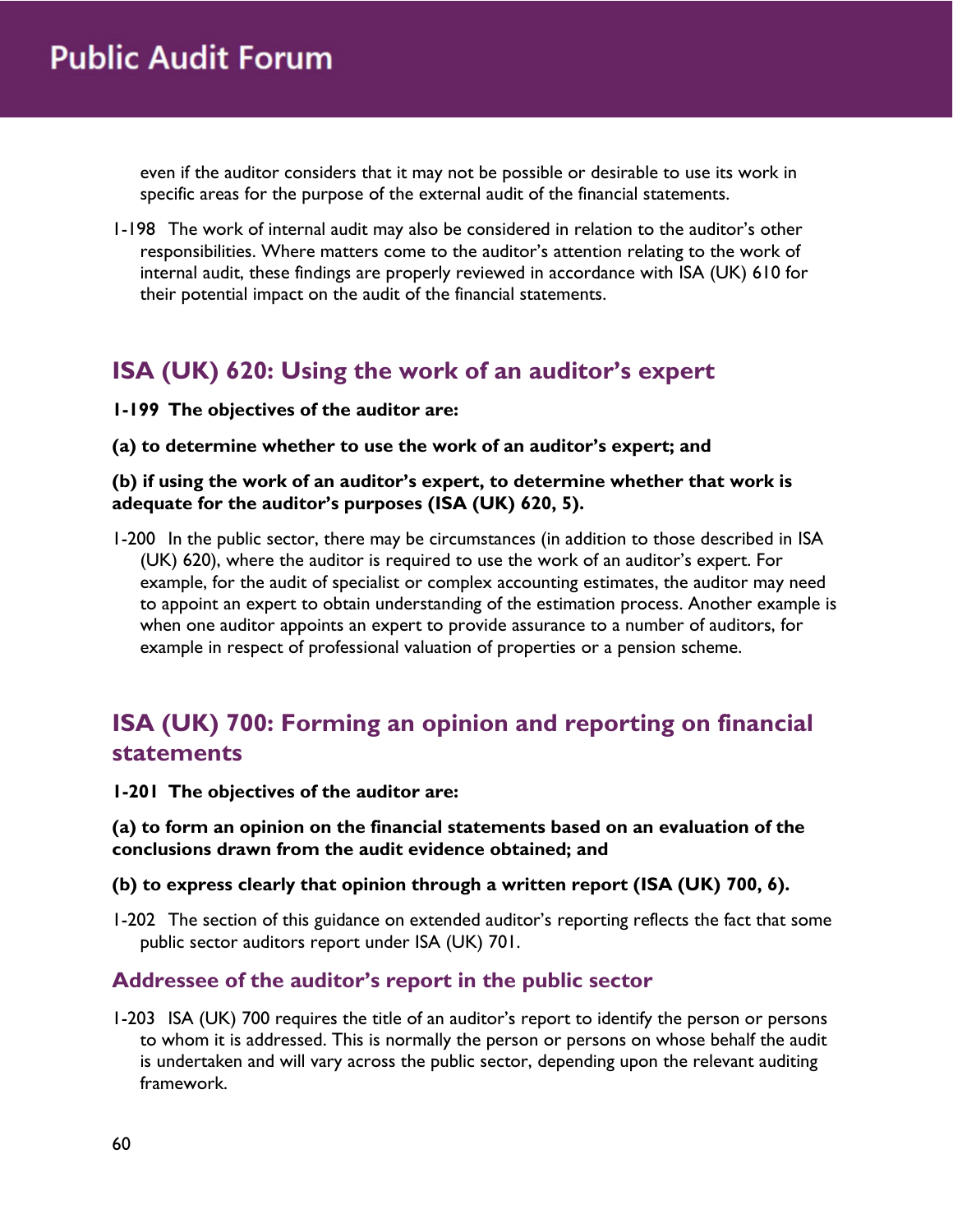even if the auditor considers that it may not be possible or desirable to use its work in specific areas for the purpose of the external audit of the financial statements.

1-198 The work of internal audit may also be considered in relation to the auditor's other responsibilities. Where matters come to the auditor's attention relating to the work of internal audit, these findings are properly reviewed in accordance with ISA (UK) 610 for their potential impact on the audit of the financial statements.

## ISA (UK) 620: Using the work of an auditor's expert

**1-199 The objectives of the auditor are:**

**(a) to determine whether to use the work of an auditor's expert; and**

**(b) if using the work of an auditor's expert, to determine whether that work is adequate for the auditor's purposes (ISA (UK) 620, 5).**

1-200 In the public sector, there may be circumstances (in addition to those described in ISA (UK) 620), where the auditor is required to use the work of an auditor's expert. For example, for the audit of specialist or complex accounting estimates, the auditor may need to appoint an expert to obtain understanding of the estimation process. Another example is when one auditor appoints an expert to provide assurance to a number of auditors, for example in respect of professional valuation of properties or a pension scheme.

## ISA (UK) 700: Forming an opinion and reporting on financial statements

**1-201 The objectives of the auditor are:**

**(a) to form an opinion on the financial statements based on an evaluation of the conclusions drawn from the audit evidence obtained; and**

**(b) to express clearly that opinion through a written report (ISA (UK) 700, 6).**

1-202 The section of this guidance on extended auditor's reporting reflects the fact that some public sector auditors report under ISA (UK) 701.

### Addressee of the auditor's report in the public sector

1-203 ISA (UK) 700 requires the title of an auditor's report to identify the person or persons to whom it is addressed. This is normally the person or persons on whose behalf the audit is undertaken and will vary across the public sector, depending upon the relevant auditing framework.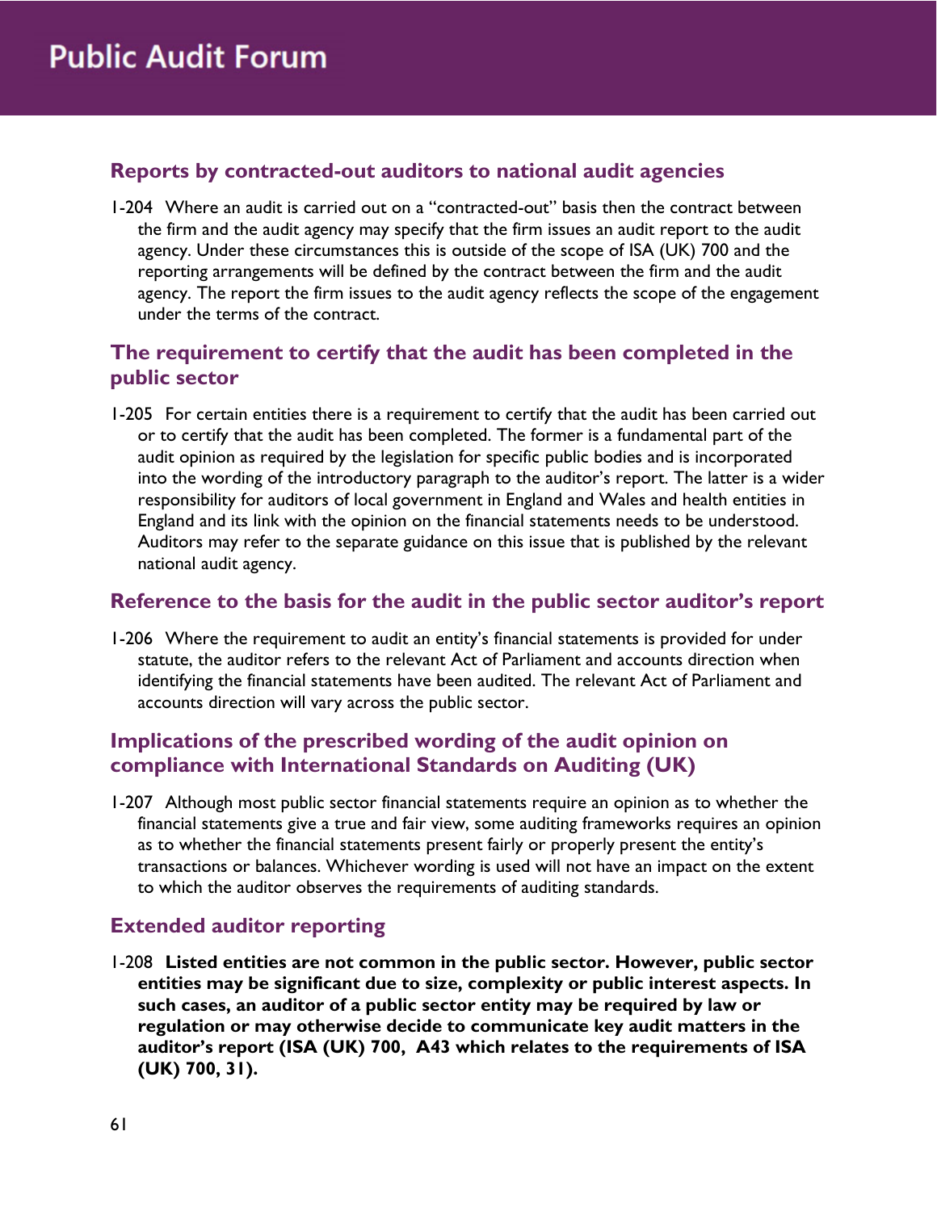## Reports by contracted-out auditors to national audit agencies

1-204 Where an audit is carried out on a "contracted-out" basis then the contract between the firm and the audit agency may specify that the firm issues an audit report to the audit agency. Under these circumstances this is outside of the scope of ISA (UK) 700 and the reporting arrangements will be defined by the contract between the firm and the audit agency. The report the firm issues to the audit agency reflects the scope of the engagement under the terms of the contract.

## The requirement to certify that the audit has been completed in the public sector

1-205 For certain entities there is a requirement to certify that the audit has been carried out or to certify that the audit has been completed. The former is a fundamental part of the audit opinion as required by the legislation for specific public bodies and is incorporated into the wording of the introductory paragraph to the auditor's report. The latter is a wider responsibility for auditors of local government in England and Wales and health entities in England and its link with the opinion on the financial statements needs to be understood. Auditors may refer to the separate guidance on this issue that is published by the relevant national audit agency.

## Reference to the basis for the audit in the public sector auditor's report

1-206 Where the requirement to audit an entity's financial statements is provided for under statute, the auditor refers to the relevant Act of Parliament and accounts direction when identifying the financial statements have been audited. The relevant Act of Parliament and accounts direction will vary across the public sector.

## Implications of the prescribed wording of the audit opinion on compliance with International Standards on Auditing (UK)

1-207 Although most public sector financial statements require an opinion as to whether the financial statements give a true and fair view, some auditing frameworks requires an opinion as to whether the financial statements present fairly or properly present the entity's transactions or balances. Whichever wording is used will not have an impact on the extent to which the auditor observes the requirements of auditing standards.

## Extended auditor reporting

1-208 **Listed entities are not common in the public sector. However, public sector entities may be significant due to size, complexity or public interest aspects. In such cases, an auditor of a public sector entity may be required by law or regulation or may otherwise decide to communicate key audit matters in the auditor's report (ISA (UK) 700, A43 which relates to the requirements of ISA (UK) 700, 31).**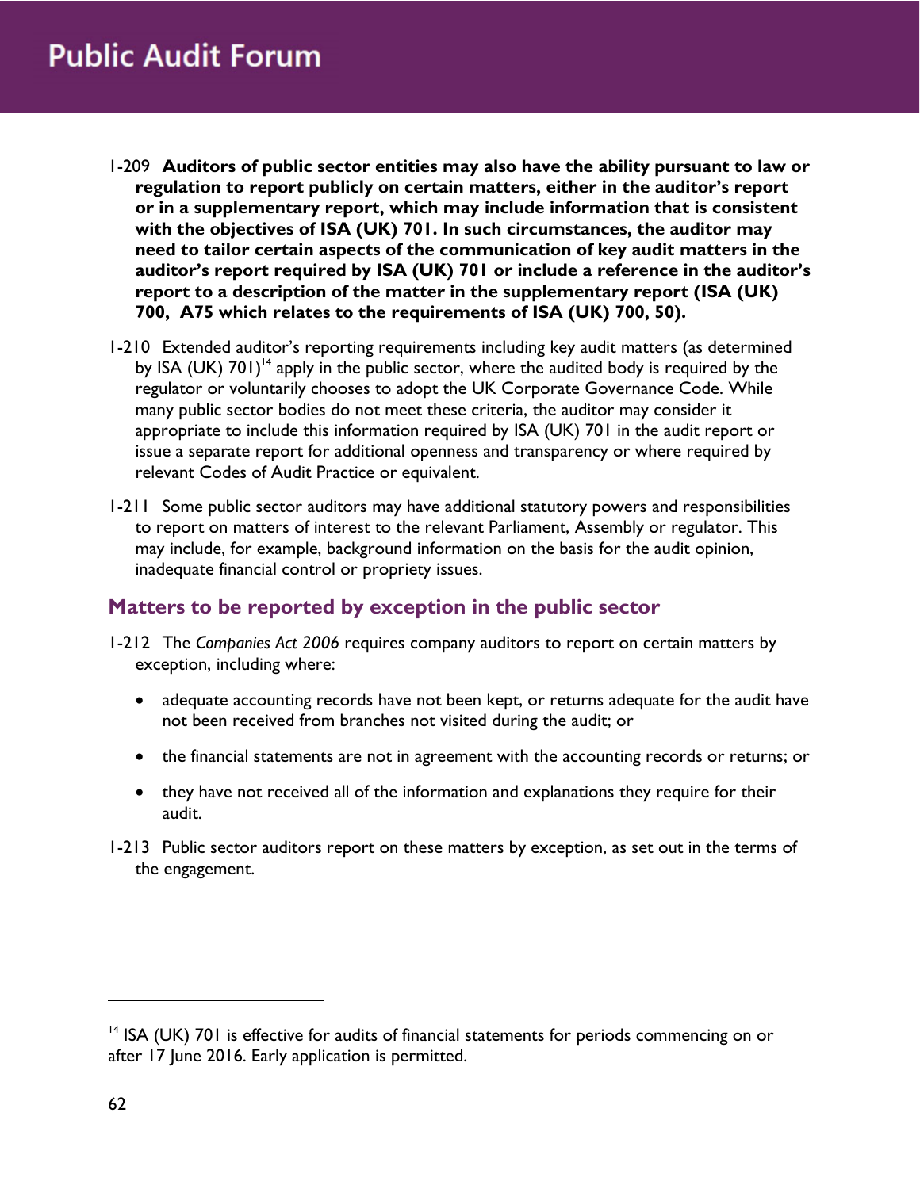1-209 **Auditors of public sector entities may also have the ability pursuant to law or regulation to report publicly on certain matters, either in the auditor's report or in a supplementary report, which may include information that is consistent with the objectives of ISA (UK) 701. In such circumstances, the auditor may need to tailor certain aspects of the communication of key audit matters in the auditor's report required by ISA (UK) 701 or include a reference in the auditor's report to a description of the matter in the supplementary report (ISA (UK) 700, A75 which relates to the requirements of ISA (UK) 700, 50).**

1-210 Extended auditor's reporting requirements including key audit matters (as determined by ISA (UK) 701)[14] apply in the public sector, where the audited body is required by the regulator or voluntarily chooses to adopt the UK Corporate Governance Code. While many public sector bodies do not meet these criteria, the auditor may consider it appropriate to include this information required by ISA (UK) 701 in the audit report or issue a separate report for additional openness and transparency or where required by relevant Codes of Audit Practice or equivalent.

1-211 Some public sector auditors may have additional statutory powers and responsibilities to report on matters of interest to the relevant Parliament, Assembly or regulator. This may include, for example, background information on the basis for the audit opinion, inadequate financial control or propriety issues.

## Matters to be reported by exception in the public sector

1-212 The *Companies Act 2006* requires company auditors to report on certain matters by exception, including where:

- adequate accounting records have not been kept, or returns adequate for the audit have not been received from branches not visited during the audit; or
- the financial statements are not in agreement with the accounting records or returns; or
- they have not received all of the information and explanations they require for their audit.

1-213 Public sector auditors report on these matters by exception, as set out in the terms of the engagement.

[14] ISA (UK) 701 is effective for audits of financial statements for periods commencing on or after 17 June 2016. Early application is permitted.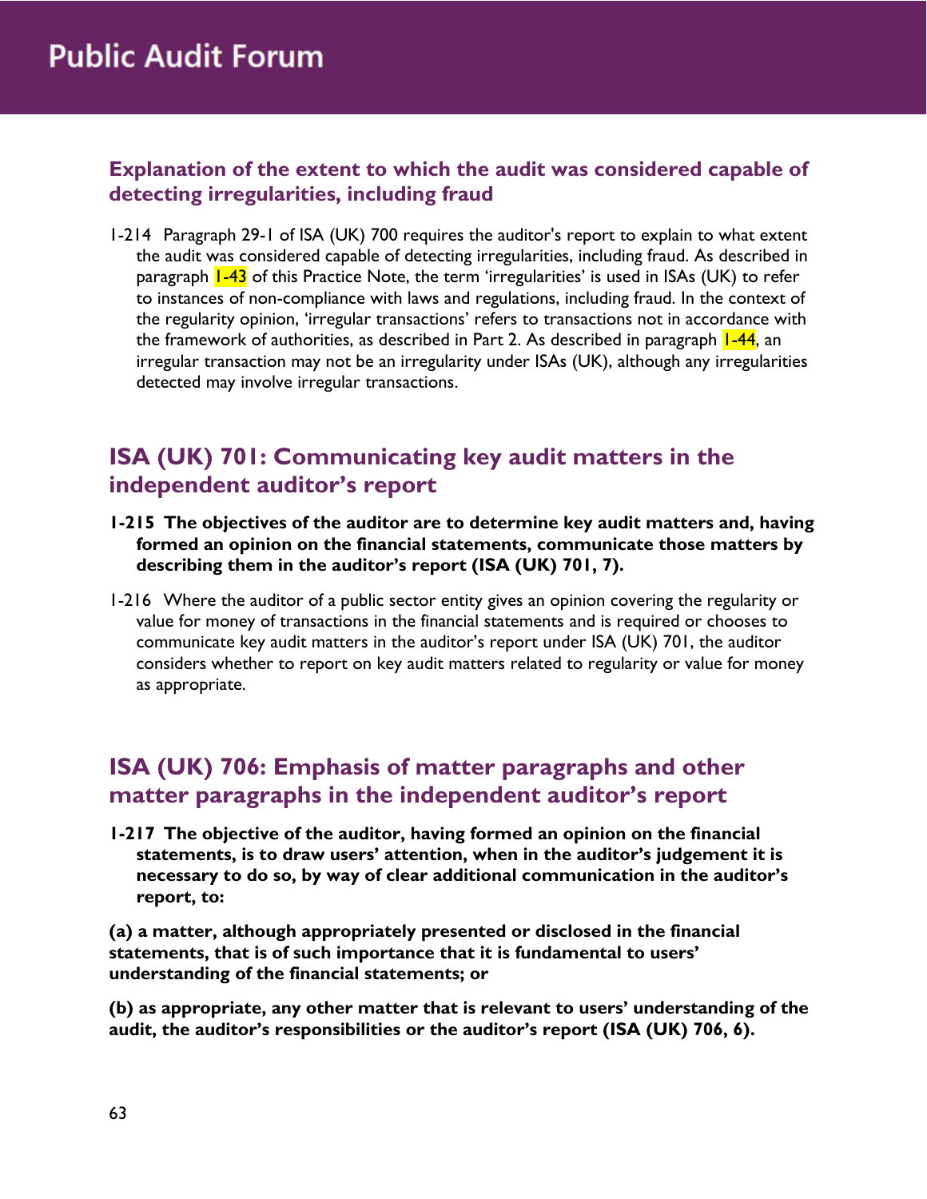### Explanation of the extent to which the audit was considered capable of detecting irregularities, including fraud

1-214 Paragraph 29-1 of ISA (UK) 700 requires the auditor's report to explain to what extent the audit was considered capable of detecting irregularities, including fraud. As described in paragraph 1-43 of this Practice Note, the term 'irregularities' is used in ISAs (UK) to refer to instances of non-compliance with laws and regulations, including fraud. In the context of the regularity opinion, 'irregular transactions' refers to transactions not in accordance with the framework of authorities, as described in Part 2. As described in paragraph 1-44, an irregular transaction may not be an irregularity under ISAs (UK), although any irregularities detected may involve irregular transactions.

## ISA (UK) 701: Communicating key audit matters in the independent auditor's report

**1-215 The objectives of the auditor are to determine key audit matters and, having formed an opinion on the financial statements, communicate those matters by describing them in the auditor's report (ISA (UK) 701, 7).**

1-216 Where the auditor of a public sector entity gives an opinion covering the regularity or value for money of transactions in the financial statements and is required or chooses to communicate key audit matters in the auditor's report under ISA (UK) 701, the auditor considers whether to report on key audit matters related to regularity or value for money as appropriate.

## ISA (UK) 706: Emphasis of matter paragraphs and other matter paragraphs in the independent auditor's report

**1-217 The objective of the auditor, having formed an opinion on the financial statements, is to draw users' attention, when in the auditor's judgement it is necessary to do so, by way of clear additional communication in the auditor's report, to:**

**(a) a matter, although appropriately presented or disclosed in the financial statements, that is of such importance that it is fundamental to users' understanding of the financial statements; or**

**(b) as appropriate, any other matter that is relevant to users' understanding of the audit, the auditor's responsibilities or the auditor's report (ISA (UK) 706, 6).**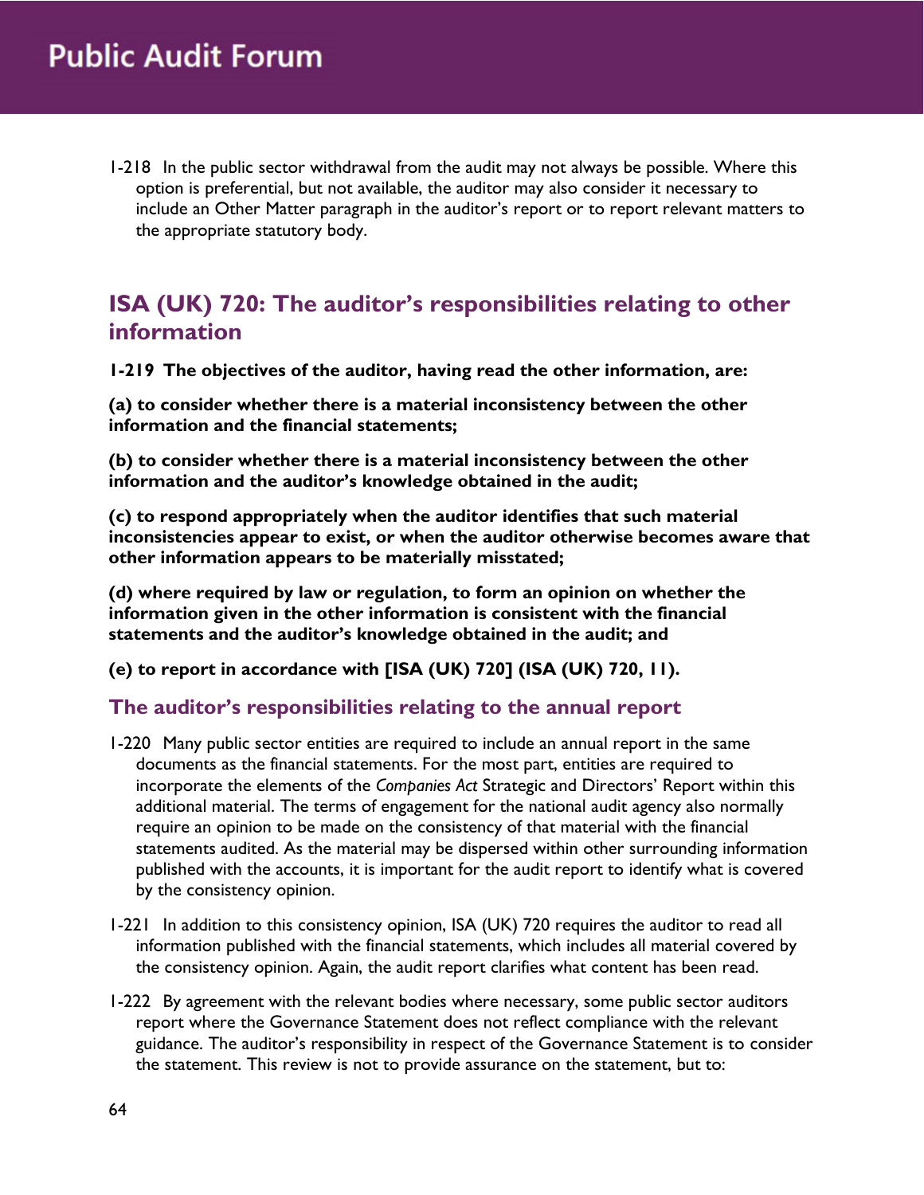1-218 In the public sector withdrawal from the audit may not always be possible. Where this option is preferential, but not available, the auditor may also consider it necessary to include an Other Matter paragraph in the auditor's report or to report relevant matters to the appropriate statutory body.

## ISA (UK) 720: The auditor's responsibilities relating to other information

**1-219 The objectives of the auditor, having read the other information, are:**

**(a) to consider whether there is a material inconsistency between the other information and the financial statements;**

**(b) to consider whether there is a material inconsistency between the other information and the auditor's knowledge obtained in the audit;**

**(c) to respond appropriately when the auditor identifies that such material inconsistencies appear to exist, or when the auditor otherwise becomes aware that other information appears to be materially misstated;**

**(d) where required by law or regulation, to form an opinion on whether the information given in the other information is consistent with the financial statements and the auditor's knowledge obtained in the audit; and**

**(e) to report in accordance with [ISA (UK) 720] (ISA (UK) 720, 11).**

### The auditor's responsibilities relating to the annual report

1-220 Many public sector entities are required to include an annual report in the same documents as the financial statements. For the most part, entities are required to incorporate the elements of the *Companies Act* Strategic and Directors' Report within this additional material. The terms of engagement for the national audit agency also normally require an opinion to be made on the consistency of that material with the financial statements audited. As the material may be dispersed within other surrounding information published with the accounts, it is important for the audit report to identify what is covered by the consistency opinion.

1-221 In addition to this consistency opinion, ISA (UK) 720 requires the auditor to read all information published with the financial statements, which includes all material covered by the consistency opinion. Again, the audit report clarifies what content has been read.

1-222 By agreement with the relevant bodies where necessary, some public sector auditors report where the Governance Statement does not reflect compliance with the relevant guidance. The auditor's responsibility in respect of the Governance Statement is to consider the statement. This review is not to provide assurance on the statement, but to: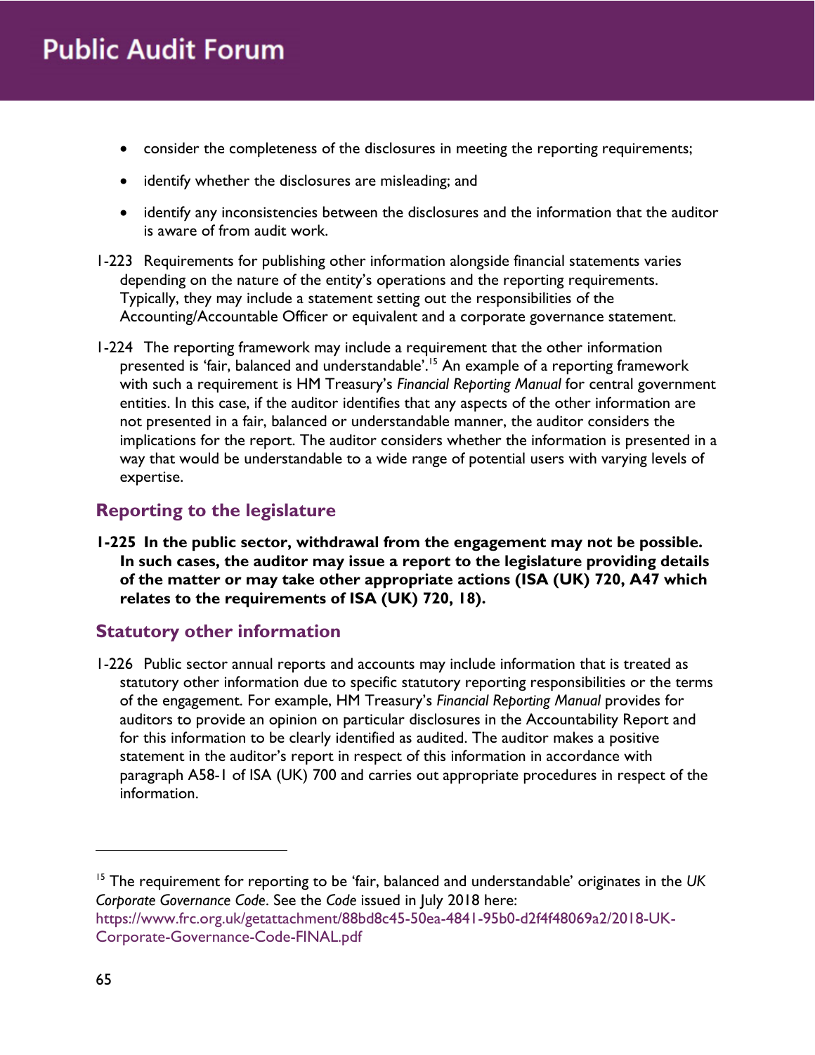- consider the completeness of the disclosures in meeting the reporting requirements;
- identify whether the disclosures are misleading; and
- identify any inconsistencies between the disclosures and the information that the auditor is aware of from audit work.

1-223 Requirements for publishing other information alongside financial statements varies depending on the nature of the entity's operations and the reporting requirements. Typically, they may include a statement setting out the responsibilities of the Accounting/Accountable Officer or equivalent and a corporate governance statement.

1-224 The reporting framework may include a requirement that the other information presented is 'fair, balanced and understandable'.[15] An example of a reporting framework with such a requirement is HM Treasury's *Financial Reporting Manual* for central government entities. In this case, if the auditor identifies that any aspects of the other information are not presented in a fair, balanced or understandable manner, the auditor considers the implications for the report. The auditor considers whether the information is presented in a way that would be understandable to a wide range of potential users with varying levels of expertise.

## Reporting to the legislature

**1-225 In the public sector, withdrawal from the engagement may not be possible. In such cases, the auditor may issue a report to the legislature providing details of the matter or may take other appropriate actions (ISA (UK) 720, A47 which relates to the requirements of ISA (UK) 720, 18).**

## Statutory other information

1-226 Public sector annual reports and accounts may include information that is treated as statutory other information due to specific statutory reporting responsibilities or the terms of the engagement. For example, HM Treasury's *Financial Reporting Manual* provides for auditors to provide an opinion on particular disclosures in the Accountability Report and for this information to be clearly identified as audited. The auditor makes a positive statement in the auditor's report in respect of this information in accordance with paragraph A58-1 of ISA (UK) 700 and carries out appropriate procedures in respect of the information.

---

[15] The requirement for reporting to be 'fair, balanced and understandable' originates in the *UK Corporate Governance Code*. See the *Code* issued in July 2018 here: https://www.frc.org.uk/getattachment/88bd8c45-50ea-4841-95b0-d2f4f48069a2/2018-UK-Corporate-Governance-Code-FINAL.pdf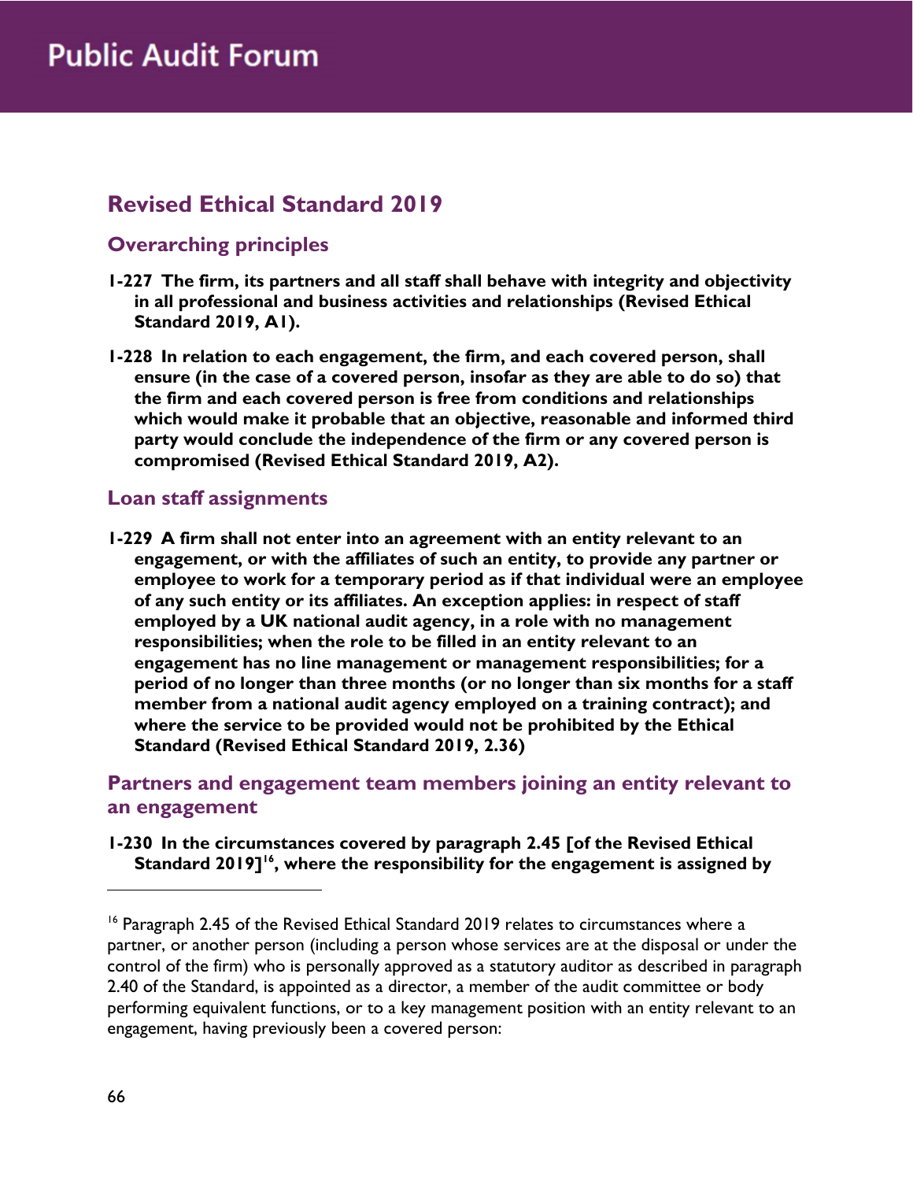## Revised Ethical Standard 2019

### Overarching principles

**1-227 The firm, its partners and all staff shall behave with integrity and objectivity in all professional and business activities and relationships (Revised Ethical Standard 2019, A1).**

**1-228 In relation to each engagement, the firm, and each covered person, shall ensure (in the case of a covered person, insofar as they are able to do so) that the firm and each covered person is free from conditions and relationships which would make it probable that an objective, reasonable and informed third party would conclude the independence of the firm or any covered person is compromised (Revised Ethical Standard 2019, A2).**

### Loan staff assignments

**1-229 A firm shall not enter into an agreement with an entity relevant to an engagement, or with the affiliates of such an entity, to provide any partner or employee to work for a temporary period as if that individual were an employee of any such entity or its affiliates. An exception applies: in respect of staff employed by a UK national audit agency, in a role with no management responsibilities; when the role to be filled in an entity relevant to an engagement has no line management or management responsibilities; for a period of no longer than three months (or no longer than six months for a staff member from a national audit agency employed on a training contract); and where the service to be provided would not be prohibited by the Ethical Standard (Revised Ethical Standard 2019, 2.36)**

### Partners and engagement team members joining an entity relevant to an engagement

**1-230 In the circumstances covered by paragraph 2.45 [of the Revised Ethical Standard 2019][16], where the responsibility for the engagement is assigned by**

[16] Paragraph 2.45 of the Revised Ethical Standard 2019 relates to circumstances where a partner, or another person (including a person whose services are at the disposal or under the control of the firm) who is personally approved as a statutory auditor as described in paragraph 2.40 of the Standard, is appointed as a director, a member of the audit committee or body performing equivalent functions, or to a key management position with an entity relevant to an engagement, having previously been a covered person: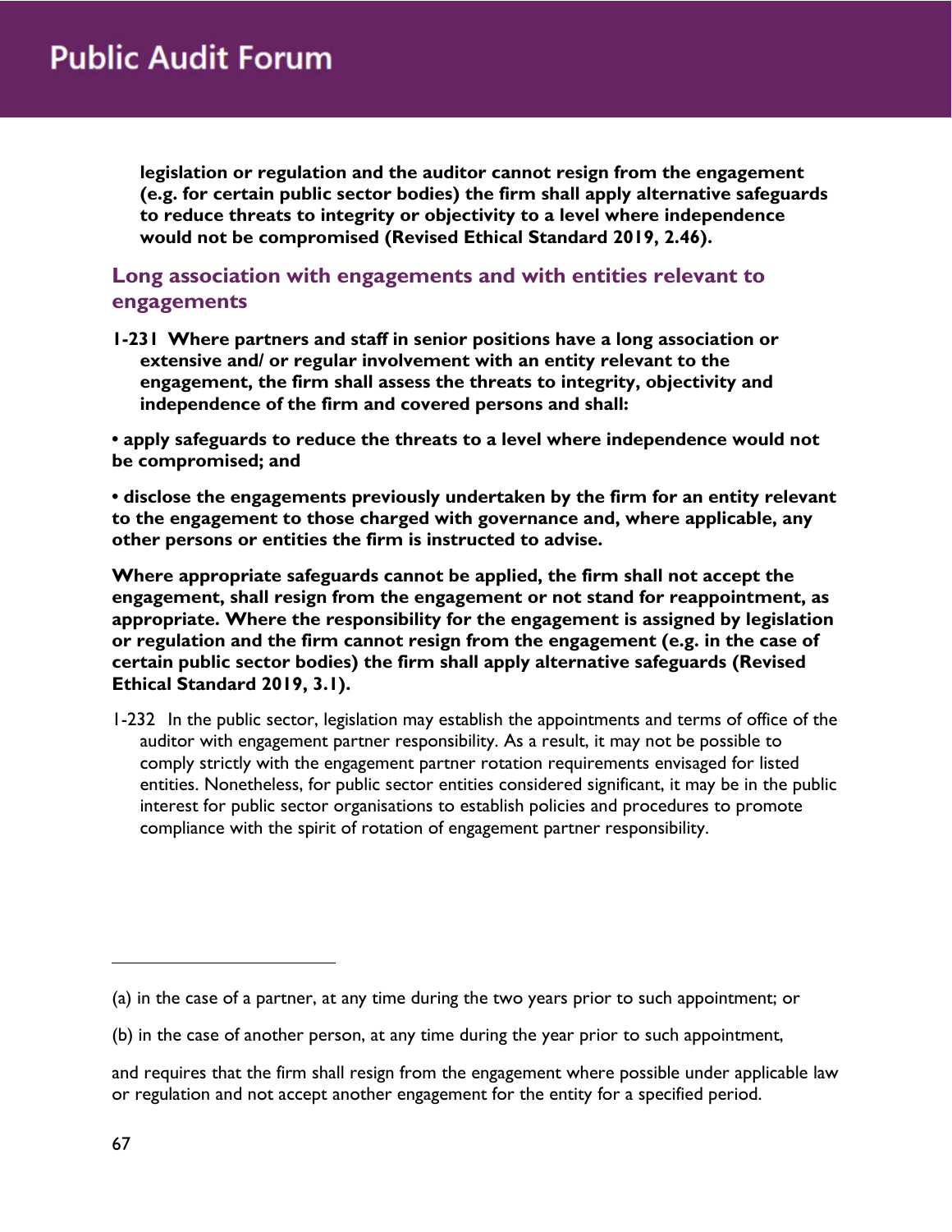**legislation or regulation and the auditor cannot resign from the engagement (e.g. for certain public sector bodies) the firm shall apply alternative safeguards to reduce threats to integrity or objectivity to a level where independence would not be compromised (Revised Ethical Standard 2019, 2.46).**

## Long association with engagements and with entities relevant to engagements

**1-231 Where partners and staff in senior positions have a long association or extensive and/ or regular involvement with an entity relevant to the engagement, the firm shall assess the threats to integrity, objectivity and independence of the firm and covered persons and shall:**

- **apply safeguards to reduce the threats to a level where independence would not be compromised; and**
- **disclose the engagements previously undertaken by the firm for an entity relevant to the engagement to those charged with governance and, where applicable, any other persons or entities the firm is instructed to advise.**

**Where appropriate safeguards cannot be applied, the firm shall not accept the engagement, shall resign from the engagement or not stand for reappointment, as appropriate. Where the responsibility for the engagement is assigned by legislation or regulation and the firm cannot resign from the engagement (e.g. in the case of certain public sector bodies) the firm shall apply alternative safeguards (Revised Ethical Standard 2019, 3.1).**

1-232 In the public sector, legislation may establish the appointments and terms of office of the auditor with engagement partner responsibility. As a result, it may not be possible to comply strictly with the engagement partner rotation requirements envisaged for listed entities. Nonetheless, for public sector entities considered significant, it may be in the public interest for public sector organisations to establish policies and procedures to promote compliance with the spirit of rotation of engagement partner responsibility.

---

(a) in the case of a partner, at any time during the two years prior to such appointment; or

(b) in the case of another person, at any time during the year prior to such appointment,

and requires that the firm shall resign from the engagement where possible under applicable law or regulation and not accept another engagement for the entity for a specified period.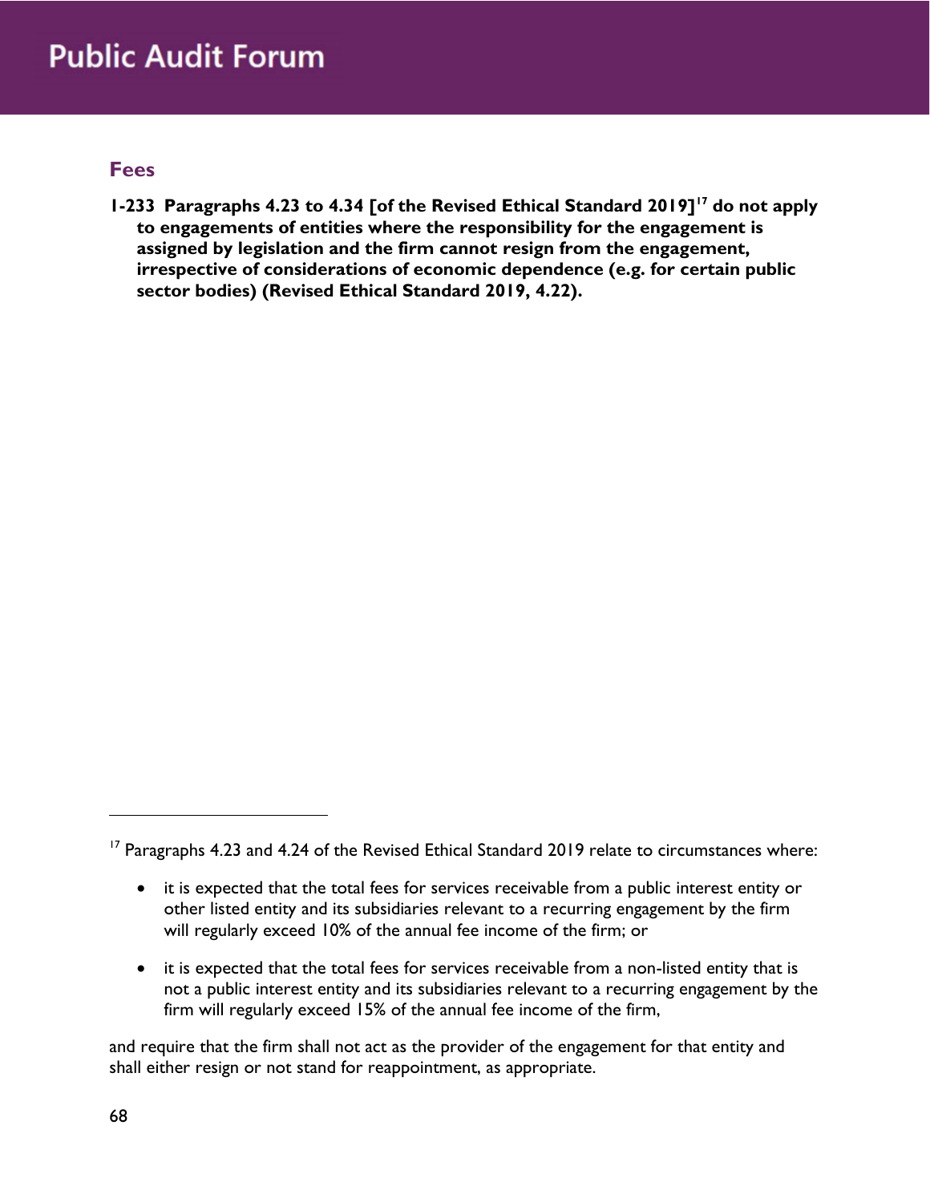## Fees

**1-233 Paragraphs 4.23 to 4.34 [of the Revised Ethical Standard 2019][17] do not apply to engagements of entities where the responsibility for the engagement is assigned by legislation and the firm cannot resign from the engagement, irrespective of considerations of economic dependence (e.g. for certain public sector bodies) (Revised Ethical Standard 2019, 4.22).**

---

[17] Paragraphs 4.23 and 4.24 of the Revised Ethical Standard 2019 relate to circumstances where:

- it is expected that the total fees for services receivable from a public interest entity or other listed entity and its subsidiaries relevant to a recurring engagement by the firm will regularly exceed 10% of the annual fee income of the firm; or
- it is expected that the total fees for services receivable from a non-listed entity that is not a public interest entity and its subsidiaries relevant to a recurring engagement by the firm will regularly exceed 15% of the annual fee income of the firm,

and require that the firm shall not act as the provider of the engagement for that entity and shall either resign or not stand for reappointment, as appropriate.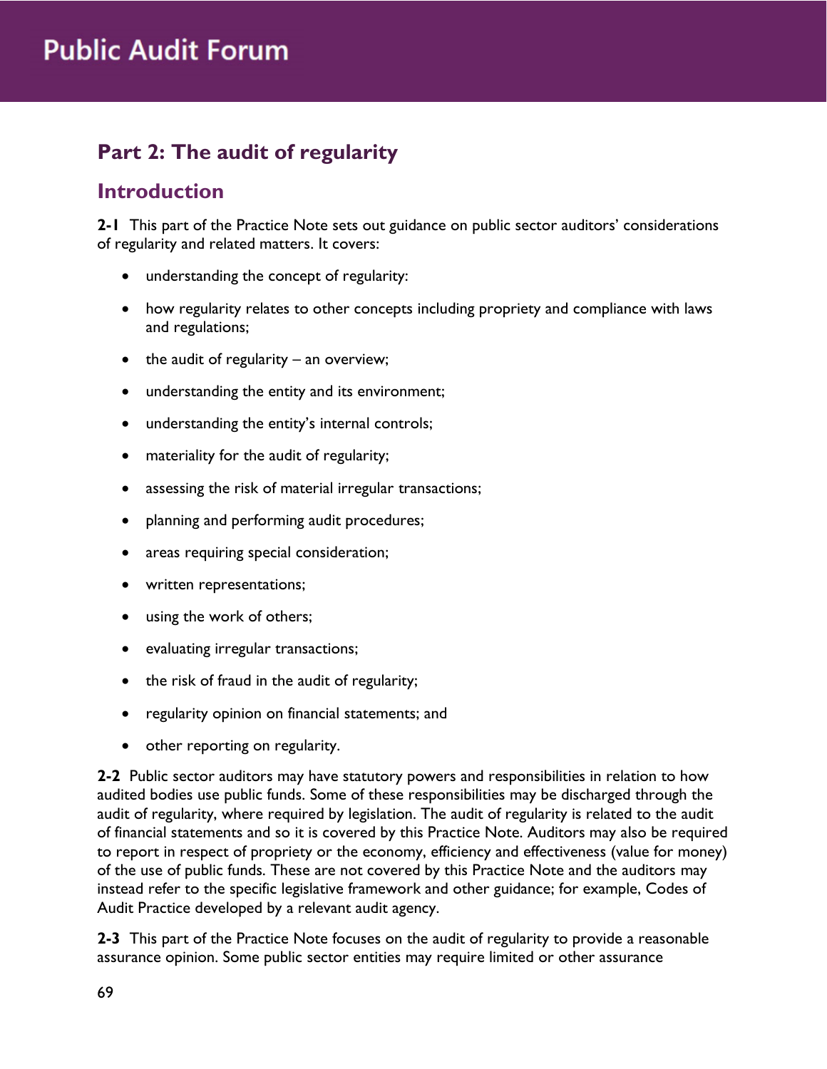## Part 2: The audit of regularity

### Introduction

**2-1** This part of the Practice Note sets out guidance on public sector auditors' considerations of regularity and related matters. It covers:

- understanding the concept of regularity:
- how regularity relates to other concepts including propriety and compliance with laws and regulations;
- the audit of regularity – an overview;
- understanding the entity and its environment;
- understanding the entity's internal controls;
- materiality for the audit of regularity;
- assessing the risk of material irregular transactions;
- planning and performing audit procedures;
- areas requiring special consideration;
- written representations;
- using the work of others;
- evaluating irregular transactions;
- the risk of fraud in the audit of regularity;
- regularity opinion on financial statements; and
- other reporting on regularity.

**2-2** Public sector auditors may have statutory powers and responsibilities in relation to how audited bodies use public funds. Some of these responsibilities may be discharged through the audit of regularity, where required by legislation. The audit of regularity is related to the audit of financial statements and so it is covered by this Practice Note. Auditors may also be required to report in respect of propriety or the economy, efficiency and effectiveness (value for money) of the use of public funds. These are not covered by this Practice Note and the auditors may instead refer to the specific legislative framework and other guidance; for example, Codes of Audit Practice developed by a relevant audit agency.

**2-3** This part of the Practice Note focuses on the audit of regularity to provide a reasonable assurance opinion. Some public sector entities may require limited or other assurance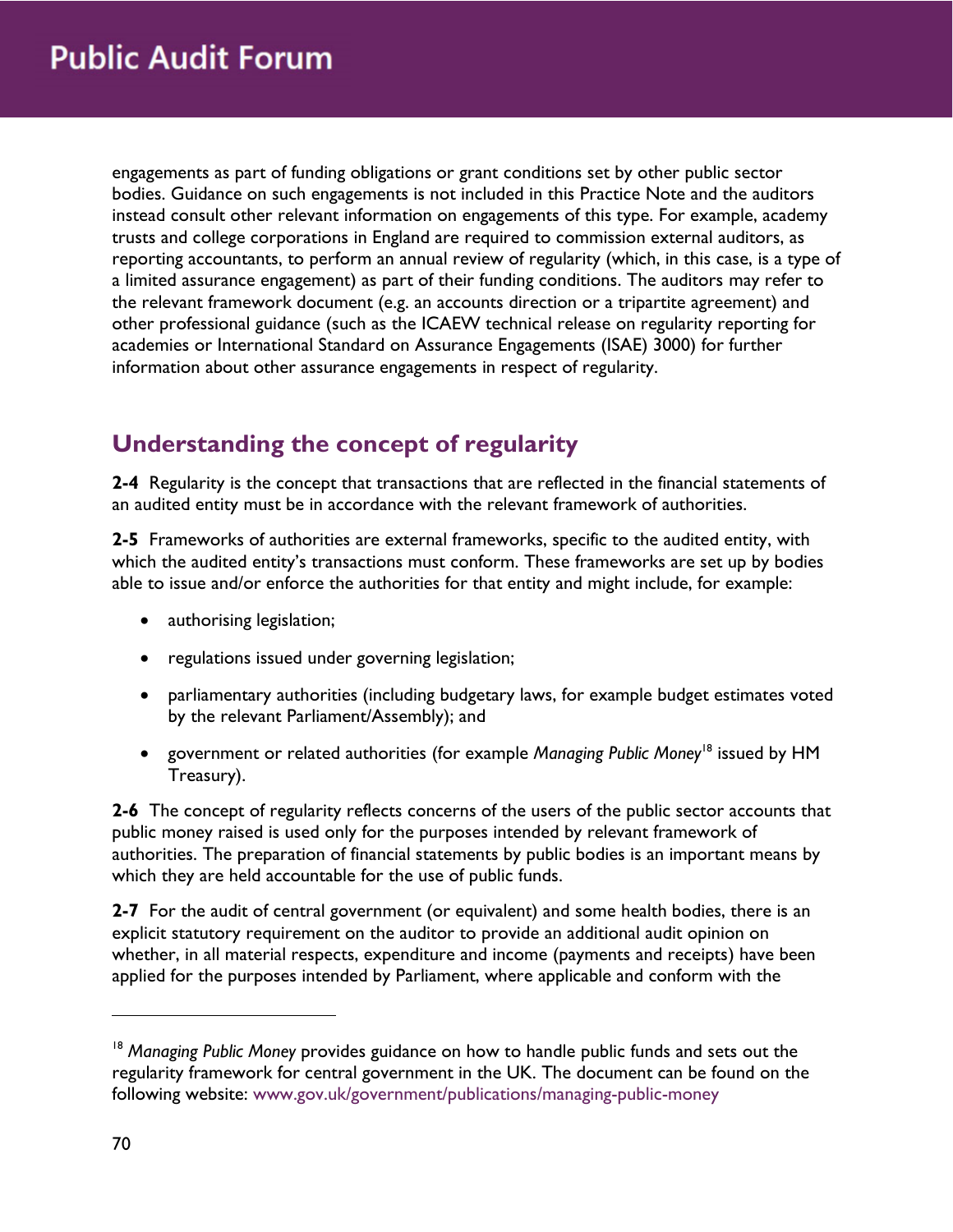engagements as part of funding obligations or grant conditions set by other public sector bodies. Guidance on such engagements is not included in this Practice Note and the auditors instead consult other relevant information on engagements of this type. For example, academy trusts and college corporations in England are required to commission external auditors, as reporting accountants, to perform an annual review of regularity (which, in this case, is a type of a limited assurance engagement) as part of their funding conditions. The auditors may refer to the relevant framework document (e.g. an accounts direction or a tripartite agreement) and other professional guidance (such as the ICAEW technical release on regularity reporting for academies or International Standard on Assurance Engagements (ISAE) 3000) for further information about other assurance engagements in respect of regularity.

## Understanding the concept of regularity

**2-4** Regularity is the concept that transactions that are reflected in the financial statements of an audited entity must be in accordance with the relevant framework of authorities.

**2-5** Frameworks of authorities are external frameworks, specific to the audited entity, with which the audited entity's transactions must conform. These frameworks are set up by bodies able to issue and/or enforce the authorities for that entity and might include, for example:

- authorising legislation;
- regulations issued under governing legislation;
- parliamentary authorities (including budgetary laws, for example budget estimates voted by the relevant Parliament/Assembly); and
- government or related authorities (for example *Managing Public Money*[18] issued by HM Treasury).

**2-6** The concept of regularity reflects concerns of the users of the public sector accounts that public money raised is used only for the purposes intended by relevant framework of authorities. The preparation of financial statements by public bodies is an important means by which they are held accountable for the use of public funds.

**2-7** For the audit of central government (or equivalent) and some health bodies, there is an explicit statutory requirement on the auditor to provide an additional audit opinion on whether, in all material respects, expenditure and income (payments and receipts) have been applied for the purposes intended by Parliament, where applicable and conform with the

---

[18] *Managing Public Money* provides guidance on how to handle public funds and sets out the regularity framework for central government in the UK. The document can be found on the following website: www.gov.uk/government/publications/managing-public-money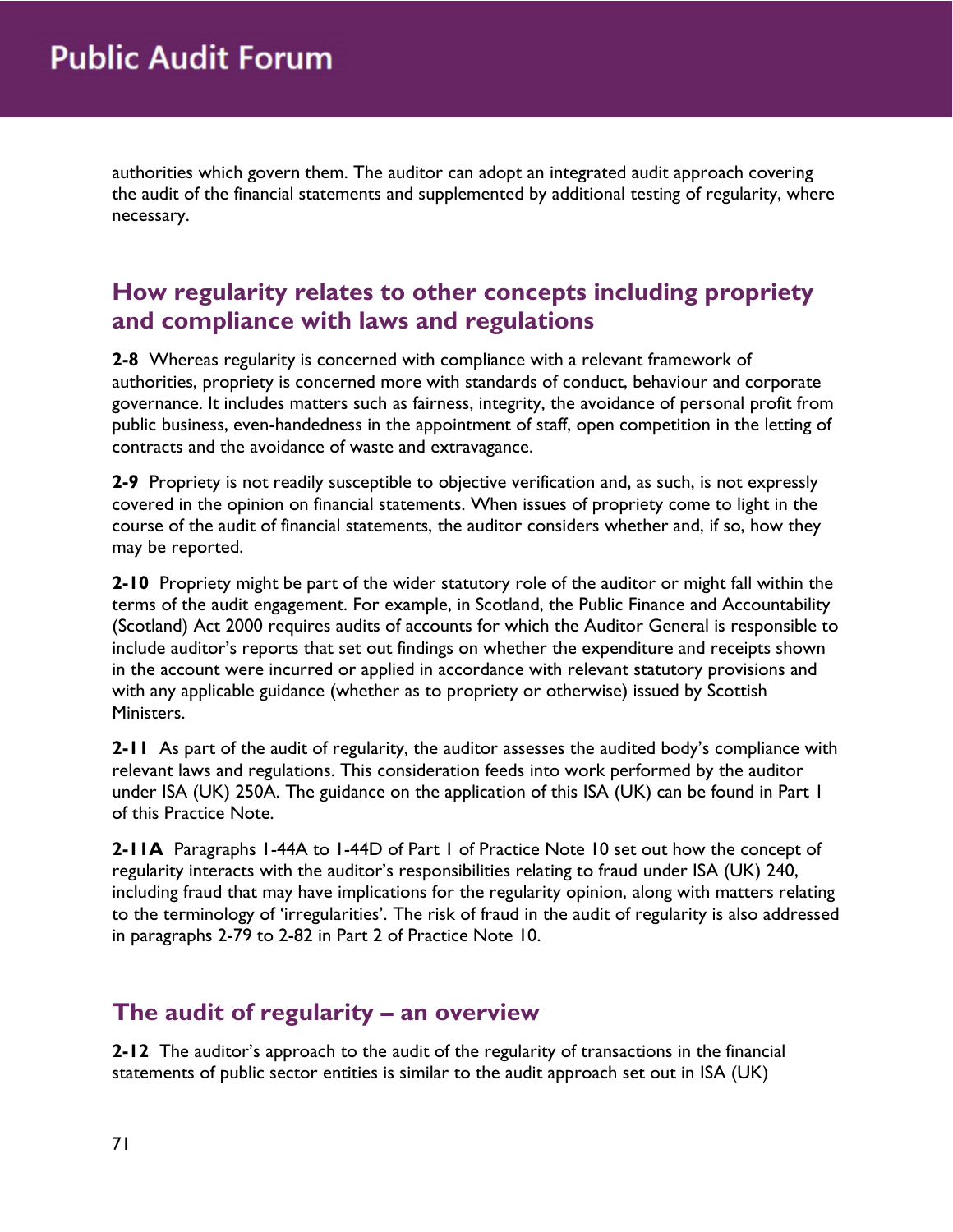authorities which govern them. The auditor can adopt an integrated audit approach covering the audit of the financial statements and supplemented by additional testing of regularity, where necessary.

## How regularity relates to other concepts including propriety and compliance with laws and regulations

**2-8** Whereas regularity is concerned with compliance with a relevant framework of authorities, propriety is concerned more with standards of conduct, behaviour and corporate governance. It includes matters such as fairness, integrity, the avoidance of personal profit from public business, even-handedness in the appointment of staff, open competition in the letting of contracts and the avoidance of waste and extravagance.

**2-9** Propriety is not readily susceptible to objective verification and, as such, is not expressly covered in the opinion on financial statements. When issues of propriety come to light in the course of the audit of financial statements, the auditor considers whether and, if so, how they may be reported.

**2-10** Propriety might be part of the wider statutory role of the auditor or might fall within the terms of the audit engagement. For example, in Scotland, the Public Finance and Accountability (Scotland) Act 2000 requires audits of accounts for which the Auditor General is responsible to include auditor's reports that set out findings on whether the expenditure and receipts shown in the account were incurred or applied in accordance with relevant statutory provisions and with any applicable guidance (whether as to propriety or otherwise) issued by Scottish Ministers.

**2-11** As part of the audit of regularity, the auditor assesses the audited body's compliance with relevant laws and regulations. This consideration feeds into work performed by the auditor under ISA (UK) 250A. The guidance on the application of this ISA (UK) can be found in Part 1 of this Practice Note.

**2-11A** Paragraphs 1-44A to 1-44D of Part 1 of Practice Note 10 set out how the concept of regularity interacts with the auditor's responsibilities relating to fraud under ISA (UK) 240, including fraud that may have implications for the regularity opinion, along with matters relating to the terminology of 'irregularities'. The risk of fraud in the audit of regularity is also addressed in paragraphs 2-79 to 2-82 in Part 2 of Practice Note 10.

## The audit of regularity – an overview

**2-12** The auditor's approach to the audit of the regularity of transactions in the financial statements of public sector entities is similar to the audit approach set out in ISA (UK)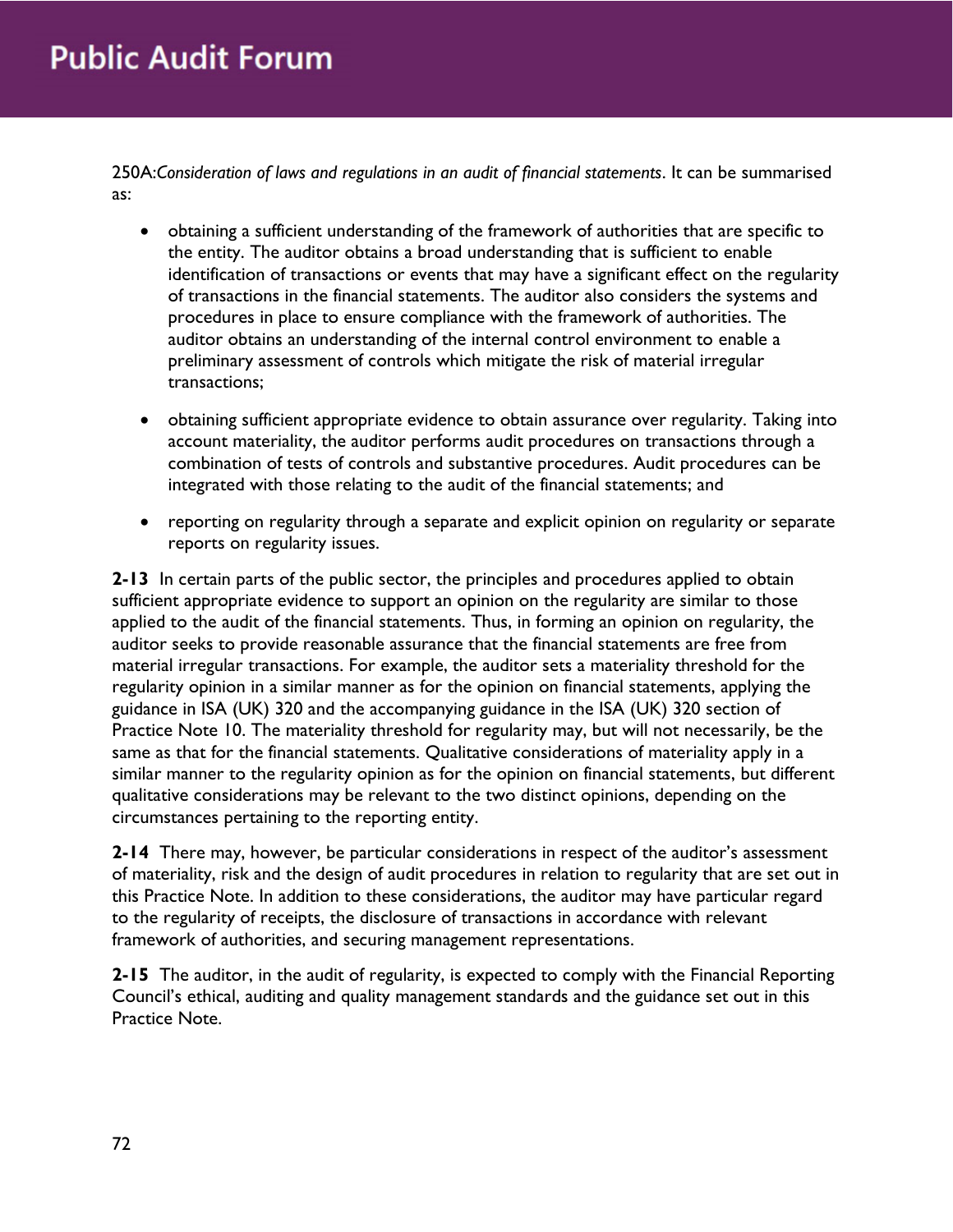250A:*Consideration of laws and regulations in an audit of financial statements*. It can be summarised as:

- obtaining a sufficient understanding of the framework of authorities that are specific to the entity. The auditor obtains a broad understanding that is sufficient to enable identification of transactions or events that may have a significant effect on the regularity of transactions in the financial statements. The auditor also considers the systems and procedures in place to ensure compliance with the framework of authorities. The auditor obtains an understanding of the internal control environment to enable a preliminary assessment of controls which mitigate the risk of material irregular transactions;

- obtaining sufficient appropriate evidence to obtain assurance over regularity. Taking into account materiality, the auditor performs audit procedures on transactions through a combination of tests of controls and substantive procedures. Audit procedures can be integrated with those relating to the audit of the financial statements; and

- reporting on regularity through a separate and explicit opinion on regularity or separate reports on regularity issues.

**2-13** In certain parts of the public sector, the principles and procedures applied to obtain sufficient appropriate evidence to support an opinion on the regularity are similar to those applied to the audit of the financial statements. Thus, in forming an opinion on regularity, the auditor seeks to provide reasonable assurance that the financial statements are free from material irregular transactions. For example, the auditor sets a materiality threshold for the regularity opinion in a similar manner as for the opinion on financial statements, applying the guidance in ISA (UK) 320 and the accompanying guidance in the ISA (UK) 320 section of Practice Note 10. The materiality threshold for regularity may, but will not necessarily, be the same as that for the financial statements. Qualitative considerations of materiality apply in a similar manner to the regularity opinion as for the opinion on financial statements, but different qualitative considerations may be relevant to the two distinct opinions, depending on the circumstances pertaining to the reporting entity.

**2-14** There may, however, be particular considerations in respect of the auditor's assessment of materiality, risk and the design of audit procedures in relation to regularity that are set out in this Practice Note. In addition to these considerations, the auditor may have particular regard to the regularity of receipts, the disclosure of transactions in accordance with relevant framework of authorities, and securing management representations.

**2-15** The auditor, in the audit of regularity, is expected to comply with the Financial Reporting Council's ethical, auditing and quality management standards and the guidance set out in this Practice Note.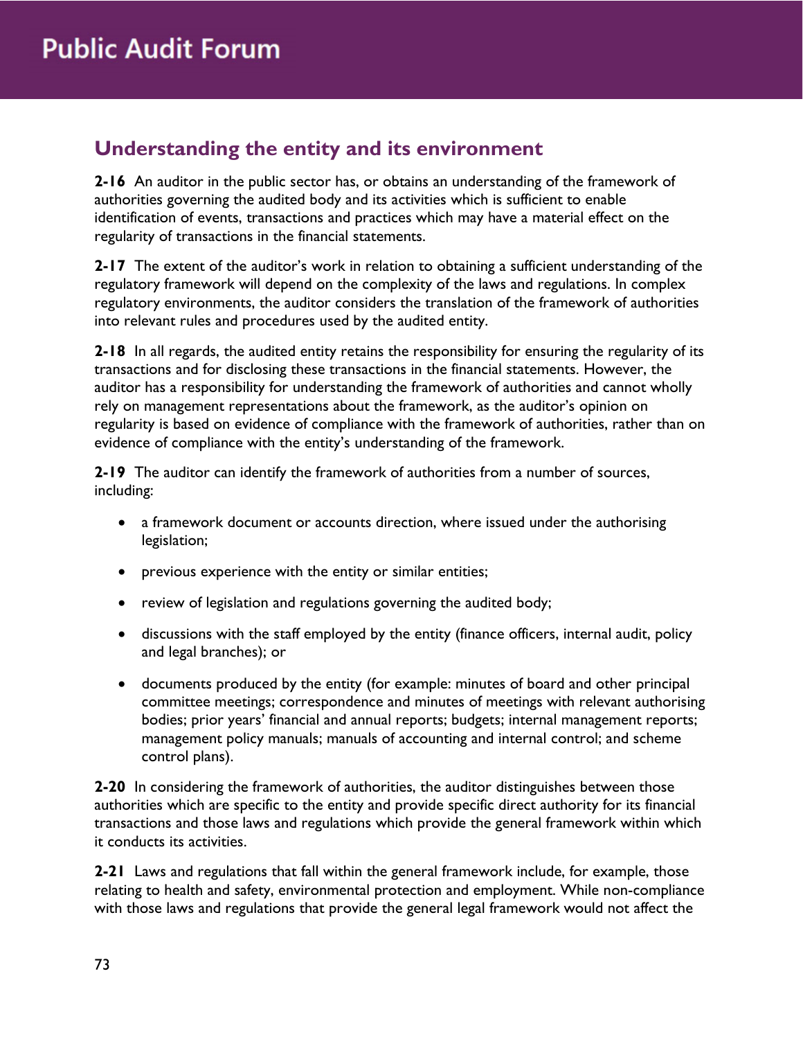## Understanding the entity and its environment

**2-16** An auditor in the public sector has, or obtains an understanding of the framework of authorities governing the audited body and its activities which is sufficient to enable identification of events, transactions and practices which may have a material effect on the regularity of transactions in the financial statements.

**2-17** The extent of the auditor's work in relation to obtaining a sufficient understanding of the regulatory framework will depend on the complexity of the laws and regulations. In complex regulatory environments, the auditor considers the translation of the framework of authorities into relevant rules and procedures used by the audited entity.

**2-18** In all regards, the audited entity retains the responsibility for ensuring the regularity of its transactions and for disclosing these transactions in the financial statements. However, the auditor has a responsibility for understanding the framework of authorities and cannot wholly rely on management representations about the framework, as the auditor's opinion on regularity is based on evidence of compliance with the framework of authorities, rather than on evidence of compliance with the entity's understanding of the framework.

**2-19** The auditor can identify the framework of authorities from a number of sources, including:

- a framework document or accounts direction, where issued under the authorising legislation;
- previous experience with the entity or similar entities;
- review of legislation and regulations governing the audited body;
- discussions with the staff employed by the entity (finance officers, internal audit, policy and legal branches); or
- documents produced by the entity (for example: minutes of board and other principal committee meetings; correspondence and minutes of meetings with relevant authorising bodies; prior years' financial and annual reports; budgets; internal management reports; management policy manuals; manuals of accounting and internal control; and scheme control plans).

**2-20** In considering the framework of authorities, the auditor distinguishes between those authorities which are specific to the entity and provide specific direct authority for its financial transactions and those laws and regulations which provide the general framework within which it conducts its activities.

**2-21** Laws and regulations that fall within the general framework include, for example, those relating to health and safety, environmental protection and employment. While non-compliance with those laws and regulations that provide the general legal framework would not affect the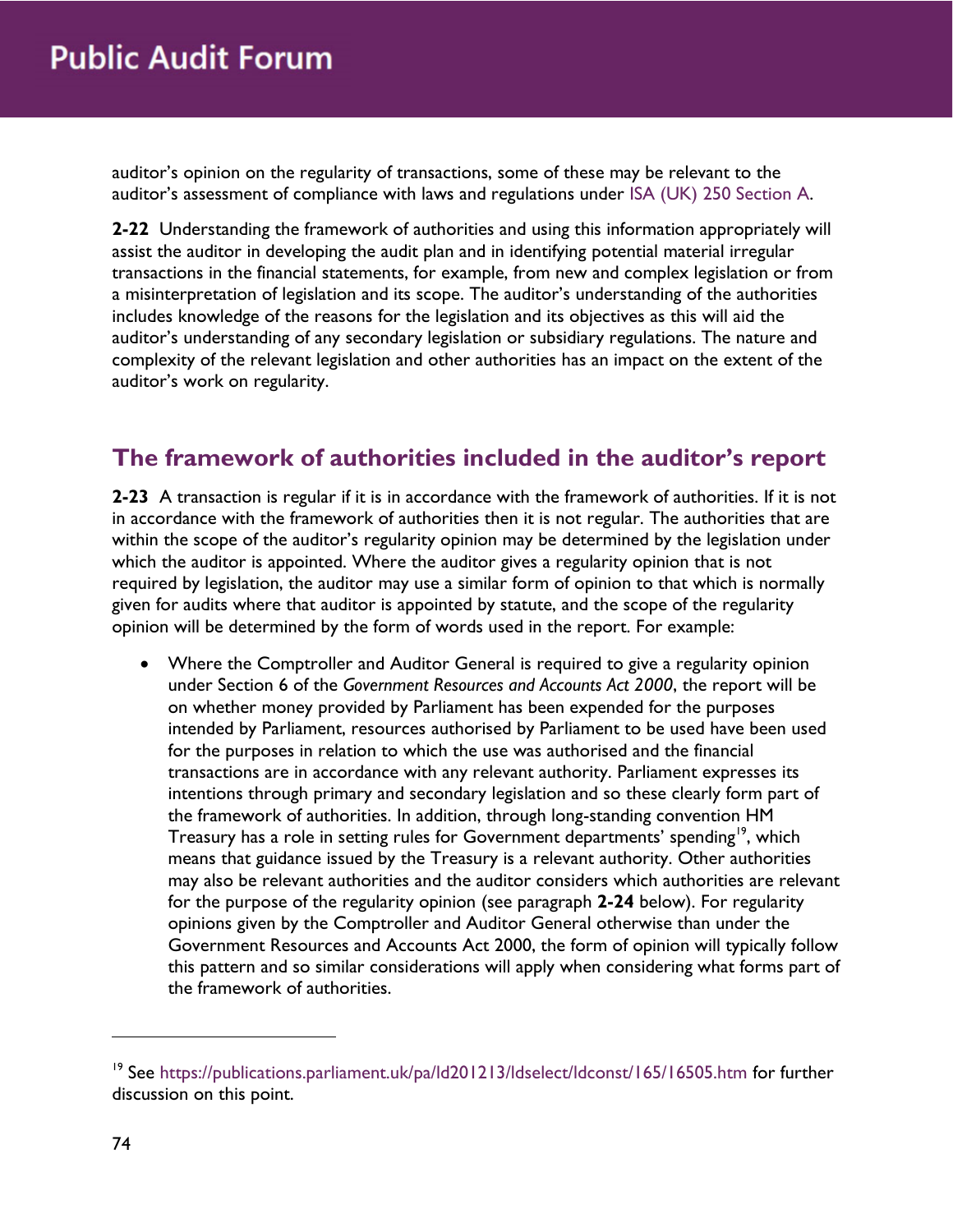auditor's opinion on the regularity of transactions, some of these may be relevant to the auditor's assessment of compliance with laws and regulations under ISA (UK) 250 Section A.

**2-22** Understanding the framework of authorities and using this information appropriately will assist the auditor in developing the audit plan and in identifying potential material irregular transactions in the financial statements, for example, from new and complex legislation or from a misinterpretation of legislation and its scope. The auditor's understanding of the authorities includes knowledge of the reasons for the legislation and its objectives as this will aid the auditor's understanding of any secondary legislation or subsidiary regulations. The nature and complexity of the relevant legislation and other authorities has an impact on the extent of the auditor's work on regularity.

## The framework of authorities included in the auditor's report

**2-23** A transaction is regular if it is in accordance with the framework of authorities. If it is not in accordance with the framework of authorities then it is not regular. The authorities that are within the scope of the auditor's regularity opinion may be determined by the legislation under which the auditor is appointed. Where the auditor gives a regularity opinion that is not required by legislation, the auditor may use a similar form of opinion to that which is normally given for audits where that auditor is appointed by statute, and the scope of the regularity opinion will be determined by the form of words used in the report. For example:

- Where the Comptroller and Auditor General is required to give a regularity opinion under Section 6 of the *Government Resources and Accounts Act 2000*, the report will be on whether money provided by Parliament has been expended for the purposes intended by Parliament, resources authorised by Parliament to be used have been used for the purposes in relation to which the use was authorised and the financial transactions are in accordance with any relevant authority. Parliament expresses its intentions through primary and secondary legislation and so these clearly form part of the framework of authorities. In addition, through long-standing convention HM Treasury has a role in setting rules for Government departments' spending[19], which means that guidance issued by the Treasury is a relevant authority. Other authorities may also be relevant authorities and the auditor considers which authorities are relevant for the purpose of the regularity opinion (see paragraph **2-24** below). For regularity opinions given by the Comptroller and Auditor General otherwise than under the Government Resources and Accounts Act 2000, the form of opinion will typically follow this pattern and so similar considerations will apply when considering what forms part of the framework of authorities.

---

[19] See https://publications.parliament.uk/pa/ld201213/ldselect/ldconst/165/16505.htm for further discussion on this point.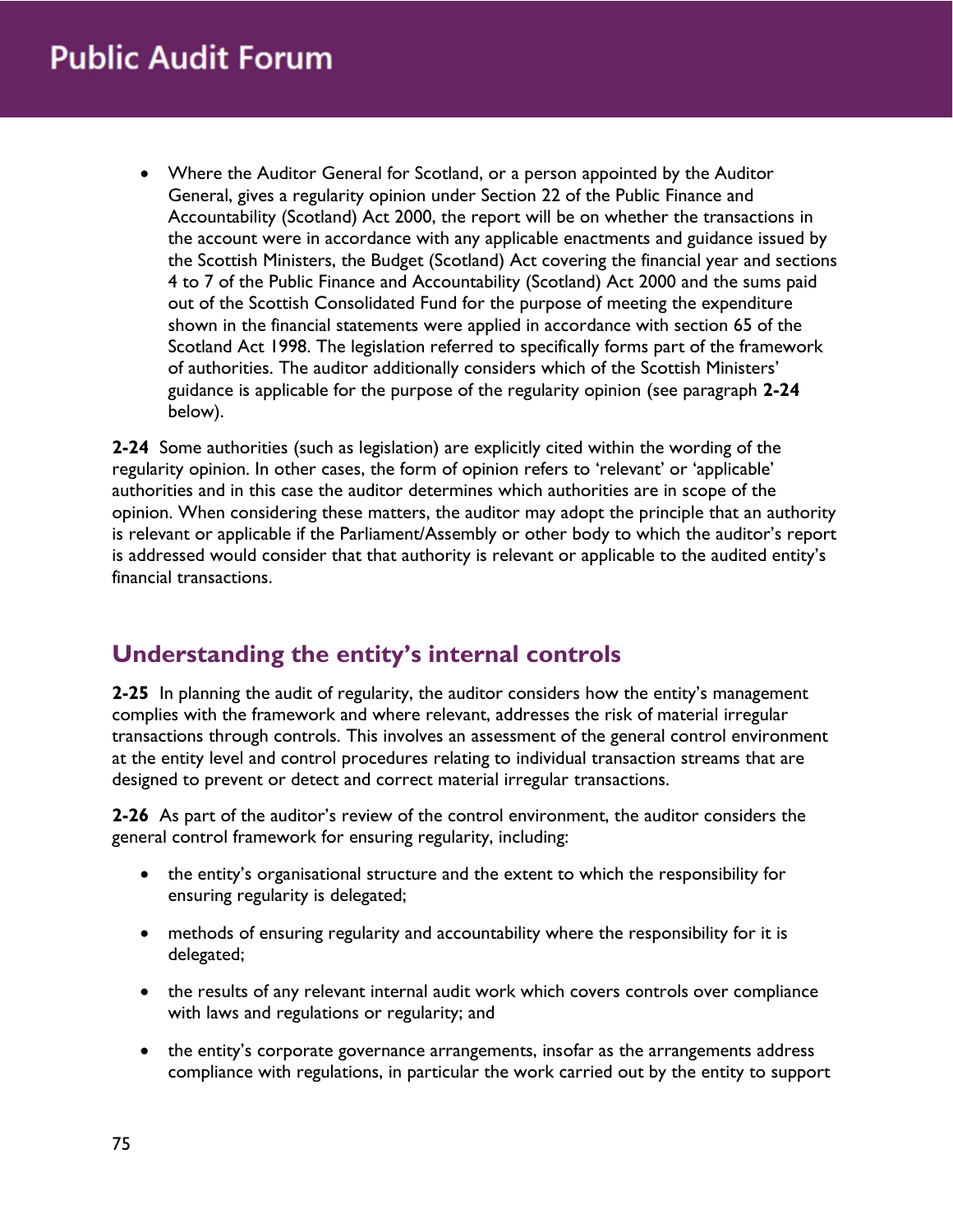- Where the Auditor General for Scotland, or a person appointed by the Auditor General, gives a regularity opinion under Section 22 of the Public Finance and Accountability (Scotland) Act 2000, the report will be on whether the transactions in the account were in accordance with any applicable enactments and guidance issued by the Scottish Ministers, the Budget (Scotland) Act covering the financial year and sections 4 to 7 of the Public Finance and Accountability (Scotland) Act 2000 and the sums paid out of the Scottish Consolidated Fund for the purpose of meeting the expenditure shown in the financial statements were applied in accordance with section 65 of the Scotland Act 1998. The legislation referred to specifically forms part of the framework of authorities. The auditor additionally considers which of the Scottish Ministers' guidance is applicable for the purpose of the regularity opinion (see paragraph **2-24** below).

**2-24** Some authorities (such as legislation) are explicitly cited within the wording of the regularity opinion. In other cases, the form of opinion refers to 'relevant' or 'applicable' authorities and in this case the auditor determines which authorities are in scope of the opinion. When considering these matters, the auditor may adopt the principle that an authority is relevant or applicable if the Parliament/Assembly or other body to which the auditor's report is addressed would consider that that authority is relevant or applicable to the audited entity's financial transactions.

## Understanding the entity's internal controls

**2-25** In planning the audit of regularity, the auditor considers how the entity's management complies with the framework and where relevant, addresses the risk of material irregular transactions through controls. This involves an assessment of the general control environment at the entity level and control procedures relating to individual transaction streams that are designed to prevent or detect and correct material irregular transactions.

**2-26** As part of the auditor's review of the control environment, the auditor considers the general control framework for ensuring regularity, including:

- the entity's organisational structure and the extent to which the responsibility for ensuring regularity is delegated;
- methods of ensuring regularity and accountability where the responsibility for it is delegated;
- the results of any relevant internal audit work which covers controls over compliance with laws and regulations or regularity; and
- the entity's corporate governance arrangements, insofar as the arrangements address compliance with regulations, in particular the work carried out by the entity to support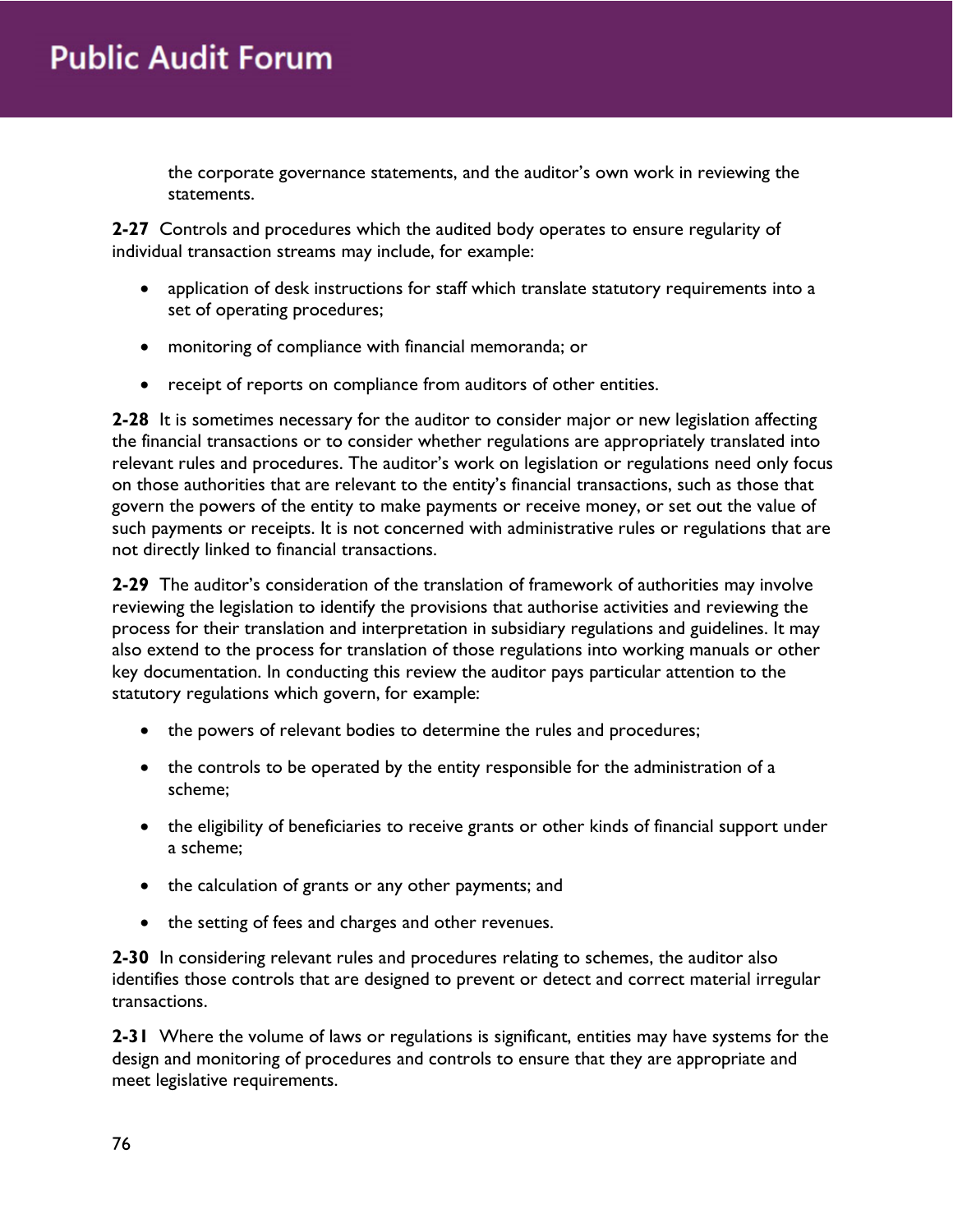the corporate governance statements, and the auditor's own work in reviewing the statements.

**2-27** Controls and procedures which the audited body operates to ensure regularity of individual transaction streams may include, for example:

- application of desk instructions for staff which translate statutory requirements into a set of operating procedures;
- monitoring of compliance with financial memoranda; or
- receipt of reports on compliance from auditors of other entities.

**2-28** It is sometimes necessary for the auditor to consider major or new legislation affecting the financial transactions or to consider whether regulations are appropriately translated into relevant rules and procedures. The auditor's work on legislation or regulations need only focus on those authorities that are relevant to the entity's financial transactions, such as those that govern the powers of the entity to make payments or receive money, or set out the value of such payments or receipts. It is not concerned with administrative rules or regulations that are not directly linked to financial transactions.

**2-29** The auditor's consideration of the translation of framework of authorities may involve reviewing the legislation to identify the provisions that authorise activities and reviewing the process for their translation and interpretation in subsidiary regulations and guidelines. It may also extend to the process for translation of those regulations into working manuals or other key documentation. In conducting this review the auditor pays particular attention to the statutory regulations which govern, for example:

- the powers of relevant bodies to determine the rules and procedures;
- the controls to be operated by the entity responsible for the administration of a scheme;
- the eligibility of beneficiaries to receive grants or other kinds of financial support under a scheme;
- the calculation of grants or any other payments; and
- the setting of fees and charges and other revenues.

**2-30** In considering relevant rules and procedures relating to schemes, the auditor also identifies those controls that are designed to prevent or detect and correct material irregular transactions.

**2-31** Where the volume of laws or regulations is significant, entities may have systems for the design and monitoring of procedures and controls to ensure that they are appropriate and meet legislative requirements.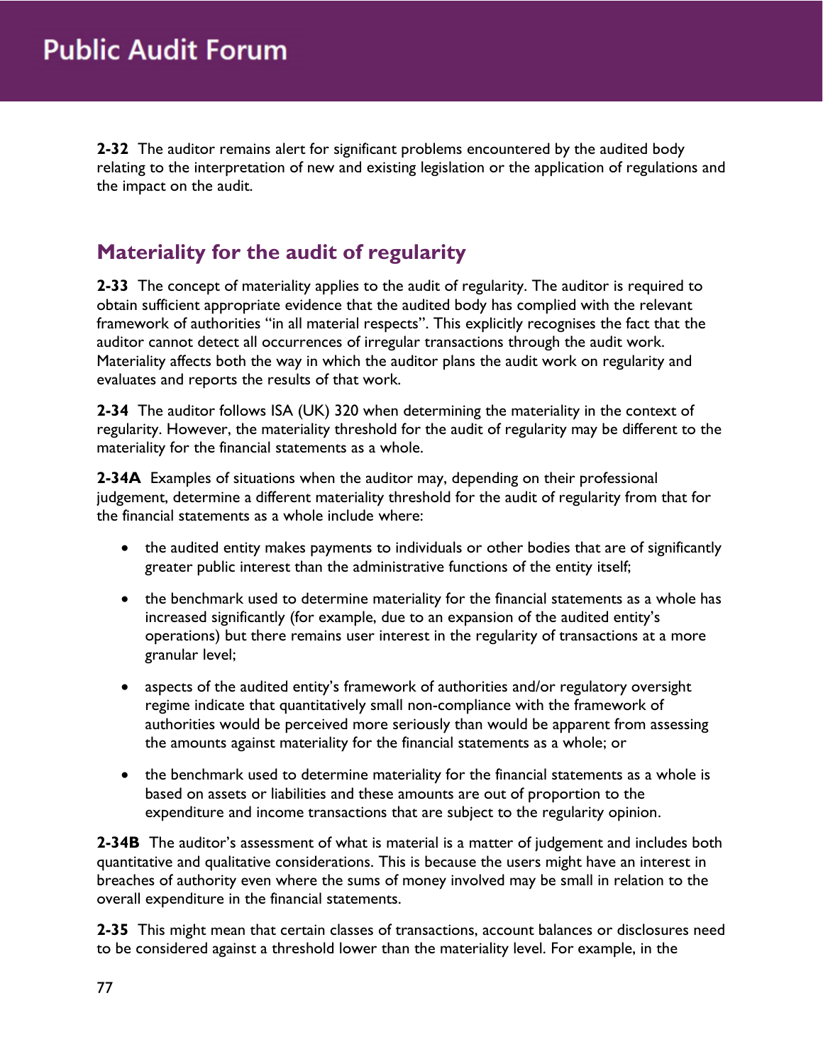**2-32** The auditor remains alert for significant problems encountered by the audited body relating to the interpretation of new and existing legislation or the application of regulations and the impact on the audit.

## Materiality for the audit of regularity

**2-33** The concept of materiality applies to the audit of regularity. The auditor is required to obtain sufficient appropriate evidence that the audited body has complied with the relevant framework of authorities "in all material respects". This explicitly recognises the fact that the auditor cannot detect all occurrences of irregular transactions through the audit work. Materiality affects both the way in which the auditor plans the audit work on regularity and evaluates and reports the results of that work.

**2-34** The auditor follows ISA (UK) 320 when determining the materiality in the context of regularity. However, the materiality threshold for the audit of regularity may be different to the materiality for the financial statements as a whole.

**2-34A** Examples of situations when the auditor may, depending on their professional judgement, determine a different materiality threshold for the audit of regularity from that for the financial statements as a whole include where:

- the audited entity makes payments to individuals or other bodies that are of significantly greater public interest than the administrative functions of the entity itself;
- the benchmark used to determine materiality for the financial statements as a whole has increased significantly (for example, due to an expansion of the audited entity's operations) but there remains user interest in the regularity of transactions at a more granular level;
- aspects of the audited entity's framework of authorities and/or regulatory oversight regime indicate that quantitatively small non-compliance with the framework of authorities would be perceived more seriously than would be apparent from assessing the amounts against materiality for the financial statements as a whole; or
- the benchmark used to determine materiality for the financial statements as a whole is based on assets or liabilities and these amounts are out of proportion to the expenditure and income transactions that are subject to the regularity opinion.

**2-34B** The auditor's assessment of what is material is a matter of judgement and includes both quantitative and qualitative considerations. This is because the users might have an interest in breaches of authority even where the sums of money involved may be small in relation to the overall expenditure in the financial statements.

**2-35** This might mean that certain classes of transactions, account balances or disclosures need to be considered against a threshold lower than the materiality level. For example, in the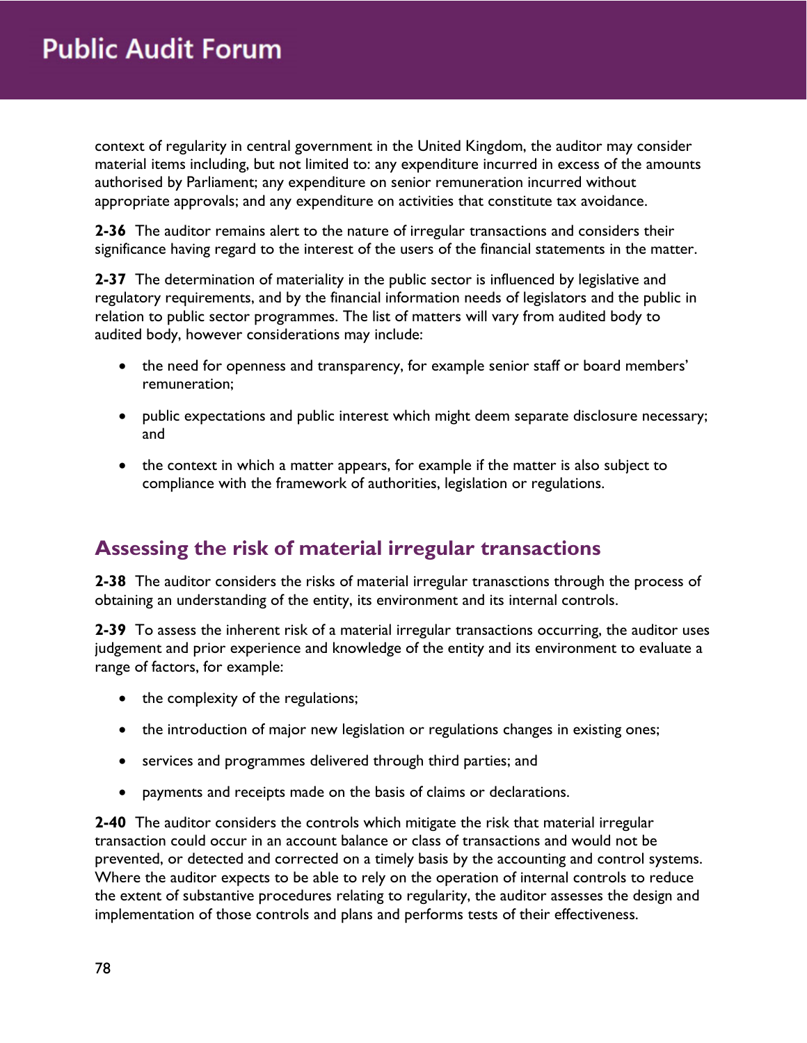context of regularity in central government in the United Kingdom, the auditor may consider material items including, but not limited to: any expenditure incurred in excess of the amounts authorised by Parliament; any expenditure on senior remuneration incurred without appropriate approvals; and any expenditure on activities that constitute tax avoidance.

**2-36** The auditor remains alert to the nature of irregular transactions and considers their significance having regard to the interest of the users of the financial statements in the matter.

**2-37** The determination of materiality in the public sector is influenced by legislative and regulatory requirements, and by the financial information needs of legislators and the public in relation to public sector programmes. The list of matters will vary from audited body to audited body, however considerations may include:

- the need for openness and transparency, for example senior staff or board members' remuneration;
- public expectations and public interest which might deem separate disclosure necessary; and
- the context in which a matter appears, for example if the matter is also subject to compliance with the framework of authorities, legislation or regulations.

## Assessing the risk of material irregular transactions

**2-38** The auditor considers the risks of material irregular tranasctions through the process of obtaining an understanding of the entity, its environment and its internal controls.

**2-39** To assess the inherent risk of a material irregular transactions occurring, the auditor uses judgement and prior experience and knowledge of the entity and its environment to evaluate a range of factors, for example:

- the complexity of the regulations;
- the introduction of major new legislation or regulations changes in existing ones;
- services and programmes delivered through third parties; and
- payments and receipts made on the basis of claims or declarations.

**2-40** The auditor considers the controls which mitigate the risk that material irregular transaction could occur in an account balance or class of transactions and would not be prevented, or detected and corrected on a timely basis by the accounting and control systems. Where the auditor expects to be able to rely on the operation of internal controls to reduce the extent of substantive procedures relating to regularity, the auditor assesses the design and implementation of those controls and plans and performs tests of their effectiveness.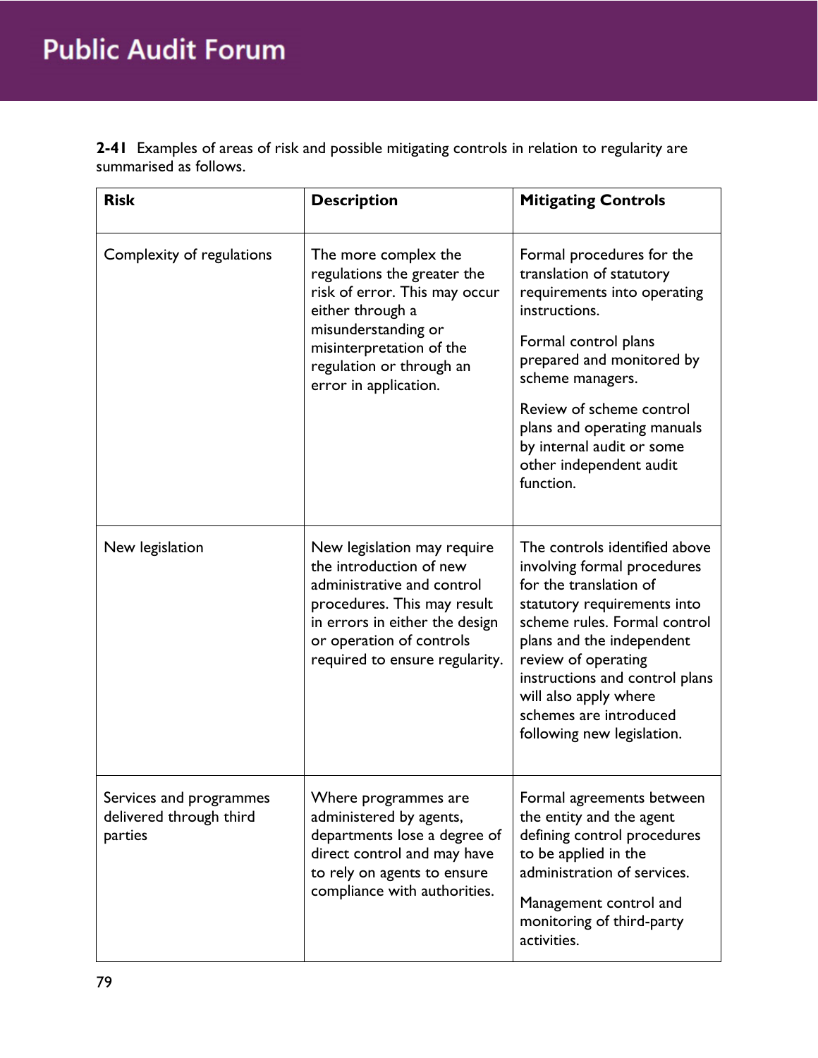**2-41** Examples of areas of risk and possible mitigating controls in relation to regularity are summarised as follows.

| Risk | Description | Mitigating Controls |
|---|---|---|
| Complexity of regulations | The more complex the regulations the greater the risk of error. This may occur either through a misunderstanding or misinterpretation of the regulation or through an error in application. | Formal procedures for the translation of statutory requirements into operating instructions.<br><br>Formal control plans prepared and monitored by scheme managers.<br><br>Review of scheme control plans and operating manuals by internal audit or some other independent audit function. |
| New legislation | New legislation may require the introduction of new administrative and control procedures. This may result in errors in either the design or operation of controls required to ensure regularity. | The controls identified above involving formal procedures for the translation of statutory requirements into scheme rules. Formal control plans and the independent review of operating instructions and control plans will also apply where schemes are introduced following new legislation. |
| Services and programmes delivered through third parties | Where programmes are administered by agents, departments lose a degree of direct control and may have to rely on agents to ensure compliance with authorities. | Formal agreements between the entity and the agent defining control procedures to be applied in the administration of services.<br><br>Management control and monitoring of third-party activities. |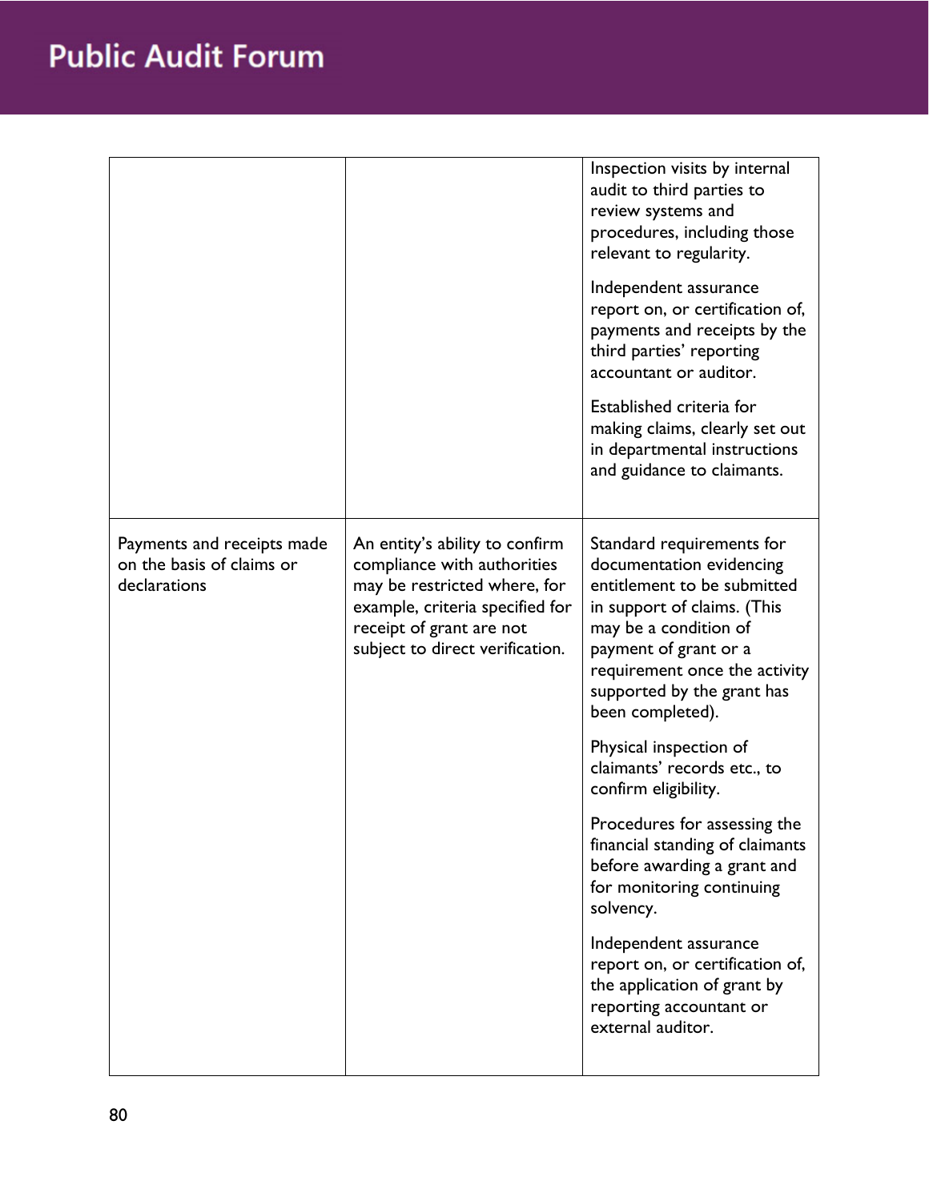| | | |
|---|---|---|
| | | Inspection visits by internal audit to third parties to review systems and procedures, including those relevant to regularity.<br><br>Independent assurance report on, or certification of, payments and receipts by the third parties' reporting accountant or auditor.<br><br>Established criteria for making claims, clearly set out in departmental instructions and guidance to claimants. |
| Payments and receipts made on the basis of claims or declarations | An entity's ability to confirm compliance with authorities may be restricted where, for example, criteria specified for receipt of grant are not subject to direct verification. | Standard requirements for documentation evidencing entitlement to be submitted in support of claims. (This may be a condition of payment of grant or a requirement once the activity supported by the grant has been completed).<br><br>Physical inspection of claimants' records etc., to confirm eligibility.<br><br>Procedures for assessing the financial standing of claimants before awarding a grant and for monitoring continuing solvency.<br><br>Independent assurance report on, or certification of, the application of grant by reporting accountant or external auditor. |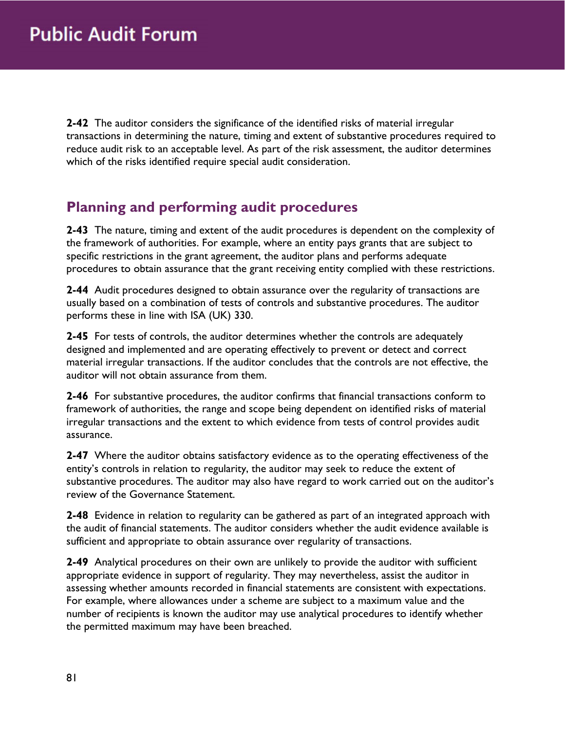**2-42** The auditor considers the significance of the identified risks of material irregular transactions in determining the nature, timing and extent of substantive procedures required to reduce audit risk to an acceptable level. As part of the risk assessment, the auditor determines which of the risks identified require special audit consideration.

## Planning and performing audit procedures

**2-43** The nature, timing and extent of the audit procedures is dependent on the complexity of the framework of authorities. For example, where an entity pays grants that are subject to specific restrictions in the grant agreement, the auditor plans and performs adequate procedures to obtain assurance that the grant receiving entity complied with these restrictions.

**2-44** Audit procedures designed to obtain assurance over the regularity of transactions are usually based on a combination of tests of controls and substantive procedures. The auditor performs these in line with ISA (UK) 330.

**2-45** For tests of controls, the auditor determines whether the controls are adequately designed and implemented and are operating effectively to prevent or detect and correct material irregular transactions. If the auditor concludes that the controls are not effective, the auditor will not obtain assurance from them.

**2-46** For substantive procedures, the auditor confirms that financial transactions conform to framework of authorities, the range and scope being dependent on identified risks of material irregular transactions and the extent to which evidence from tests of control provides audit assurance.

**2-47** Where the auditor obtains satisfactory evidence as to the operating effectiveness of the entity's controls in relation to regularity, the auditor may seek to reduce the extent of substantive procedures. The auditor may also have regard to work carried out on the auditor's review of the Governance Statement.

**2-48** Evidence in relation to regularity can be gathered as part of an integrated approach with the audit of financial statements. The auditor considers whether the audit evidence available is sufficient and appropriate to obtain assurance over regularity of transactions.

**2-49** Analytical procedures on their own are unlikely to provide the auditor with sufficient appropriate evidence in support of regularity. They may nevertheless, assist the auditor in assessing whether amounts recorded in financial statements are consistent with expectations. For example, where allowances under a scheme are subject to a maximum value and the number of recipients is known the auditor may use analytical procedures to identify whether the permitted maximum may have been breached.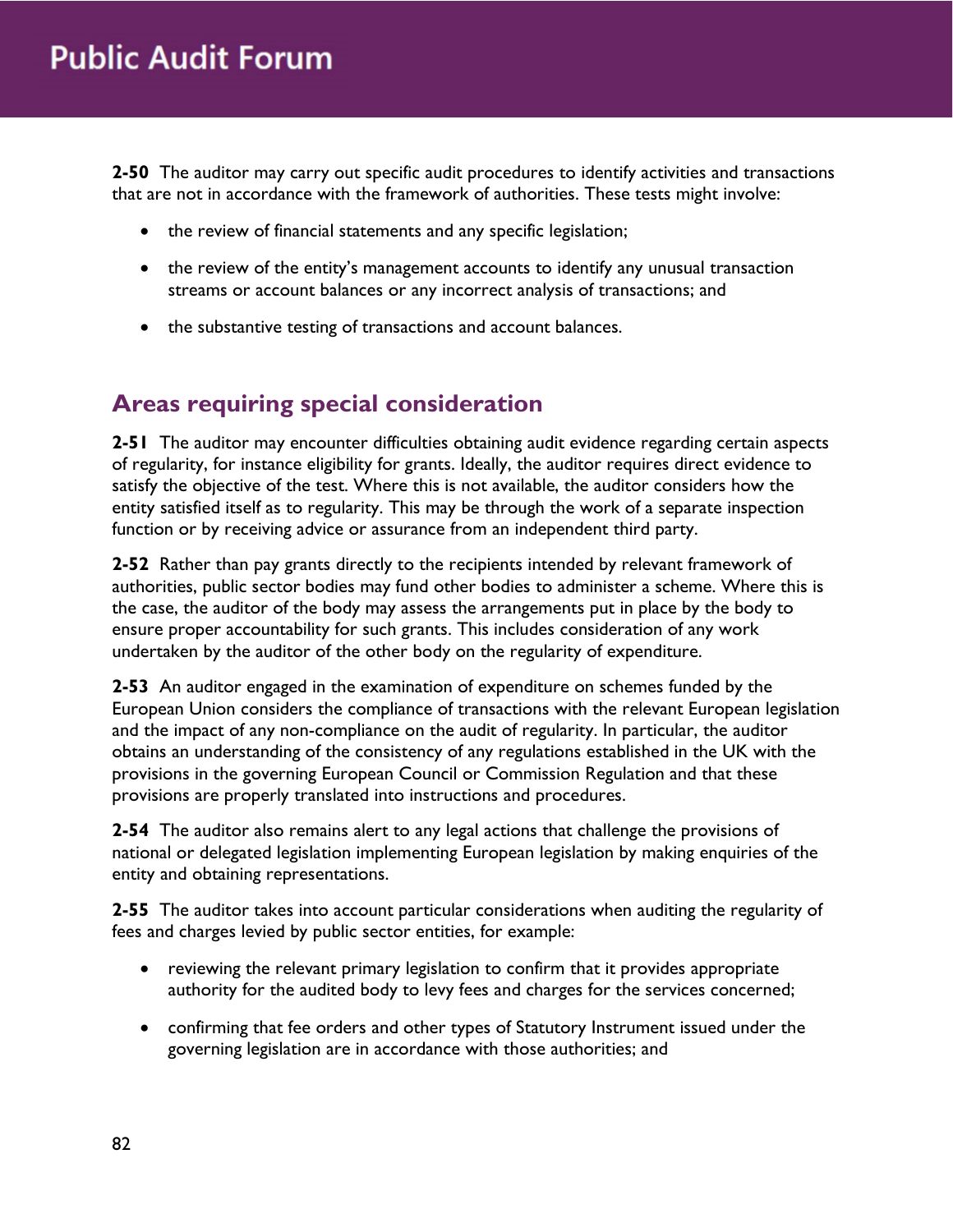**2-50** The auditor may carry out specific audit procedures to identify activities and transactions that are not in accordance with the framework of authorities. These tests might involve:

- the review of financial statements and any specific legislation;
- the review of the entity's management accounts to identify any unusual transaction streams or account balances or any incorrect analysis of transactions; and
- the substantive testing of transactions and account balances.

## Areas requiring special consideration

**2-51** The auditor may encounter difficulties obtaining audit evidence regarding certain aspects of regularity, for instance eligibility for grants. Ideally, the auditor requires direct evidence to satisfy the objective of the test. Where this is not available, the auditor considers how the entity satisfied itself as to regularity. This may be through the work of a separate inspection function or by receiving advice or assurance from an independent third party.

**2-52** Rather than pay grants directly to the recipients intended by relevant framework of authorities, public sector bodies may fund other bodies to administer a scheme. Where this is the case, the auditor of the body may assess the arrangements put in place by the body to ensure proper accountability for such grants. This includes consideration of any work undertaken by the auditor of the other body on the regularity of expenditure.

**2-53** An auditor engaged in the examination of expenditure on schemes funded by the European Union considers the compliance of transactions with the relevant European legislation and the impact of any non-compliance on the audit of regularity. In particular, the auditor obtains an understanding of the consistency of any regulations established in the UK with the provisions in the governing European Council or Commission Regulation and that these provisions are properly translated into instructions and procedures.

**2-54** The auditor also remains alert to any legal actions that challenge the provisions of national or delegated legislation implementing European legislation by making enquiries of the entity and obtaining representations.

**2-55** The auditor takes into account particular considerations when auditing the regularity of fees and charges levied by public sector entities, for example:

- reviewing the relevant primary legislation to confirm that it provides appropriate authority for the audited body to levy fees and charges for the services concerned;
- confirming that fee orders and other types of Statutory Instrument issued under the governing legislation are in accordance with those authorities; and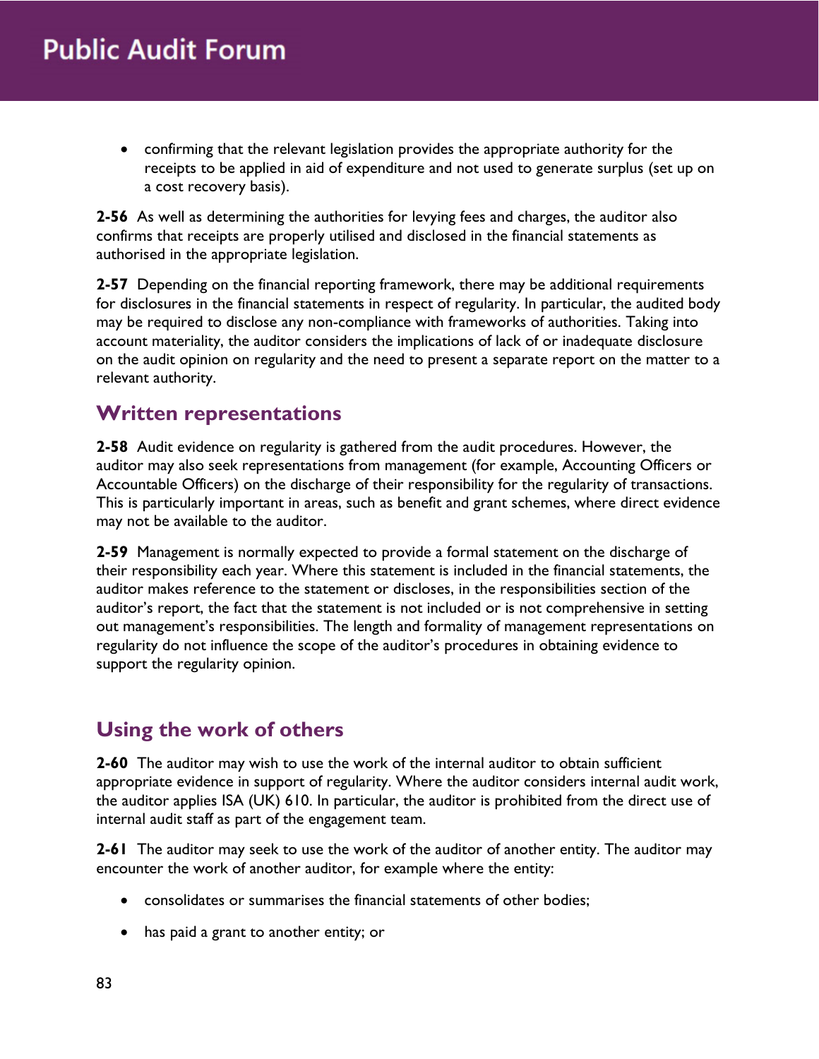- confirming that the relevant legislation provides the appropriate authority for the receipts to be applied in aid of expenditure and not used to generate surplus (set up on a cost recovery basis).

**2-56** As well as determining the authorities for levying fees and charges, the auditor also confirms that receipts are properly utilised and disclosed in the financial statements as authorised in the appropriate legislation.

**2-57** Depending on the financial reporting framework, there may be additional requirements for disclosures in the financial statements in respect of regularity. In particular, the audited body may be required to disclose any non-compliance with frameworks of authorities. Taking into account materiality, the auditor considers the implications of lack of or inadequate disclosure on the audit opinion on regularity and the need to present a separate report on the matter to a relevant authority.

## Written representations

**2-58** Audit evidence on regularity is gathered from the audit procedures. However, the auditor may also seek representations from management (for example, Accounting Officers or Accountable Officers) on the discharge of their responsibility for the regularity of transactions. This is particularly important in areas, such as benefit and grant schemes, where direct evidence may not be available to the auditor.

**2-59** Management is normally expected to provide a formal statement on the discharge of their responsibility each year. Where this statement is included in the financial statements, the auditor makes reference to the statement or discloses, in the responsibilities section of the auditor's report, the fact that the statement is not included or is not comprehensive in setting out management's responsibilities. The length and formality of management representations on regularity do not influence the scope of the auditor's procedures in obtaining evidence to support the regularity opinion.

## Using the work of others

**2-60** The auditor may wish to use the work of the internal auditor to obtain sufficient appropriate evidence in support of regularity. Where the auditor considers internal audit work, the auditor applies ISA (UK) 610. In particular, the auditor is prohibited from the direct use of internal audit staff as part of the engagement team.

**2-61** The auditor may seek to use the work of the auditor of another entity. The auditor may encounter the work of another auditor, for example where the entity:

- consolidates or summarises the financial statements of other bodies;
- has paid a grant to another entity; or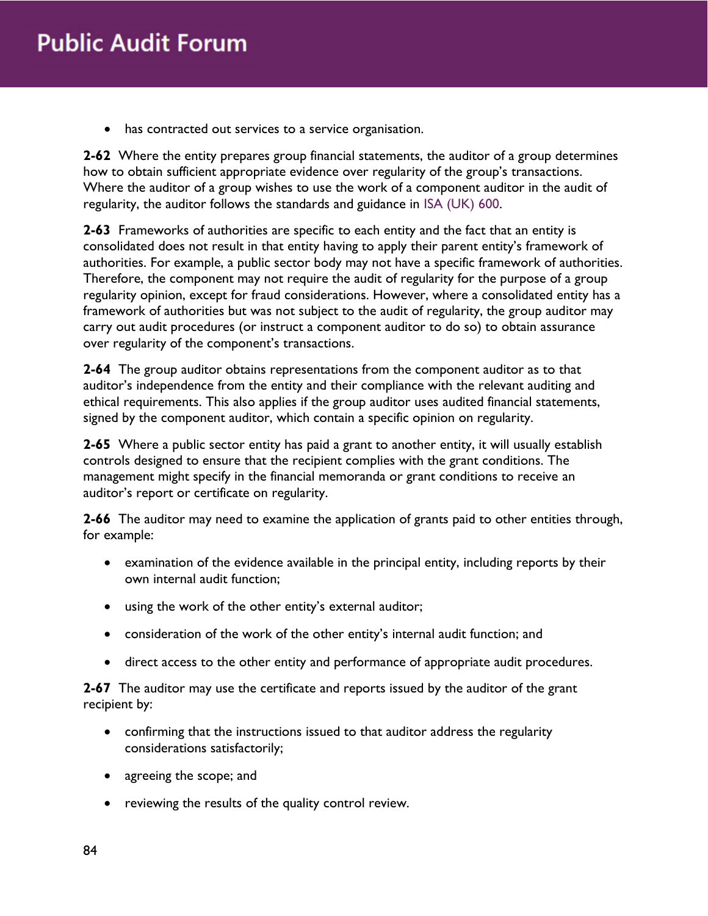- has contracted out services to a service organisation.

**2-62** Where the entity prepares group financial statements, the auditor of a group determines how to obtain sufficient appropriate evidence over regularity of the group's transactions. Where the auditor of a group wishes to use the work of a component auditor in the audit of regularity, the auditor follows the standards and guidance in ISA (UK) 600.

**2-63** Frameworks of authorities are specific to each entity and the fact that an entity is consolidated does not result in that entity having to apply their parent entity's framework of authorities. For example, a public sector body may not have a specific framework of authorities. Therefore, the component may not require the audit of regularity for the purpose of a group regularity opinion, except for fraud considerations. However, where a consolidated entity has a framework of authorities but was not subject to the audit of regularity, the group auditor may carry out audit procedures (or instruct a component auditor to do so) to obtain assurance over regularity of the component's transactions.

**2-64** The group auditor obtains representations from the component auditor as to that auditor's independence from the entity and their compliance with the relevant auditing and ethical requirements. This also applies if the group auditor uses audited financial statements, signed by the component auditor, which contain a specific opinion on regularity.

**2-65** Where a public sector entity has paid a grant to another entity, it will usually establish controls designed to ensure that the recipient complies with the grant conditions. The management might specify in the financial memoranda or grant conditions to receive an auditor's report or certificate on regularity.

**2-66** The auditor may need to examine the application of grants paid to other entities through, for example:

- examination of the evidence available in the principal entity, including reports by their own internal audit function;
- using the work of the other entity's external auditor;
- consideration of the work of the other entity's internal audit function; and
- direct access to the other entity and performance of appropriate audit procedures.

**2-67** The auditor may use the certificate and reports issued by the auditor of the grant recipient by:

- confirming that the instructions issued to that auditor address the regularity considerations satisfactorily;
- agreeing the scope; and
- reviewing the results of the quality control review.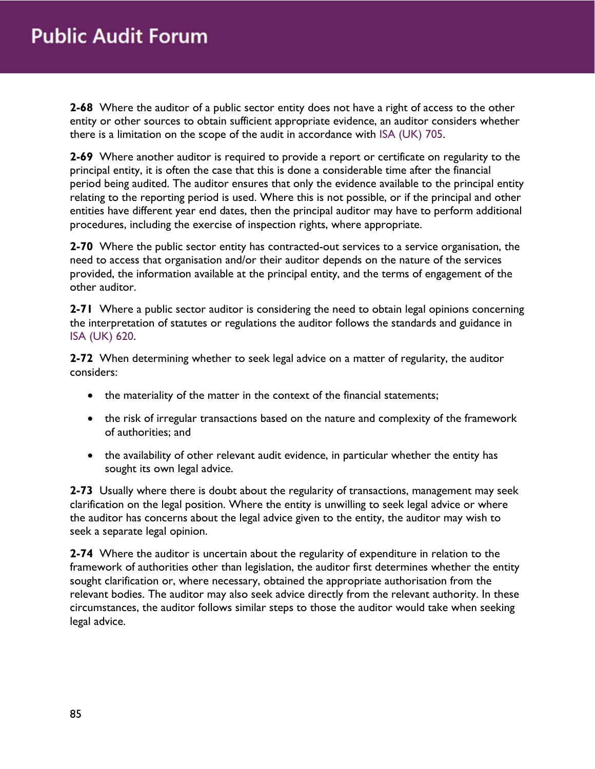**2-68** Where the auditor of a public sector entity does not have a right of access to the other entity or other sources to obtain sufficient appropriate evidence, an auditor considers whether there is a limitation on the scope of the audit in accordance with ISA (UK) 705.

**2-69** Where another auditor is required to provide a report or certificate on regularity to the principal entity, it is often the case that this is done a considerable time after the financial period being audited. The auditor ensures that only the evidence available to the principal entity relating to the reporting period is used. Where this is not possible, or if the principal and other entities have different year end dates, then the principal auditor may have to perform additional procedures, including the exercise of inspection rights, where appropriate.

**2-70** Where the public sector entity has contracted-out services to a service organisation, the need to access that organisation and/or their auditor depends on the nature of the services provided, the information available at the principal entity, and the terms of engagement of the other auditor.

**2-71** Where a public sector auditor is considering the need to obtain legal opinions concerning the interpretation of statutes or regulations the auditor follows the standards and guidance in ISA (UK) 620.

**2-72** When determining whether to seek legal advice on a matter of regularity, the auditor considers:

- the materiality of the matter in the context of the financial statements;
- the risk of irregular transactions based on the nature and complexity of the framework of authorities; and
- the availability of other relevant audit evidence, in particular whether the entity has sought its own legal advice.

**2-73** Usually where there is doubt about the regularity of transactions, management may seek clarification on the legal position. Where the entity is unwilling to seek legal advice or where the auditor has concerns about the legal advice given to the entity, the auditor may wish to seek a separate legal opinion.

**2-74** Where the auditor is uncertain about the regularity of expenditure in relation to the framework of authorities other than legislation, the auditor first determines whether the entity sought clarification or, where necessary, obtained the appropriate authorisation from the relevant bodies. The auditor may also seek advice directly from the relevant authority. In these circumstances, the auditor follows similar steps to those the auditor would take when seeking legal advice.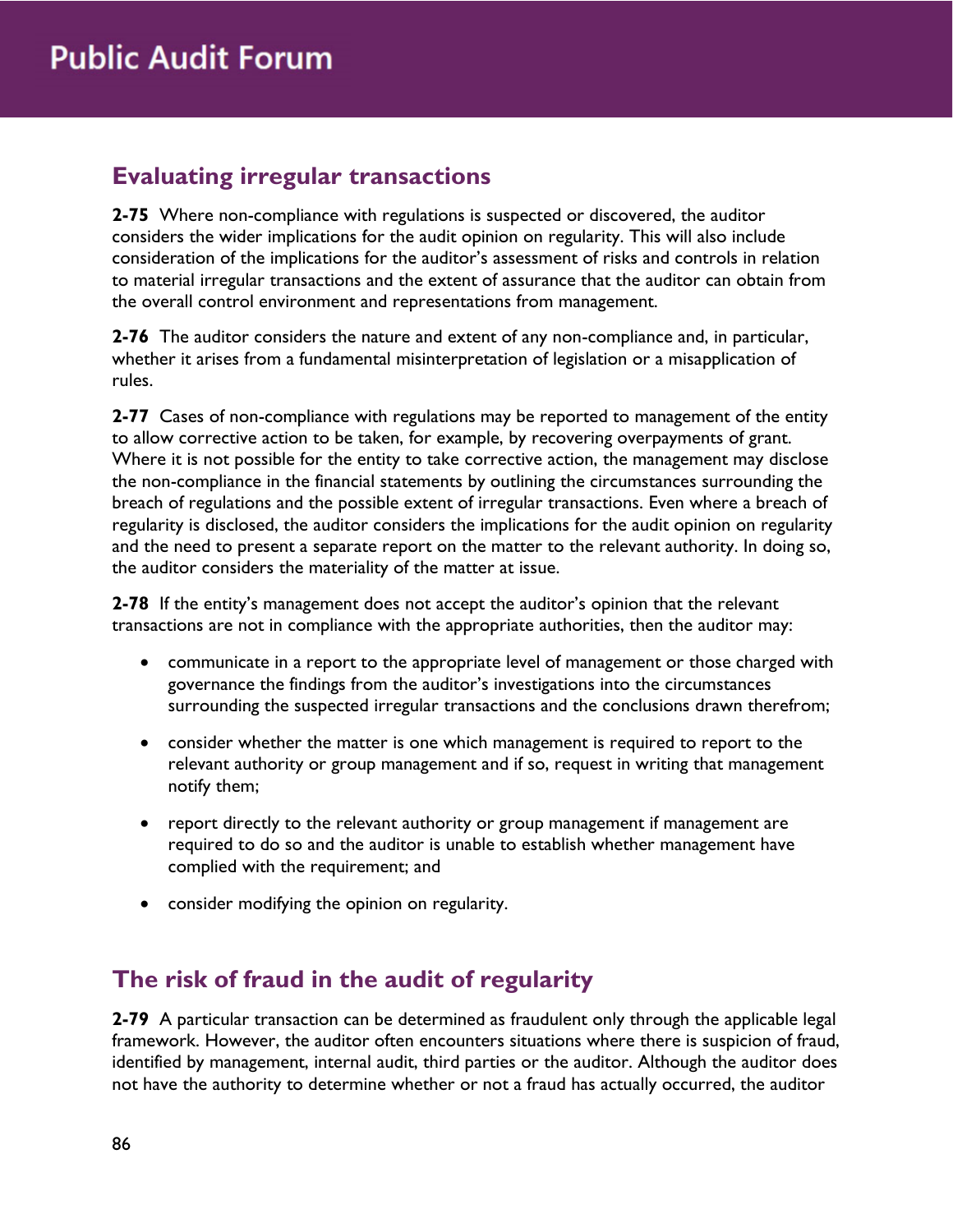## Evaluating irregular transactions

**2-75** Where non-compliance with regulations is suspected or discovered, the auditor considers the wider implications for the audit opinion on regularity. This will also include consideration of the implications for the auditor's assessment of risks and controls in relation to material irregular transactions and the extent of assurance that the auditor can obtain from the overall control environment and representations from management.

**2-76** The auditor considers the nature and extent of any non-compliance and, in particular, whether it arises from a fundamental misinterpretation of legislation or a misapplication of rules.

**2-77** Cases of non-compliance with regulations may be reported to management of the entity to allow corrective action to be taken, for example, by recovering overpayments of grant. Where it is not possible for the entity to take corrective action, the management may disclose the non-compliance in the financial statements by outlining the circumstances surrounding the breach of regulations and the possible extent of irregular transactions. Even where a breach of regularity is disclosed, the auditor considers the implications for the audit opinion on regularity and the need to present a separate report on the matter to the relevant authority. In doing so, the auditor considers the materiality of the matter at issue.

**2-78** If the entity's management does not accept the auditor's opinion that the relevant transactions are not in compliance with the appropriate authorities, then the auditor may:

- communicate in a report to the appropriate level of management or those charged with governance the findings from the auditor's investigations into the circumstances surrounding the suspected irregular transactions and the conclusions drawn therefrom;
- consider whether the matter is one which management is required to report to the relevant authority or group management and if so, request in writing that management notify them;
- report directly to the relevant authority or group management if management are required to do so and the auditor is unable to establish whether management have complied with the requirement; and
- consider modifying the opinion on regularity.

## The risk of fraud in the audit of regularity

**2-79** A particular transaction can be determined as fraudulent only through the applicable legal framework. However, the auditor often encounters situations where there is suspicion of fraud, identified by management, internal audit, third parties or the auditor. Although the auditor does not have the authority to determine whether or not a fraud has actually occurred, the auditor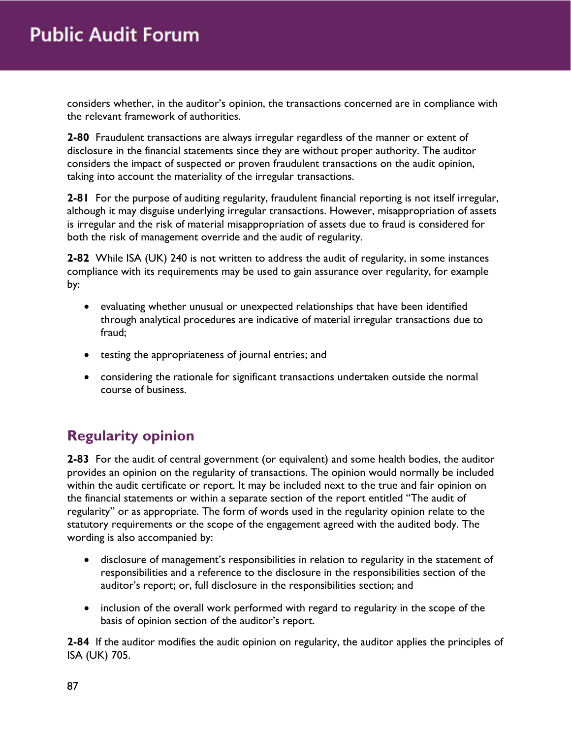considers whether, in the auditor's opinion, the transactions concerned are in compliance with the relevant framework of authorities.

**2-80** Fraudulent transactions are always irregular regardless of the manner or extent of disclosure in the financial statements since they are without proper authority. The auditor considers the impact of suspected or proven fraudulent transactions on the audit opinion, taking into account the materiality of the irregular transactions.

**2-81** For the purpose of auditing regularity, fraudulent financial reporting is not itself irregular, although it may disguise underlying irregular transactions. However, misappropriation of assets is irregular and the risk of material misappropriation of assets due to fraud is considered for both the risk of management override and the audit of regularity.

**2-82** While ISA (UK) 240 is not written to address the audit of regularity, in some instances compliance with its requirements may be used to gain assurance over regularity, for example by:

- evaluating whether unusual or unexpected relationships that have been identified through analytical procedures are indicative of material irregular transactions due to fraud;
- testing the appropriateness of journal entries; and
- considering the rationale for significant transactions undertaken outside the normal course of business.

## Regularity opinion

**2-83** For the audit of central government (or equivalent) and some health bodies, the auditor provides an opinion on the regularity of transactions. The opinion would normally be included within the audit certificate or report. It may be included next to the true and fair opinion on the financial statements or within a separate section of the report entitled "The audit of regularity" or as appropriate. The form of words used in the regularity opinion relate to the statutory requirements or the scope of the engagement agreed with the audited body. The wording is also accompanied by:

- disclosure of management's responsibilities in relation to regularity in the statement of responsibilities and a reference to the disclosure in the responsibilities section of the auditor's report; or, full disclosure in the responsibilities section; and
- inclusion of the overall work performed with regard to regularity in the scope of the basis of opinion section of the auditor's report.

**2-84** If the auditor modifies the audit opinion on regularity, the auditor applies the principles of ISA (UK) 705.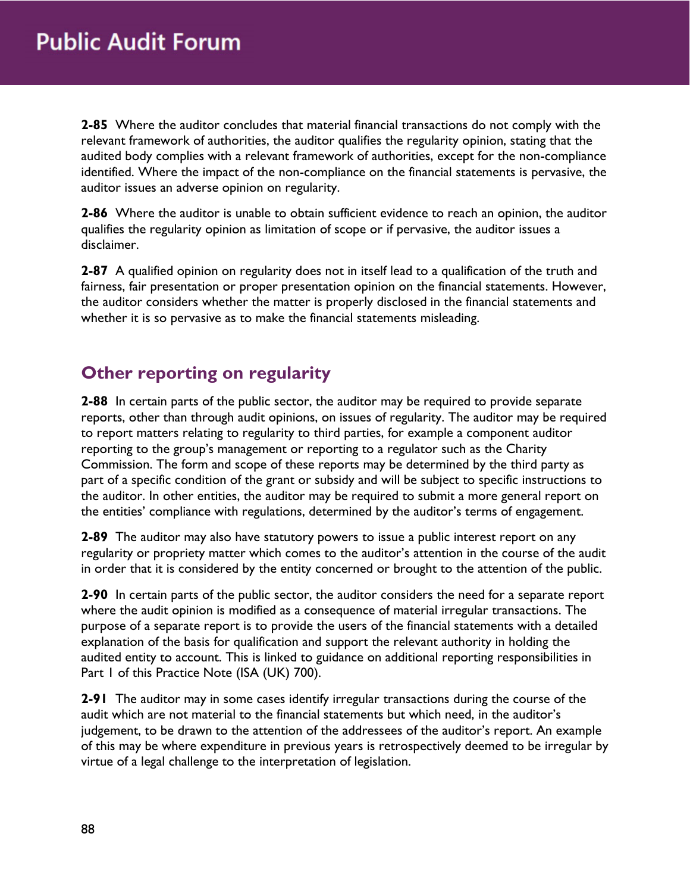**2-85** Where the auditor concludes that material financial transactions do not comply with the relevant framework of authorities, the auditor qualifies the regularity opinion, stating that the audited body complies with a relevant framework of authorities, except for the non-compliance identified. Where the impact of the non-compliance on the financial statements is pervasive, the auditor issues an adverse opinion on regularity.

**2-86** Where the auditor is unable to obtain sufficient evidence to reach an opinion, the auditor qualifies the regularity opinion as limitation of scope or if pervasive, the auditor issues a disclaimer.

**2-87** A qualified opinion on regularity does not in itself lead to a qualification of the truth and fairness, fair presentation or proper presentation opinion on the financial statements. However, the auditor considers whether the matter is properly disclosed in the financial statements and whether it is so pervasive as to make the financial statements misleading.

## Other reporting on regularity

**2-88** In certain parts of the public sector, the auditor may be required to provide separate reports, other than through audit opinions, on issues of regularity. The auditor may be required to report matters relating to regularity to third parties, for example a component auditor reporting to the group's management or reporting to a regulator such as the Charity Commission. The form and scope of these reports may be determined by the third party as part of a specific condition of the grant or subsidy and will be subject to specific instructions to the auditor. In other entities, the auditor may be required to submit a more general report on the entities' compliance with regulations, determined by the auditor's terms of engagement.

**2-89** The auditor may also have statutory powers to issue a public interest report on any regularity or propriety matter which comes to the auditor's attention in the course of the audit in order that it is considered by the entity concerned or brought to the attention of the public.

**2-90** In certain parts of the public sector, the auditor considers the need for a separate report where the audit opinion is modified as a consequence of material irregular transactions. The purpose of a separate report is to provide the users of the financial statements with a detailed explanation of the basis for qualification and support the relevant authority in holding the audited entity to account. This is linked to guidance on additional reporting responsibilities in Part 1 of this Practice Note (ISA (UK) 700).

**2-91** The auditor may in some cases identify irregular transactions during the course of the audit which are not material to the financial statements but which need, in the auditor's judgement, to be drawn to the attention of the addressees of the auditor's report. An example of this may be where expenditure in previous years is retrospectively deemed to be irregular by virtue of a legal challenge to the interpretation of legislation.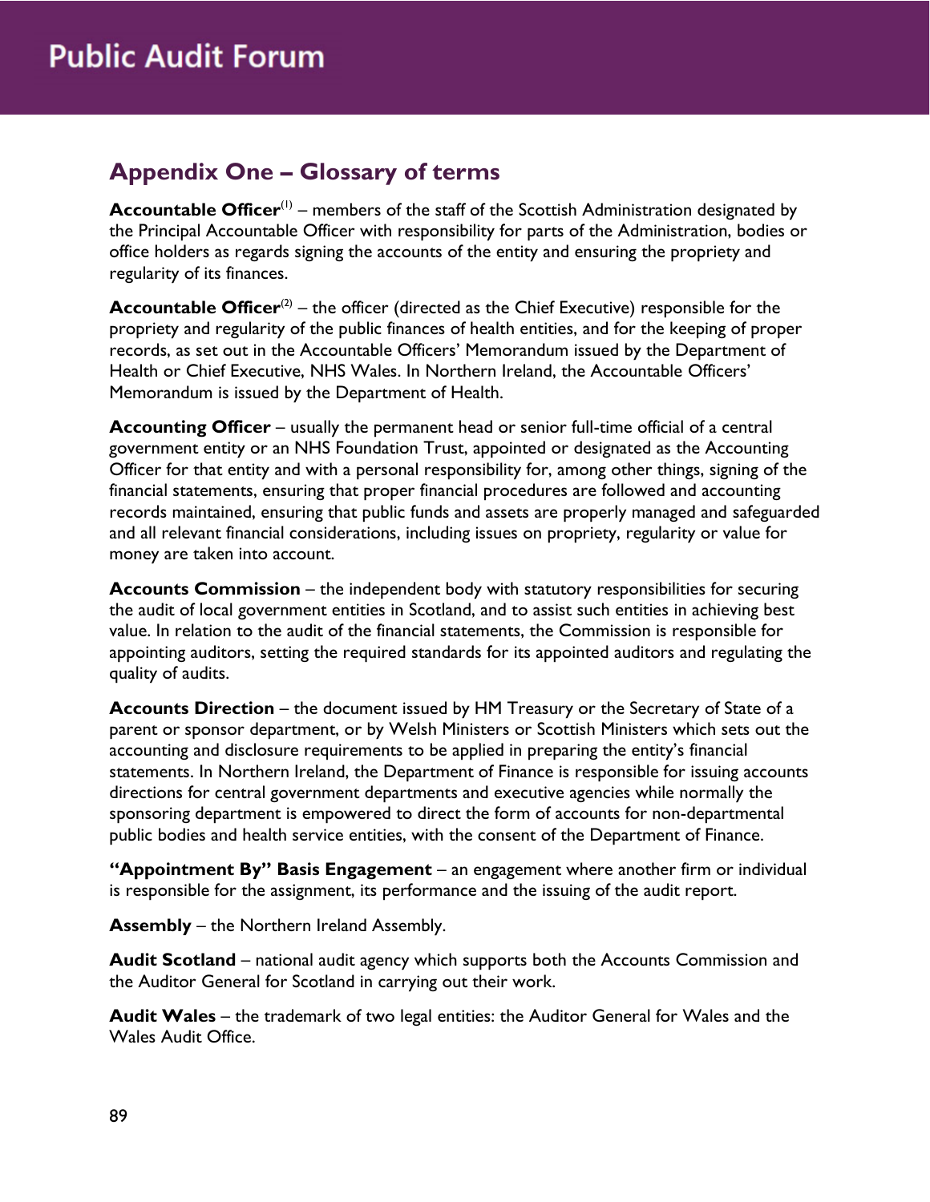## Appendix One – Glossary of terms

**Accountable Officer**[(1)] – members of the staff of the Scottish Administration designated by the Principal Accountable Officer with responsibility for parts of the Administration, bodies or office holders as regards signing the accounts of the entity and ensuring the propriety and regularity of its finances.

**Accountable Officer**[(2)] – the officer (directed as the Chief Executive) responsible for the propriety and regularity of the public finances of health entities, and for the keeping of proper records, as set out in the Accountable Officers' Memorandum issued by the Department of Health or Chief Executive, NHS Wales. In Northern Ireland, the Accountable Officers' Memorandum is issued by the Department of Health.

**Accounting Officer** – usually the permanent head or senior full-time official of a central government entity or an NHS Foundation Trust, appointed or designated as the Accounting Officer for that entity and with a personal responsibility for, among other things, signing of the financial statements, ensuring that proper financial procedures are followed and accounting records maintained, ensuring that public funds and assets are properly managed and safeguarded and all relevant financial considerations, including issues on propriety, regularity or value for money are taken into account.

**Accounts Commission** – the independent body with statutory responsibilities for securing the audit of local government entities in Scotland, and to assist such entities in achieving best value. In relation to the audit of the financial statements, the Commission is responsible for appointing auditors, setting the required standards for its appointed auditors and regulating the quality of audits.

**Accounts Direction** – the document issued by HM Treasury or the Secretary of State of a parent or sponsor department, or by Welsh Ministers or Scottish Ministers which sets out the accounting and disclosure requirements to be applied in preparing the entity's financial statements. In Northern Ireland, the Department of Finance is responsible for issuing accounts directions for central government departments and executive agencies while normally the sponsoring department is empowered to direct the form of accounts for non-departmental public bodies and health service entities, with the consent of the Department of Finance.

**"Appointment By" Basis Engagement** – an engagement where another firm or individual is responsible for the assignment, its performance and the issuing of the audit report.

**Assembly** – the Northern Ireland Assembly.

**Audit Scotland** – national audit agency which supports both the Accounts Commission and the Auditor General for Scotland in carrying out their work.

**Audit Wales** – the trademark of two legal entities: the Auditor General for Wales and the Wales Audit Office.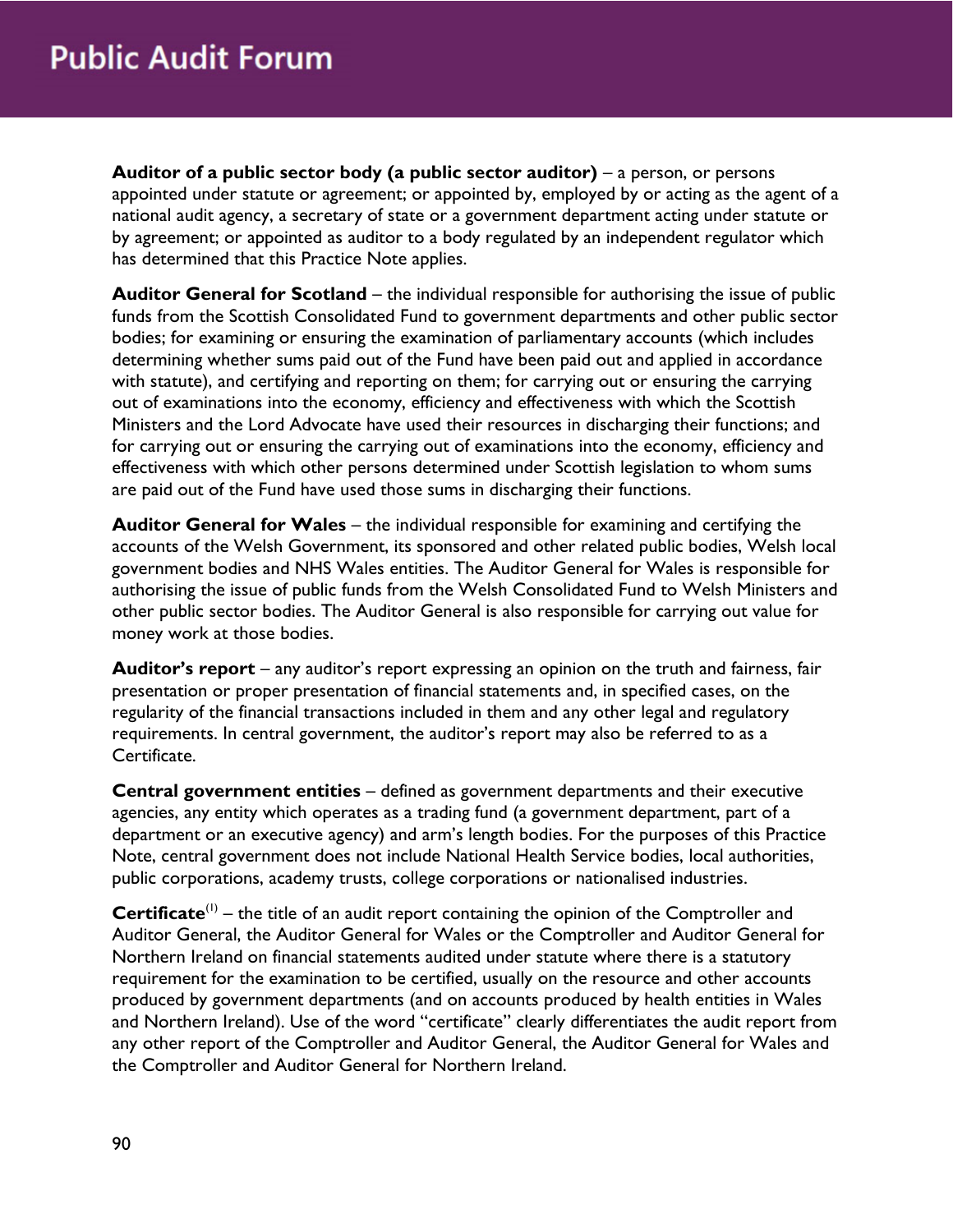**Auditor of a public sector body (a public sector auditor)** – a person, or persons appointed under statute or agreement; or appointed by, employed by or acting as the agent of a national audit agency, a secretary of state or a government department acting under statute or by agreement; or appointed as auditor to a body regulated by an independent regulator which has determined that this Practice Note applies.

**Auditor General for Scotland** – the individual responsible for authorising the issue of public funds from the Scottish Consolidated Fund to government departments and other public sector bodies; for examining or ensuring the examination of parliamentary accounts (which includes determining whether sums paid out of the Fund have been paid out and applied in accordance with statute), and certifying and reporting on them; for carrying out or ensuring the carrying out of examinations into the economy, efficiency and effectiveness with which the Scottish Ministers and the Lord Advocate have used their resources in discharging their functions; and for carrying out or ensuring the carrying out of examinations into the economy, efficiency and effectiveness with which other persons determined under Scottish legislation to whom sums are paid out of the Fund have used those sums in discharging their functions.

**Auditor General for Wales** – the individual responsible for examining and certifying the accounts of the Welsh Government, its sponsored and other related public bodies, Welsh local government bodies and NHS Wales entities. The Auditor General for Wales is responsible for authorising the issue of public funds from the Welsh Consolidated Fund to Welsh Ministers and other public sector bodies. The Auditor General is also responsible for carrying out value for money work at those bodies.

**Auditor's report** – any auditor's report expressing an opinion on the truth and fairness, fair presentation or proper presentation of financial statements and, in specified cases, on the regularity of the financial transactions included in them and any other legal and regulatory requirements. In central government, the auditor's report may also be referred to as a Certificate.

**Central government entities** – defined as government departments and their executive agencies, any entity which operates as a trading fund (a government department, part of a department or an executive agency) and arm's length bodies. For the purposes of this Practice Note, central government does not include National Health Service bodies, local authorities, public corporations, academy trusts, college corporations or nationalised industries.

**Certificate**[(I)] – the title of an audit report containing the opinion of the Comptroller and Auditor General, the Auditor General for Wales or the Comptroller and Auditor General for Northern Ireland on financial statements audited under statute where there is a statutory requirement for the examination to be certified, usually on the resource and other accounts produced by government departments (and on accounts produced by health entities in Wales and Northern Ireland). Use of the word "certificate" clearly differentiates the audit report from any other report of the Comptroller and Auditor General, the Auditor General for Wales and the Comptroller and Auditor General for Northern Ireland.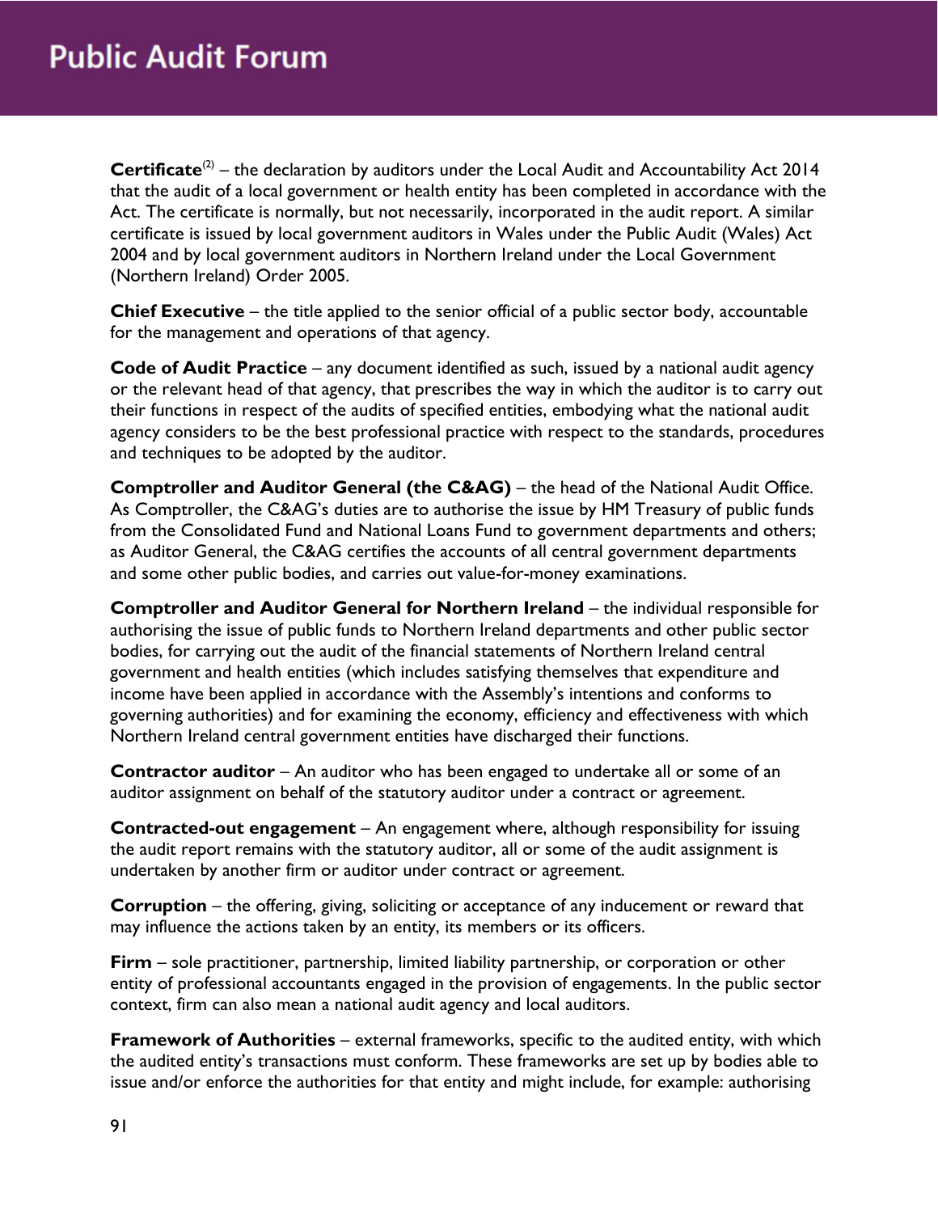**Certificate**[2] – the declaration by auditors under the Local Audit and Accountability Act 2014 that the audit of a local government or health entity has been completed in accordance with the Act. The certificate is normally, but not necessarily, incorporated in the audit report. A similar certificate is issued by local government auditors in Wales under the Public Audit (Wales) Act 2004 and by local government auditors in Northern Ireland under the Local Government (Northern Ireland) Order 2005.

**Chief Executive** – the title applied to the senior official of a public sector body, accountable for the management and operations of that agency.

**Code of Audit Practice** – any document identified as such, issued by a national audit agency or the relevant head of that agency, that prescribes the way in which the auditor is to carry out their functions in respect of the audits of specified entities, embodying what the national audit agency considers to be the best professional practice with respect to the standards, procedures and techniques to be adopted by the auditor.

**Comptroller and Auditor General (the C&AG)** – the head of the National Audit Office. As Comptroller, the C&AG's duties are to authorise the issue by HM Treasury of public funds from the Consolidated Fund and National Loans Fund to government departments and others; as Auditor General, the C&AG certifies the accounts of all central government departments and some other public bodies, and carries out value-for-money examinations.

**Comptroller and Auditor General for Northern Ireland** – the individual responsible for authorising the issue of public funds to Northern Ireland departments and other public sector bodies, for carrying out the audit of the financial statements of Northern Ireland central government and health entities (which includes satisfying themselves that expenditure and income have been applied in accordance with the Assembly's intentions and conforms to governing authorities) and for examining the economy, efficiency and effectiveness with which Northern Ireland central government entities have discharged their functions.

**Contractor auditor** – An auditor who has been engaged to undertake all or some of an auditor assignment on behalf of the statutory auditor under a contract or agreement.

**Contracted-out engagement** – An engagement where, although responsibility for issuing the audit report remains with the statutory auditor, all or some of the audit assignment is undertaken by another firm or auditor under contract or agreement.

**Corruption** – the offering, giving, soliciting or acceptance of any inducement or reward that may influence the actions taken by an entity, its members or its officers.

**Firm** – sole practitioner, partnership, limited liability partnership, or corporation or other entity of professional accountants engaged in the provision of engagements. In the public sector context, firm can also mean a national audit agency and local auditors.

**Framework of Authorities** – external frameworks, specific to the audited entity, with which the audited entity's transactions must conform. These frameworks are set up by bodies able to issue and/or enforce the authorities for that entity and might include, for example: authorising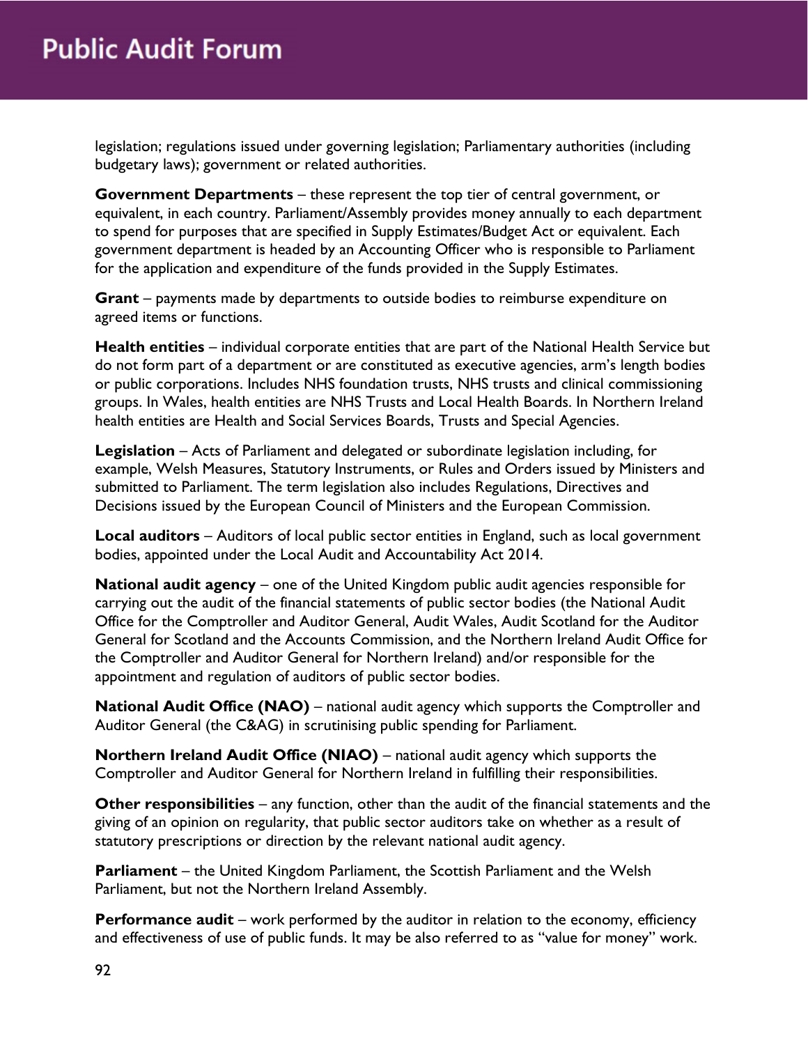legislation; regulations issued under governing legislation; Parliamentary authorities (including budgetary laws); government or related authorities.

**Government Departments** – these represent the top tier of central government, or equivalent, in each country. Parliament/Assembly provides money annually to each department to spend for purposes that are specified in Supply Estimates/Budget Act or equivalent. Each government department is headed by an Accounting Officer who is responsible to Parliament for the application and expenditure of the funds provided in the Supply Estimates.

**Grant** – payments made by departments to outside bodies to reimburse expenditure on agreed items or functions.

**Health entities** – individual corporate entities that are part of the National Health Service but do not form part of a department or are constituted as executive agencies, arm's length bodies or public corporations. Includes NHS foundation trusts, NHS trusts and clinical commissioning groups. In Wales, health entities are NHS Trusts and Local Health Boards. In Northern Ireland health entities are Health and Social Services Boards, Trusts and Special Agencies.

**Legislation** – Acts of Parliament and delegated or subordinate legislation including, for example, Welsh Measures, Statutory Instruments, or Rules and Orders issued by Ministers and submitted to Parliament. The term legislation also includes Regulations, Directives and Decisions issued by the European Council of Ministers and the European Commission.

**Local auditors** – Auditors of local public sector entities in England, such as local government bodies, appointed under the Local Audit and Accountability Act 2014.

**National audit agency** – one of the United Kingdom public audit agencies responsible for carrying out the audit of the financial statements of public sector bodies (the National Audit Office for the Comptroller and Auditor General, Audit Wales, Audit Scotland for the Auditor General for Scotland and the Accounts Commission, and the Northern Ireland Audit Office for the Comptroller and Auditor General for Northern Ireland) and/or responsible for the appointment and regulation of auditors of public sector bodies.

**National Audit Office (NAO)** – national audit agency which supports the Comptroller and Auditor General (the C&AG) in scrutinising public spending for Parliament.

**Northern Ireland Audit Office (NIAO)** – national audit agency which supports the Comptroller and Auditor General for Northern Ireland in fulfilling their responsibilities.

**Other responsibilities** – any function, other than the audit of the financial statements and the giving of an opinion on regularity, that public sector auditors take on whether as a result of statutory prescriptions or direction by the relevant national audit agency.

**Parliament** – the United Kingdom Parliament, the Scottish Parliament and the Welsh Parliament, but not the Northern Ireland Assembly.

**Performance audit** – work performed by the auditor in relation to the economy, efficiency and effectiveness of use of public funds. It may be also referred to as "value for money" work.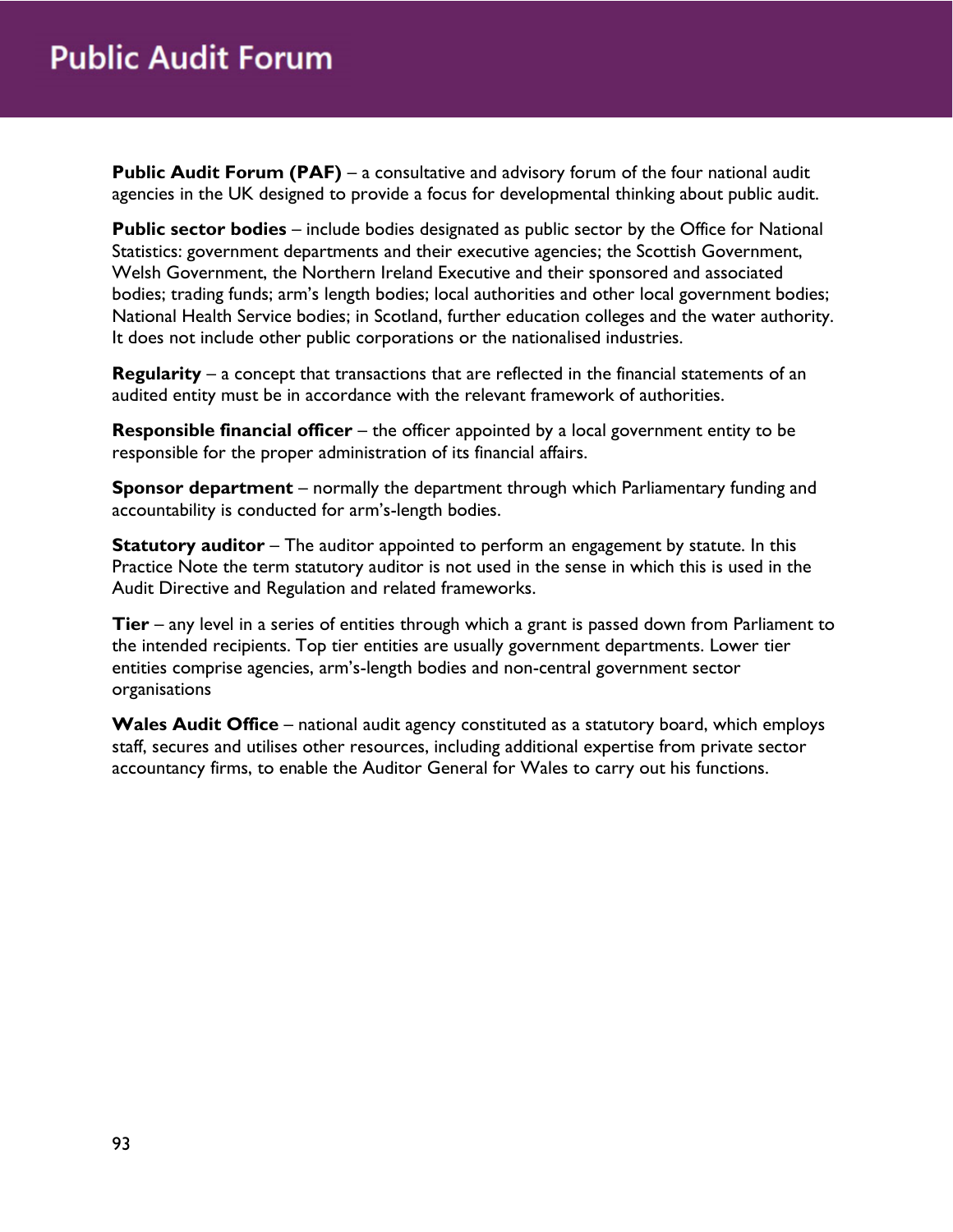**Public Audit Forum (PAF)** – a consultative and advisory forum of the four national audit agencies in the UK designed to provide a focus for developmental thinking about public audit.

**Public sector bodies** – include bodies designated as public sector by the Office for National Statistics: government departments and their executive agencies; the Scottish Government, Welsh Government, the Northern Ireland Executive and their sponsored and associated bodies; trading funds; arm's length bodies; local authorities and other local government bodies; National Health Service bodies; in Scotland, further education colleges and the water authority. It does not include other public corporations or the nationalised industries.

**Regularity** – a concept that transactions that are reflected in the financial statements of an audited entity must be in accordance with the relevant framework of authorities.

**Responsible financial officer** – the officer appointed by a local government entity to be responsible for the proper administration of its financial affairs.

**Sponsor department** – normally the department through which Parliamentary funding and accountability is conducted for arm's-length bodies.

**Statutory auditor** – The auditor appointed to perform an engagement by statute. In this Practice Note the term statutory auditor is not used in the sense in which this is used in the Audit Directive and Regulation and related frameworks.

**Tier** – any level in a series of entities through which a grant is passed down from Parliament to the intended recipients. Top tier entities are usually government departments. Lower tier entities comprise agencies, arm's-length bodies and non-central government sector organisations

**Wales Audit Office** – national audit agency constituted as a statutory board, which employs staff, secures and utilises other resources, including additional expertise from private sector accountancy firms, to enable the Auditor General for Wales to carry out his functions.